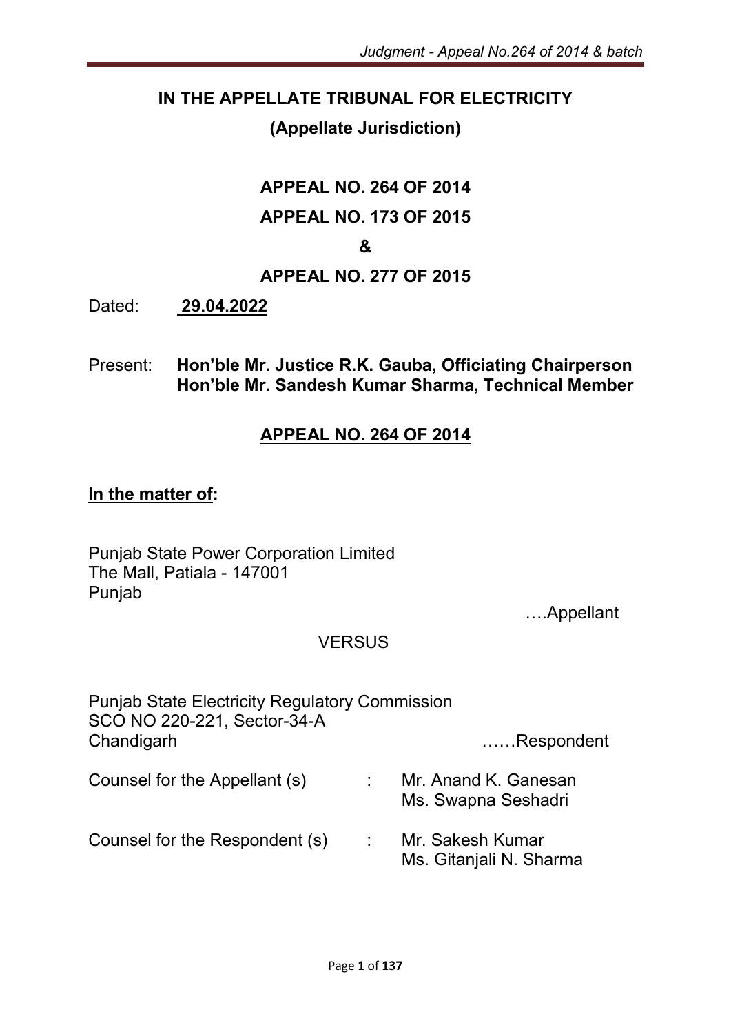# IN THE APPELLATE TRIBUNAL FOR ELECTRICITY

## (Appellate Jurisdiction)

## APPEAL NO. 264 OF 2014

## APPEAL NO. 173 OF 2015

## &

## APPEAL NO. 277 OF 2015

Dated: **29.04.2022**

Present: **Hon'ble Mr. Justice R.K. Gauba, Officiating Chairperson**
**Hon'ble Mr. Sandesh Kumar Sharma, Technical Member**

## APPEAL NO. 264 OF 2014

**In the matter of:**

Punjab State Power Corporation Limited
The Mall, Patiala - 147001
Punjab

….Appellant

VERSUS

Punjab State Electricity Regulatory Commission
SCO NO 220-221, Sector-34-A
Chandigarh

……Respondent

| | | |
|---|---|---|
| Counsel for the Appellant (s) | : | Mr. Anand K. Ganesan<br>Ms. Swapna Seshadri |
| Counsel for the Respondent (s) | : | Mr. Sakesh Kumar<br>Ms. Gitanjali N. Sharma |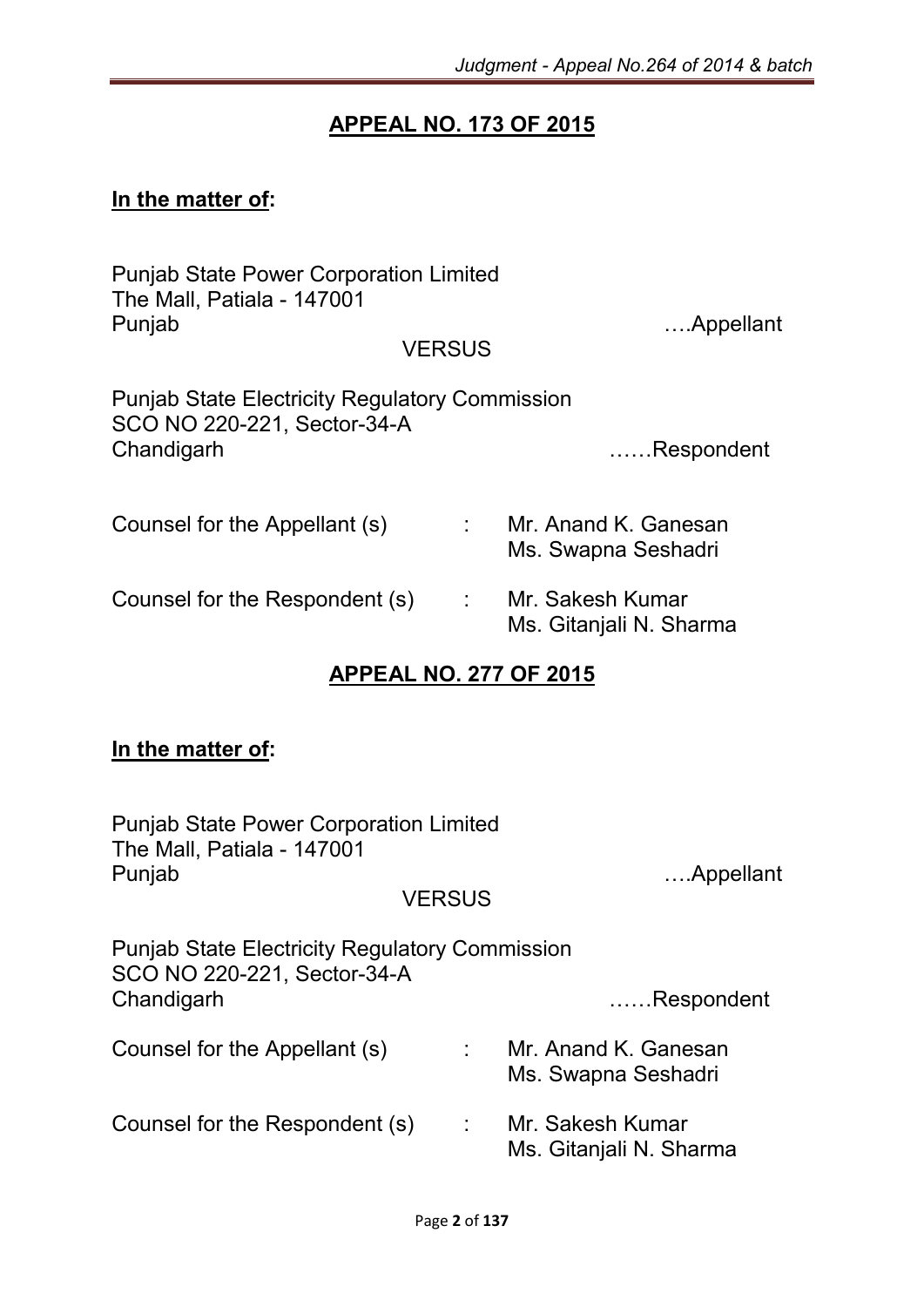## APPEAL NO. 173 OF 2015

**In the matter of:**

Punjab State Power Corporation Limited
The Mall, Patiala - 147001
Punjab ….Appellant

VERSUS

Punjab State Electricity Regulatory Commission
SCO NO 220-221, Sector-34-A
Chandigarh ……Respondent

Counsel for the Appellant (s) : Mr. Anand K. Ganesan
Ms. Swapna Seshadri

Counsel for the Respondent (s) : Mr. Sakesh Kumar
Ms. Gitanjali N. Sharma

## APPEAL NO. 277 OF 2015

**In the matter of:**

Punjab State Power Corporation Limited
The Mall, Patiala - 147001
Punjab ….Appellant

VERSUS

Punjab State Electricity Regulatory Commission
SCO NO 220-221, Sector-34-A
Chandigarh ……Respondent

Counsel for the Appellant (s) : Mr. Anand K. Ganesan
Ms. Swapna Seshadri

Counsel for the Respondent (s) : Mr. Sakesh Kumar
Ms. Gitanjali N. Sharma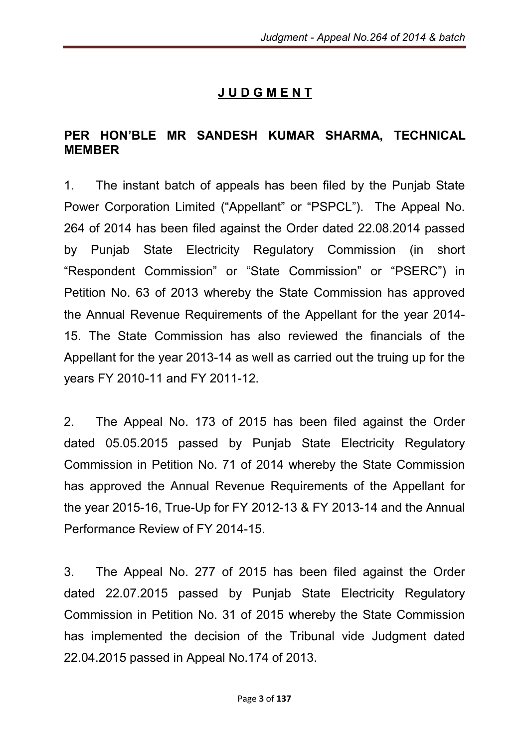## J U D G M E N T

**PER HON'BLE MR SANDESH KUMAR SHARMA, TECHNICAL MEMBER**

1. The instant batch of appeals has been filed by the Punjab State Power Corporation Limited ("Appellant" or "PSPCL"). The Appeal No. 264 of 2014 has been filed against the Order dated 22.08.2014 passed by Punjab State Electricity Regulatory Commission (in short "Respondent Commission" or "State Commission" or "PSERC") in Petition No. 63 of 2013 whereby the State Commission has approved the Annual Revenue Requirements of the Appellant for the year 2014-15. The State Commission has also reviewed the financials of the Appellant for the year 2013-14 as well as carried out the truing up for the years FY 2010-11 and FY 2011-12.

2. The Appeal No. 173 of 2015 has been filed against the Order dated 05.05.2015 passed by Punjab State Electricity Regulatory Commission in Petition No. 71 of 2014 whereby the State Commission has approved the Annual Revenue Requirements of the Appellant for the year 2015-16, True-Up for FY 2012-13 & FY 2013-14 and the Annual Performance Review of FY 2014-15.

3. The Appeal No. 277 of 2015 has been filed against the Order dated 22.07.2015 passed by Punjab State Electricity Regulatory Commission in Petition No. 31 of 2015 whereby the State Commission has implemented the decision of the Tribunal vide Judgment dated 22.04.2015 passed in Appeal No.174 of 2013.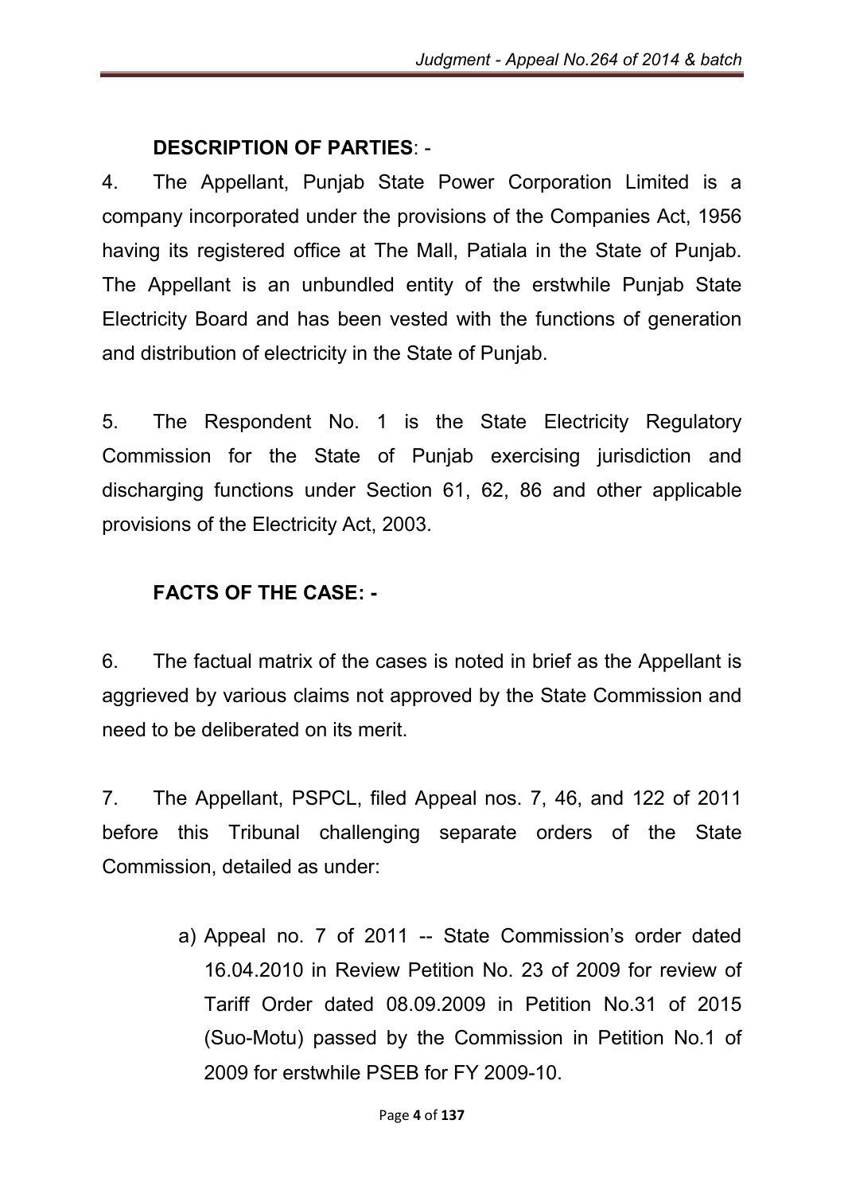### DESCRIPTION OF PARTIES: -

4. The Appellant, Punjab State Power Corporation Limited is a company incorporated under the provisions of the Companies Act, 1956 having its registered office at The Mall, Patiala in the State of Punjab. The Appellant is an unbundled entity of the erstwhile Punjab State Electricity Board and has been vested with the functions of generation and distribution of electricity in the State of Punjab.

5. The Respondent No. 1 is the State Electricity Regulatory Commission for the State of Punjab exercising jurisdiction and discharging functions under Section 61, 62, 86 and other applicable provisions of the Electricity Act, 2003.

### FACTS OF THE CASE: -

6. The factual matrix of the cases is noted in brief as the Appellant is aggrieved by various claims not approved by the State Commission and need to be deliberated on its merit.

7. The Appellant, PSPCL, filed Appeal nos. 7, 46, and 122 of 2011 before this Tribunal challenging separate orders of the State Commission, detailed as under:

a) Appeal no. 7 of 2011 -- State Commission's order dated 16.04.2010 in Review Petition No. 23 of 2009 for review of Tariff Order dated 08.09.2009 in Petition No.31 of 2015 (Suo-Motu) passed by the Commission in Petition No.1 of 2009 for erstwhile PSEB for FY 2009-10.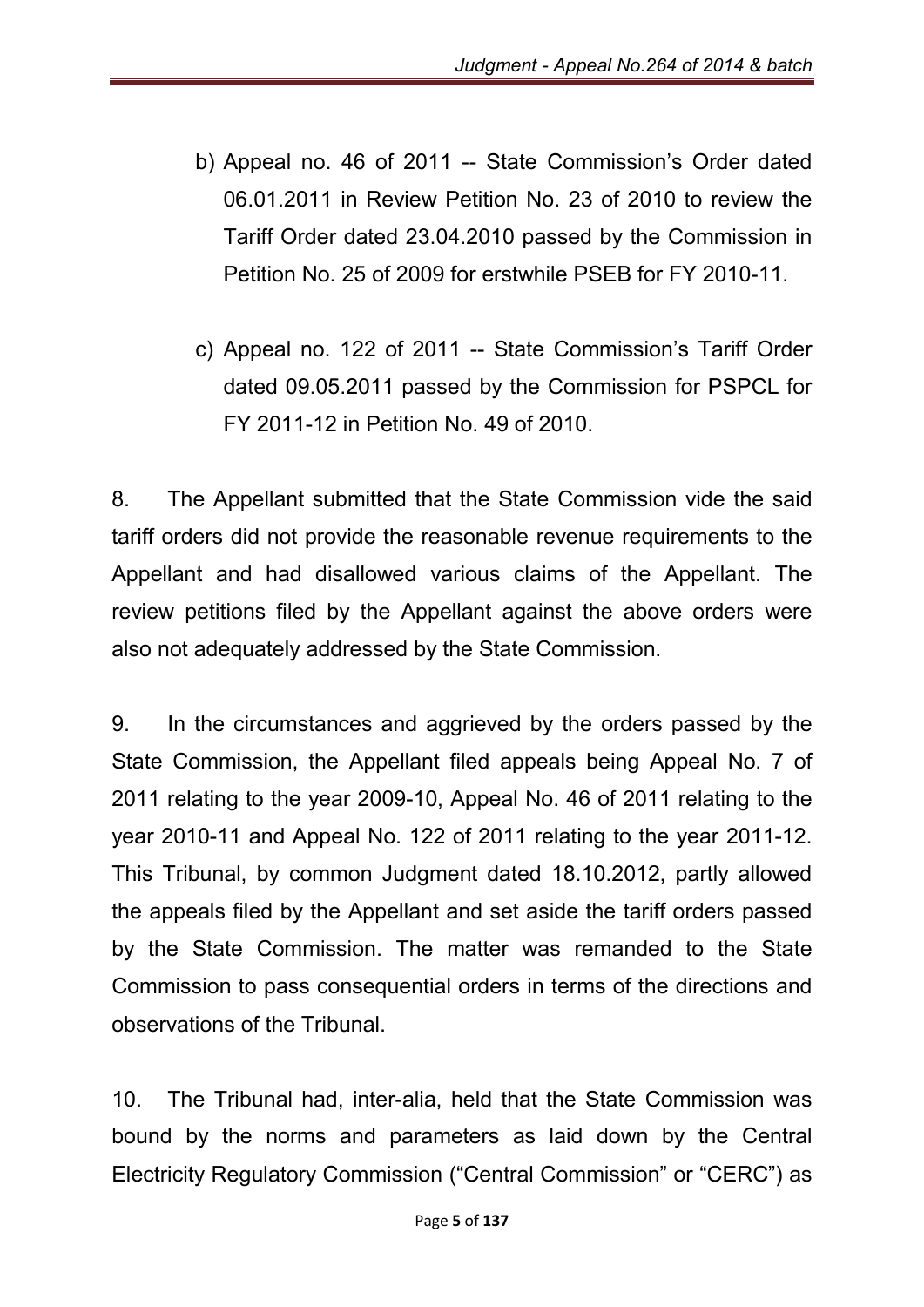b) Appeal no. 46 of 2011 -- State Commission's Order dated 06.01.2011 in Review Petition No. 23 of 2010 to review the Tariff Order dated 23.04.2010 passed by the Commission in Petition No. 25 of 2009 for erstwhile PSEB for FY 2010-11.

c) Appeal no. 122 of 2011 -- State Commission's Tariff Order dated 09.05.2011 passed by the Commission for PSPCL for FY 2011-12 in Petition No. 49 of 2010.

8. The Appellant submitted that the State Commission vide the said tariff orders did not provide the reasonable revenue requirements to the Appellant and had disallowed various claims of the Appellant. The review petitions filed by the Appellant against the above orders were also not adequately addressed by the State Commission.

9. In the circumstances and aggrieved by the orders passed by the State Commission, the Appellant filed appeals being Appeal No. 7 of 2011 relating to the year 2009-10, Appeal No. 46 of 2011 relating to the year 2010-11 and Appeal No. 122 of 2011 relating to the year 2011-12. This Tribunal, by common Judgment dated 18.10.2012, partly allowed the appeals filed by the Appellant and set aside the tariff orders passed by the State Commission. The matter was remanded to the State Commission to pass consequential orders in terms of the directions and observations of the Tribunal.

10. The Tribunal had, inter-alia, held that the State Commission was bound by the norms and parameters as laid down by the Central Electricity Regulatory Commission ("Central Commission" or "CERC") as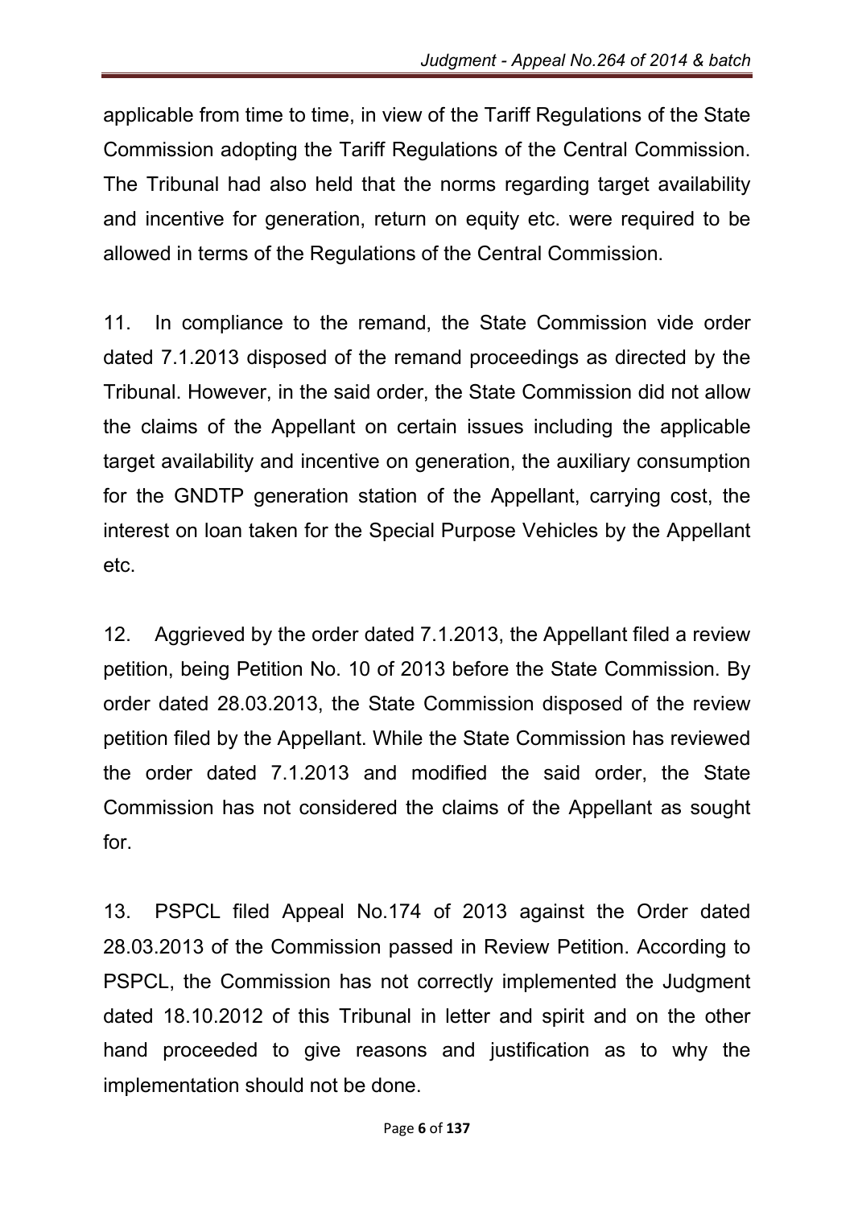applicable from time to time, in view of the Tariff Regulations of the State Commission adopting the Tariff Regulations of the Central Commission. The Tribunal had also held that the norms regarding target availability and incentive for generation, return on equity etc. were required to be allowed in terms of the Regulations of the Central Commission.

11. In compliance to the remand, the State Commission vide order dated 7.1.2013 disposed of the remand proceedings as directed by the Tribunal. However, in the said order, the State Commission did not allow the claims of the Appellant on certain issues including the applicable target availability and incentive on generation, the auxiliary consumption for the GNDTP generation station of the Appellant, carrying cost, the interest on loan taken for the Special Purpose Vehicles by the Appellant etc.

12. Aggrieved by the order dated 7.1.2013, the Appellant filed a review petition, being Petition No. 10 of 2013 before the State Commission. By order dated 28.03.2013, the State Commission disposed of the review petition filed by the Appellant. While the State Commission has reviewed the order dated 7.1.2013 and modified the said order, the State Commission has not considered the claims of the Appellant as sought for.

13. PSPCL filed Appeal No.174 of 2013 against the Order dated 28.03.2013 of the Commission passed in Review Petition. According to PSPCL, the Commission has not correctly implemented the Judgment dated 18.10.2012 of this Tribunal in letter and spirit and on the other hand proceeded to give reasons and justification as to why the implementation should not be done.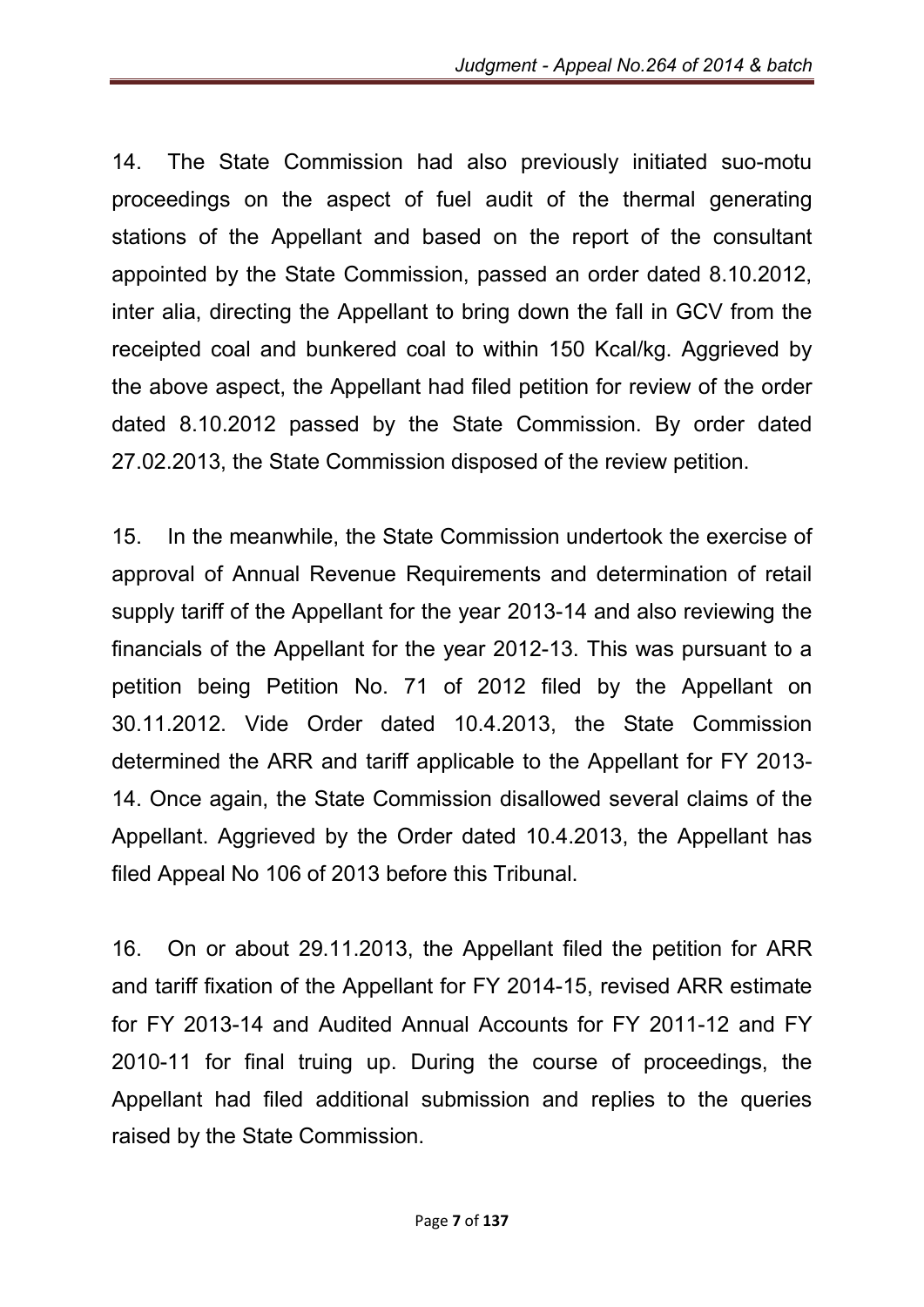14. The State Commission had also previously initiated suo-motu proceedings on the aspect of fuel audit of the thermal generating stations of the Appellant and based on the report of the consultant appointed by the State Commission, passed an order dated 8.10.2012, inter alia, directing the Appellant to bring down the fall in GCV from the receipted coal and bunkered coal to within 150 Kcal/kg. Aggrieved by the above aspect, the Appellant had filed petition for review of the order dated 8.10.2012 passed by the State Commission. By order dated 27.02.2013, the State Commission disposed of the review petition.

15. In the meanwhile, the State Commission undertook the exercise of approval of Annual Revenue Requirements and determination of retail supply tariff of the Appellant for the year 2013-14 and also reviewing the financials of the Appellant for the year 2012-13. This was pursuant to a petition being Petition No. 71 of 2012 filed by the Appellant on 30.11.2012. Vide Order dated 10.4.2013, the State Commission determined the ARR and tariff applicable to the Appellant for FY 2013-14. Once again, the State Commission disallowed several claims of the Appellant. Aggrieved by the Order dated 10.4.2013, the Appellant has filed Appeal No 106 of 2013 before this Tribunal.

16. On or about 29.11.2013, the Appellant filed the petition for ARR and tariff fixation of the Appellant for FY 2014-15, revised ARR estimate for FY 2013-14 and Audited Annual Accounts for FY 2011-12 and FY 2010-11 for final truing up. During the course of proceedings, the Appellant had filed additional submission and replies to the queries raised by the State Commission.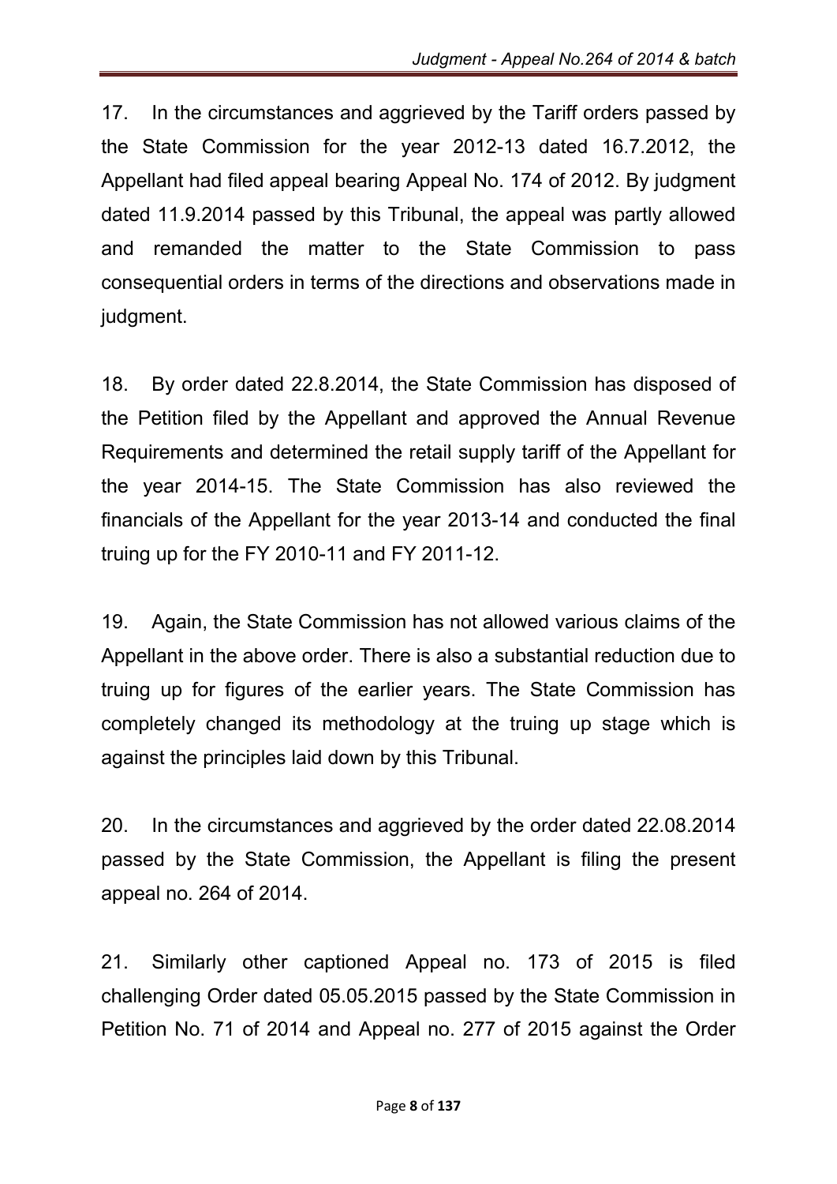17. In the circumstances and aggrieved by the Tariff orders passed by the State Commission for the year 2012-13 dated 16.7.2012, the Appellant had filed appeal bearing Appeal No. 174 of 2012. By judgment dated 11.9.2014 passed by this Tribunal, the appeal was partly allowed and remanded the matter to the State Commission to pass consequential orders in terms of the directions and observations made in judgment.

18. By order dated 22.8.2014, the State Commission has disposed of the Petition filed by the Appellant and approved the Annual Revenue Requirements and determined the retail supply tariff of the Appellant for the year 2014-15. The State Commission has also reviewed the financials of the Appellant for the year 2013-14 and conducted the final truing up for the FY 2010-11 and FY 2011-12.

19. Again, the State Commission has not allowed various claims of the Appellant in the above order. There is also a substantial reduction due to truing up for figures of the earlier years. The State Commission has completely changed its methodology at the truing up stage which is against the principles laid down by this Tribunal.

20. In the circumstances and aggrieved by the order dated 22.08.2014 passed by the State Commission, the Appellant is filing the present appeal no. 264 of 2014.

21. Similarly other captioned Appeal no. 173 of 2015 is filed challenging Order dated 05.05.2015 passed by the State Commission in Petition No. 71 of 2014 and Appeal no. 277 of 2015 against the Order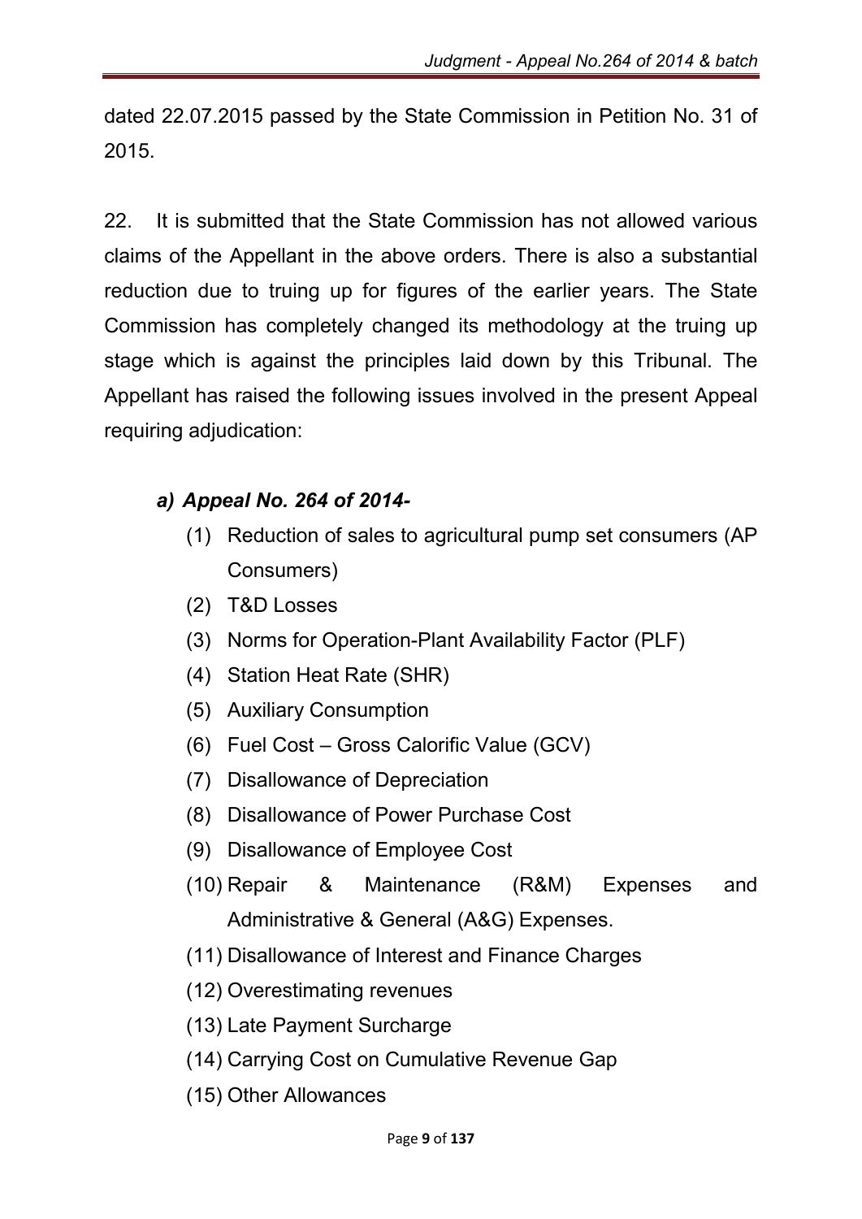dated 22.07.2015 passed by the State Commission in Petition No. 31 of 2015.

22. It is submitted that the State Commission has not allowed various claims of the Appellant in the above orders. There is also a substantial reduction due to truing up for figures of the earlier years. The State Commission has completely changed its methodology at the truing up stage which is against the principles laid down by this Tribunal. The Appellant has raised the following issues involved in the present Appeal requiring adjudication:

***a) Appeal No. 264 of 2014-***

(1) Reduction of sales to agricultural pump set consumers (AP Consumers)
(2) T&D Losses
(3) Norms for Operation-Plant Availability Factor (PLF)
(4) Station Heat Rate (SHR)
(5) Auxiliary Consumption
(6) Fuel Cost – Gross Calorific Value (GCV)
(7) Disallowance of Depreciation
(8) Disallowance of Power Purchase Cost
(9) Disallowance of Employee Cost
(10) Repair & Maintenance (R&M) Expenses and Administrative & General (A&G) Expenses.
(11) Disallowance of Interest and Finance Charges
(12) Overestimating revenues
(13) Late Payment Surcharge
(14) Carrying Cost on Cumulative Revenue Gap
(15) Other Allowances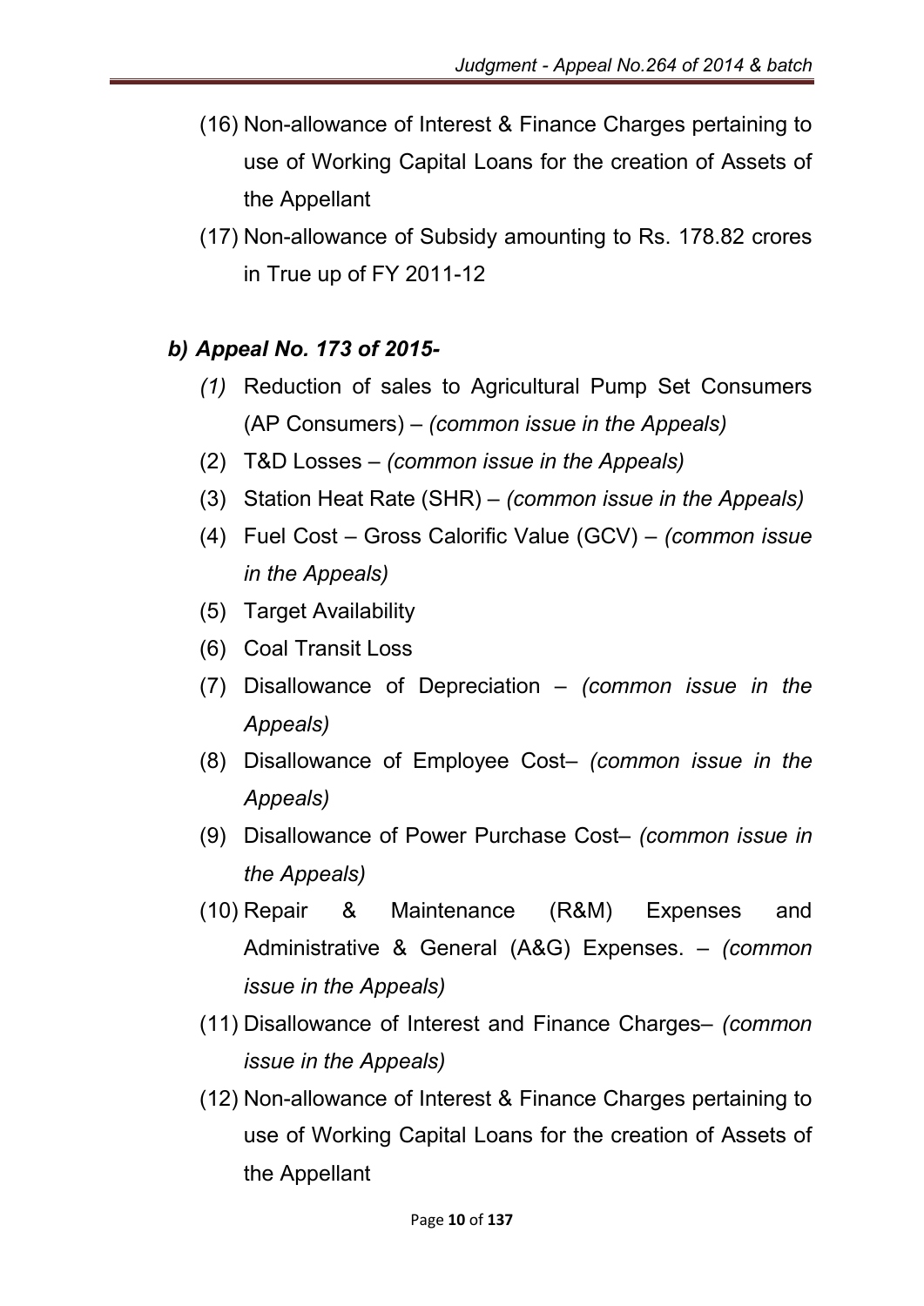(16) Non-allowance of Interest & Finance Charges pertaining to use of Working Capital Loans for the creation of Assets of the Appellant

(17) Non-allowance of Subsidy amounting to Rs. 178.82 crores in True up of FY 2011-12

***b) Appeal No. 173 of 2015-***

*(1)* Reduction of sales to Agricultural Pump Set Consumers (AP Consumers) – *(common issue in the Appeals)*

(2) T&D Losses – *(common issue in the Appeals)*

(3) Station Heat Rate (SHR) – *(common issue in the Appeals)*

(4) Fuel Cost – Gross Calorific Value (GCV) – *(common issue in the Appeals)*

(5) Target Availability

(6) Coal Transit Loss

(7) Disallowance of Depreciation – *(common issue in the Appeals)*

(8) Disallowance of Employee Cost– *(common issue in the Appeals)*

(9) Disallowance of Power Purchase Cost– *(common issue in the Appeals)*

(10) Repair & Maintenance (R&M) Expenses and Administrative & General (A&G) Expenses. – *(common issue in the Appeals)*

(11) Disallowance of Interest and Finance Charges– *(common issue in the Appeals)*

(12) Non-allowance of Interest & Finance Charges pertaining to use of Working Capital Loans for the creation of Assets of the Appellant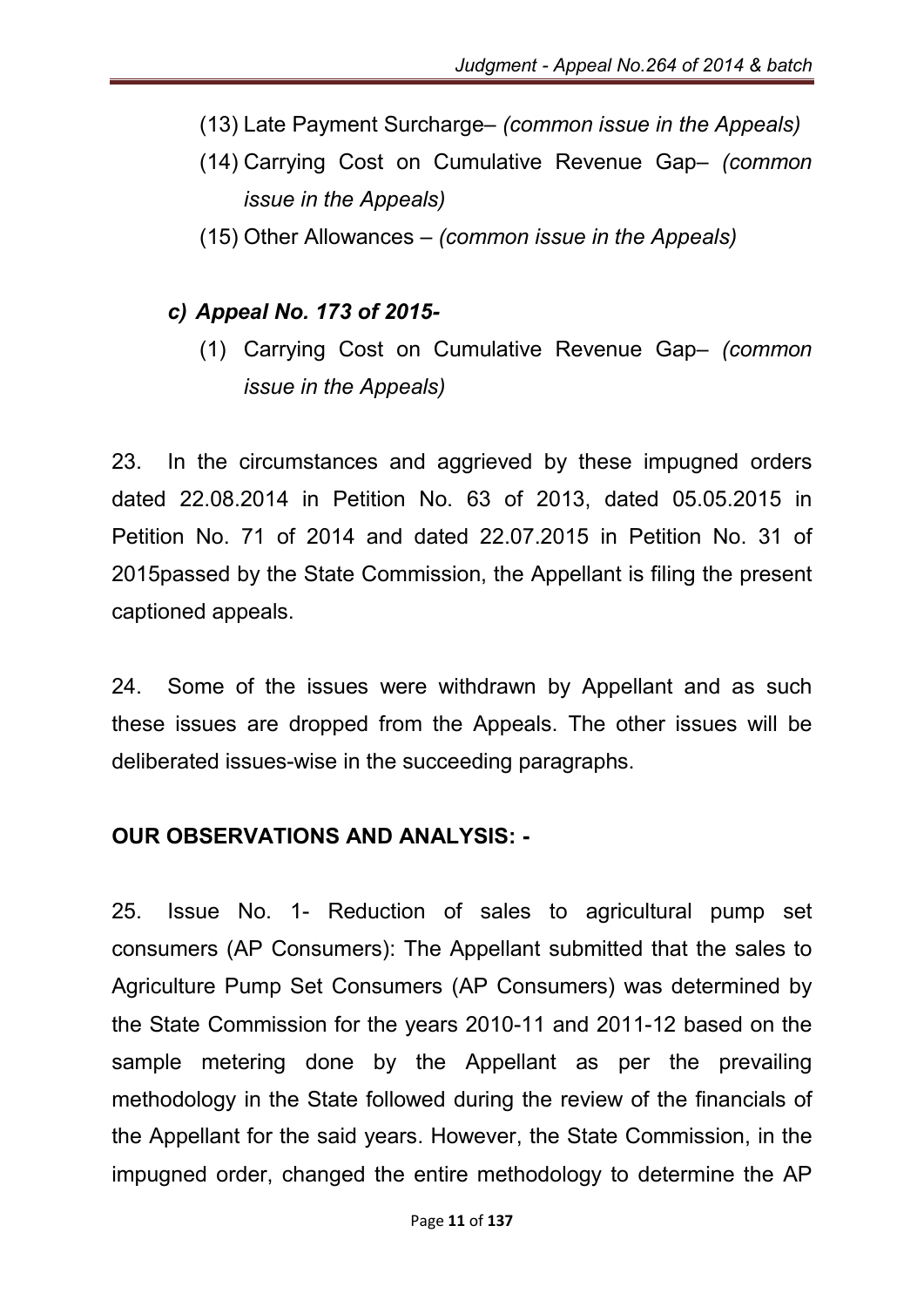(13) Late Payment Surcharge– *(common issue in the Appeals)*

(14) Carrying Cost on Cumulative Revenue Gap– *(common issue in the Appeals)*

(15) Other Allowances – *(common issue in the Appeals)*

***c) Appeal No. 173 of 2015-***

(1) Carrying Cost on Cumulative Revenue Gap– *(common issue in the Appeals)*

23. In the circumstances and aggrieved by these impugned orders dated 22.08.2014 in Petition No. 63 of 2013, dated 05.05.2015 in Petition No. 71 of 2014 and dated 22.07.2015 in Petition No. 31 of 2015passed by the State Commission, the Appellant is filing the present captioned appeals.

24. Some of the issues were withdrawn by Appellant and as such these issues are dropped from the Appeals. The other issues will be deliberated issues-wise in the succeeding paragraphs.

**OUR OBSERVATIONS AND ANALYSIS: -**

25. Issue No. 1- Reduction of sales to agricultural pump set consumers (AP Consumers): The Appellant submitted that the sales to Agriculture Pump Set Consumers (AP Consumers) was determined by the State Commission for the years 2010-11 and 2011-12 based on the sample metering done by the Appellant as per the prevailing methodology in the State followed during the review of the financials of the Appellant for the said years. However, the State Commission, in the impugned order, changed the entire methodology to determine the AP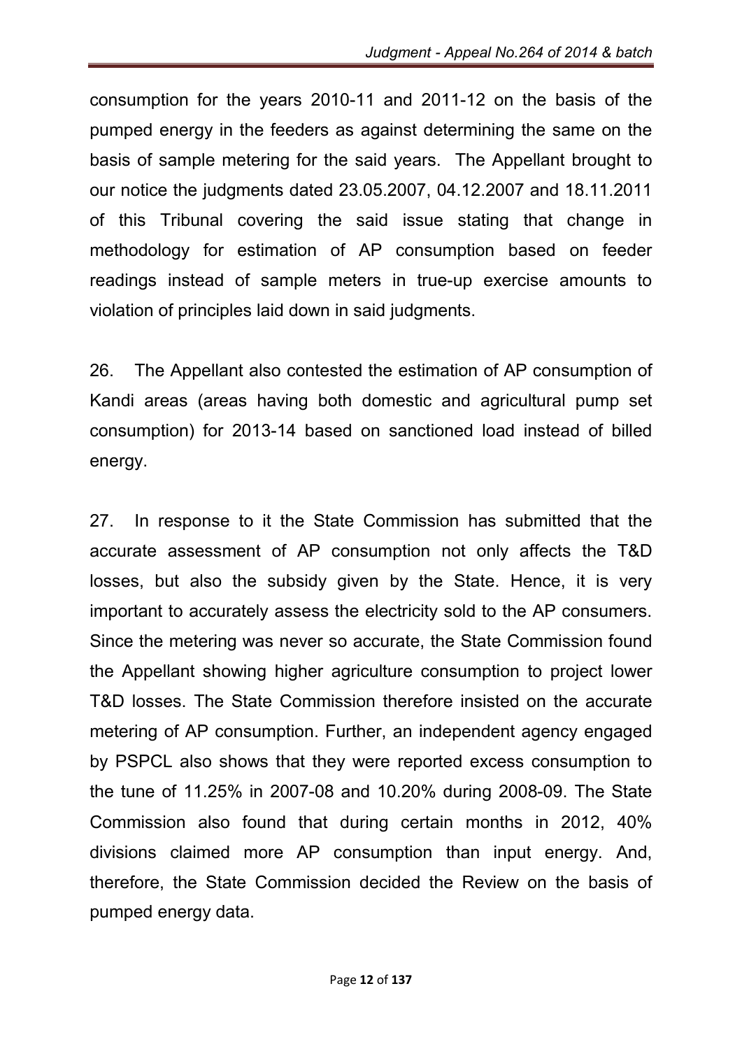consumption for the years 2010-11 and 2011-12 on the basis of the pumped energy in the feeders as against determining the same on the basis of sample metering for the said years. The Appellant brought to our notice the judgments dated 23.05.2007, 04.12.2007 and 18.11.2011 of this Tribunal covering the said issue stating that change in methodology for estimation of AP consumption based on feeder readings instead of sample meters in true-up exercise amounts to violation of principles laid down in said judgments.

26. The Appellant also contested the estimation of AP consumption of Kandi areas (areas having both domestic and agricultural pump set consumption) for 2013-14 based on sanctioned load instead of billed energy.

27. In response to it the State Commission has submitted that the accurate assessment of AP consumption not only affects the T&D losses, but also the subsidy given by the State. Hence, it is very important to accurately assess the electricity sold to the AP consumers. Since the metering was never so accurate, the State Commission found the Appellant showing higher agriculture consumption to project lower T&D losses. The State Commission therefore insisted on the accurate metering of AP consumption. Further, an independent agency engaged by PSPCL also shows that they were reported excess consumption to the tune of 11.25% in 2007-08 and 10.20% during 2008-09. The State Commission also found that during certain months in 2012, 40% divisions claimed more AP consumption than input energy. And, therefore, the State Commission decided the Review on the basis of pumped energy data.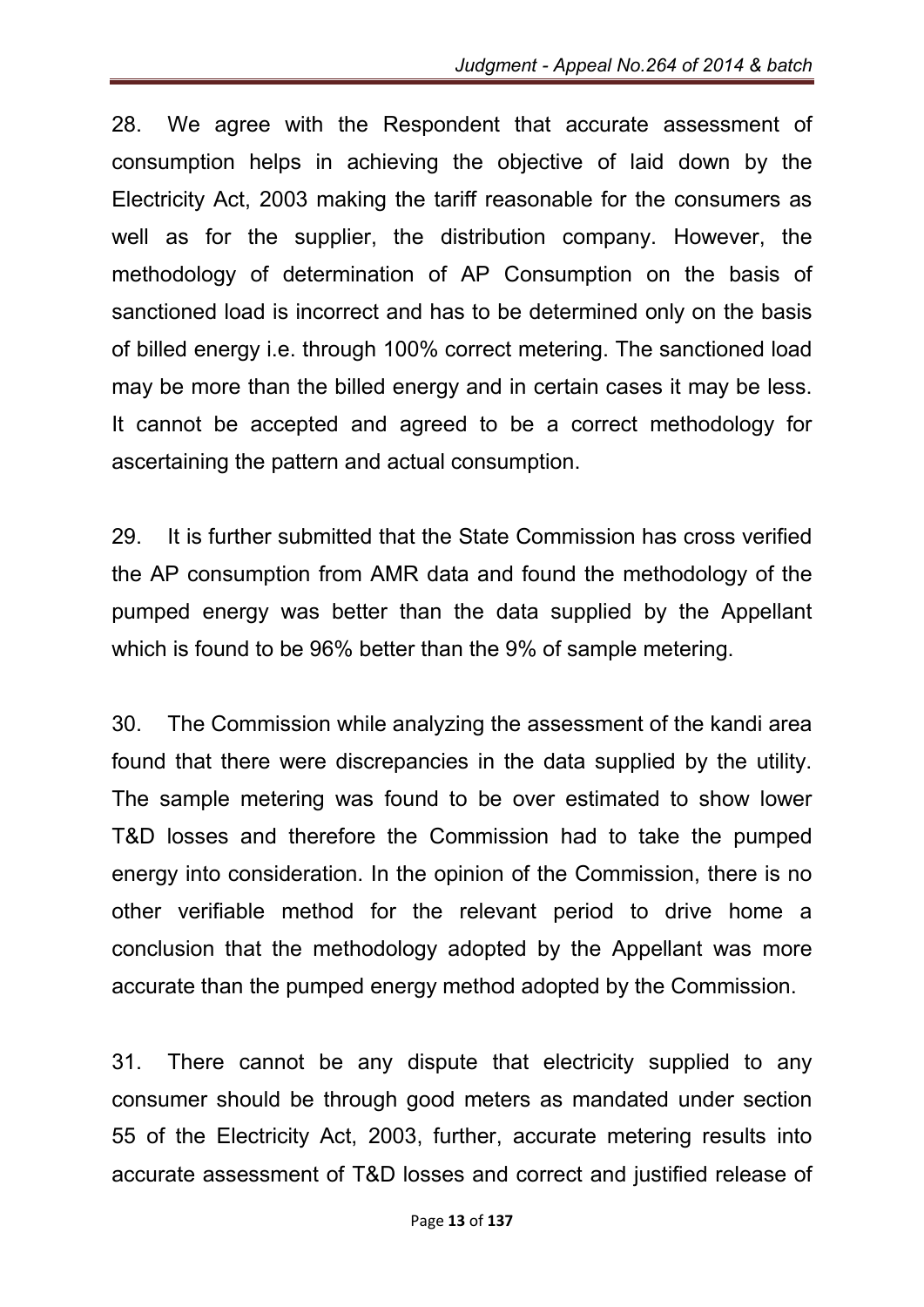28. We agree with the Respondent that accurate assessment of consumption helps in achieving the objective of laid down by the Electricity Act, 2003 making the tariff reasonable for the consumers as well as for the supplier, the distribution company. However, the methodology of determination of AP Consumption on the basis of sanctioned load is incorrect and has to be determined only on the basis of billed energy i.e. through 100% correct metering. The sanctioned load may be more than the billed energy and in certain cases it may be less. It cannot be accepted and agreed to be a correct methodology for ascertaining the pattern and actual consumption.

29. It is further submitted that the State Commission has cross verified the AP consumption from AMR data and found the methodology of the pumped energy was better than the data supplied by the Appellant which is found to be 96% better than the 9% of sample metering.

30. The Commission while analyzing the assessment of the kandi area found that there were discrepancies in the data supplied by the utility. The sample metering was found to be over estimated to show lower T&D losses and therefore the Commission had to take the pumped energy into consideration. In the opinion of the Commission, there is no other verifiable method for the relevant period to drive home a conclusion that the methodology adopted by the Appellant was more accurate than the pumped energy method adopted by the Commission.

31. There cannot be any dispute that electricity supplied to any consumer should be through good meters as mandated under section 55 of the Electricity Act, 2003, further, accurate metering results into accurate assessment of T&D losses and correct and justified release of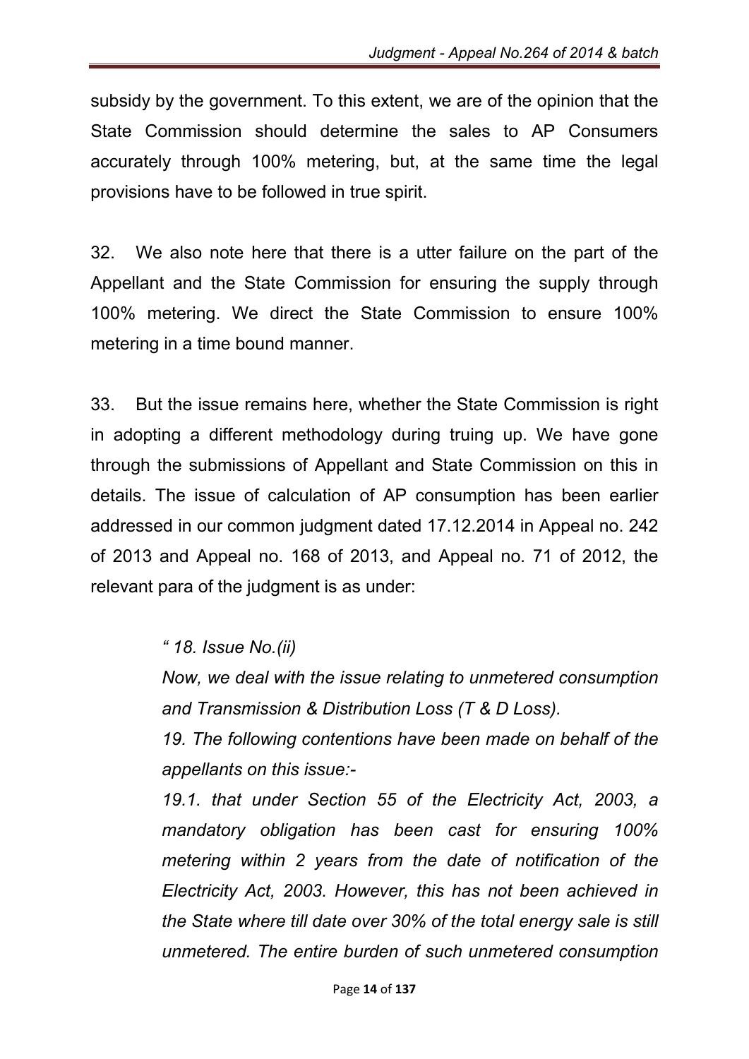subsidy by the government. To this extent, we are of the opinion that the State Commission should determine the sales to AP Consumers accurately through 100% metering, but, at the same time the legal provisions have to be followed in true spirit.

32. We also note here that there is a utter failure on the part of the Appellant and the State Commission for ensuring the supply through 100% metering. We direct the State Commission to ensure 100% metering in a time bound manner.

33. But the issue remains here, whether the State Commission is right in adopting a different methodology during truing up. We have gone through the submissions of Appellant and State Commission on this in details. The issue of calculation of AP consumption has been earlier addressed in our common judgment dated 17.12.2014 in Appeal no. 242 of 2013 and Appeal no. 168 of 2013, and Appeal no. 71 of 2012, the relevant para of the judgment is as under:

> *" 18. Issue No.(ii)*
>
> *Now, we deal with the issue relating to unmetered consumption and Transmission & Distribution Loss (T & D Loss).*
>
> *19. The following contentions have been made on behalf of the appellants on this issue:-*
>
> *19.1. that under Section 55 of the Electricity Act, 2003, a mandatory obligation has been cast for ensuring 100% metering within 2 years from the date of notification of the Electricity Act, 2003. However, this has not been achieved in the State where till date over 30% of the total energy sale is still unmetered. The entire burden of such unmetered consumption*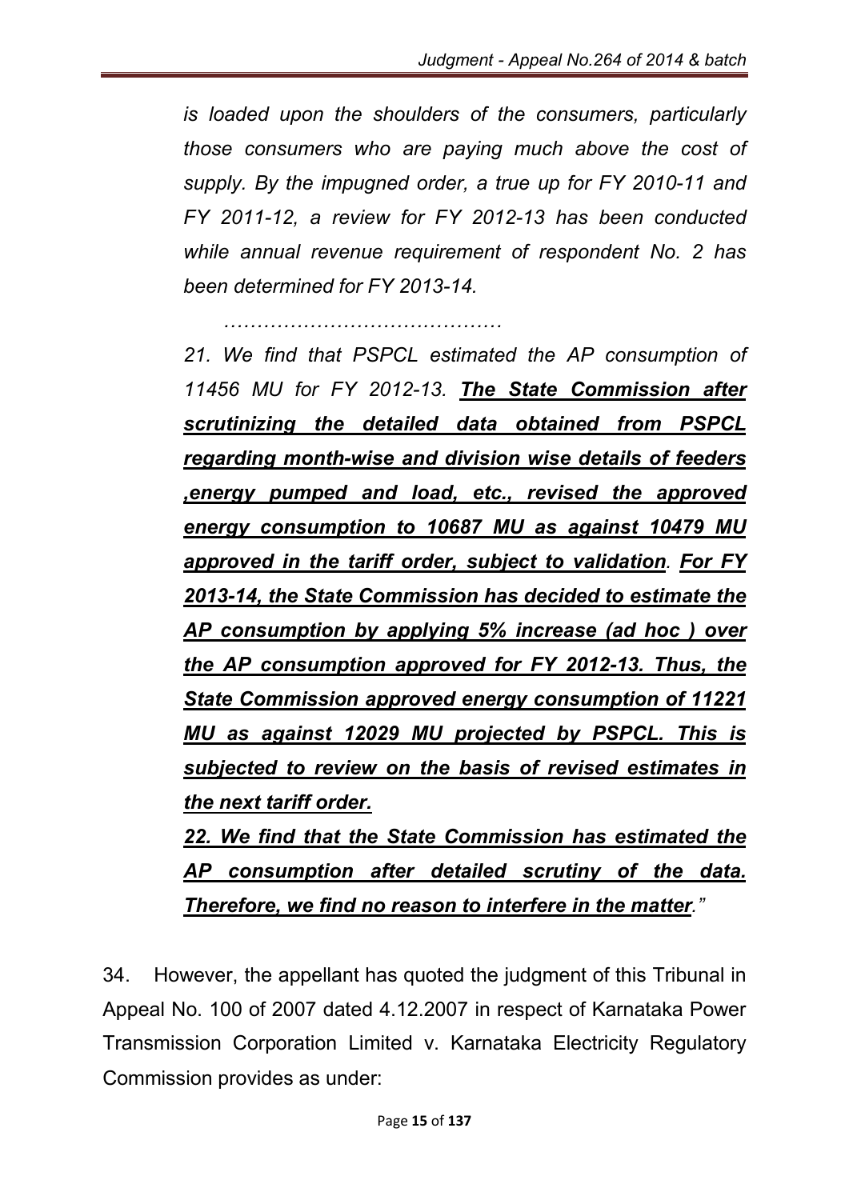*is loaded upon the shoulders of the consumers, particularly those consumers who are paying much above the cost of supply. By the impugned order, a true up for FY 2010-11 and FY 2011-12, a review for FY 2012-13 has been conducted while annual revenue requirement of respondent No. 2 has been determined for FY 2013-14.*

*……………………………………*

*21. We find that PSPCL estimated the AP consumption of 11456 MU for FY 2012-13. **<u>The State Commission after scrutinizing the detailed data obtained from PSPCL regarding month-wise and division wise details of feeders ,energy pumped and load, etc., revised the approved energy consumption to 10687 MU as against 10479 MU approved in the tariff order, subject to validation</u>**. **<u>For FY 2013-14, the State Commission has decided to estimate the AP consumption by applying 5% increase (ad hoc ) over the AP consumption approved for FY 2012-13. Thus, the State Commission approved energy consumption of 11221 MU as against 12029 MU projected by PSPCL. This is subjected to review on the basis of revised estimates in the next tariff order.</u>***

***<u>22. We find that the State Commission has estimated the AP consumption after detailed scrutiny of the data. Therefore, we find no reason to interfere in the matter</u>**."*

34. However, the appellant has quoted the judgment of this Tribunal in Appeal No. 100 of 2007 dated 4.12.2007 in respect of Karnataka Power Transmission Corporation Limited v. Karnataka Electricity Regulatory Commission provides as under: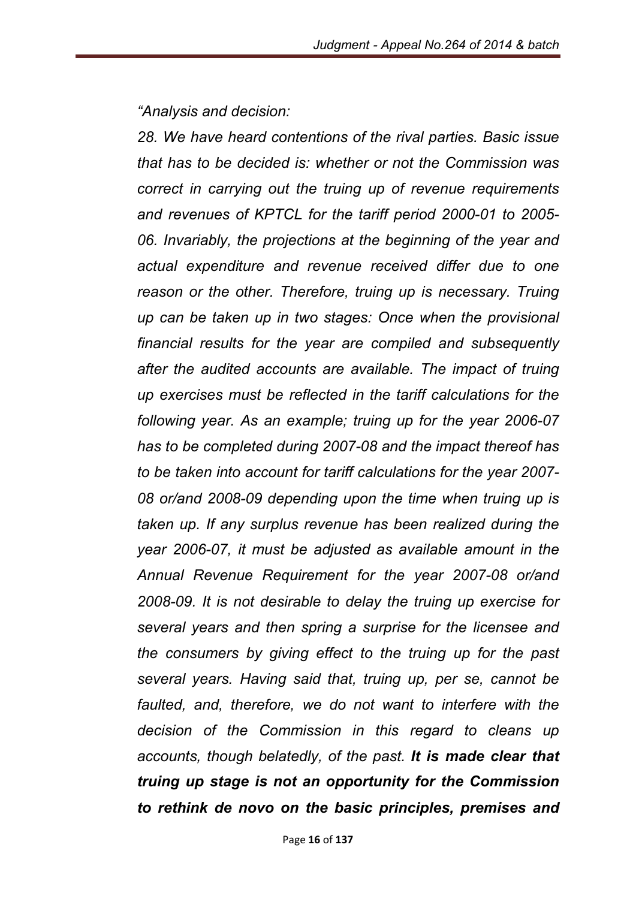*"Analysis and decision:*

*28. We have heard contentions of the rival parties. Basic issue that has to be decided is: whether or not the Commission was correct in carrying out the truing up of revenue requirements and revenues of KPTCL for the tariff period 2000-01 to 2005-06. Invariably, the projections at the beginning of the year and actual expenditure and revenue received differ due to one reason or the other. Therefore, truing up is necessary. Truing up can be taken up in two stages: Once when the provisional financial results for the year are compiled and subsequently after the audited accounts are available. The impact of truing up exercises must be reflected in the tariff calculations for the following year. As an example; truing up for the year 2006-07 has to be completed during 2007-08 and the impact thereof has to be taken into account for tariff calculations for the year 2007-08 or/and 2008-09 depending upon the time when truing up is taken up. If any surplus revenue has been realized during the year 2006-07, it must be adjusted as available amount in the Annual Revenue Requirement for the year 2007-08 or/and 2008-09. It is not desirable to delay the truing up exercise for several years and then spring a surprise for the licensee and the consumers by giving effect to the truing up for the past several years. Having said that, truing up, per se, cannot be faulted, and, therefore, we do not want to interfere with the decision of the Commission in this regard to cleans up accounts, though belatedly, of the past.* ***It is made clear that truing up stage is not an opportunity for the Commission to rethink de novo on the basic principles, premises and***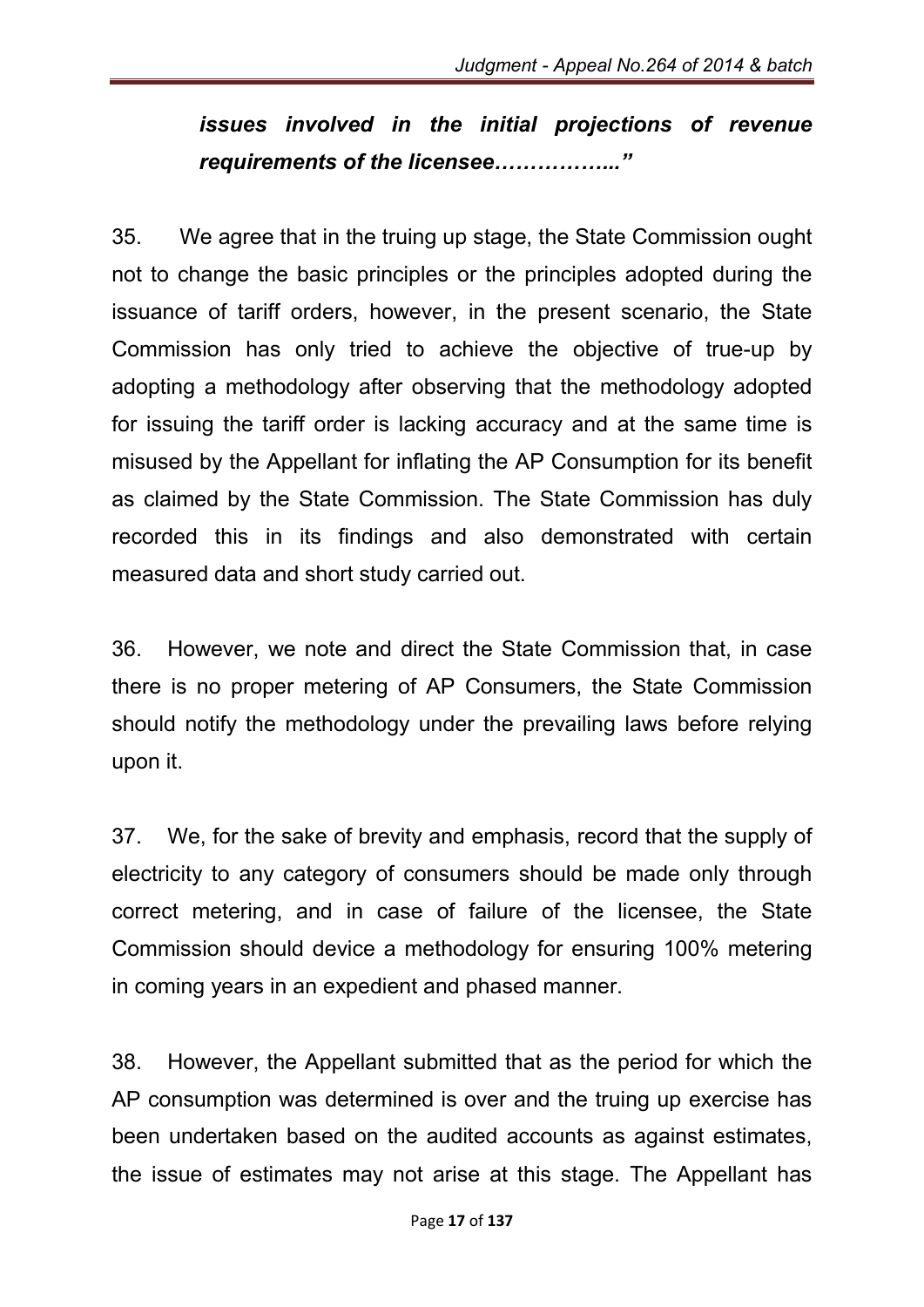***issues involved in the initial projections of revenue requirements of the licensee……………..”***

35. We agree that in the truing up stage, the State Commission ought not to change the basic principles or the principles adopted during the issuance of tariff orders, however, in the present scenario, the State Commission has only tried to achieve the objective of true-up by adopting a methodology after observing that the methodology adopted for issuing the tariff order is lacking accuracy and at the same time is misused by the Appellant for inflating the AP Consumption for its benefit as claimed by the State Commission. The State Commission has duly recorded this in its findings and also demonstrated with certain measured data and short study carried out.

36. However, we note and direct the State Commission that, in case there is no proper metering of AP Consumers, the State Commission should notify the methodology under the prevailing laws before relying upon it.

37. We, for the sake of brevity and emphasis, record that the supply of electricity to any category of consumers should be made only through correct metering, and in case of failure of the licensee, the State Commission should device a methodology for ensuring 100% metering in coming years in an expedient and phased manner.

38. However, the Appellant submitted that as the period for which the AP consumption was determined is over and the truing up exercise has been undertaken based on the audited accounts as against estimates, the issue of estimates may not arise at this stage. The Appellant has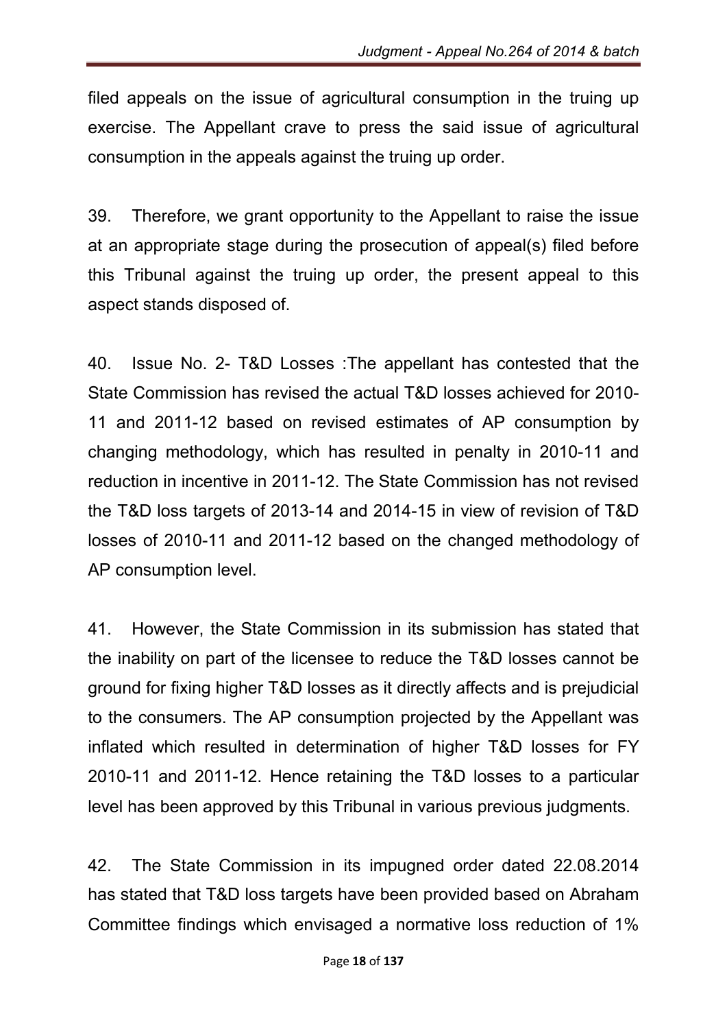filed appeals on the issue of agricultural consumption in the truing up exercise. The Appellant crave to press the said issue of agricultural consumption in the appeals against the truing up order.

39. Therefore, we grant opportunity to the Appellant to raise the issue at an appropriate stage during the prosecution of appeal(s) filed before this Tribunal against the truing up order, the present appeal to this aspect stands disposed of.

40. Issue No. 2- T&D Losses :The appellant has contested that the State Commission has revised the actual T&D losses achieved for 2010-11 and 2011-12 based on revised estimates of AP consumption by changing methodology, which has resulted in penalty in 2010-11 and reduction in incentive in 2011-12. The State Commission has not revised the T&D loss targets of 2013-14 and 2014-15 in view of revision of T&D losses of 2010-11 and 2011-12 based on the changed methodology of AP consumption level.

41. However, the State Commission in its submission has stated that the inability on part of the licensee to reduce the T&D losses cannot be ground for fixing higher T&D losses as it directly affects and is prejudicial to the consumers. The AP consumption projected by the Appellant was inflated which resulted in determination of higher T&D losses for FY 2010-11 and 2011-12. Hence retaining the T&D losses to a particular level has been approved by this Tribunal in various previous judgments.

42. The State Commission in its impugned order dated 22.08.2014 has stated that T&D loss targets have been provided based on Abraham Committee findings which envisaged a normative loss reduction of 1%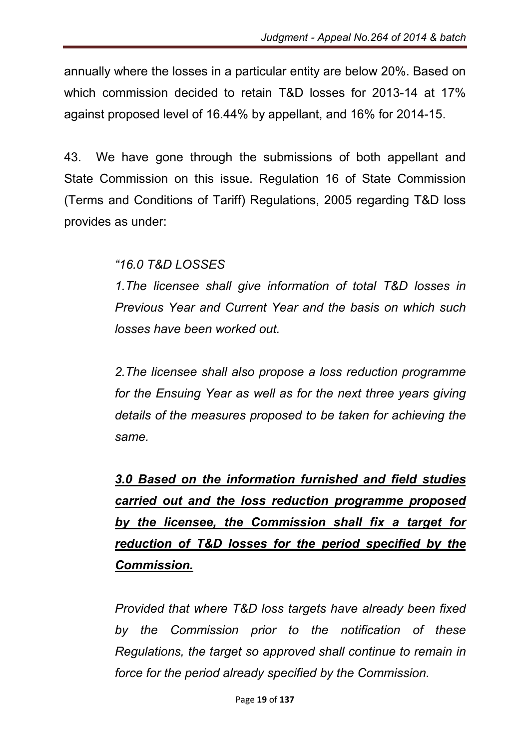annually where the losses in a particular entity are below 20%. Based on which commission decided to retain T&D losses for 2013-14 at 17% against proposed level of 16.44% by appellant, and 16% for 2014-15.

43. We have gone through the submissions of both appellant and State Commission on this issue. Regulation 16 of State Commission (Terms and Conditions of Tariff) Regulations, 2005 regarding T&D loss provides as under:

> *"16.0 T&D LOSSES*
>
> *1.The licensee shall give information of total T&D losses in Previous Year and Current Year and the basis on which such losses have been worked out.*
>
> *2.The licensee shall also propose a loss reduction programme for the Ensuing Year as well as for the next three years giving details of the measures proposed to be taken for achieving the same.*
>
> ***<u>3.0 Based on the information furnished and field studies carried out and the loss reduction programme proposed by the licensee, the Commission shall fix a target for reduction of T&D losses for the period specified by the Commission.</u>***
>
> *Provided that where T&D loss targets have already been fixed by the Commission prior to the notification of these Regulations, the target so approved shall continue to remain in force for the period already specified by the Commission.*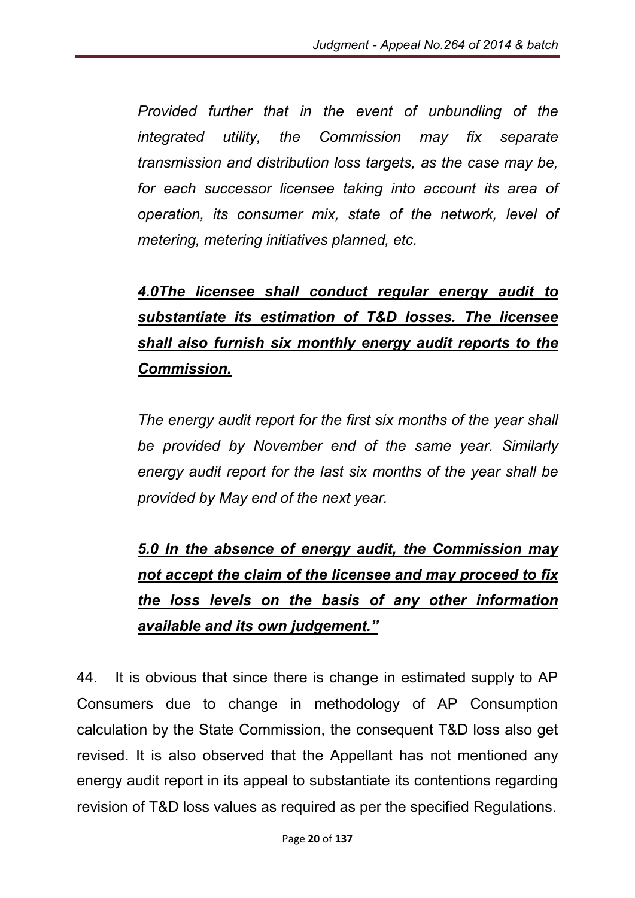*Provided further that in the event of unbundling of the integrated utility, the Commission may fix separate transmission and distribution loss targets, as the case may be, for each successor licensee taking into account its area of operation, its consumer mix, state of the network, level of metering, metering initiatives planned, etc.*

***4.0The licensee shall conduct regular energy audit to substantiate its estimation of T&D losses. The licensee shall also furnish six monthly energy audit reports to the Commission.***

*The energy audit report for the first six months of the year shall be provided by November end of the same year. Similarly energy audit report for the last six months of the year shall be provided by May end of the next year.*

***5.0 In the absence of energy audit, the Commission may not accept the claim of the licensee and may proceed to fix the loss levels on the basis of any other information available and its own judgement."***

44. It is obvious that since there is change in estimated supply to AP Consumers due to change in methodology of AP Consumption calculation by the State Commission, the consequent T&D loss also get revised. It is also observed that the Appellant has not mentioned any energy audit report in its appeal to substantiate its contentions regarding revision of T&D loss values as required as per the specified Regulations.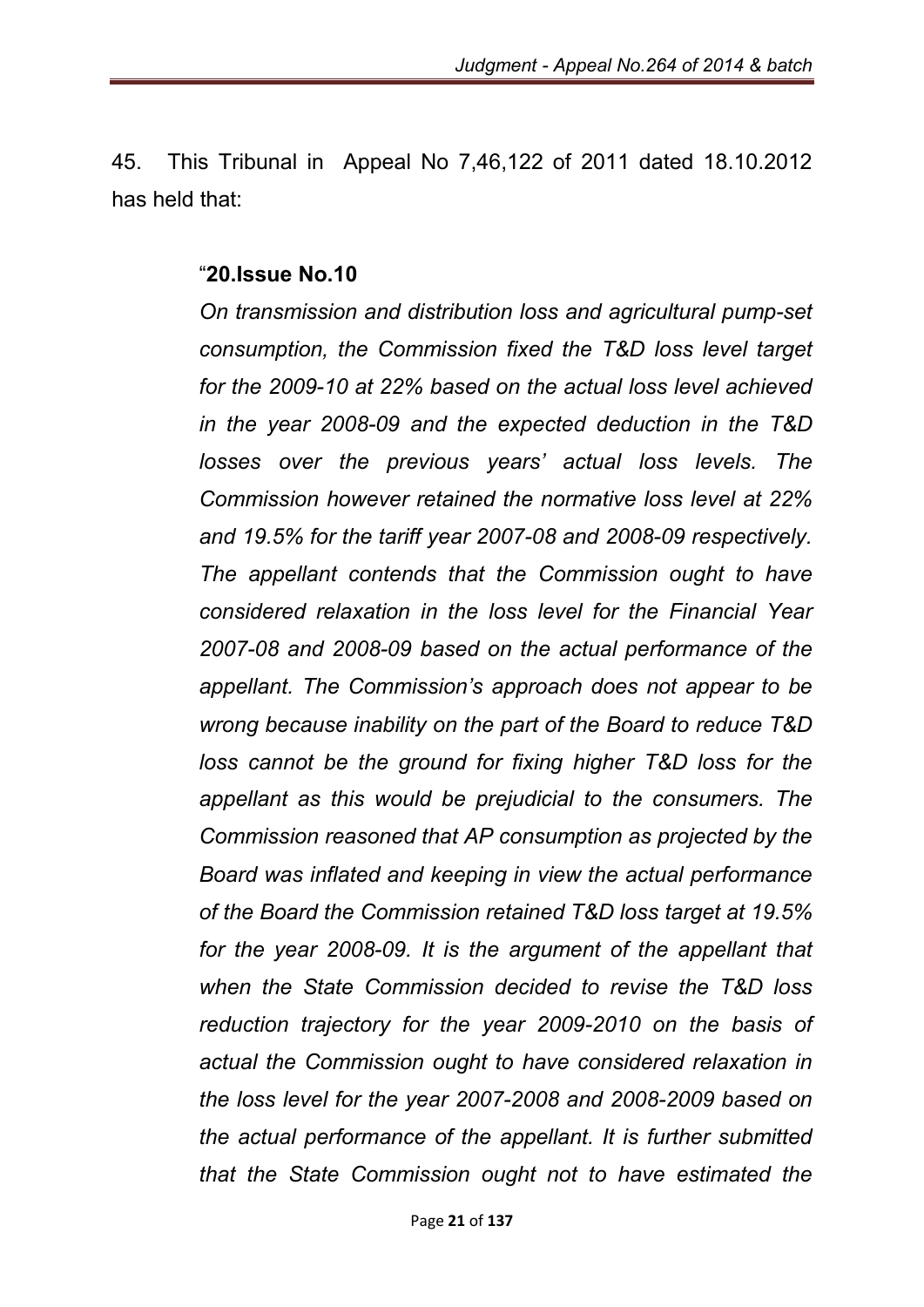45. This Tribunal in Appeal No 7,46,122 of 2011 dated 18.10.2012 has held that:

> "**20.Issue No.10**
>
> *On transmission and distribution loss and agricultural pump-set consumption, the Commission fixed the T&D loss level target for the 2009-10 at 22% based on the actual loss level achieved in the year 2008-09 and the expected deduction in the T&D losses over the previous years' actual loss levels. The Commission however retained the normative loss level at 22% and 19.5% for the tariff year 2007-08 and 2008-09 respectively. The appellant contends that the Commission ought to have considered relaxation in the loss level for the Financial Year 2007-08 and 2008-09 based on the actual performance of the appellant. The Commission's approach does not appear to be wrong because inability on the part of the Board to reduce T&D loss cannot be the ground for fixing higher T&D loss for the appellant as this would be prejudicial to the consumers. The Commission reasoned that AP consumption as projected by the Board was inflated and keeping in view the actual performance of the Board the Commission retained T&D loss target at 19.5% for the year 2008-09. It is the argument of the appellant that when the State Commission decided to revise the T&D loss reduction trajectory for the year 2009-2010 on the basis of actual the Commission ought to have considered relaxation in the loss level for the year 2007-2008 and 2008-2009 based on the actual performance of the appellant. It is further submitted that the State Commission ought not to have estimated the*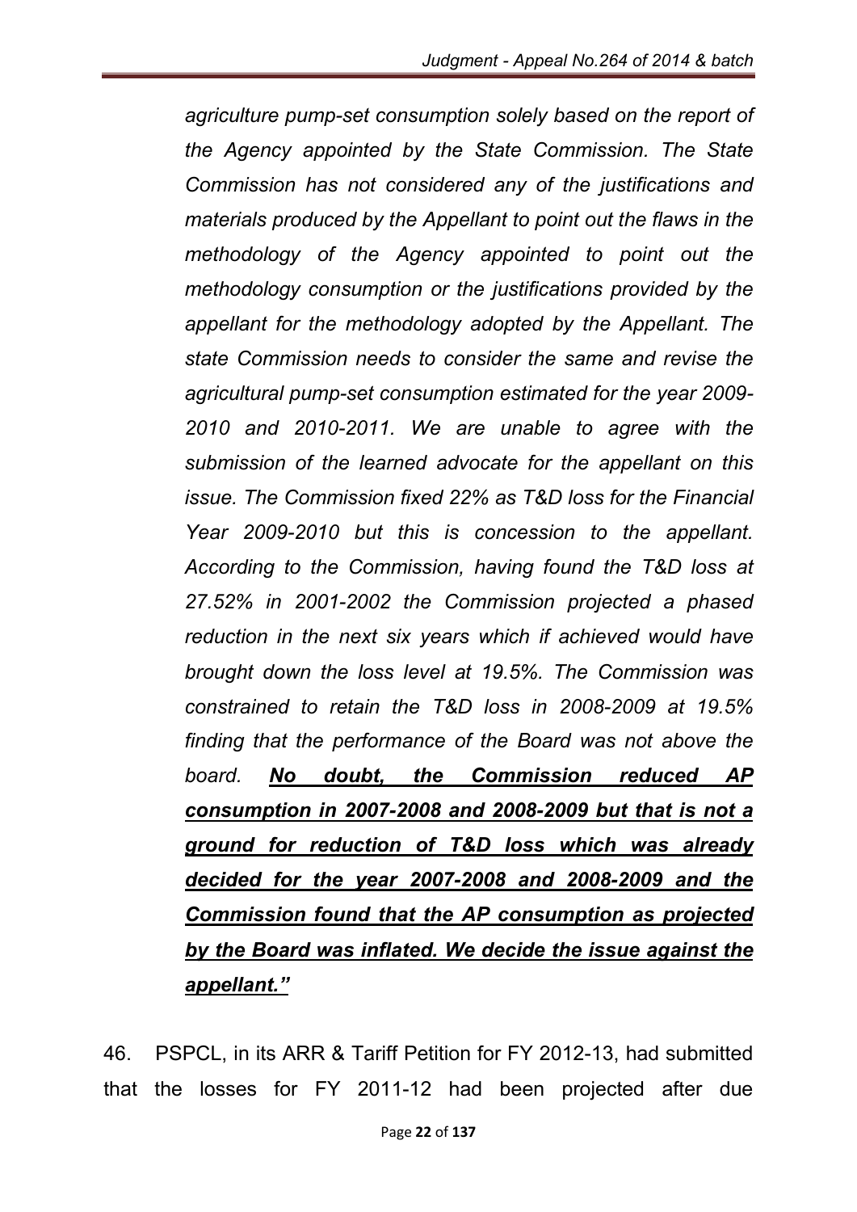*agriculture pump-set consumption solely based on the report of the Agency appointed by the State Commission. The State Commission has not considered any of the justifications and materials produced by the Appellant to point out the flaws in the methodology of the Agency appointed to point out the methodology consumption or the justifications provided by the appellant for the methodology adopted by the Appellant. The state Commission needs to consider the same and revise the agricultural pump-set consumption estimated for the year 2009-2010 and 2010-2011. We are unable to agree with the submission of the learned advocate for the appellant on this issue. The Commission fixed 22% as T&D loss for the Financial Year 2009-2010 but this is concession to the appellant. According to the Commission, having found the T&D loss at 27.52% in 2001-2002 the Commission projected a phased reduction in the next six years which if achieved would have brought down the loss level at 19.5%. The Commission was constrained to retain the T&D loss in 2008-2009 at 19.5% finding that the performance of the Board was not above the board.* ***<u>No doubt, the Commission reduced AP consumption in 2007-2008 and 2008-2009 but that is not a ground for reduction of T&D loss which was already decided for the year 2007-2008 and 2008-2009 and the Commission found that the AP consumption as projected by the Board was inflated. We decide the issue against the appellant."</u>***

46. PSPCL, in its ARR & Tariff Petition for FY 2012-13, had submitted that the losses for FY 2011-12 had been projected after due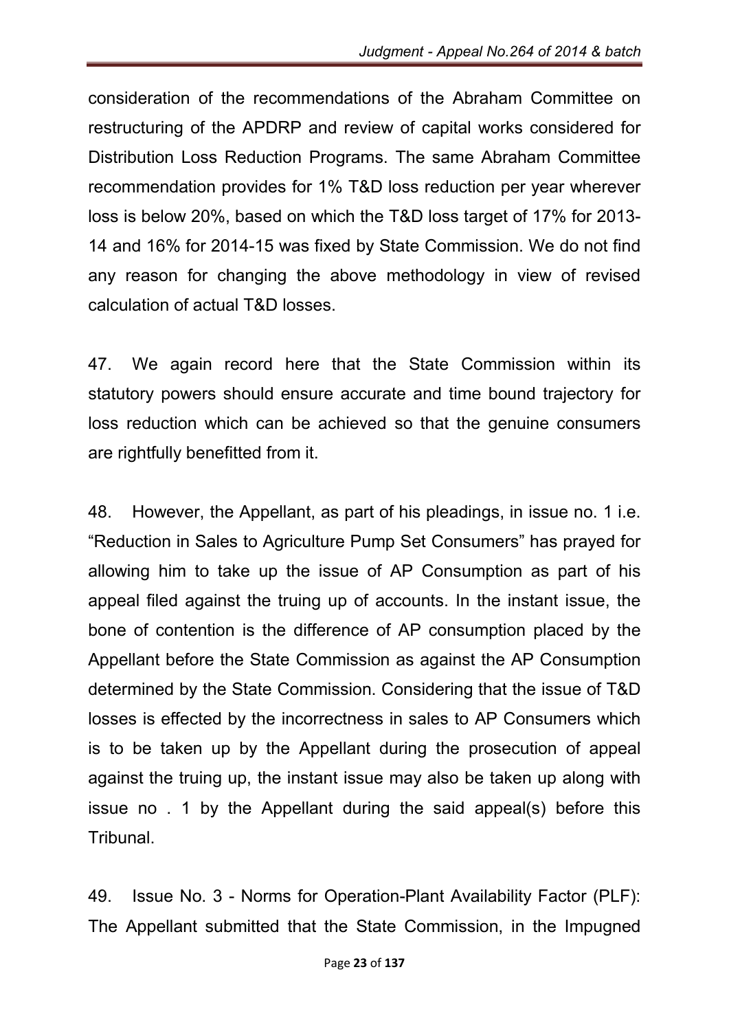consideration of the recommendations of the Abraham Committee on restructuring of the APDRP and review of capital works considered for Distribution Loss Reduction Programs. The same Abraham Committee recommendation provides for 1% T&D loss reduction per year wherever loss is below 20%, based on which the T&D loss target of 17% for 2013-14 and 16% for 2014-15 was fixed by State Commission. We do not find any reason for changing the above methodology in view of revised calculation of actual T&D losses.

47. We again record here that the State Commission within its statutory powers should ensure accurate and time bound trajectory for loss reduction which can be achieved so that the genuine consumers are rightfully benefitted from it.

48. However, the Appellant, as part of his pleadings, in issue no. 1 i.e. "Reduction in Sales to Agriculture Pump Set Consumers" has prayed for allowing him to take up the issue of AP Consumption as part of his appeal filed against the truing up of accounts. In the instant issue, the bone of contention is the difference of AP consumption placed by the Appellant before the State Commission as against the AP Consumption determined by the State Commission. Considering that the issue of T&D losses is effected by the incorrectness in sales to AP Consumers which is to be taken up by the Appellant during the prosecution of appeal against the truing up, the instant issue may also be taken up along with issue no . 1 by the Appellant during the said appeal(s) before this Tribunal.

49. Issue No. 3 - Norms for Operation-Plant Availability Factor (PLF): The Appellant submitted that the State Commission, in the Impugned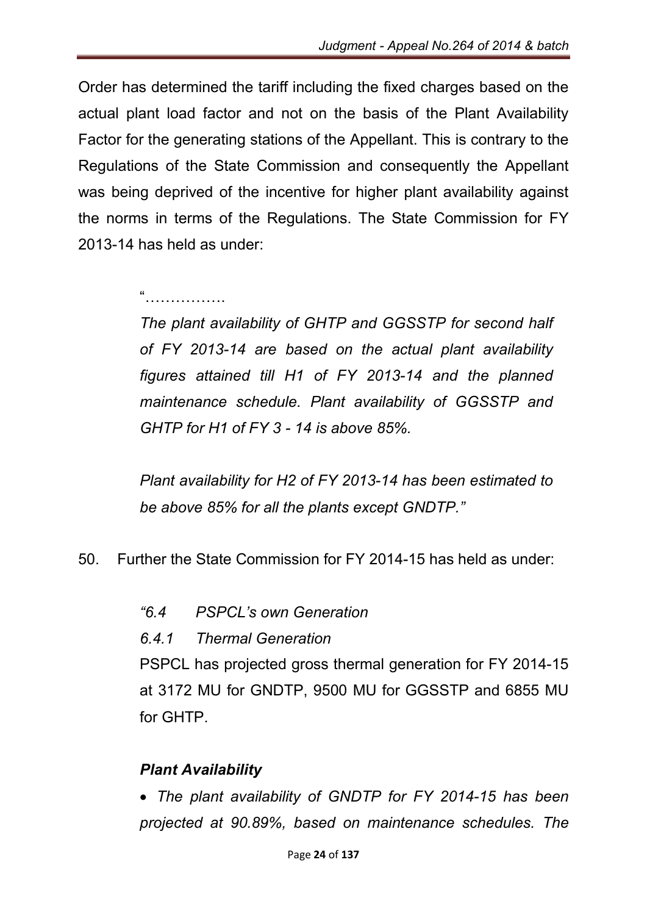Order has determined the tariff including the fixed charges based on the actual plant load factor and not on the basis of the Plant Availability Factor for the generating stations of the Appellant. This is contrary to the Regulations of the State Commission and consequently the Appellant was being deprived of the incentive for higher plant availability against the norms in terms of the Regulations. The State Commission for FY 2013-14 has held as under:

> "…………….
>
> *The plant availability of GHTP and GGSSTP for second half of FY 2013-14 are based on the actual plant availability figures attained till H1 of FY 2013-14 and the planned maintenance schedule. Plant availability of GGSSTP and GHTP for H1 of FY 3 - 14 is above 85%.*
>
> *Plant availability for H2 of FY 2013-14 has been estimated to be above 85% for all the plants except GNDTP."*

50. Further the State Commission for FY 2014-15 has held as under:

> *"6.4 PSPCL's own Generation*
>
> *6.4.1 Thermal Generation*
>
> PSPCL has projected gross thermal generation for FY 2014-15 at 3172 MU for GNDTP, 9500 MU for GGSSTP and 6855 MU for GHTP.
>
> ***Plant Availability***
>
> - *The plant availability of GNDTP for FY 2014-15 has been projected at 90.89%, based on maintenance schedules. The*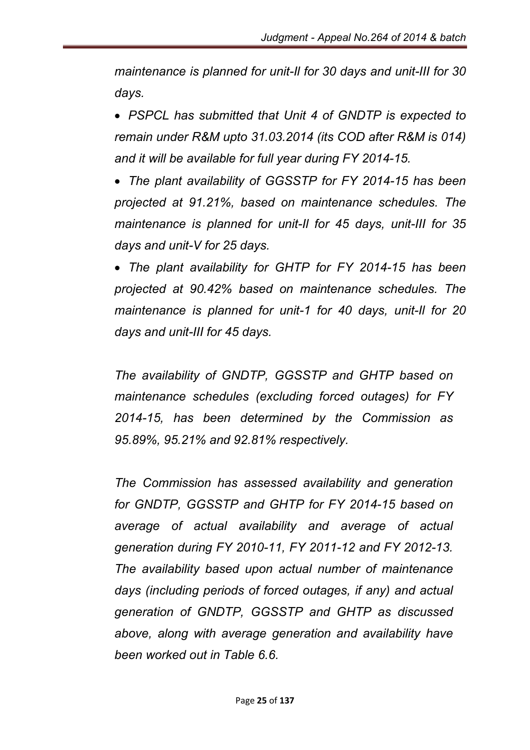*maintenance is planned for unit-II for 30 days and unit-III for 30 days.*

- *PSPCL has submitted that Unit 4 of GNDTP is expected to remain under R&M upto 31.03.2014 (its COD after R&M is 014) and it will be available for full year during FY 2014-15.*
- *The plant availability of GGSSTP for FY 2014-15 has been projected at 91.21%, based on maintenance schedules. The maintenance is planned for unit-II for 45 days, unit-III for 35 days and unit-V for 25 days.*
- *The plant availability for GHTP for FY 2014-15 has been projected at 90.42% based on maintenance schedules. The maintenance is planned for unit-1 for 40 days, unit-II for 20 days and unit-III for 45 days.*

*The availability of GNDTP, GGSSTP and GHTP based on maintenance schedules (excluding forced outages) for FY 2014-15, has been determined by the Commission as 95.89%, 95.21% and 92.81% respectively.*

*The Commission has assessed availability and generation for GNDTP, GGSSTP and GHTP for FY 2014-15 based on average of actual availability and average of actual generation during FY 2010-11, FY 2011-12 and FY 2012-13. The availability based upon actual number of maintenance days (including periods of forced outages, if any) and actual generation of GNDTP, GGSSTP and GHTP as discussed above, along with average generation and availability have been worked out in Table 6.6.*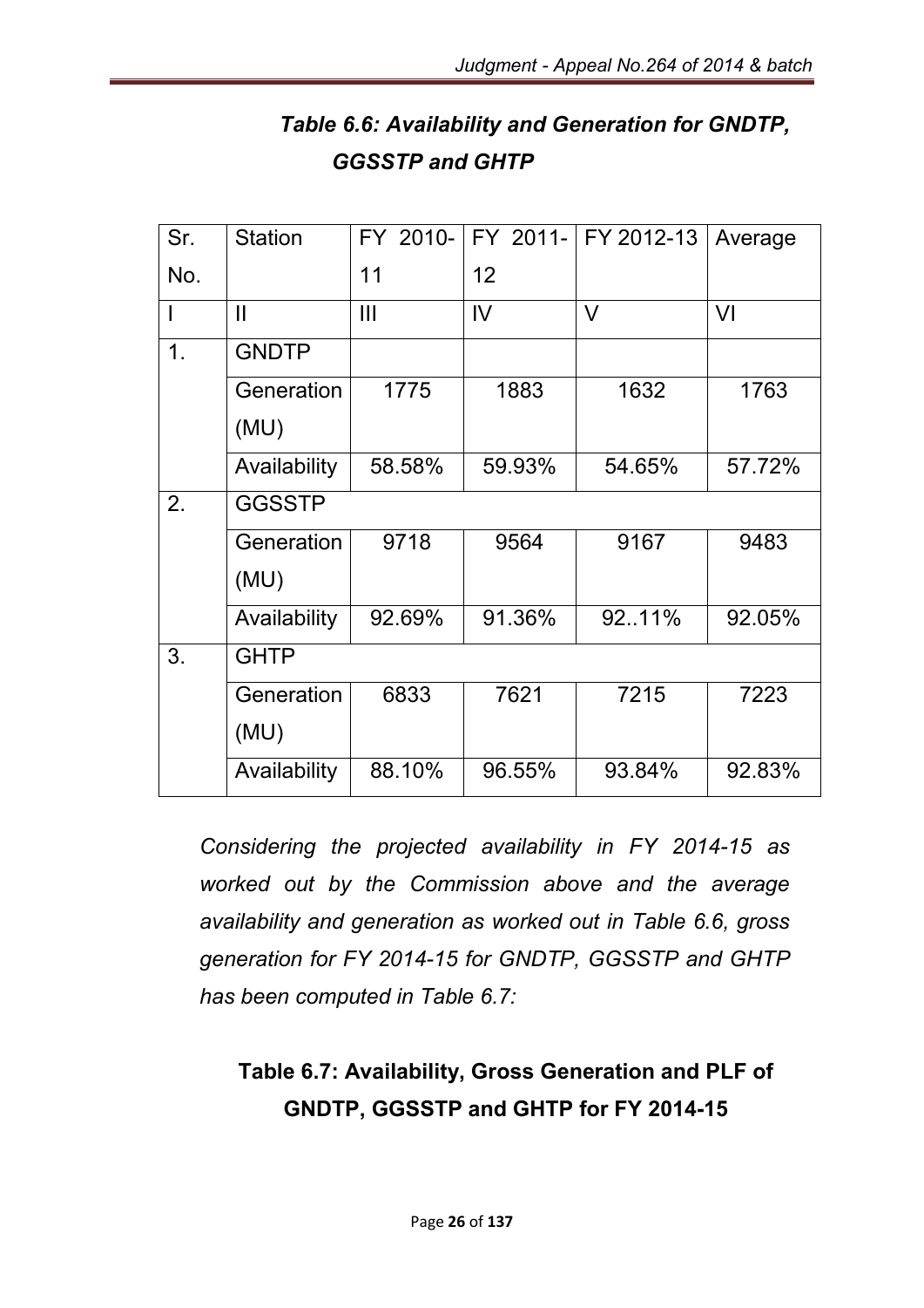*Table 6.6: Availability and Generation for GNDTP, GGSSTP and GHTP*

| Sr. No. | Station | FY 2010-11 | FY 2011-12 | FY 2012-13 | Average |
|---|---|---|---|---|---|
| I | II | III | IV | V | VI |
| 1. | GNDTP | | | | |
| | Generation (MU) | 1775 | 1883 | 1632 | 1763 |
| | Availability | 58.58% | 59.93% | 54.65% | 57.72% |
| 2. | GGSSTP | | | | |
| | Generation (MU) | 9718 | 9564 | 9167 | 9483 |
| | Availability | 92.69% | 91.36% | 92..11% | 92.05% |
| 3. | GHTP | | | | |
| | Generation (MU) | 6833 | 7621 | 7215 | 7223 |
| | Availability | 88.10% | 96.55% | 93.84% | 92.83% |

*Considering the projected availability in FY 2014-15 as worked out by the Commission above and the average availability and generation as worked out in Table 6.6, gross generation for FY 2014-15 for GNDTP, GGSSTP and GHTP has been computed in Table 6.7:*

**Table 6.7: Availability, Gross Generation and PLF of GNDTP, GGSSTP and GHTP for FY 2014-15**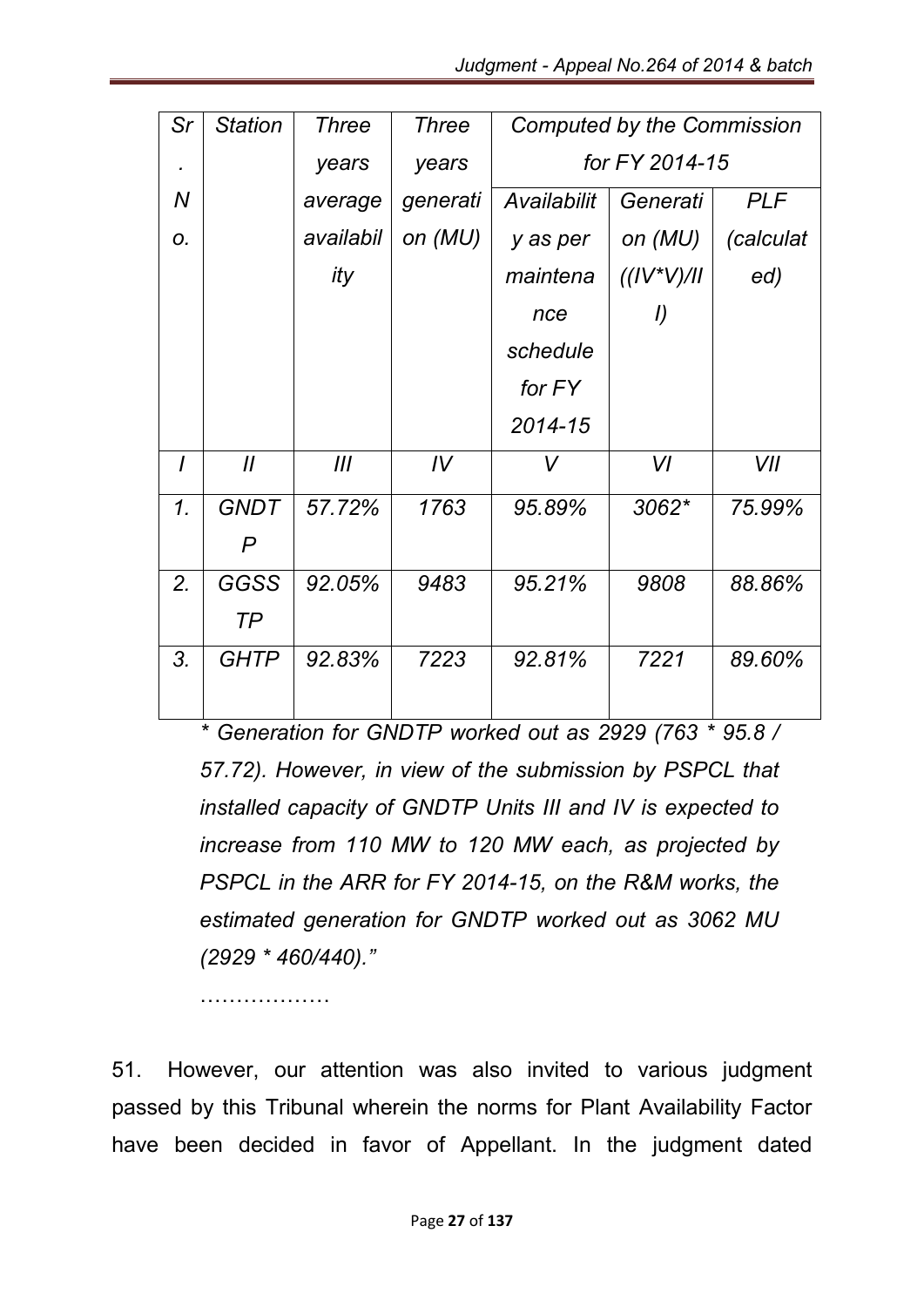| *Sr. No.* | *Station* | *Three years average availability* | *Three years generation (MU)* | *Computed by the Commission for FY 2014-15* | | |
|---|---|---|---|---|---|---|
| | | | | *Availability as per maintenance schedule for FY 2014-15* | *Generation (MU) ((IV*V)/III)* | *PLF (calculated)* |
| *I* | *II* | *III* | *IV* | *V* | *VI* | *VII* |
| *1.* | *GNDTP* | *57.72%* | *1763* | *95.89%* | *3062** | *75.99%* |
| *2.* | *GGSSTP* | *92.05%* | *9483* | *95.21%* | *9808* | *88.86%* |
| *3.* | *GHTP* | *92.83%* | *7223* | *92.81%* | *7221* | *89.60%* |

*\* Generation for GNDTP worked out as 2929 (763 * 95.8 / 57.72). However, in view of the submission by PSPCL that installed capacity of GNDTP Units III and IV is expected to increase from 110 MW to 120 MW each, as projected by PSPCL in the ARR for FY 2014-15, on the R&M works, the estimated generation for GNDTP worked out as 3062 MU (2929 * 460/440).”*

………………

51. However, our attention was also invited to various judgment passed by this Tribunal wherein the norms for Plant Availability Factor have been decided in favor of Appellant. In the judgment dated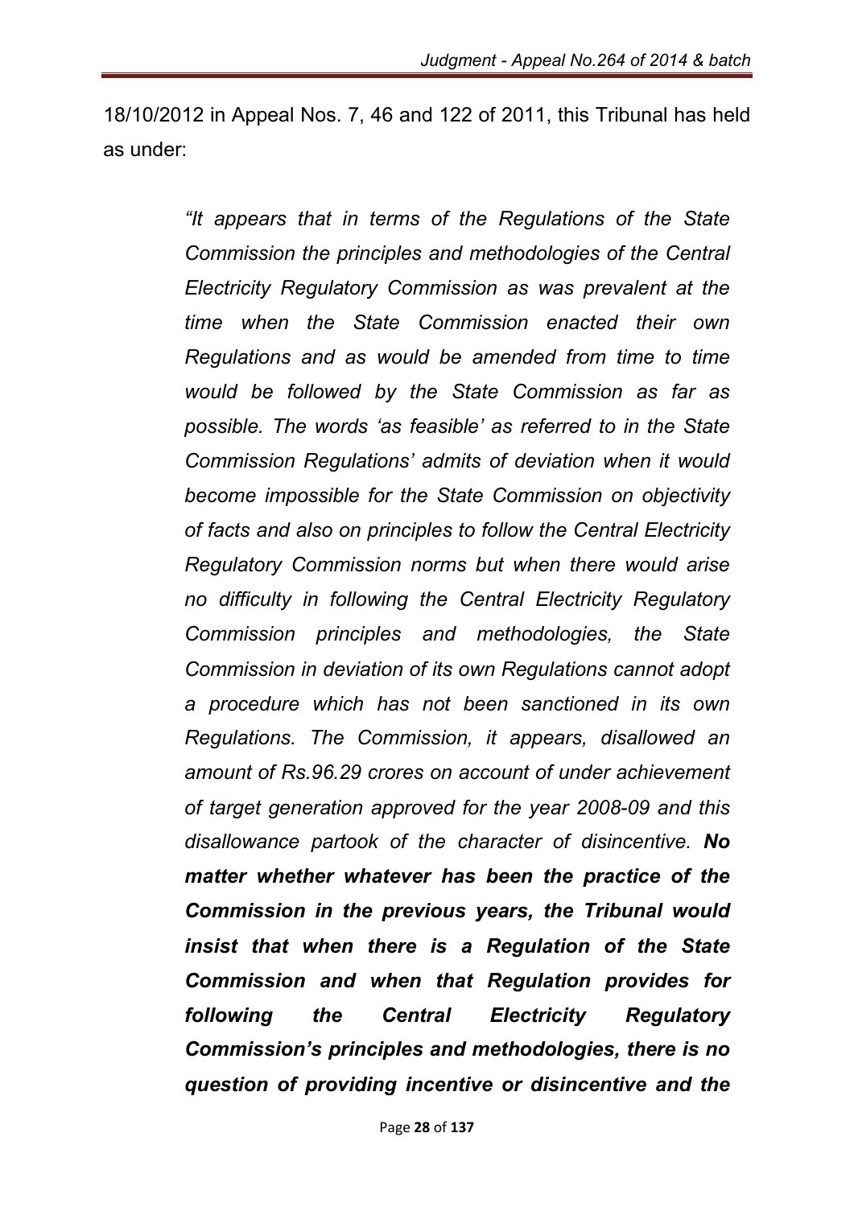18/10/2012 in Appeal Nos. 7, 46 and 122 of 2011, this Tribunal has held as under:

> *"It appears that in terms of the Regulations of the State Commission the principles and methodologies of the Central Electricity Regulatory Commission as was prevalent at the time when the State Commission enacted their own Regulations and as would be amended from time to time would be followed by the State Commission as far as possible. The words 'as feasible' as referred to in the State Commission Regulations' admits of deviation when it would become impossible for the State Commission on objectivity of facts and also on principles to follow the Central Electricity Regulatory Commission norms but when there would arise no difficulty in following the Central Electricity Regulatory Commission principles and methodologies, the State Commission in deviation of its own Regulations cannot adopt a procedure which has not been sanctioned in its own Regulations. The Commission, it appears, disallowed an amount of Rs.96.29 crores on account of under achievement of target generation approved for the year 2008-09 and this disallowance partook of the character of disincentive.* ***No matter whether whatever has been the practice of the Commission in the previous years, the Tribunal would insist that when there is a Regulation of the State Commission and when that Regulation provides for following the Central Electricity Regulatory Commission's principles and methodologies, there is no question of providing incentive or disincentive and the***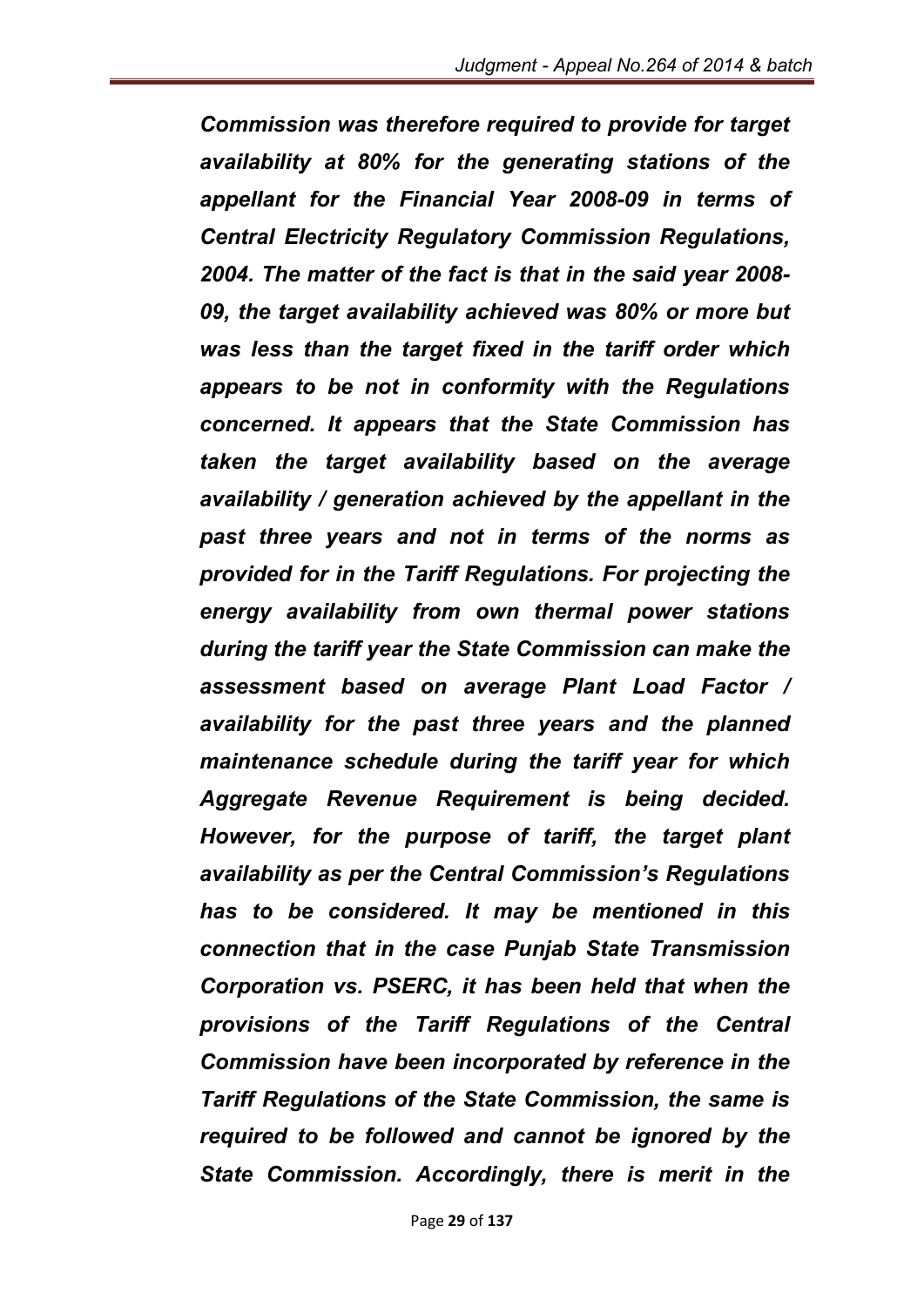***Commission was therefore required to provide for target availability at 80% for the generating stations of the appellant for the Financial Year 2008-09 in terms of Central Electricity Regulatory Commission Regulations, 2004. The matter of the fact is that in the said year 2008-09, the target availability achieved was 80% or more but was less than the target fixed in the tariff order which appears to be not in conformity with the Regulations concerned. It appears that the State Commission has taken the target availability based on the average availability / generation achieved by the appellant in the past three years and not in terms of the norms as provided for in the Tariff Regulations. For projecting the energy availability from own thermal power stations during the tariff year the State Commission can make the assessment based on average Plant Load Factor / availability for the past three years and the planned maintenance schedule during the tariff year for which Aggregate Revenue Requirement is being decided. However, for the purpose of tariff, the target plant availability as per the Central Commission's Regulations has to be considered. It may be mentioned in this connection that in the case Punjab State Transmission Corporation vs. PSERC, it has been held that when the provisions of the Tariff Regulations of the Central Commission have been incorporated by reference in the Tariff Regulations of the State Commission, the same is required to be followed and cannot be ignored by the State Commission. Accordingly, there is merit in the***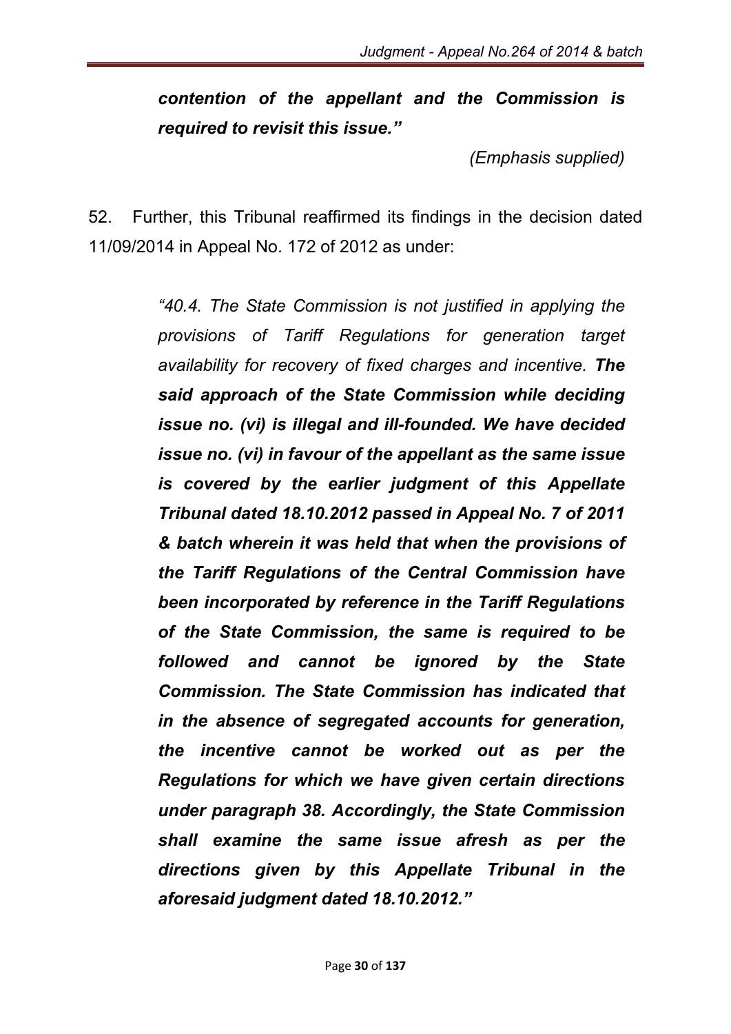> ***contention of the appellant and the Commission is required to revisit this issue."***
>
> *(Emphasis supplied)*

52. Further, this Tribunal reaffirmed its findings in the decision dated 11/09/2014 in Appeal No. 172 of 2012 as under:

> *"40.4. The State Commission is not justified in applying the provisions of Tariff Regulations for generation target availability for recovery of fixed charges and incentive.* ***The said approach of the State Commission while deciding issue no. (vi) is illegal and ill-founded. We have decided issue no. (vi) in favour of the appellant as the same issue is covered by the earlier judgment of this Appellate Tribunal dated 18.10.2012 passed in Appeal No. 7 of 2011 & batch wherein it was held that when the provisions of the Tariff Regulations of the Central Commission have been incorporated by reference in the Tariff Regulations of the State Commission, the same is required to be followed and cannot be ignored by the State Commission. The State Commission has indicated that in the absence of segregated accounts for generation, the incentive cannot be worked out as per the Regulations for which we have given certain directions under paragraph 38. Accordingly, the State Commission shall examine the same issue afresh as per the directions given by this Appellate Tribunal in the aforesaid judgment dated 18.10.2012."***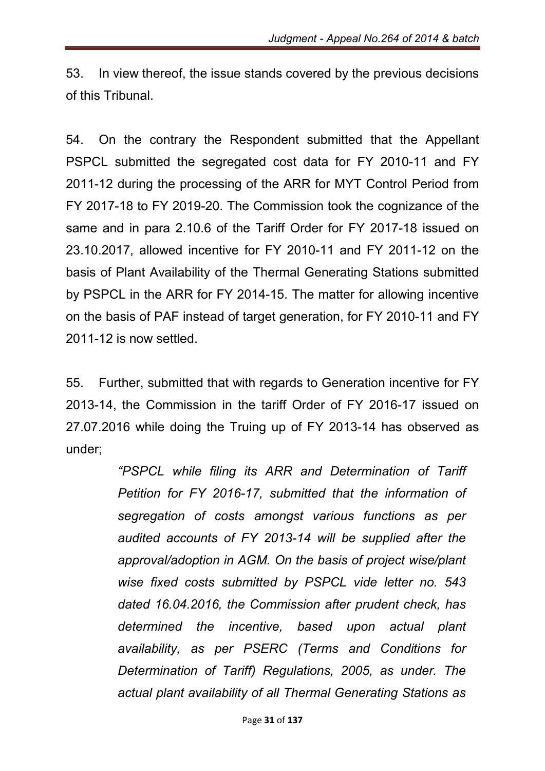53. In view thereof, the issue stands covered by the previous decisions of this Tribunal.

54. On the contrary the Respondent submitted that the Appellant PSPCL submitted the segregated cost data for FY 2010-11 and FY 2011-12 during the processing of the ARR for MYT Control Period from FY 2017-18 to FY 2019-20. The Commission took the cognizance of the same and in para 2.10.6 of the Tariff Order for FY 2017-18 issued on 23.10.2017, allowed incentive for FY 2010-11 and FY 2011-12 on the basis of Plant Availability of the Thermal Generating Stations submitted by PSPCL in the ARR for FY 2014-15. The matter for allowing incentive on the basis of PAF instead of target generation, for FY 2010-11 and FY 2011-12 is now settled.

55. Further, submitted that with regards to Generation incentive for FY 2013-14, the Commission in the tariff Order of FY 2016-17 issued on 27.07.2016 while doing the Truing up of FY 2013-14 has observed as under;

> *"PSPCL while filing its ARR and Determination of Tariff Petition for FY 2016-17, submitted that the information of segregation of costs amongst various functions as per audited accounts of FY 2013-14 will be supplied after the approval/adoption in AGM. On the basis of project wise/plant wise fixed costs submitted by PSPCL vide letter no. 543 dated 16.04.2016, the Commission after prudent check, has determined the incentive, based upon actual plant availability, as per PSERC (Terms and Conditions for Determination of Tariff) Regulations, 2005, as under. The actual plant availability of all Thermal Generating Stations as*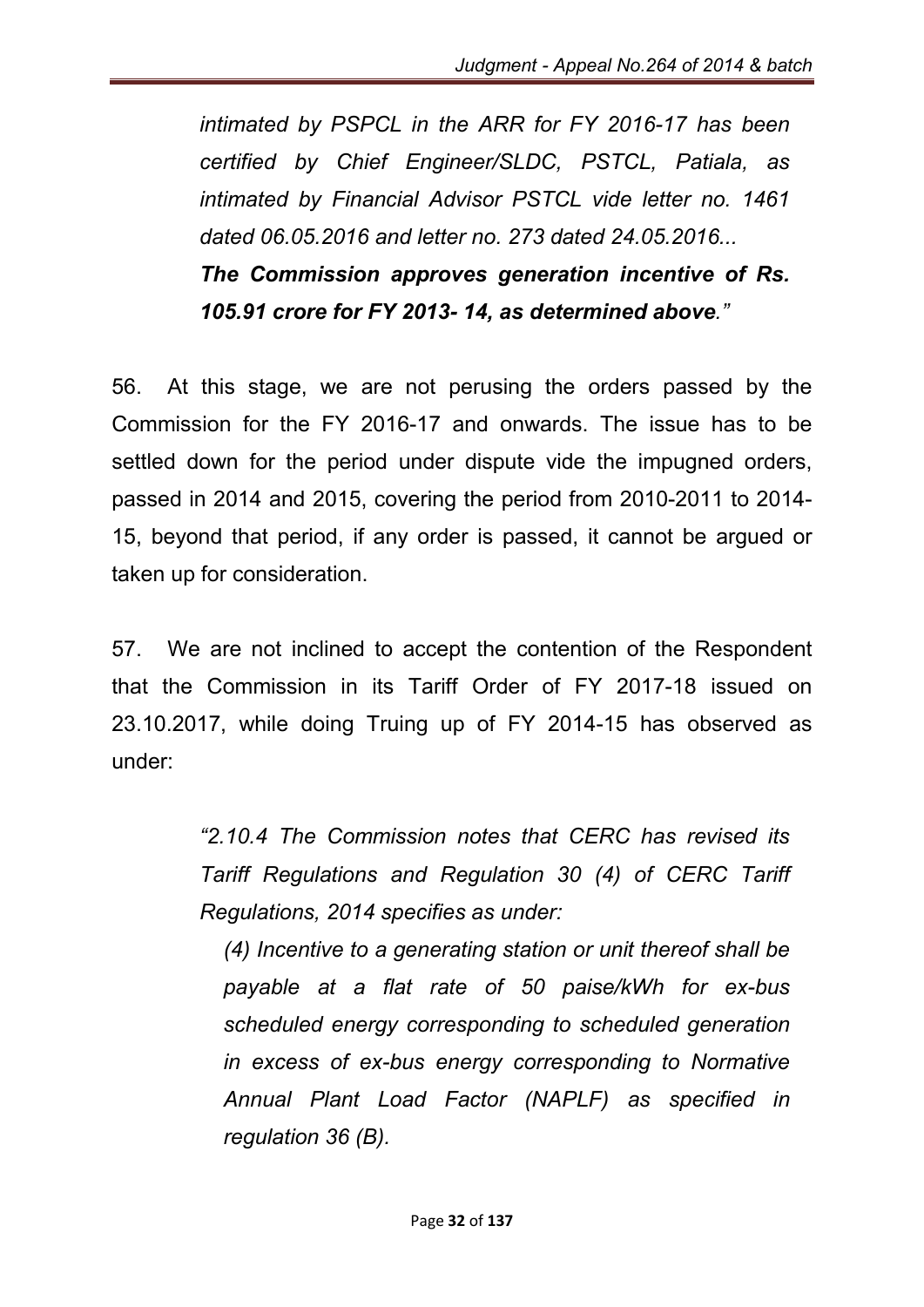*intimated by PSPCL in the ARR for FY 2016-17 has been certified by Chief Engineer/SLDC, PSTCL, Patiala, as intimated by Financial Advisor PSTCL vide letter no. 1461 dated 06.05.2016 and letter no. 273 dated 24.05.2016...*

***The Commission approves generation incentive of Rs. 105.91 crore for FY 2013- 14, as determined above.”***

56. At this stage, we are not perusing the orders passed by the Commission for the FY 2016-17 and onwards. The issue has to be settled down for the period under dispute vide the impugned orders, passed in 2014 and 2015, covering the period from 2010-2011 to 2014-15, beyond that period, if any order is passed, it cannot be argued or taken up for consideration.

57. We are not inclined to accept the contention of the Respondent that the Commission in its Tariff Order of FY 2017-18 issued on 23.10.2017, while doing Truing up of FY 2014-15 has observed as under:

> *“2.10.4 The Commission notes that CERC has revised its Tariff Regulations and Regulation 30 (4) of CERC Tariff Regulations, 2014 specifies as under:*
>
> > *(4) Incentive to a generating station or unit thereof shall be payable at a flat rate of 50 paise/kWh for ex-bus scheduled energy corresponding to scheduled generation in excess of ex-bus energy corresponding to Normative Annual Plant Load Factor (NAPLF) as specified in regulation 36 (B).*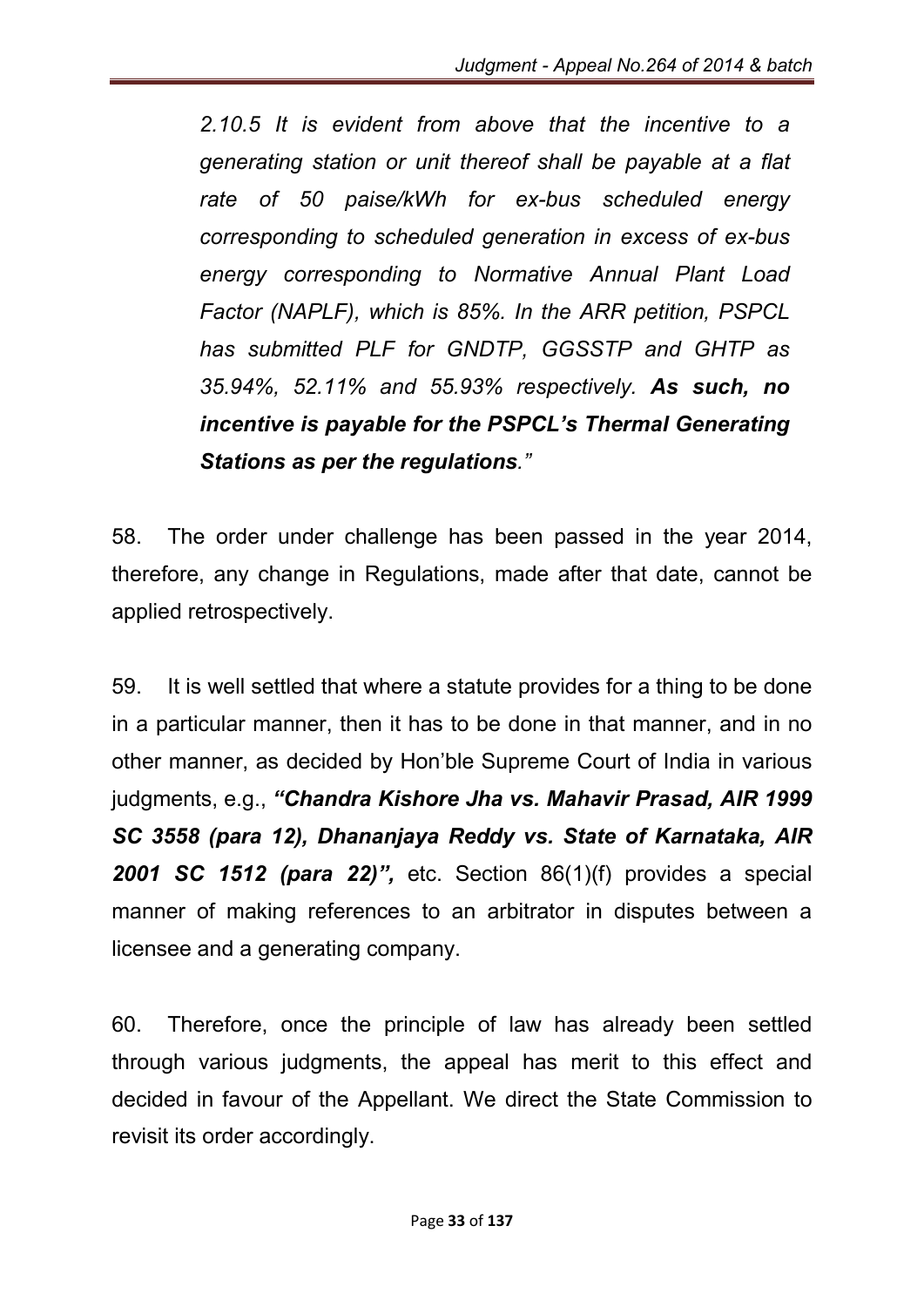*2.10.5 It is evident from above that the incentive to a generating station or unit thereof shall be payable at a flat rate of 50 paise/kWh for ex-bus scheduled energy corresponding to scheduled generation in excess of ex-bus energy corresponding to Normative Annual Plant Load Factor (NAPLF), which is 85%. In the ARR petition, PSPCL has submitted PLF for GNDTP, GGSSTP and GHTP as 35.94%, 52.11% and 55.93% respectively.* ***As such, no incentive is payable for the PSPCL's Thermal Generating Stations as per the regulations****."*

58. The order under challenge has been passed in the year 2014, therefore, any change in Regulations, made after that date, cannot be applied retrospectively.

59. It is well settled that where a statute provides for a thing to be done in a particular manner, then it has to be done in that manner, and in no other manner, as decided by Hon'ble Supreme Court of India in various judgments, e.g., ***"Chandra Kishore Jha vs. Mahavir Prasad, AIR 1999 SC 3558 (para 12), Dhananjaya Reddy vs. State of Karnataka, AIR 2001 SC 1512 (para 22)",*** etc. Section 86(1)(f) provides a special manner of making references to an arbitrator in disputes between a licensee and a generating company.

60. Therefore, once the principle of law has already been settled through various judgments, the appeal has merit to this effect and decided in favour of the Appellant. We direct the State Commission to revisit its order accordingly.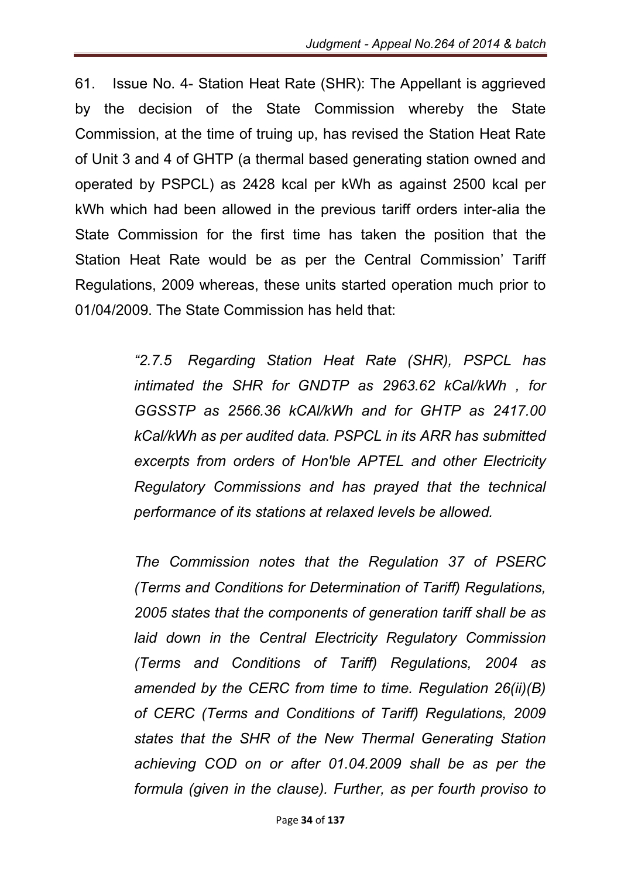61. Issue No. 4- Station Heat Rate (SHR): The Appellant is aggrieved by the decision of the State Commission whereby the State Commission, at the time of truing up, has revised the Station Heat Rate of Unit 3 and 4 of GHTP (a thermal based generating station owned and operated by PSPCL) as 2428 kcal per kWh as against 2500 kcal per kWh which had been allowed in the previous tariff orders inter-alia the State Commission for the first time has taken the position that the Station Heat Rate would be as per the Central Commission' Tariff Regulations, 2009 whereas, these units started operation much prior to 01/04/2009. The State Commission has held that:

> *"2.7.5 Regarding Station Heat Rate (SHR), PSPCL has intimated the SHR for GNDTP as 2963.62 kCal/kWh , for GGSSTP as 2566.36 kCAl/kWh and for GHTP as 2417.00 kCal/kWh as per audited data. PSPCL in its ARR has submitted excerpts from orders of Hon'ble APTEL and other Electricity Regulatory Commissions and has prayed that the technical performance of its stations at relaxed levels be allowed.*
>
> *The Commission notes that the Regulation 37 of PSERC (Terms and Conditions for Determination of Tariff) Regulations, 2005 states that the components of generation tariff shall be as laid down in the Central Electricity Regulatory Commission (Terms and Conditions of Tariff) Regulations, 2004 as amended by the CERC from time to time. Regulation 26(ii)(B) of CERC (Terms and Conditions of Tariff) Regulations, 2009 states that the SHR of the New Thermal Generating Station achieving COD on or after 01.04.2009 shall be as per the formula (given in the clause). Further, as per fourth proviso to*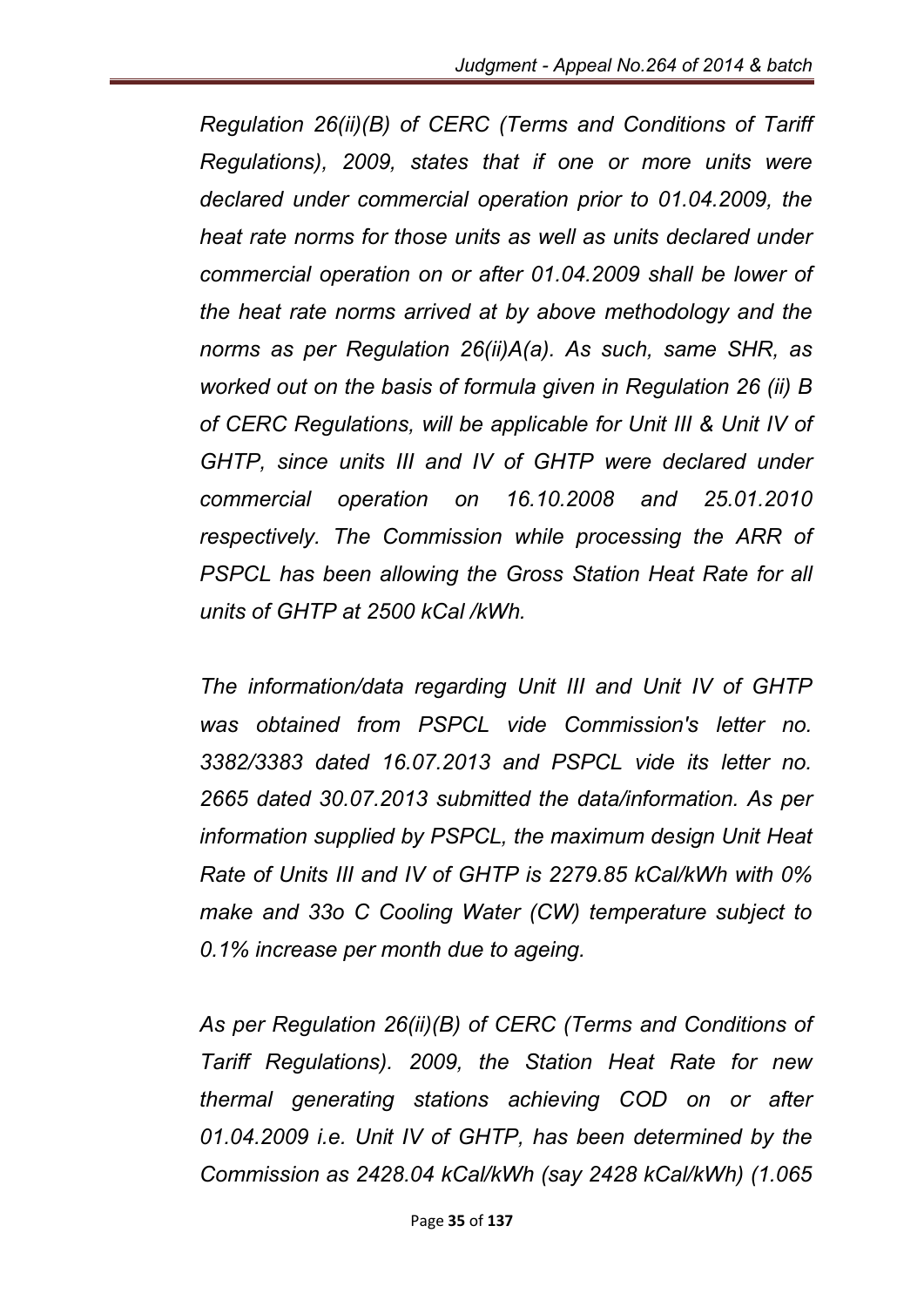*Regulation 26(ii)(B) of CERC (Terms and Conditions of Tariff Regulations), 2009, states that if one or more units were declared under commercial operation prior to 01.04.2009, the heat rate norms for those units as well as units declared under commercial operation on or after 01.04.2009 shall be lower of the heat rate norms arrived at by above methodology and the norms as per Regulation 26(ii)A(a). As such, same SHR, as worked out on the basis of formula given in Regulation 26 (ii) B of CERC Regulations, will be applicable for Unit III & Unit IV of GHTP, since units III and IV of GHTP were declared under commercial operation on 16.10.2008 and 25.01.2010 respectively. The Commission while processing the ARR of PSPCL has been allowing the Gross Station Heat Rate for all units of GHTP at 2500 kCal /kWh.*

*The information/data regarding Unit III and Unit IV of GHTP was obtained from PSPCL vide Commission's letter no. 3382/3383 dated 16.07.2013 and PSPCL vide its letter no. 2665 dated 30.07.2013 submitted the data/information. As per information supplied by PSPCL, the maximum design Unit Heat Rate of Units III and IV of GHTP is 2279.85 kCal/kWh with 0% make and 33o C Cooling Water (CW) temperature subject to 0.1% increase per month due to ageing.*

*As per Regulation 26(ii)(B) of CERC (Terms and Conditions of Tariff Regulations). 2009, the Station Heat Rate for new thermal generating stations achieving COD on or after 01.04.2009 i.e. Unit IV of GHTP, has been determined by the Commission as 2428.04 kCal/kWh (say 2428 kCal/kWh) (1.065*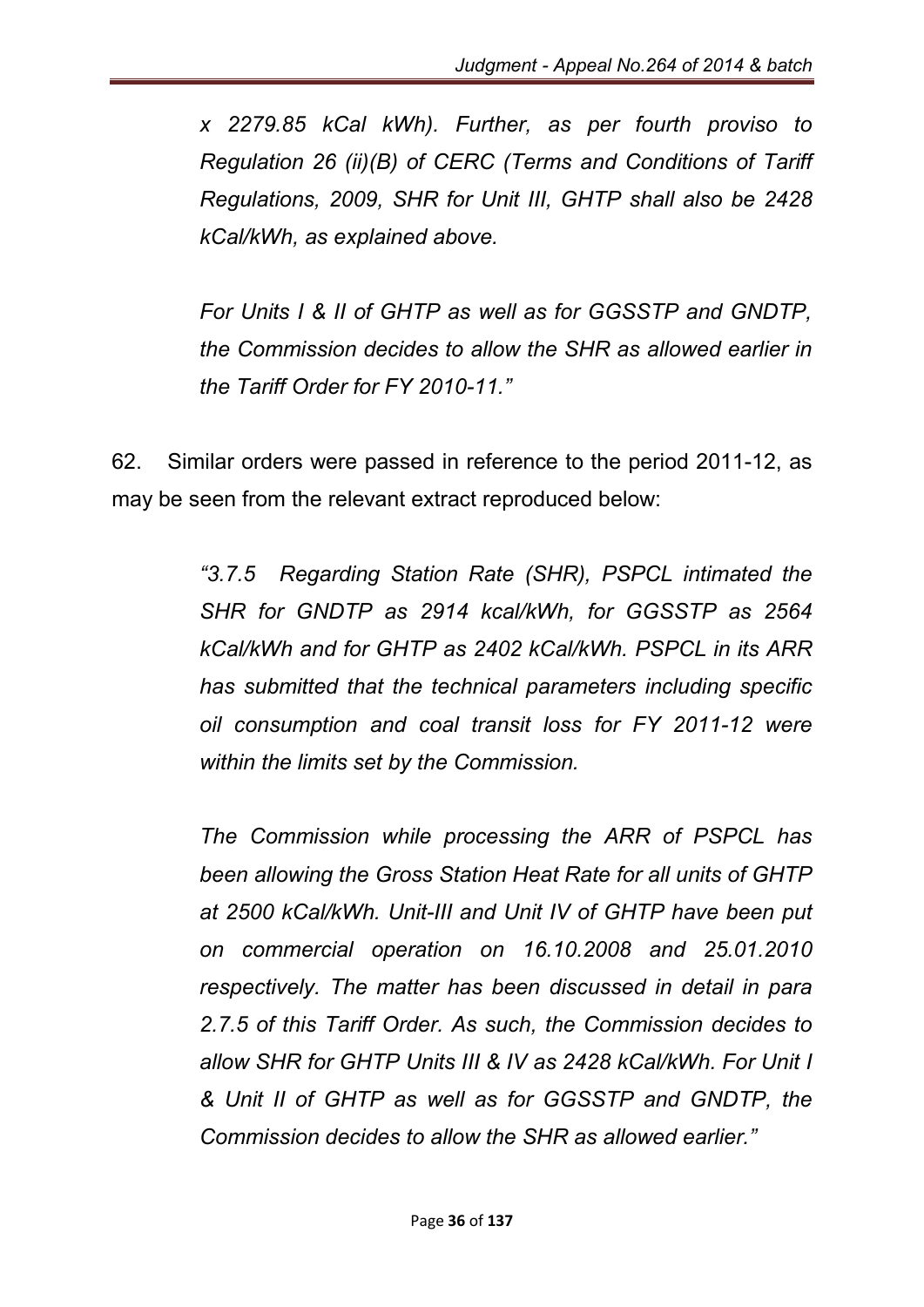*x 2279.85 kCal kWh). Further, as per fourth proviso to Regulation 26 (ii)(B) of CERC (Terms and Conditions of Tariff Regulations, 2009, SHR for Unit III, GHTP shall also be 2428 kCal/kWh, as explained above.*

*For Units I & II of GHTP as well as for GGSSTP and GNDTP, the Commission decides to allow the SHR as allowed earlier in the Tariff Order for FY 2010-11."*

62. Similar orders were passed in reference to the period 2011-12, as may be seen from the relevant extract reproduced below:

*"3.7.5 Regarding Station Rate (SHR), PSPCL intimated the SHR for GNDTP as 2914 kcal/kWh, for GGSSTP as 2564 kCal/kWh and for GHTP as 2402 kCal/kWh. PSPCL in its ARR has submitted that the technical parameters including specific oil consumption and coal transit loss for FY 2011-12 were within the limits set by the Commission.*

*The Commission while processing the ARR of PSPCL has been allowing the Gross Station Heat Rate for all units of GHTP at 2500 kCal/kWh. Unit-III and Unit IV of GHTP have been put on commercial operation on 16.10.2008 and 25.01.2010 respectively. The matter has been discussed in detail in para 2.7.5 of this Tariff Order. As such, the Commission decides to allow SHR for GHTP Units III & IV as 2428 kCal/kWh. For Unit I & Unit II of GHTP as well as for GGSSTP and GNDTP, the Commission decides to allow the SHR as allowed earlier."*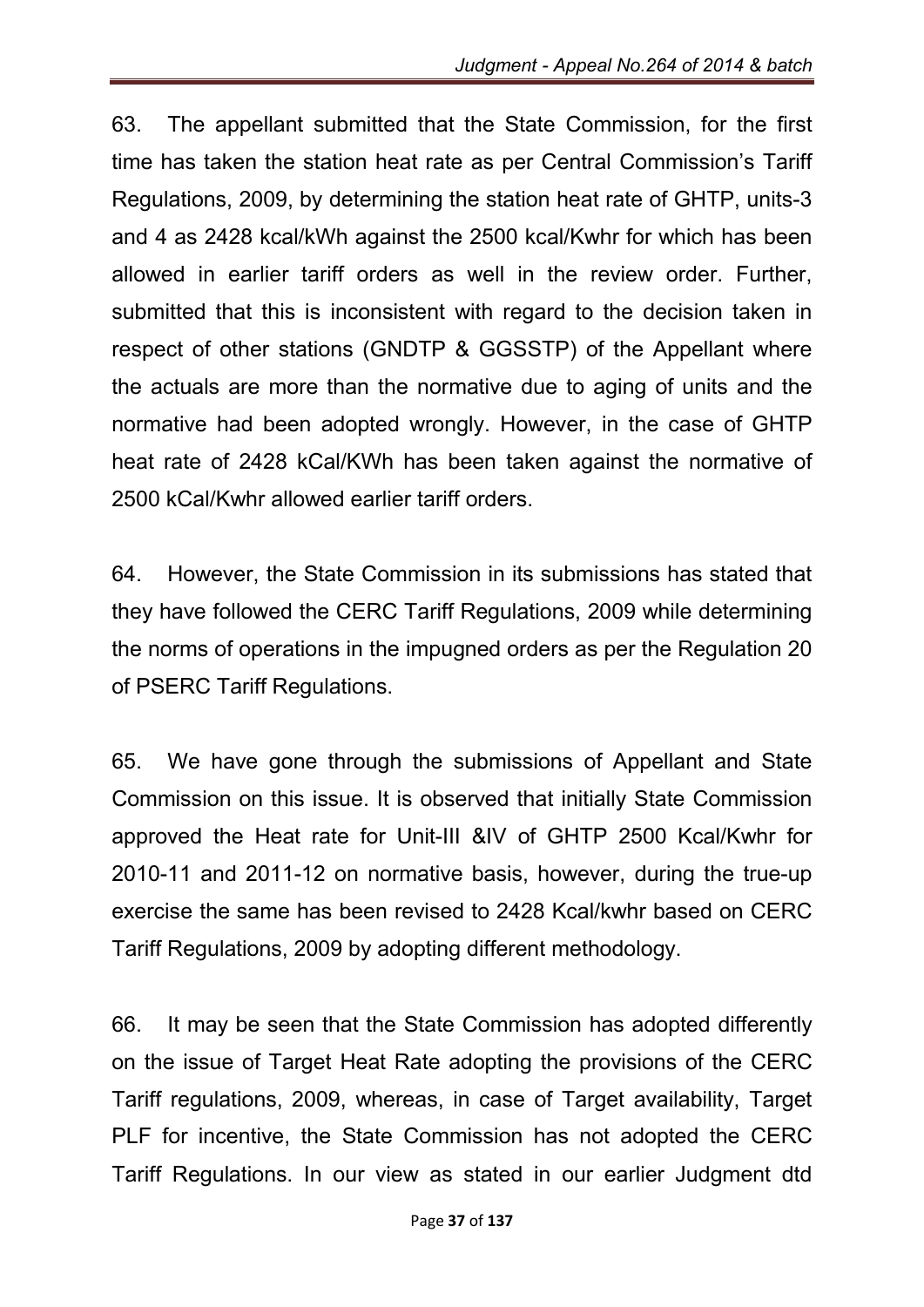63. The appellant submitted that the State Commission, for the first time has taken the station heat rate as per Central Commission's Tariff Regulations, 2009, by determining the station heat rate of GHTP, units-3 and 4 as 2428 kcal/kWh against the 2500 kcal/Kwhr for which has been allowed in earlier tariff orders as well in the review order. Further, submitted that this is inconsistent with regard to the decision taken in respect of other stations (GNDTP & GGSSTP) of the Appellant where the actuals are more than the normative due to aging of units and the normative had been adopted wrongly. However, in the case of GHTP heat rate of 2428 kCal/KWh has been taken against the normative of 2500 kCal/Kwhr allowed earlier tariff orders.

64. However, the State Commission in its submissions has stated that they have followed the CERC Tariff Regulations, 2009 while determining the norms of operations in the impugned orders as per the Regulation 20 of PSERC Tariff Regulations.

65. We have gone through the submissions of Appellant and State Commission on this issue. It is observed that initially State Commission approved the Heat rate for Unit-III &IV of GHTP 2500 Kcal/Kwhr for 2010-11 and 2011-12 on normative basis, however, during the true-up exercise the same has been revised to 2428 Kcal/kwhr based on CERC Tariff Regulations, 2009 by adopting different methodology.

66. It may be seen that the State Commission has adopted differently on the issue of Target Heat Rate adopting the provisions of the CERC Tariff regulations, 2009, whereas, in case of Target availability, Target PLF for incentive, the State Commission has not adopted the CERC Tariff Regulations. In our view as stated in our earlier Judgment dtd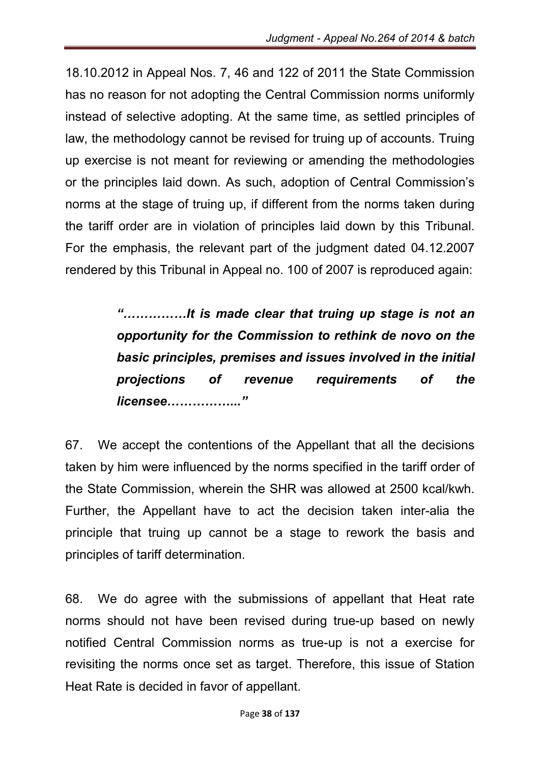18.10.2012 in Appeal Nos. 7, 46 and 122 of 2011 the State Commission has no reason for not adopting the Central Commission norms uniformly instead of selective adopting. At the same time, as settled principles of law, the methodology cannot be revised for truing up of accounts. Truing up exercise is not meant for reviewing or amending the methodologies or the principles laid down. As such, adoption of Central Commission's norms at the stage of truing up, if different from the norms taken during the tariff order are in violation of principles laid down by this Tribunal. For the emphasis, the relevant part of the judgment dated 04.12.2007 rendered by this Tribunal in Appeal no. 100 of 2007 is reproduced again:

> ***"……………It is made clear that truing up stage is not an opportunity for the Commission to rethink de novo on the basic principles, premises and issues involved in the initial projections of revenue requirements of the licensee……………..."***

67. We accept the contentions of the Appellant that all the decisions taken by him were influenced by the norms specified in the tariff order of the State Commission, wherein the SHR was allowed at 2500 kcal/kwh. Further, the Appellant have to act the decision taken inter-alia the principle that truing up cannot be a stage to rework the basis and principles of tariff determination.

68. We do agree with the submissions of appellant that Heat rate norms should not have been revised during true-up based on newly notified Central Commission norms as true-up is not a exercise for revisiting the norms once set as target. Therefore, this issue of Station Heat Rate is decided in favor of appellant.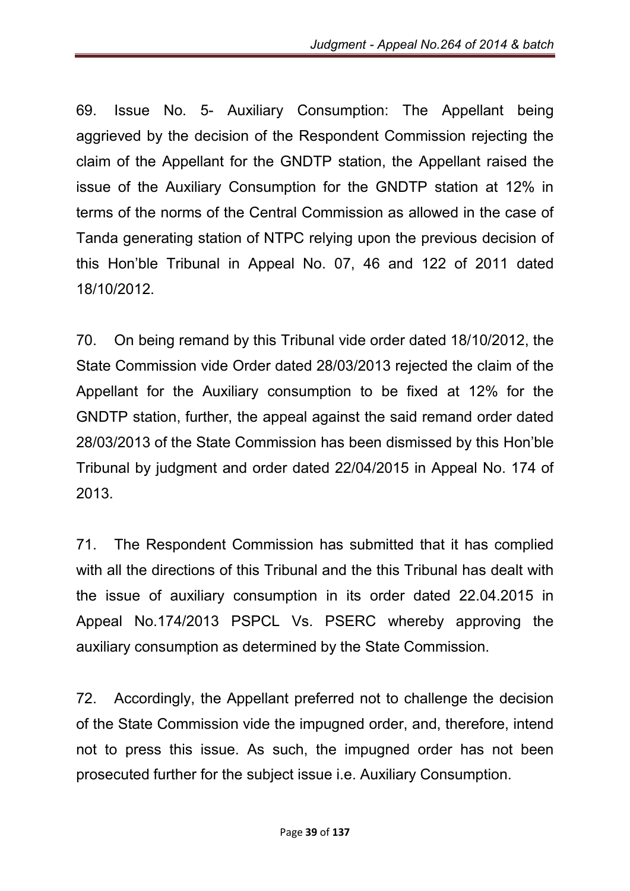69. Issue No. 5- Auxiliary Consumption: The Appellant being aggrieved by the decision of the Respondent Commission rejecting the claim of the Appellant for the GNDTP station, the Appellant raised the issue of the Auxiliary Consumption for the GNDTP station at 12% in terms of the norms of the Central Commission as allowed in the case of Tanda generating station of NTPC relying upon the previous decision of this Hon'ble Tribunal in Appeal No. 07, 46 and 122 of 2011 dated 18/10/2012.

70. On being remand by this Tribunal vide order dated 18/10/2012, the State Commission vide Order dated 28/03/2013 rejected the claim of the Appellant for the Auxiliary consumption to be fixed at 12% for the GNDTP station, further, the appeal against the said remand order dated 28/03/2013 of the State Commission has been dismissed by this Hon'ble Tribunal by judgment and order dated 22/04/2015 in Appeal No. 174 of 2013.

71. The Respondent Commission has submitted that it has complied with all the directions of this Tribunal and the this Tribunal has dealt with the issue of auxiliary consumption in its order dated 22.04.2015 in Appeal No.174/2013 PSPCL Vs. PSERC whereby approving the auxiliary consumption as determined by the State Commission.

72. Accordingly, the Appellant preferred not to challenge the decision of the State Commission vide the impugned order, and, therefore, intend not to press this issue. As such, the impugned order has not been prosecuted further for the subject issue i.e. Auxiliary Consumption.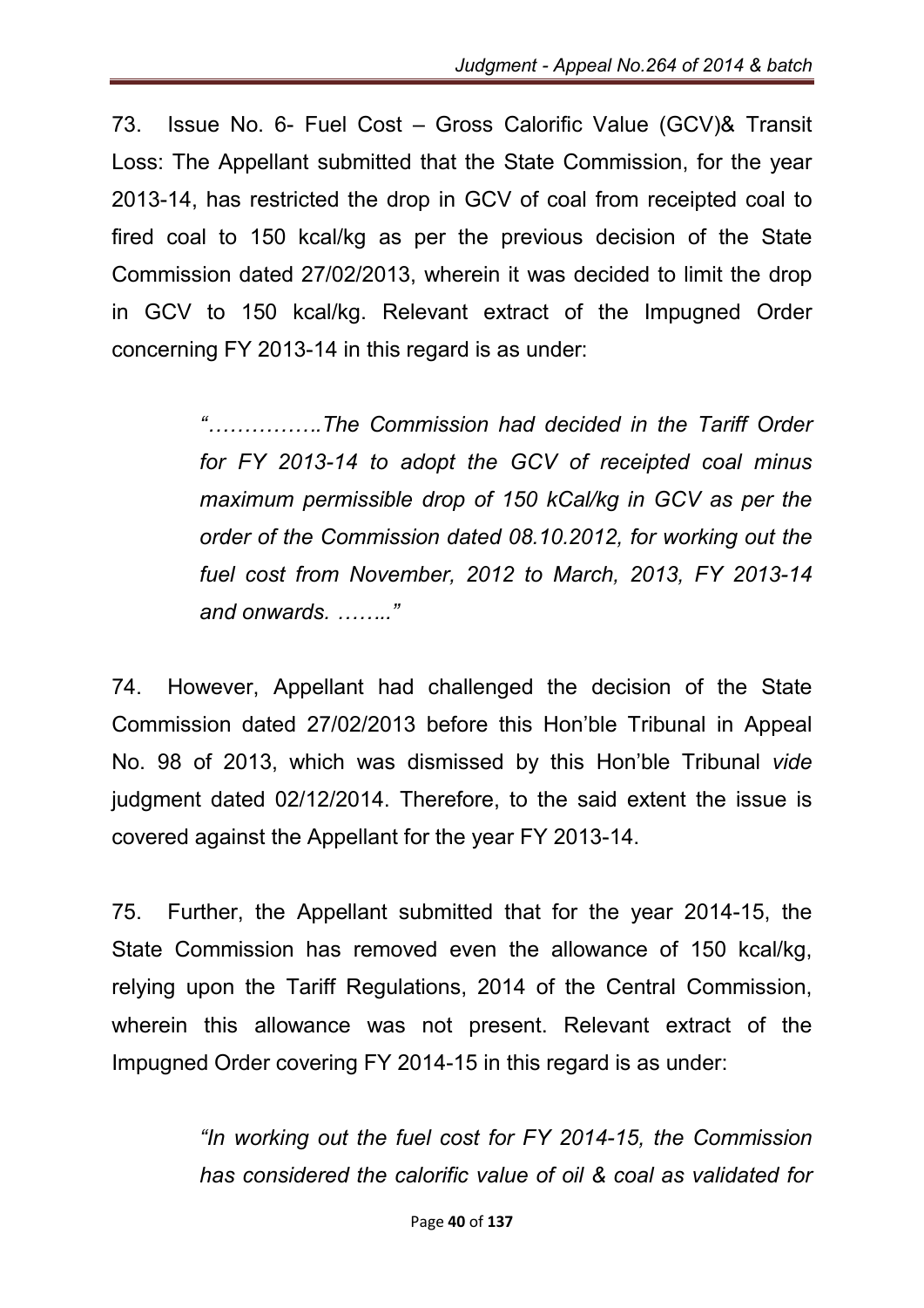73. Issue No. 6- Fuel Cost – Gross Calorific Value (GCV)& Transit Loss: The Appellant submitted that the State Commission, for the year 2013-14, has restricted the drop in GCV of coal from receipted coal to fired coal to 150 kcal/kg as per the previous decision of the State Commission dated 27/02/2013, wherein it was decided to limit the drop in GCV to 150 kcal/kg. Relevant extract of the Impugned Order concerning FY 2013-14 in this regard is as under:

> *"…………….The Commission had decided in the Tariff Order for FY 2013-14 to adopt the GCV of receipted coal minus maximum permissible drop of 150 kCal/kg in GCV as per the order of the Commission dated 08.10.2012, for working out the fuel cost from November, 2012 to March, 2013, FY 2013-14 and onwards. ……..."*

74. However, Appellant had challenged the decision of the State Commission dated 27/02/2013 before this Hon'ble Tribunal in Appeal No. 98 of 2013, which was dismissed by this Hon'ble Tribunal *vide* judgment dated 02/12/2014. Therefore, to the said extent the issue is covered against the Appellant for the year FY 2013-14.

75. Further, the Appellant submitted that for the year 2014-15, the State Commission has removed even the allowance of 150 kcal/kg, relying upon the Tariff Regulations, 2014 of the Central Commission, wherein this allowance was not present. Relevant extract of the Impugned Order covering FY 2014-15 in this regard is as under:

> *"In working out the fuel cost for FY 2014-15, the Commission has considered the calorific value of oil & coal as validated for*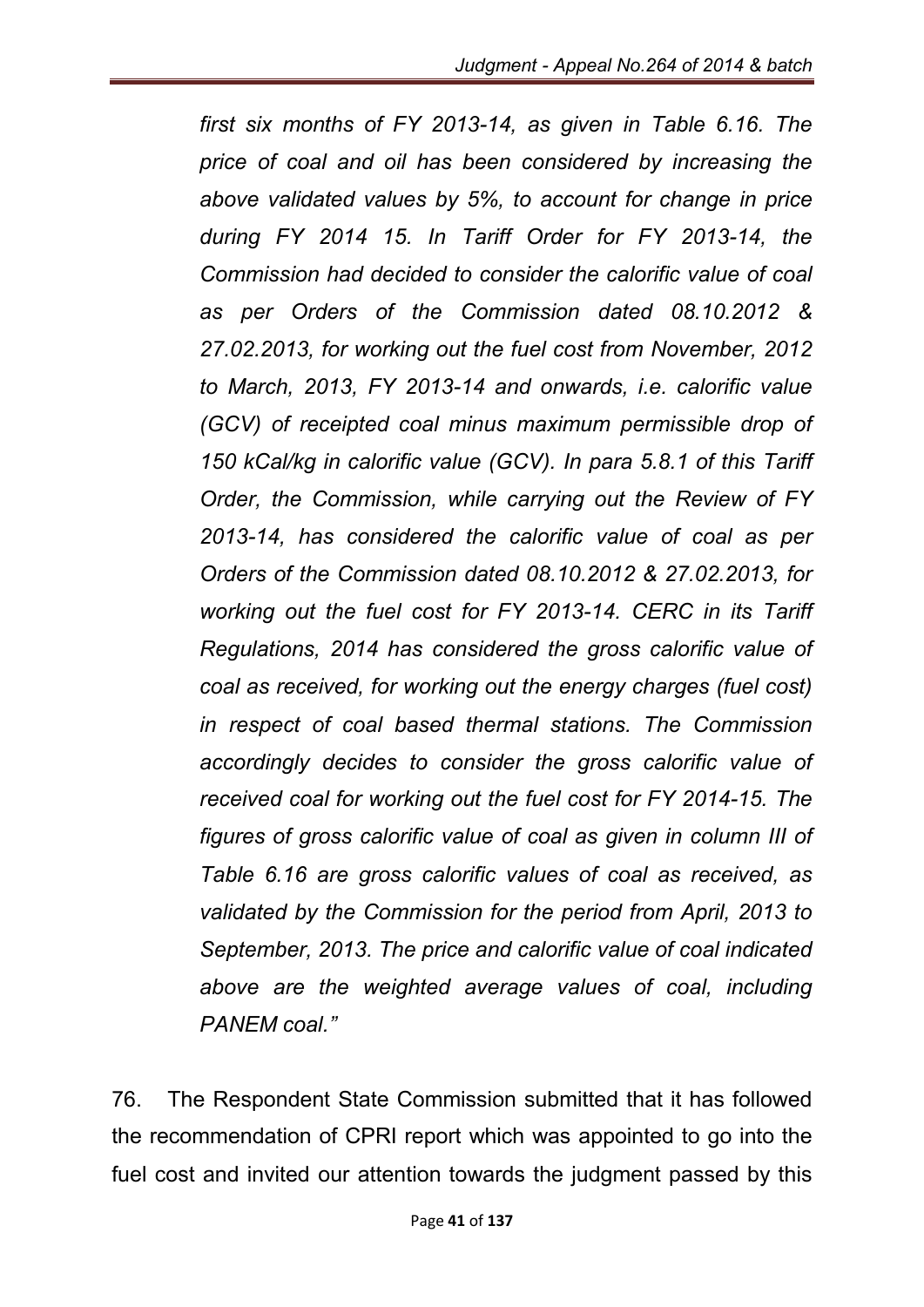*first six months of FY 2013-14, as given in Table 6.16. The price of coal and oil has been considered by increasing the above validated values by 5%, to account for change in price during FY 2014 15. In Tariff Order for FY 2013-14, the Commission had decided to consider the calorific value of coal as per Orders of the Commission dated 08.10.2012 & 27.02.2013, for working out the fuel cost from November, 2012 to March, 2013, FY 2013-14 and onwards, i.e. calorific value (GCV) of receipted coal minus maximum permissible drop of 150 kCal/kg in calorific value (GCV). In para 5.8.1 of this Tariff Order, the Commission, while carrying out the Review of FY 2013-14, has considered the calorific value of coal as per Orders of the Commission dated 08.10.2012 & 27.02.2013, for working out the fuel cost for FY 2013-14. CERC in its Tariff Regulations, 2014 has considered the gross calorific value of coal as received, for working out the energy charges (fuel cost) in respect of coal based thermal stations. The Commission accordingly decides to consider the gross calorific value of received coal for working out the fuel cost for FY 2014-15. The figures of gross calorific value of coal as given in column III of Table 6.16 are gross calorific values of coal as received, as validated by the Commission for the period from April, 2013 to September, 2013. The price and calorific value of coal indicated above are the weighted average values of coal, including PANEM coal."*

76. The Respondent State Commission submitted that it has followed the recommendation of CPRI report which was appointed to go into the fuel cost and invited our attention towards the judgment passed by this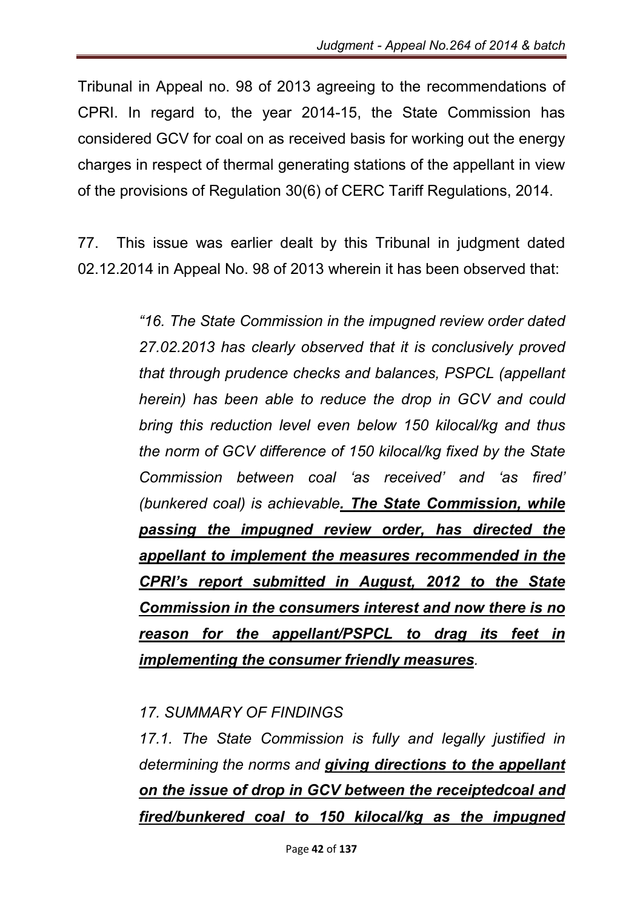Tribunal in Appeal no. 98 of 2013 agreeing to the recommendations of CPRI. In regard to, the year 2014-15, the State Commission has considered GCV for coal on as received basis for working out the energy charges in respect of thermal generating stations of the appellant in view of the provisions of Regulation 30(6) of CERC Tariff Regulations, 2014.

77. This issue was earlier dealt by this Tribunal in judgment dated 02.12.2014 in Appeal No. 98 of 2013 wherein it has been observed that:

> *"16. The State Commission in the impugned review order dated 27.02.2013 has clearly observed that it is conclusively proved that through prudence checks and balances, PSPCL (appellant herein) has been able to reduce the drop in GCV and could bring this reduction level even below 150 kilocal/kg and thus the norm of GCV difference of 150 kilocal/kg fixed by the State Commission between coal 'as received' and 'as fired' (bunkered coal) is achievable**. The State Commission, while passing the impugned review order, has directed the appellant to implement the measures recommended in the CPRI's report submitted in August, 2012 to the State Commission in the consumers interest and now there is no reason for the appellant/PSPCL to drag its feet in implementing the consumer friendly measures**.*
>
> *17. SUMMARY OF FINDINGS*
>
> *17.1. The State Commission is fully and legally justified in determining the norms and **giving directions to the appellant on the issue of drop in GCV between the receiptedcoal and fired/bunkered coal to 150 kilocal/kg as the impugned***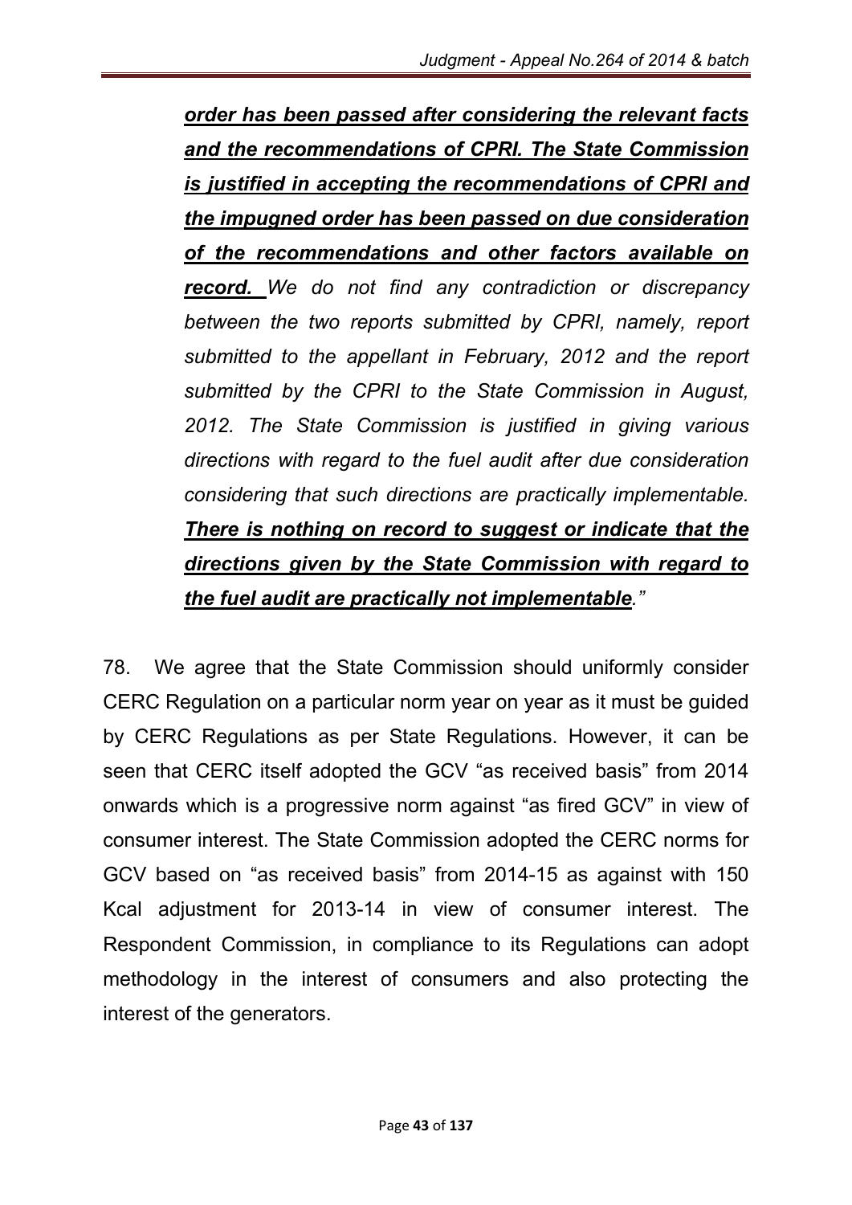***order has been passed after considering the relevant facts and the recommendations of CPRI. The State Commission is justified in accepting the recommendations of CPRI and the impugned order has been passed on due consideration of the recommendations and other factors available on record.*** *We do not find any contradiction or discrepancy between the two reports submitted by CPRI, namely, report submitted to the appellant in February, 2012 and the report submitted by the CPRI to the State Commission in August, 2012. The State Commission is justified in giving various directions with regard to the fuel audit after due consideration considering that such directions are practically implementable.* ***There is nothing on record to suggest or indicate that the directions given by the State Commission with regard to the fuel audit are practically not implementable****."*

78. We agree that the State Commission should uniformly consider CERC Regulation on a particular norm year on year as it must be guided by CERC Regulations as per State Regulations. However, it can be seen that CERC itself adopted the GCV "as received basis" from 2014 onwards which is a progressive norm against "as fired GCV" in view of consumer interest. The State Commission adopted the CERC norms for GCV based on "as received basis" from 2014-15 as against with 150 Kcal adjustment for 2013-14 in view of consumer interest. The Respondent Commission, in compliance to its Regulations can adopt methodology in the interest of consumers and also protecting the interest of the generators.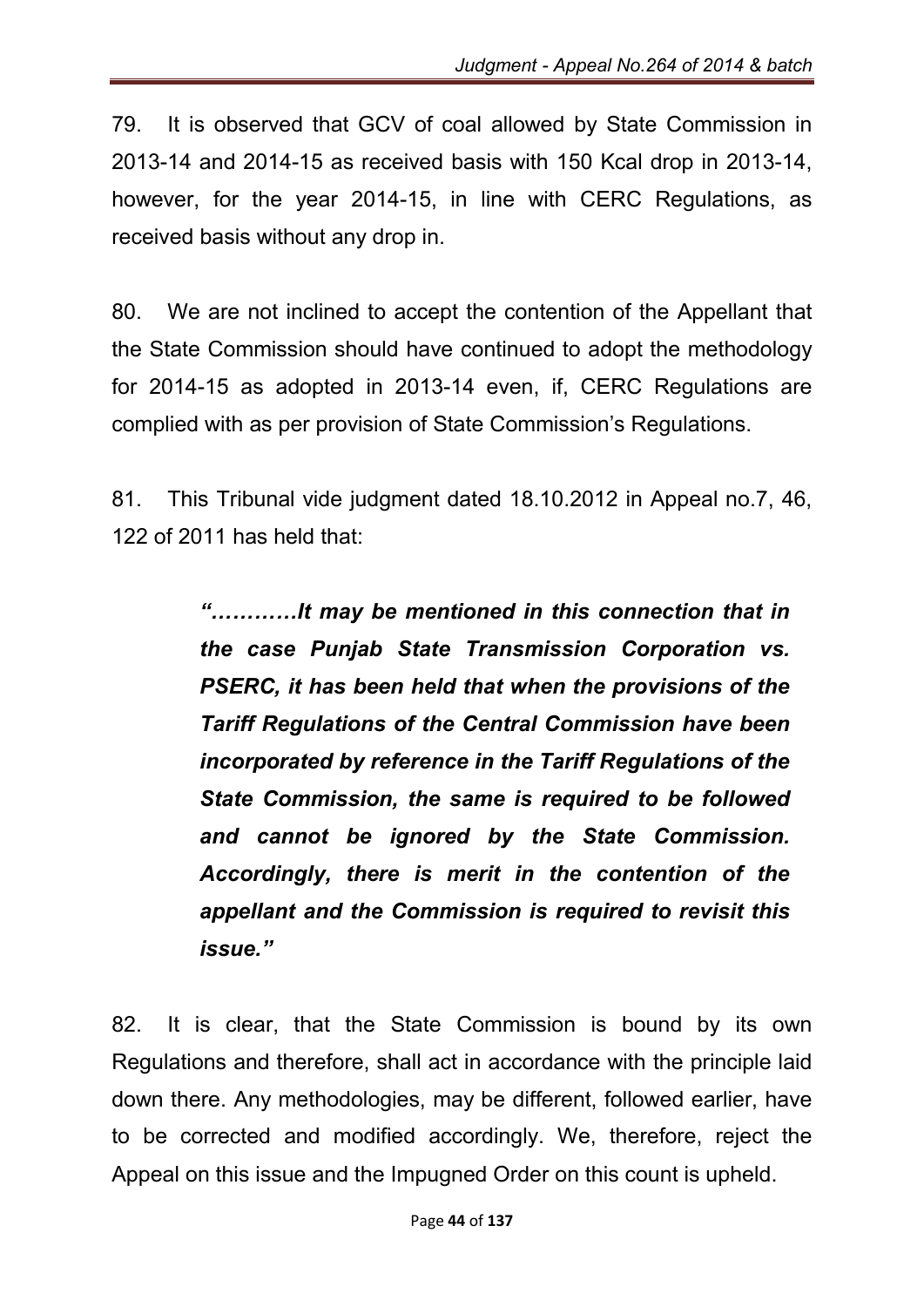79. It is observed that GCV of coal allowed by State Commission in 2013-14 and 2014-15 as received basis with 150 Kcal drop in 2013-14, however, for the year 2014-15, in line with CERC Regulations, as received basis without any drop in.

80. We are not inclined to accept the contention of the Appellant that the State Commission should have continued to adopt the methodology for 2014-15 as adopted in 2013-14 even, if, CERC Regulations are complied with as per provision of State Commission's Regulations.

81. This Tribunal vide judgment dated 18.10.2012 in Appeal no.7, 46, 122 of 2011 has held that:

> ***"…………It may be mentioned in this connection that in the case Punjab State Transmission Corporation vs. PSERC, it has been held that when the provisions of the Tariff Regulations of the Central Commission have been incorporated by reference in the Tariff Regulations of the State Commission, the same is required to be followed and cannot be ignored by the State Commission. Accordingly, there is merit in the contention of the appellant and the Commission is required to revisit this issue."***

82. It is clear, that the State Commission is bound by its own Regulations and therefore, shall act in accordance with the principle laid down there. Any methodologies, may be different, followed earlier, have to be corrected and modified accordingly. We, therefore, reject the Appeal on this issue and the Impugned Order on this count is upheld.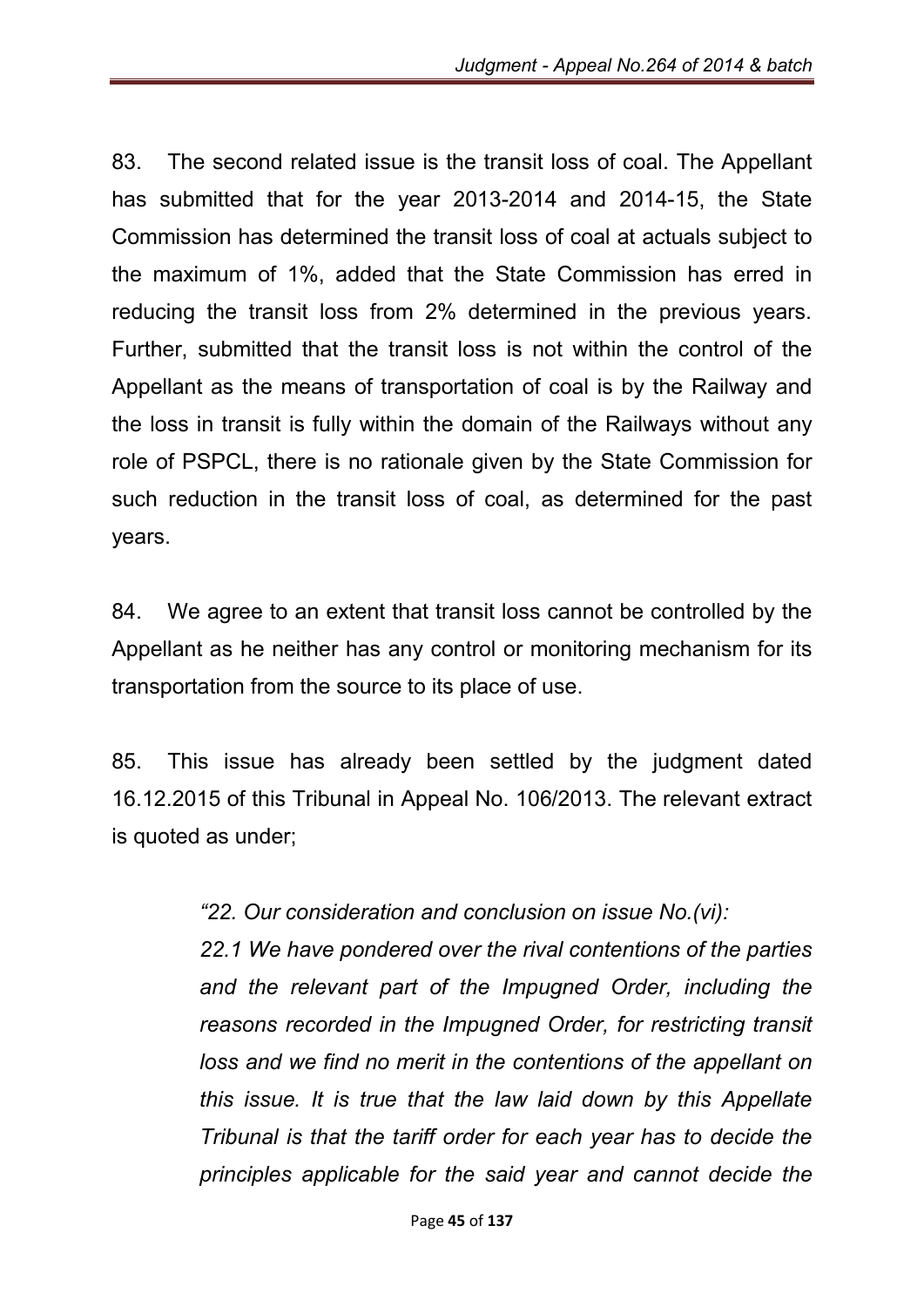83. The second related issue is the transit loss of coal. The Appellant has submitted that for the year 2013-2014 and 2014-15, the State Commission has determined the transit loss of coal at actuals subject to the maximum of 1%, added that the State Commission has erred in reducing the transit loss from 2% determined in the previous years. Further, submitted that the transit loss is not within the control of the Appellant as the means of transportation of coal is by the Railway and the loss in transit is fully within the domain of the Railways without any role of PSPCL, there is no rationale given by the State Commission for such reduction in the transit loss of coal, as determined for the past years.

84. We agree to an extent that transit loss cannot be controlled by the Appellant as he neither has any control or monitoring mechanism for its transportation from the source to its place of use.

85. This issue has already been settled by the judgment dated 16.12.2015 of this Tribunal in Appeal No. 106/2013. The relevant extract is quoted as under;

> *"22. Our consideration and conclusion on issue No.(vi):*
>
> *22.1 We have pondered over the rival contentions of the parties and the relevant part of the Impugned Order, including the reasons recorded in the Impugned Order, for restricting transit loss and we find no merit in the contentions of the appellant on this issue. It is true that the law laid down by this Appellate Tribunal is that the tariff order for each year has to decide the principles applicable for the said year and cannot decide the*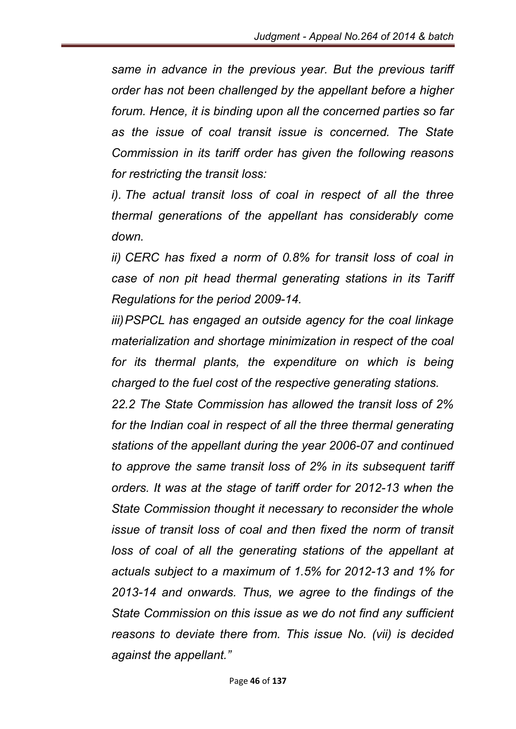*same in advance in the previous year. But the previous tariff order has not been challenged by the appellant before a higher forum. Hence, it is binding upon all the concerned parties so far as the issue of coal transit issue is concerned. The State Commission in its tariff order has given the following reasons for restricting the transit loss:*

*i). The actual transit loss of coal in respect of all the three thermal generations of the appellant has considerably come down.*

*ii) CERC has fixed a norm of 0.8% for transit loss of coal in case of non pit head thermal generating stations in its Tariff Regulations for the period 2009-14.*

*iii) PSPCL has engaged an outside agency for the coal linkage materialization and shortage minimization in respect of the coal for its thermal plants, the expenditure on which is being charged to the fuel cost of the respective generating stations.*

*22.2 The State Commission has allowed the transit loss of 2% for the Indian coal in respect of all the three thermal generating stations of the appellant during the year 2006-07 and continued to approve the same transit loss of 2% in its subsequent tariff orders. It was at the stage of tariff order for 2012-13 when the State Commission thought it necessary to reconsider the whole issue of transit loss of coal and then fixed the norm of transit loss of coal of all the generating stations of the appellant at actuals subject to a maximum of 1.5% for 2012-13 and 1% for 2013-14 and onwards. Thus, we agree to the findings of the State Commission on this issue as we do not find any sufficient reasons to deviate there from. This issue No. (vii) is decided against the appellant."*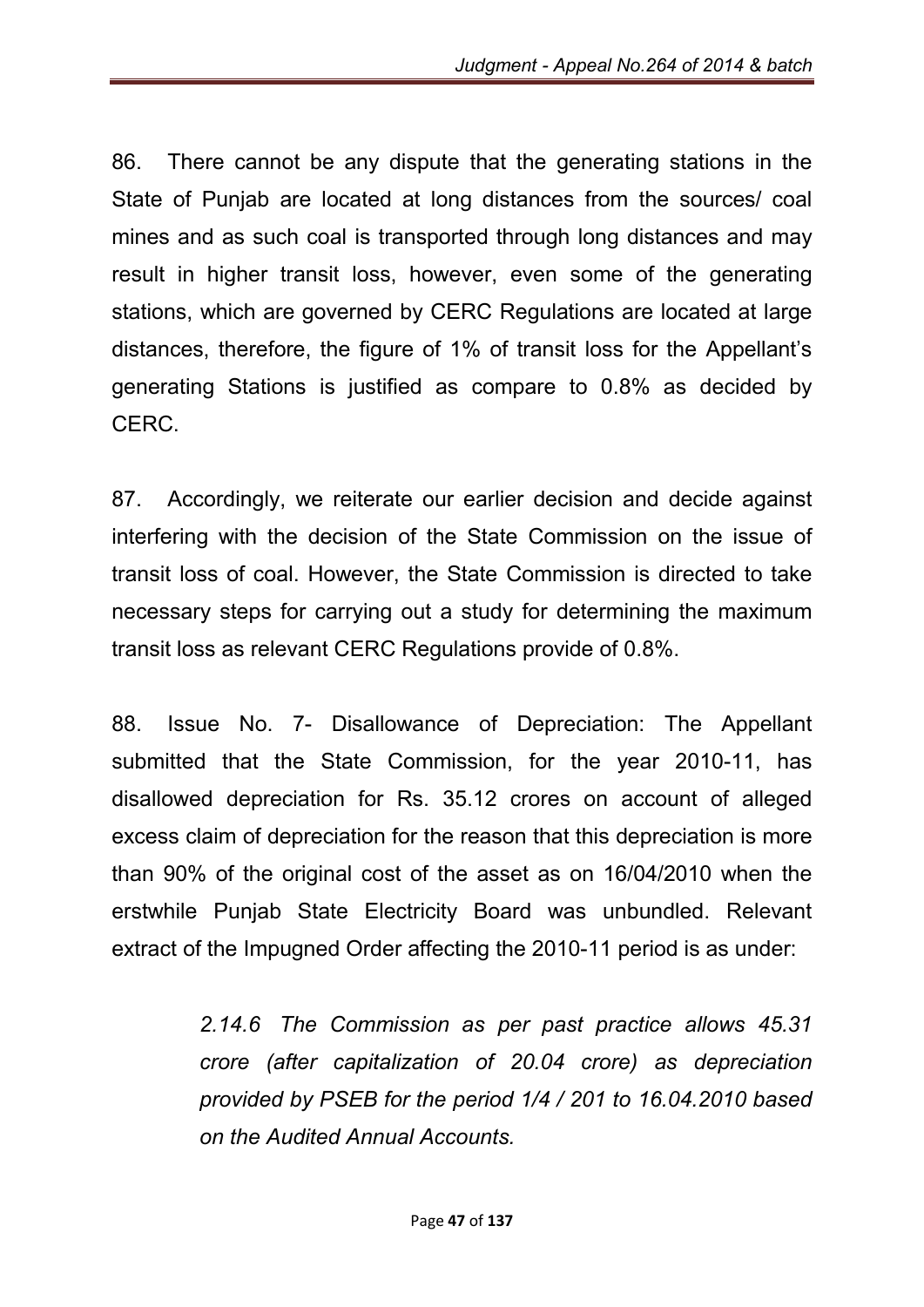86. There cannot be any dispute that the generating stations in the State of Punjab are located at long distances from the sources/ coal mines and as such coal is transported through long distances and may result in higher transit loss, however, even some of the generating stations, which are governed by CERC Regulations are located at large distances, therefore, the figure of 1% of transit loss for the Appellant's generating Stations is justified as compare to 0.8% as decided by CERC.

87. Accordingly, we reiterate our earlier decision and decide against interfering with the decision of the State Commission on the issue of transit loss of coal. However, the State Commission is directed to take necessary steps for carrying out a study for determining the maximum transit loss as relevant CERC Regulations provide of 0.8%.

88. Issue No. 7- Disallowance of Depreciation: The Appellant submitted that the State Commission, for the year 2010-11, has disallowed depreciation for Rs. 35.12 crores on account of alleged excess claim of depreciation for the reason that this depreciation is more than 90% of the original cost of the asset as on 16/04/2010 when the erstwhile Punjab State Electricity Board was unbundled. Relevant extract of the Impugned Order affecting the 2010-11 period is as under:

> *2.14.6 The Commission as per past practice allows 45.31 crore (after capitalization of 20.04 crore) as depreciation provided by PSEB for the period 1/4 / 201 to 16.04.2010 based on the Audited Annual Accounts.*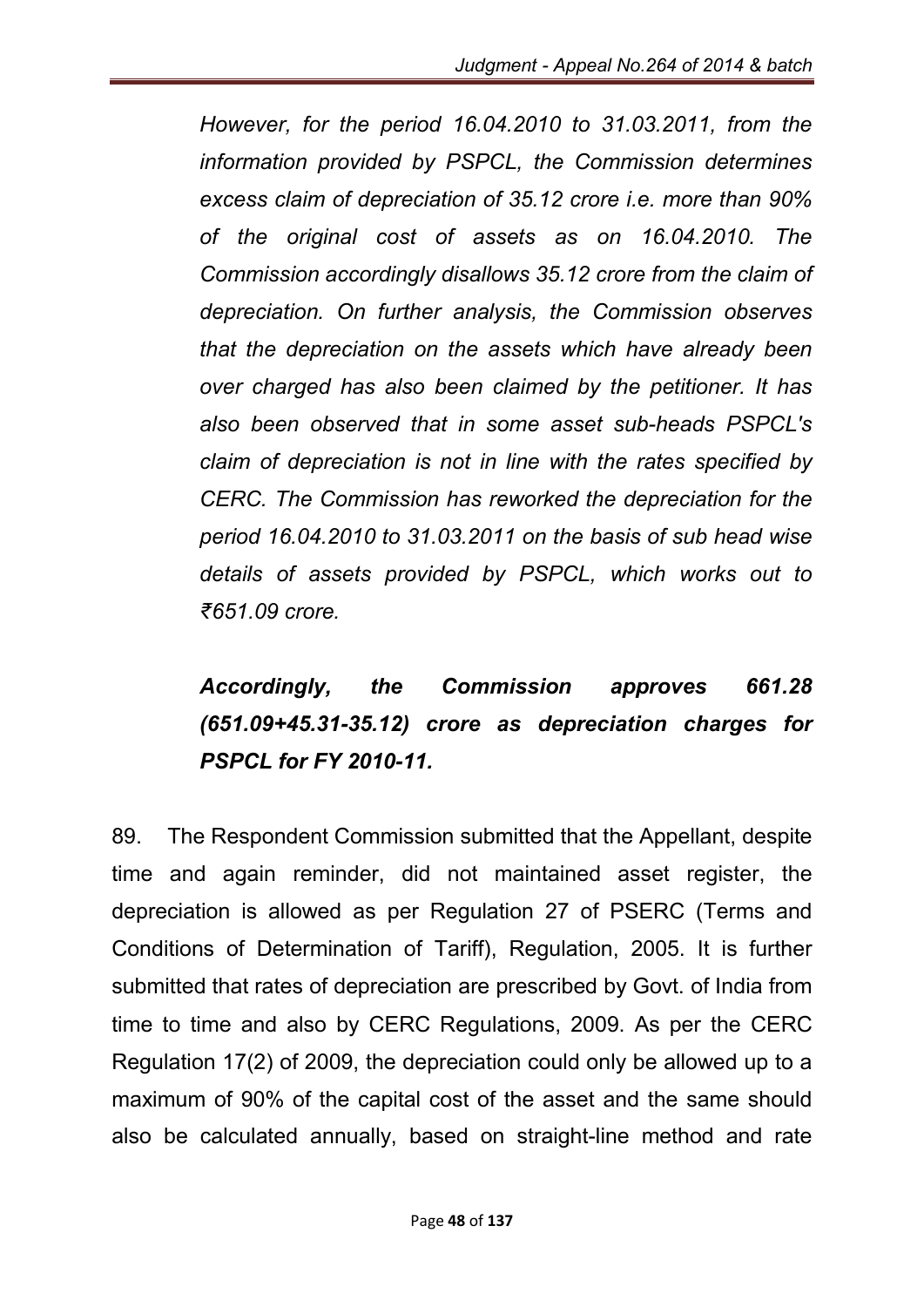*However, for the period 16.04.2010 to 31.03.2011, from the information provided by PSPCL, the Commission determines excess claim of depreciation of 35.12 crore i.e. more than 90% of the original cost of assets as on 16.04.2010. The Commission accordingly disallows 35.12 crore from the claim of depreciation. On further analysis, the Commission observes that the depreciation on the assets which have already been over charged has also been claimed by the petitioner. It has also been observed that in some asset sub-heads PSPCL's claim of depreciation is not in line with the rates specified by CERC. The Commission has reworked the depreciation for the period 16.04.2010 to 31.03.2011 on the basis of sub head wise details of assets provided by PSPCL, which works out to ₹651.09 crore.*

***Accordingly, the Commission approves 661.28 (651.09+45.31-35.12) crore as depreciation charges for PSPCL for FY 2010-11.***

89. The Respondent Commission submitted that the Appellant, despite time and again reminder, did not maintained asset register, the depreciation is allowed as per Regulation 27 of PSERC (Terms and Conditions of Determination of Tariff), Regulation, 2005. It is further submitted that rates of depreciation are prescribed by Govt. of India from time to time and also by CERC Regulations, 2009. As per the CERC Regulation 17(2) of 2009, the depreciation could only be allowed up to a maximum of 90% of the capital cost of the asset and the same should also be calculated annually, based on straight-line method and rate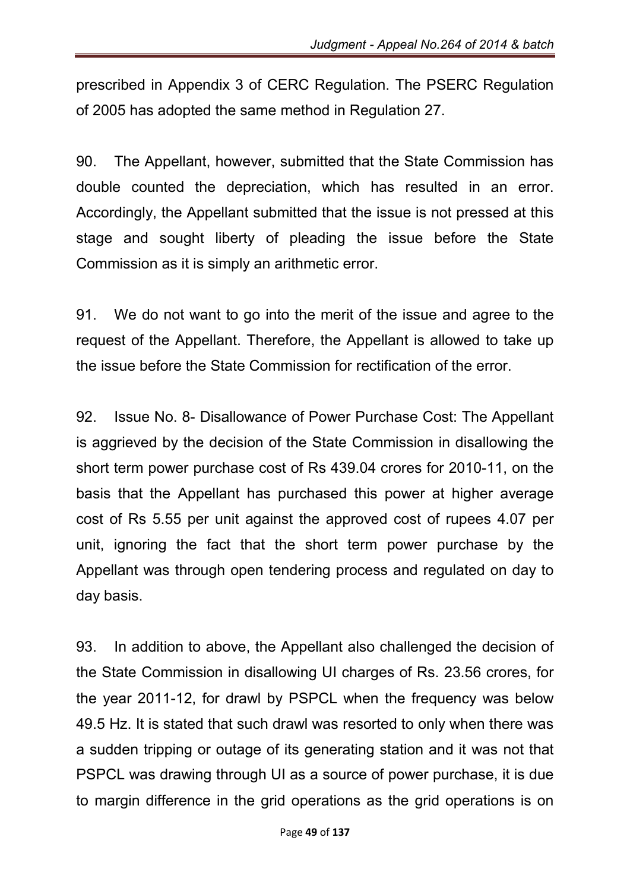prescribed in Appendix 3 of CERC Regulation. The PSERC Regulation of 2005 has adopted the same method in Regulation 27.

90. The Appellant, however, submitted that the State Commission has double counted the depreciation, which has resulted in an error. Accordingly, the Appellant submitted that the issue is not pressed at this stage and sought liberty of pleading the issue before the State Commission as it is simply an arithmetic error.

91. We do not want to go into the merit of the issue and agree to the request of the Appellant. Therefore, the Appellant is allowed to take up the issue before the State Commission for rectification of the error.

92. Issue No. 8- Disallowance of Power Purchase Cost: The Appellant is aggrieved by the decision of the State Commission in disallowing the short term power purchase cost of Rs 439.04 crores for 2010-11, on the basis that the Appellant has purchased this power at higher average cost of Rs 5.55 per unit against the approved cost of rupees 4.07 per unit, ignoring the fact that the short term power purchase by the Appellant was through open tendering process and regulated on day to day basis.

93. In addition to above, the Appellant also challenged the decision of the State Commission in disallowing UI charges of Rs. 23.56 crores, for the year 2011-12, for drawl by PSPCL when the frequency was below 49.5 Hz. It is stated that such drawl was resorted to only when there was a sudden tripping or outage of its generating station and it was not that PSPCL was drawing through UI as a source of power purchase, it is due to margin difference in the grid operations as the grid operations is on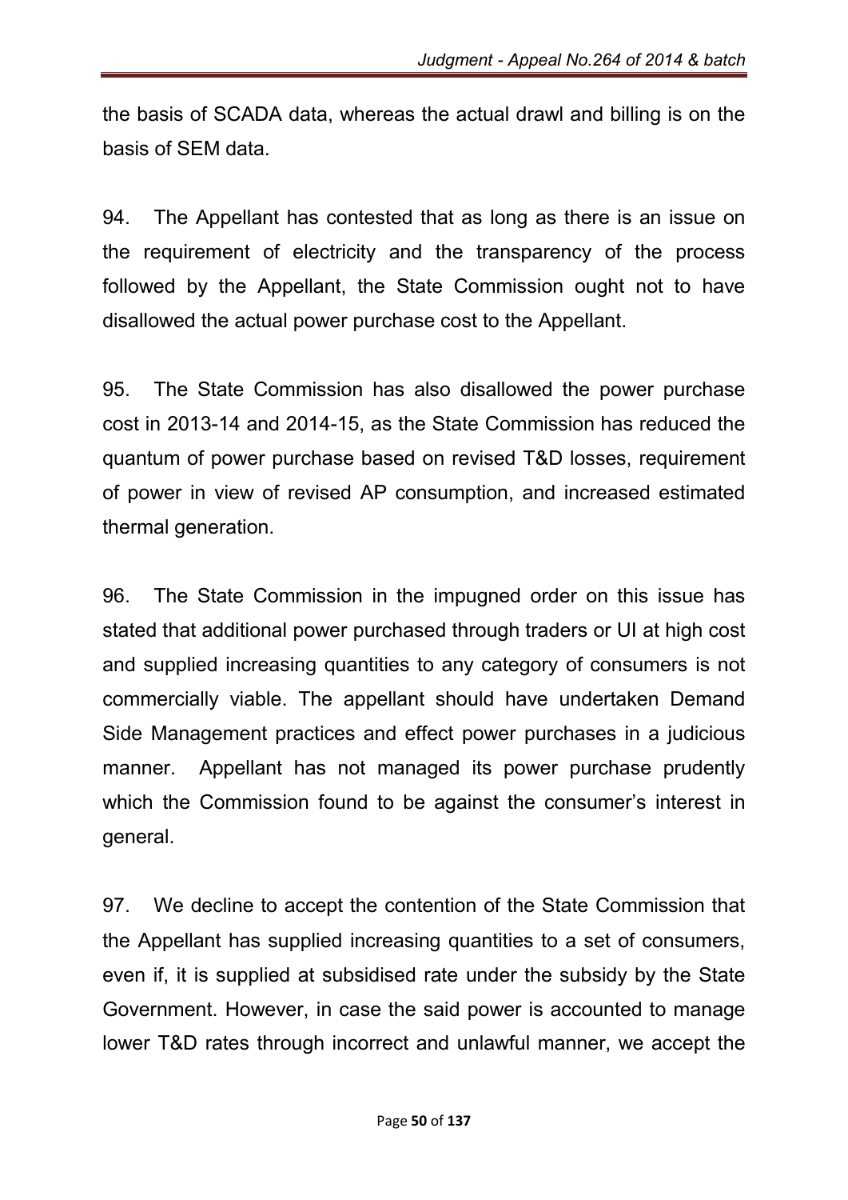the basis of SCADA data, whereas the actual drawl and billing is on the basis of SEM data.

94. The Appellant has contested that as long as there is an issue on the requirement of electricity and the transparency of the process followed by the Appellant, the State Commission ought not to have disallowed the actual power purchase cost to the Appellant.

95. The State Commission has also disallowed the power purchase cost in 2013-14 and 2014-15, as the State Commission has reduced the quantum of power purchase based on revised T&D losses, requirement of power in view of revised AP consumption, and increased estimated thermal generation.

96. The State Commission in the impugned order on this issue has stated that additional power purchased through traders or UI at high cost and supplied increasing quantities to any category of consumers is not commercially viable. The appellant should have undertaken Demand Side Management practices and effect power purchases in a judicious manner. Appellant has not managed its power purchase prudently which the Commission found to be against the consumer's interest in general.

97. We decline to accept the contention of the State Commission that the Appellant has supplied increasing quantities to a set of consumers, even if, it is supplied at subsidised rate under the subsidy by the State Government. However, in case the said power is accounted to manage lower T&D rates through incorrect and unlawful manner, we accept the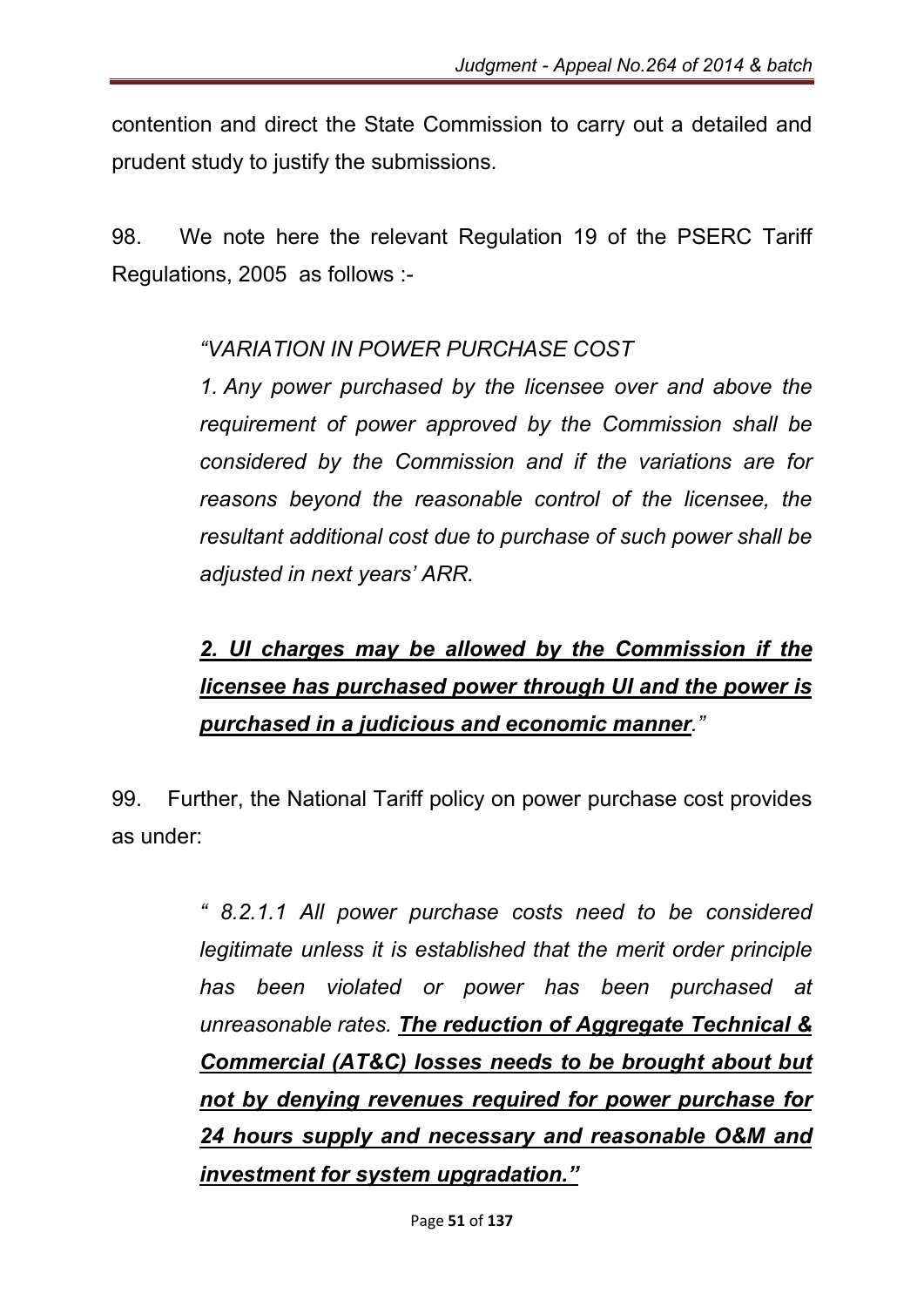contention and direct the State Commission to carry out a detailed and prudent study to justify the submissions.

98. We note here the relevant Regulation 19 of the PSERC Tariff Regulations, 2005 as follows :-

> *"VARIATION IN POWER PURCHASE COST*
>
> *1. Any power purchased by the licensee over and above the requirement of power approved by the Commission shall be considered by the Commission and if the variations are for reasons beyond the reasonable control of the licensee, the resultant additional cost due to purchase of such power shall be adjusted in next years' ARR.*
>
> ***<u>2. UI charges may be allowed by the Commission if the licensee has purchased power through UI and the power is purchased in a judicious and economic manner</u>."***

99. Further, the National Tariff policy on power purchase cost provides as under:

> *" 8.2.1.1 All power purchase costs need to be considered legitimate unless it is established that the merit order principle has been violated or power has been purchased at unreasonable rates.* ***<u>The reduction of Aggregate Technical & Commercial (AT&C) losses needs to be brought about but not by denying revenues required for power purchase for 24 hours supply and necessary and reasonable O&M and investment for system upgradation."</u>***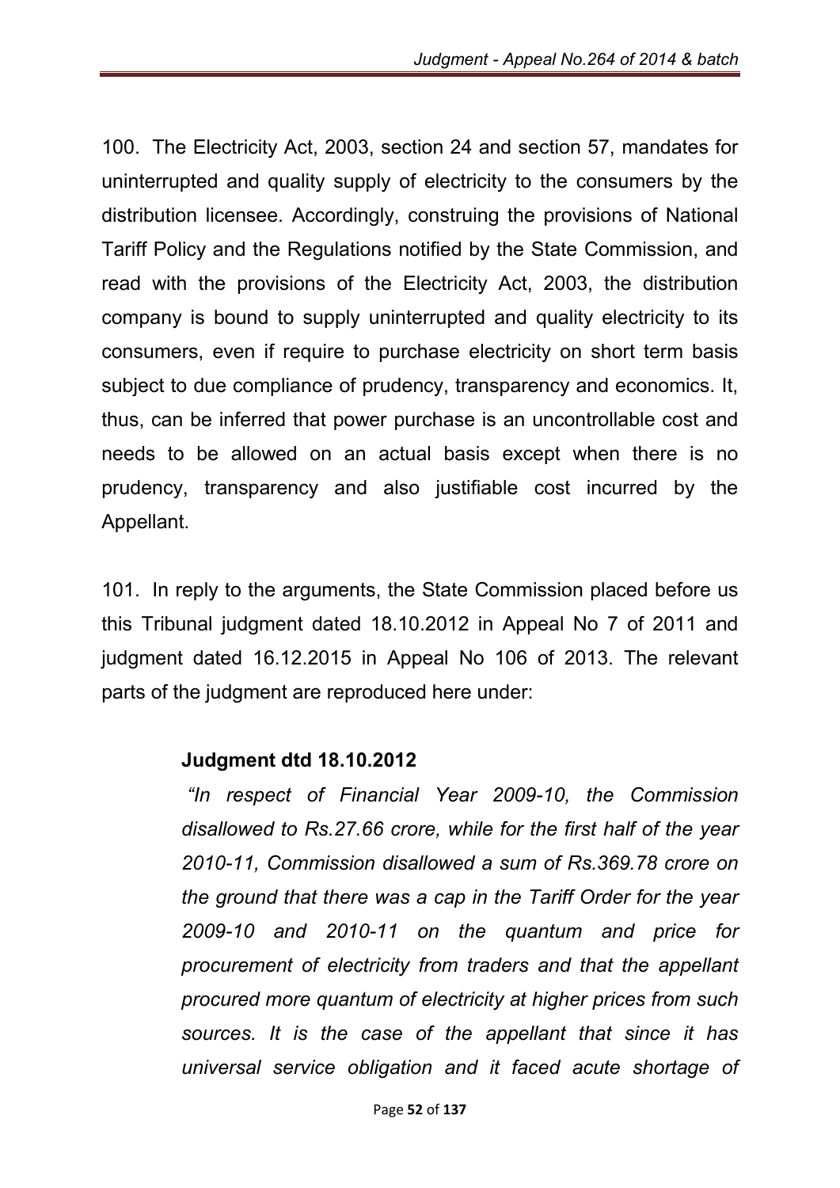100. The Electricity Act, 2003, section 24 and section 57, mandates for uninterrupted and quality supply of electricity to the consumers by the distribution licensee. Accordingly, construing the provisions of National Tariff Policy and the Regulations notified by the State Commission, and read with the provisions of the Electricity Act, 2003, the distribution company is bound to supply uninterrupted and quality electricity to its consumers, even if require to purchase electricity on short term basis subject to due compliance of prudency, transparency and economics. It, thus, can be inferred that power purchase is an uncontrollable cost and needs to be allowed on an actual basis except when there is no prudency, transparency and also justifiable cost incurred by the Appellant.

101. In reply to the arguments, the State Commission placed before us this Tribunal judgment dated 18.10.2012 in Appeal No 7 of 2011 and judgment dated 16.12.2015 in Appeal No 106 of 2013. The relevant parts of the judgment are reproduced here under:

**Judgment dtd 18.10.2012**

*"In respect of Financial Year 2009-10, the Commission disallowed to Rs.27.66 crore, while for the first half of the year 2010-11, Commission disallowed a sum of Rs.369.78 crore on the ground that there was a cap in the Tariff Order for the year 2009-10 and 2010-11 on the quantum and price for procurement of electricity from traders and that the appellant procured more quantum of electricity at higher prices from such sources. It is the case of the appellant that since it has universal service obligation and it faced acute shortage of*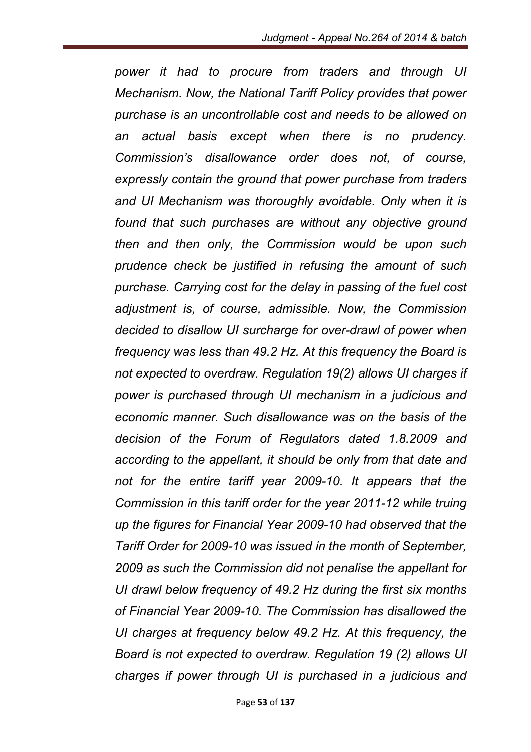*power it had to procure from traders and through UI Mechanism. Now, the National Tariff Policy provides that power purchase is an uncontrollable cost and needs to be allowed on an actual basis except when there is no prudency. Commission's disallowance order does not, of course, expressly contain the ground that power purchase from traders and UI Mechanism was thoroughly avoidable. Only when it is found that such purchases are without any objective ground then and then only, the Commission would be upon such prudence check be justified in refusing the amount of such purchase. Carrying cost for the delay in passing of the fuel cost adjustment is, of course, admissible. Now, the Commission decided to disallow UI surcharge for over-drawl of power when frequency was less than 49.2 Hz. At this frequency the Board is not expected to overdraw. Regulation 19(2) allows UI charges if power is purchased through UI mechanism in a judicious and economic manner. Such disallowance was on the basis of the decision of the Forum of Regulators dated 1.8.2009 and according to the appellant, it should be only from that date and not for the entire tariff year 2009-10. It appears that the Commission in this tariff order for the year 2011-12 while truing up the figures for Financial Year 2009-10 had observed that the Tariff Order for 2009-10 was issued in the month of September, 2009 as such the Commission did not penalise the appellant for UI drawl below frequency of 49.2 Hz during the first six months of Financial Year 2009-10. The Commission has disallowed the UI charges at frequency below 49.2 Hz. At this frequency, the Board is not expected to overdraw. Regulation 19 (2) allows UI charges if power through UI is purchased in a judicious and*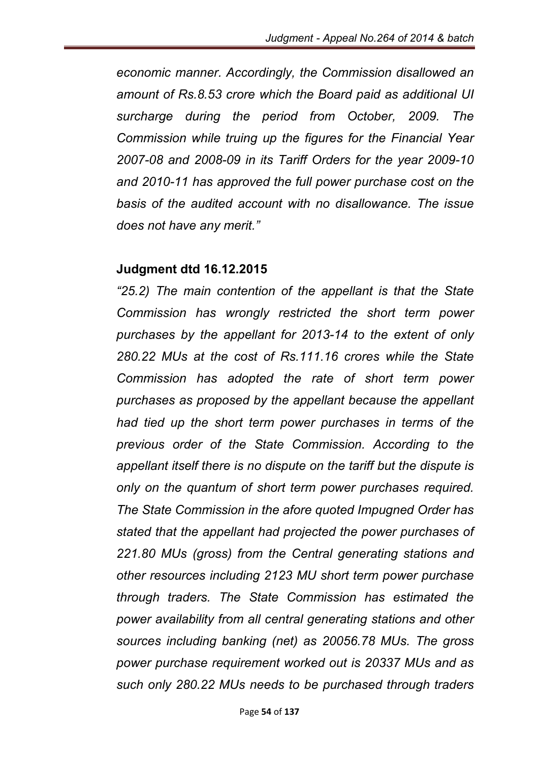*economic manner. Accordingly, the Commission disallowed an amount of Rs.8.53 crore which the Board paid as additional UI surcharge during the period from October, 2009. The Commission while truing up the figures for the Financial Year 2007-08 and 2008-09 in its Tariff Orders for the year 2009-10 and 2010-11 has approved the full power purchase cost on the basis of the audited account with no disallowance. The issue does not have any merit."*

**Judgment dtd 16.12.2015**

*"25.2) The main contention of the appellant is that the State Commission has wrongly restricted the short term power purchases by the appellant for 2013-14 to the extent of only 280.22 MUs at the cost of Rs.111.16 crores while the State Commission has adopted the rate of short term power purchases as proposed by the appellant because the appellant had tied up the short term power purchases in terms of the previous order of the State Commission. According to the appellant itself there is no dispute on the tariff but the dispute is only on the quantum of short term power purchases required. The State Commission in the afore quoted Impugned Order has stated that the appellant had projected the power purchases of 221.80 MUs (gross) from the Central generating stations and other resources including 2123 MU short term power purchase through traders. The State Commission has estimated the power availability from all central generating stations and other sources including banking (net) as 20056.78 MUs. The gross power purchase requirement worked out is 20337 MUs and as such only 280.22 MUs needs to be purchased through traders*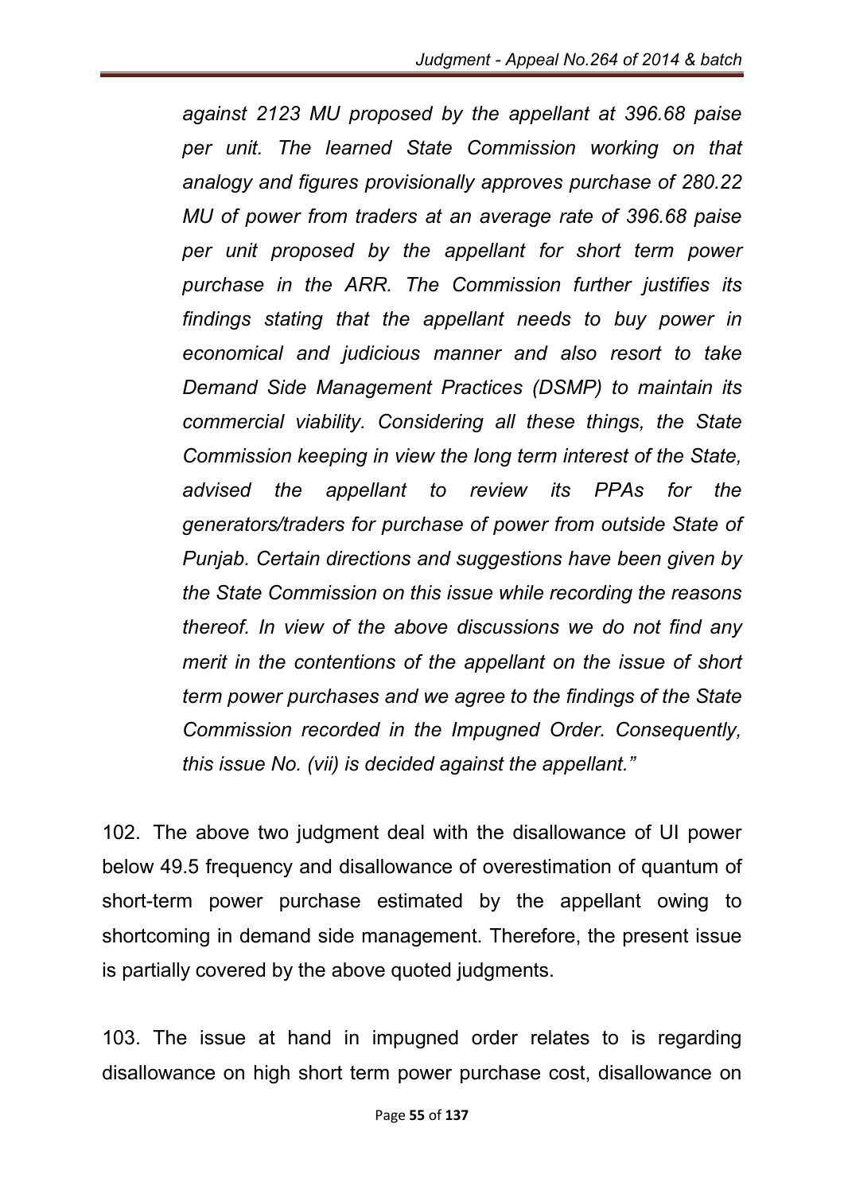*against 2123 MU proposed by the appellant at 396.68 paise per unit. The learned State Commission working on that analogy and figures provisionally approves purchase of 280.22 MU of power from traders at an average rate of 396.68 paise per unit proposed by the appellant for short term power purchase in the ARR. The Commission further justifies its findings stating that the appellant needs to buy power in economical and judicious manner and also resort to take Demand Side Management Practices (DSMP) to maintain its commercial viability. Considering all these things, the State Commission keeping in view the long term interest of the State, advised the appellant to review its PPAs for the generators/traders for purchase of power from outside State of Punjab. Certain directions and suggestions have been given by the State Commission on this issue while recording the reasons thereof. In view of the above discussions we do not find any merit in the contentions of the appellant on the issue of short term power purchases and we agree to the findings of the State Commission recorded in the Impugned Order. Consequently, this issue No. (vii) is decided against the appellant."*

102. The above two judgment deal with the disallowance of UI power below 49.5 frequency and disallowance of overestimation of quantum of short-term power purchase estimated by the appellant owing to shortcoming in demand side management. Therefore, the present issue is partially covered by the above quoted judgments.

103. The issue at hand in impugned order relates to is regarding disallowance on high short term power purchase cost, disallowance on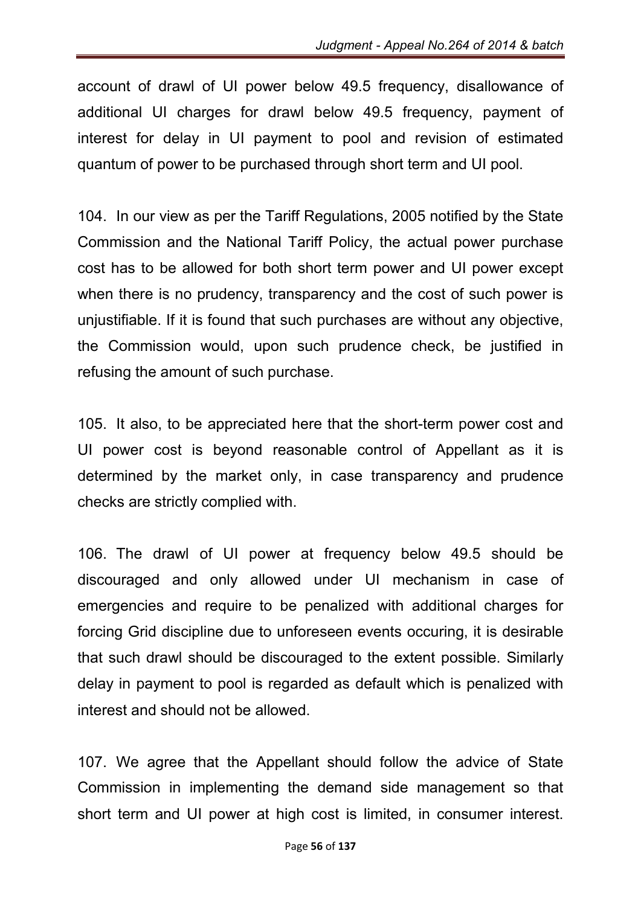account of drawl of UI power below 49.5 frequency, disallowance of additional UI charges for drawl below 49.5 frequency, payment of interest for delay in UI payment to pool and revision of estimated quantum of power to be purchased through short term and UI pool.

104. In our view as per the Tariff Regulations, 2005 notified by the State Commission and the National Tariff Policy, the actual power purchase cost has to be allowed for both short term power and UI power except when there is no prudency, transparency and the cost of such power is unjustifiable. If it is found that such purchases are without any objective, the Commission would, upon such prudence check, be justified in refusing the amount of such purchase.

105. It also, to be appreciated here that the short-term power cost and UI power cost is beyond reasonable control of Appellant as it is determined by the market only, in case transparency and prudence checks are strictly complied with.

106. The drawl of UI power at frequency below 49.5 should be discouraged and only allowed under UI mechanism in case of emergencies and require to be penalized with additional charges for forcing Grid discipline due to unforeseen events occuring, it is desirable that such drawl should be discouraged to the extent possible. Similarly delay in payment to pool is regarded as default which is penalized with interest and should not be allowed.

107. We agree that the Appellant should follow the advice of State Commission in implementing the demand side management so that short term and UI power at high cost is limited, in consumer interest.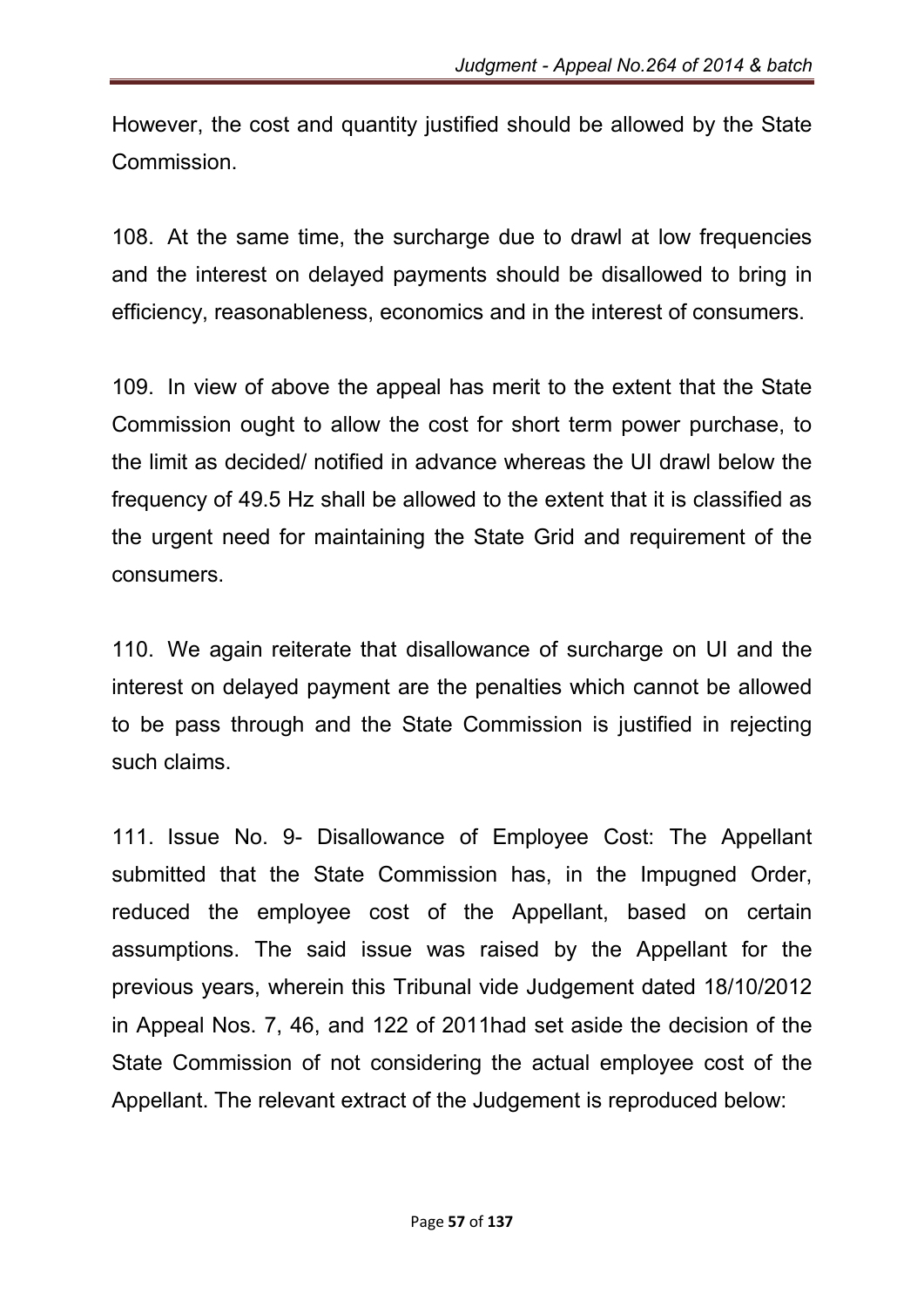However, the cost and quantity justified should be allowed by the State Commission.

108. At the same time, the surcharge due to drawl at low frequencies and the interest on delayed payments should be disallowed to bring in efficiency, reasonableness, economics and in the interest of consumers.

109. In view of above the appeal has merit to the extent that the State Commission ought to allow the cost for short term power purchase, to the limit as decided/ notified in advance whereas the UI drawl below the frequency of 49.5 Hz shall be allowed to the extent that it is classified as the urgent need for maintaining the State Grid and requirement of the consumers.

110. We again reiterate that disallowance of surcharge on UI and the interest on delayed payment are the penalties which cannot be allowed to be pass through and the State Commission is justified in rejecting such claims.

111. Issue No. 9- Disallowance of Employee Cost: The Appellant submitted that the State Commission has, in the Impugned Order, reduced the employee cost of the Appellant, based on certain assumptions. The said issue was raised by the Appellant for the previous years, wherein this Tribunal vide Judgement dated 18/10/2012 in Appeal Nos. 7, 46, and 122 of 2011had set aside the decision of the State Commission of not considering the actual employee cost of the Appellant. The relevant extract of the Judgement is reproduced below: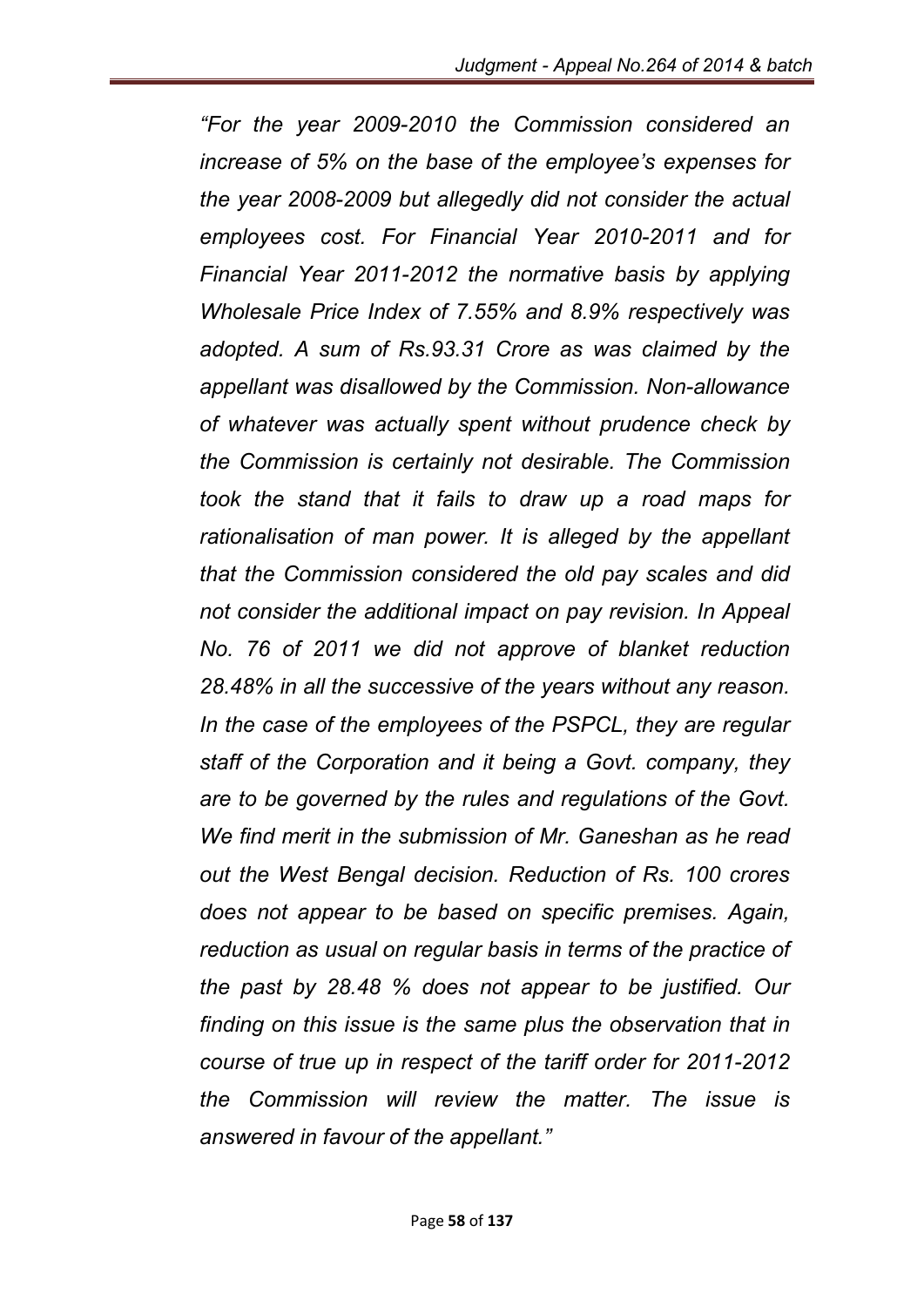*"For the year 2009-2010 the Commission considered an increase of 5% on the base of the employee's expenses for the year 2008-2009 but allegedly did not consider the actual employees cost. For Financial Year 2010-2011 and for Financial Year 2011-2012 the normative basis by applying Wholesale Price Index of 7.55% and 8.9% respectively was adopted. A sum of Rs.93.31 Crore as was claimed by the appellant was disallowed by the Commission. Non-allowance of whatever was actually spent without prudence check by the Commission is certainly not desirable. The Commission took the stand that it fails to draw up a road maps for rationalisation of man power. It is alleged by the appellant that the Commission considered the old pay scales and did not consider the additional impact on pay revision. In Appeal No. 76 of 2011 we did not approve of blanket reduction 28.48% in all the successive of the years without any reason. In the case of the employees of the PSPCL, they are regular staff of the Corporation and it being a Govt. company, they are to be governed by the rules and regulations of the Govt. We find merit in the submission of Mr. Ganeshan as he read out the West Bengal decision. Reduction of Rs. 100 crores does not appear to be based on specific premises. Again, reduction as usual on regular basis in terms of the practice of the past by 28.48 % does not appear to be justified. Our finding on this issue is the same plus the observation that in course of true up in respect of the tariff order for 2011-2012 the Commission will review the matter. The issue is answered in favour of the appellant."*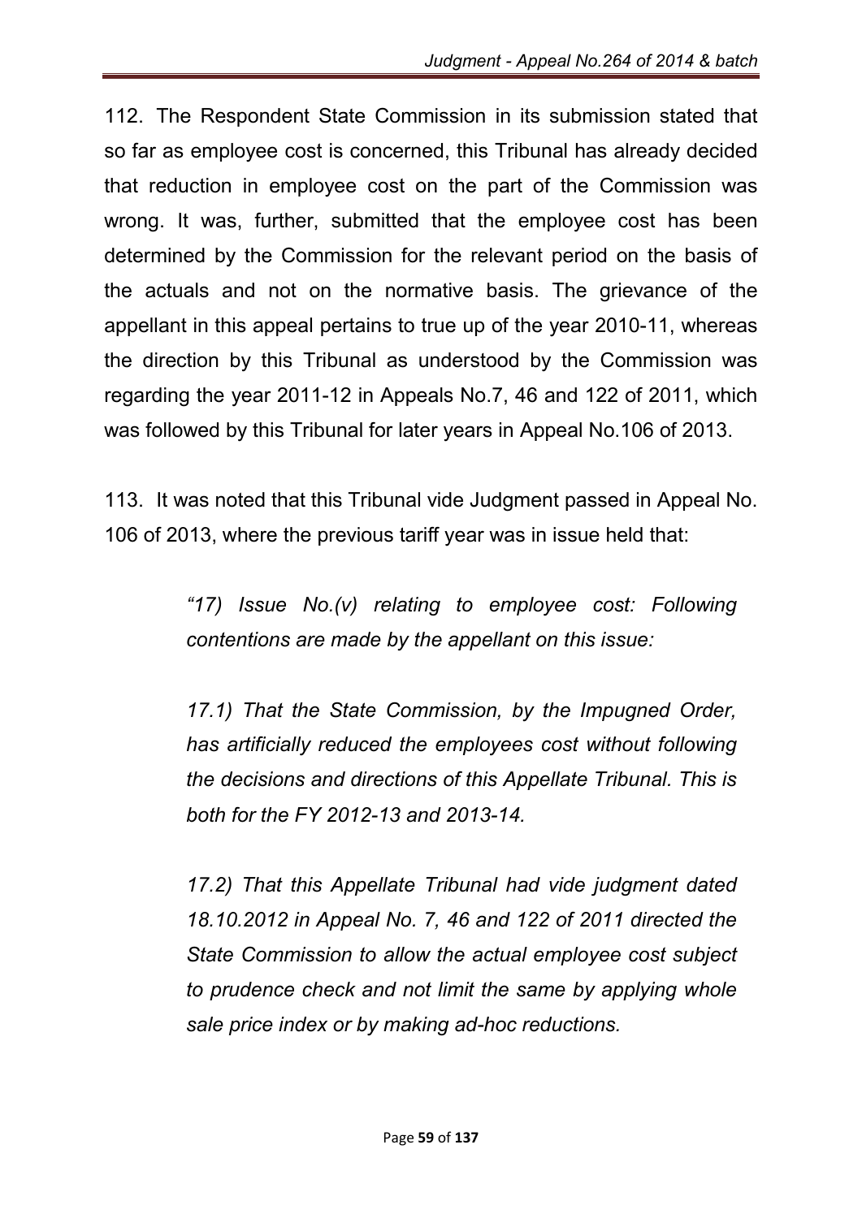112. The Respondent State Commission in its submission stated that so far as employee cost is concerned, this Tribunal has already decided that reduction in employee cost on the part of the Commission was wrong. It was, further, submitted that the employee cost has been determined by the Commission for the relevant period on the basis of the actuals and not on the normative basis. The grievance of the appellant in this appeal pertains to true up of the year 2010-11, whereas the direction by this Tribunal as understood by the Commission was regarding the year 2011-12 in Appeals No.7, 46 and 122 of 2011, which was followed by this Tribunal for later years in Appeal No.106 of 2013.

113. It was noted that this Tribunal vide Judgment passed in Appeal No. 106 of 2013, where the previous tariff year was in issue held that:

> *"17) Issue No.(v) relating to employee cost: Following contentions are made by the appellant on this issue:*
>
> *17.1) That the State Commission, by the Impugned Order, has artificially reduced the employees cost without following the decisions and directions of this Appellate Tribunal. This is both for the FY 2012-13 and 2013-14.*
>
> *17.2) That this Appellate Tribunal had vide judgment dated 18.10.2012 in Appeal No. 7, 46 and 122 of 2011 directed the State Commission to allow the actual employee cost subject to prudence check and not limit the same by applying whole sale price index or by making ad-hoc reductions.*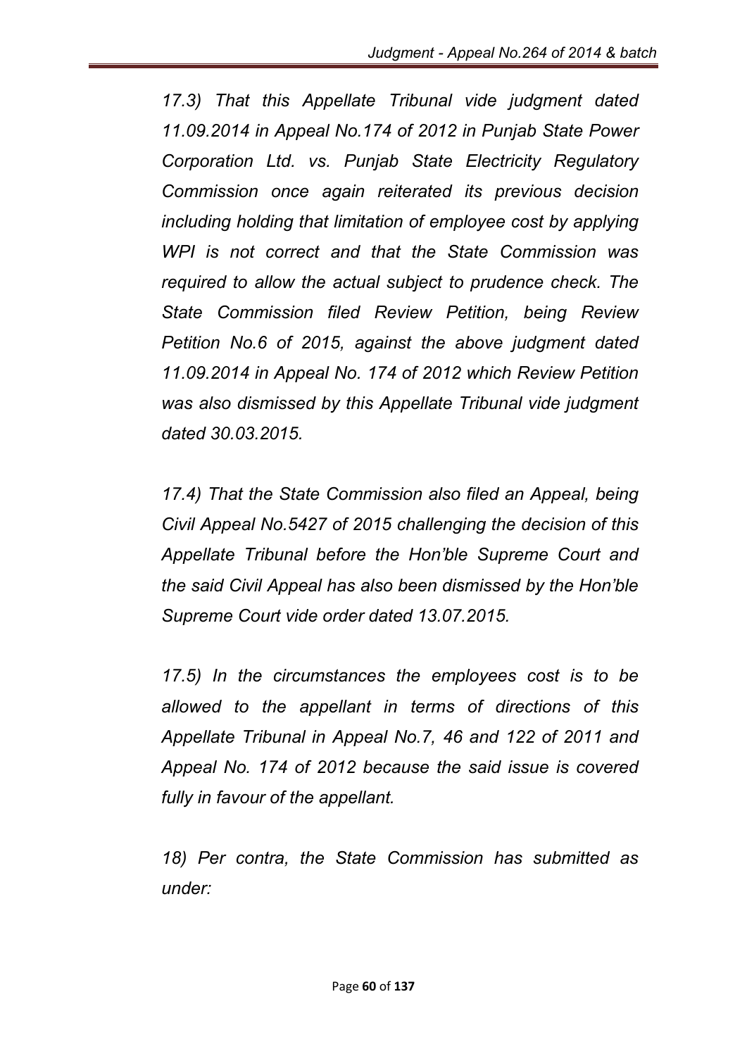*17.3) That this Appellate Tribunal vide judgment dated 11.09.2014 in Appeal No.174 of 2012 in Punjab State Power Corporation Ltd. vs. Punjab State Electricity Regulatory Commission once again reiterated its previous decision including holding that limitation of employee cost by applying WPI is not correct and that the State Commission was required to allow the actual subject to prudence check. The State Commission filed Review Petition, being Review Petition No.6 of 2015, against the above judgment dated 11.09.2014 in Appeal No. 174 of 2012 which Review Petition was also dismissed by this Appellate Tribunal vide judgment dated 30.03.2015.*

*17.4) That the State Commission also filed an Appeal, being Civil Appeal No.5427 of 2015 challenging the decision of this Appellate Tribunal before the Hon'ble Supreme Court and the said Civil Appeal has also been dismissed by the Hon'ble Supreme Court vide order dated 13.07.2015.*

*17.5) In the circumstances the employees cost is to be allowed to the appellant in terms of directions of this Appellate Tribunal in Appeal No.7, 46 and 122 of 2011 and Appeal No. 174 of 2012 because the said issue is covered fully in favour of the appellant.*

*18) Per contra, the State Commission has submitted as under:*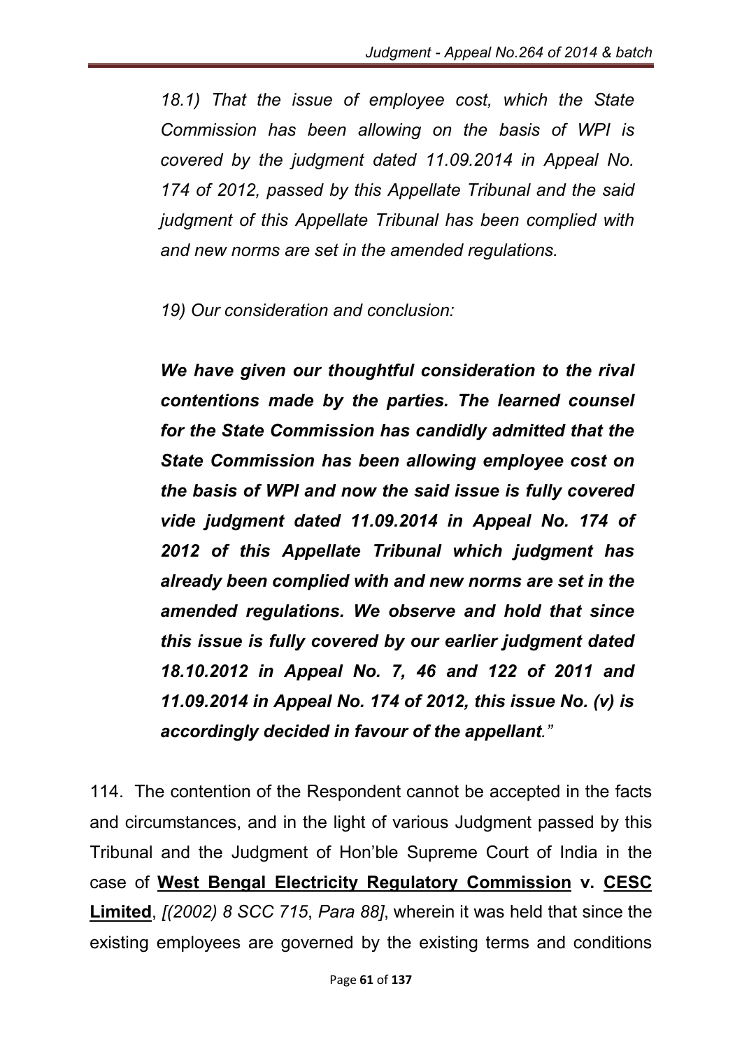*18.1) That the issue of employee cost, which the State Commission has been allowing on the basis of WPI is covered by the judgment dated 11.09.2014 in Appeal No. 174 of 2012, passed by this Appellate Tribunal and the said judgment of this Appellate Tribunal has been complied with and new norms are set in the amended regulations.*

*19) Our consideration and conclusion:*

***We have given our thoughtful consideration to the rival contentions made by the parties. The learned counsel for the State Commission has candidly admitted that the State Commission has been allowing employee cost on the basis of WPI and now the said issue is fully covered vide judgment dated 11.09.2014 in Appeal No. 174 of 2012 of this Appellate Tribunal which judgment has already been complied with and new norms are set in the amended regulations. We observe and hold that since this issue is fully covered by our earlier judgment dated 18.10.2012 in Appeal No. 7, 46 and 122 of 2011 and 11.09.2014 in Appeal No. 174 of 2012, this issue No. (v) is accordingly decided in favour of the appellant**."*

114. The contention of the Respondent cannot be accepted in the facts and circumstances, and in the light of various Judgment passed by this Tribunal and the Judgment of Hon'ble Supreme Court of India in the case of **West Bengal Electricity Regulatory Commission v. CESC Limited**, *[(2002) 8 SCC 715, Para 88]*, wherein it was held that since the existing employees are governed by the existing terms and conditions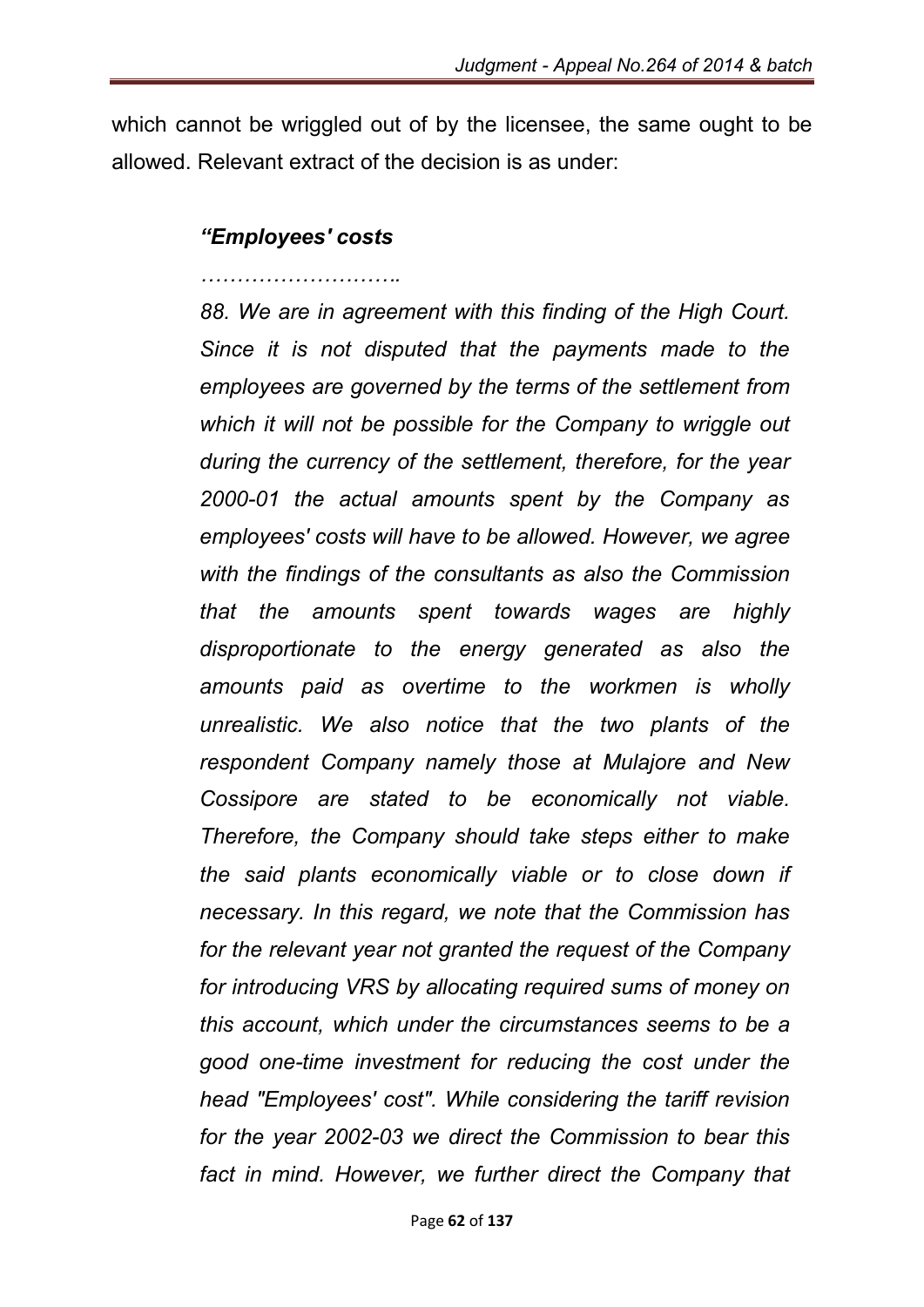which cannot be wriggled out of by the licensee, the same ought to be allowed. Relevant extract of the decision is as under:

> ***"Employees' costs***
>
> *……………………..*
>
> *88. We are in agreement with this finding of the High Court. Since it is not disputed that the payments made to the employees are governed by the terms of the settlement from which it will not be possible for the Company to wriggle out during the currency of the settlement, therefore, for the year 2000-01 the actual amounts spent by the Company as employees' costs will have to be allowed. However, we agree with the findings of the consultants as also the Commission that the amounts spent towards wages are highly disproportionate to the energy generated as also the amounts paid as overtime to the workmen is wholly unrealistic. We also notice that the two plants of the respondent Company namely those at Mulajore and New Cossipore are stated to be economically not viable. Therefore, the Company should take steps either to make the said plants economically viable or to close down if necessary. In this regard, we note that the Commission has for the relevant year not granted the request of the Company for introducing VRS by allocating required sums of money on this account, which under the circumstances seems to be a good one-time investment for reducing the cost under the head "Employees' cost". While considering the tariff revision for the year 2002-03 we direct the Commission to bear this fact in mind. However, we further direct the Company that*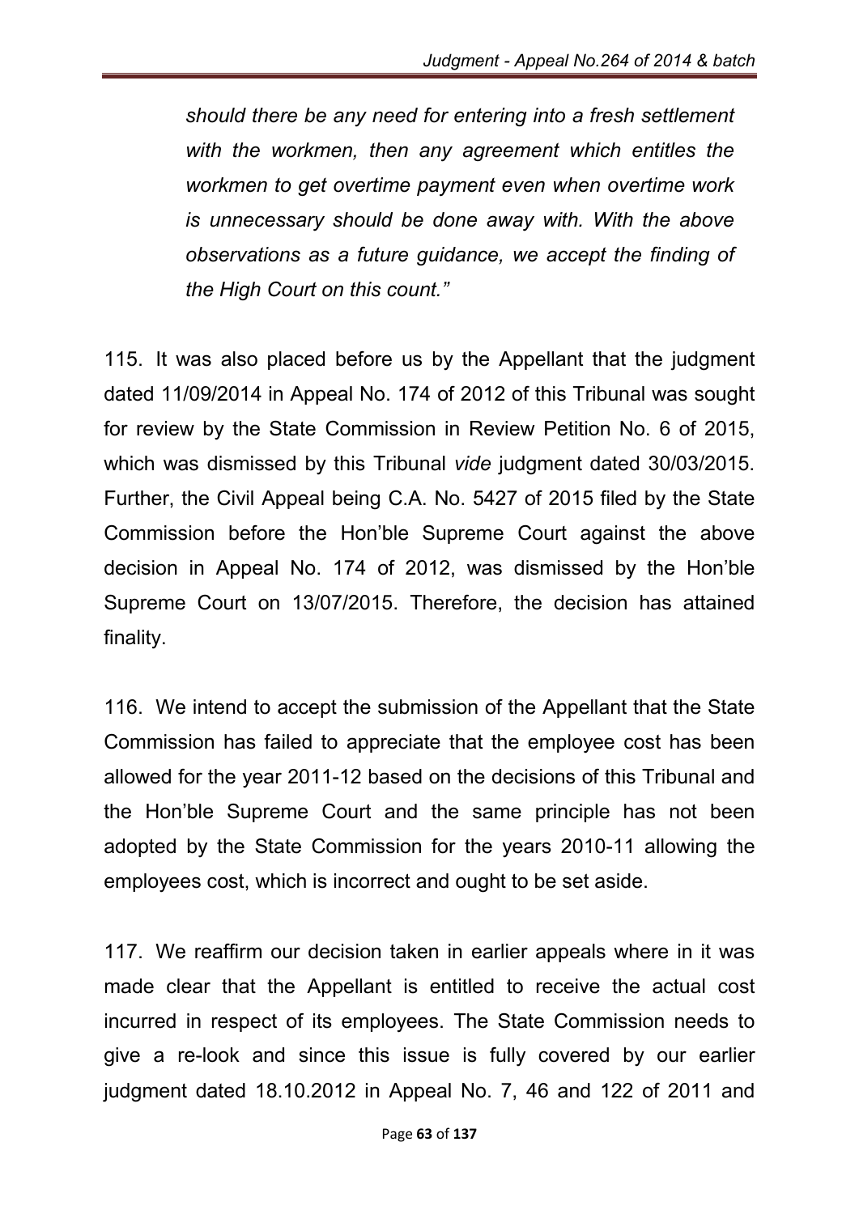> *should there be any need for entering into a fresh settlement with the workmen, then any agreement which entitles the workmen to get overtime payment even when overtime work is unnecessary should be done away with. With the above observations as a future guidance, we accept the finding of the High Court on this count."*

115. It was also placed before us by the Appellant that the judgment dated 11/09/2014 in Appeal No. 174 of 2012 of this Tribunal was sought for review by the State Commission in Review Petition No. 6 of 2015, which was dismissed by this Tribunal *vide* judgment dated 30/03/2015. Further, the Civil Appeal being C.A. No. 5427 of 2015 filed by the State Commission before the Hon'ble Supreme Court against the above decision in Appeal No. 174 of 2012, was dismissed by the Hon'ble Supreme Court on 13/07/2015. Therefore, the decision has attained finality.

116. We intend to accept the submission of the Appellant that the State Commission has failed to appreciate that the employee cost has been allowed for the year 2011-12 based on the decisions of this Tribunal and the Hon'ble Supreme Court and the same principle has not been adopted by the State Commission for the years 2010-11 allowing the employees cost, which is incorrect and ought to be set aside.

117. We reaffirm our decision taken in earlier appeals where in it was made clear that the Appellant is entitled to receive the actual cost incurred in respect of its employees. The State Commission needs to give a re-look and since this issue is fully covered by our earlier judgment dated 18.10.2012 in Appeal No. 7, 46 and 122 of 2011 and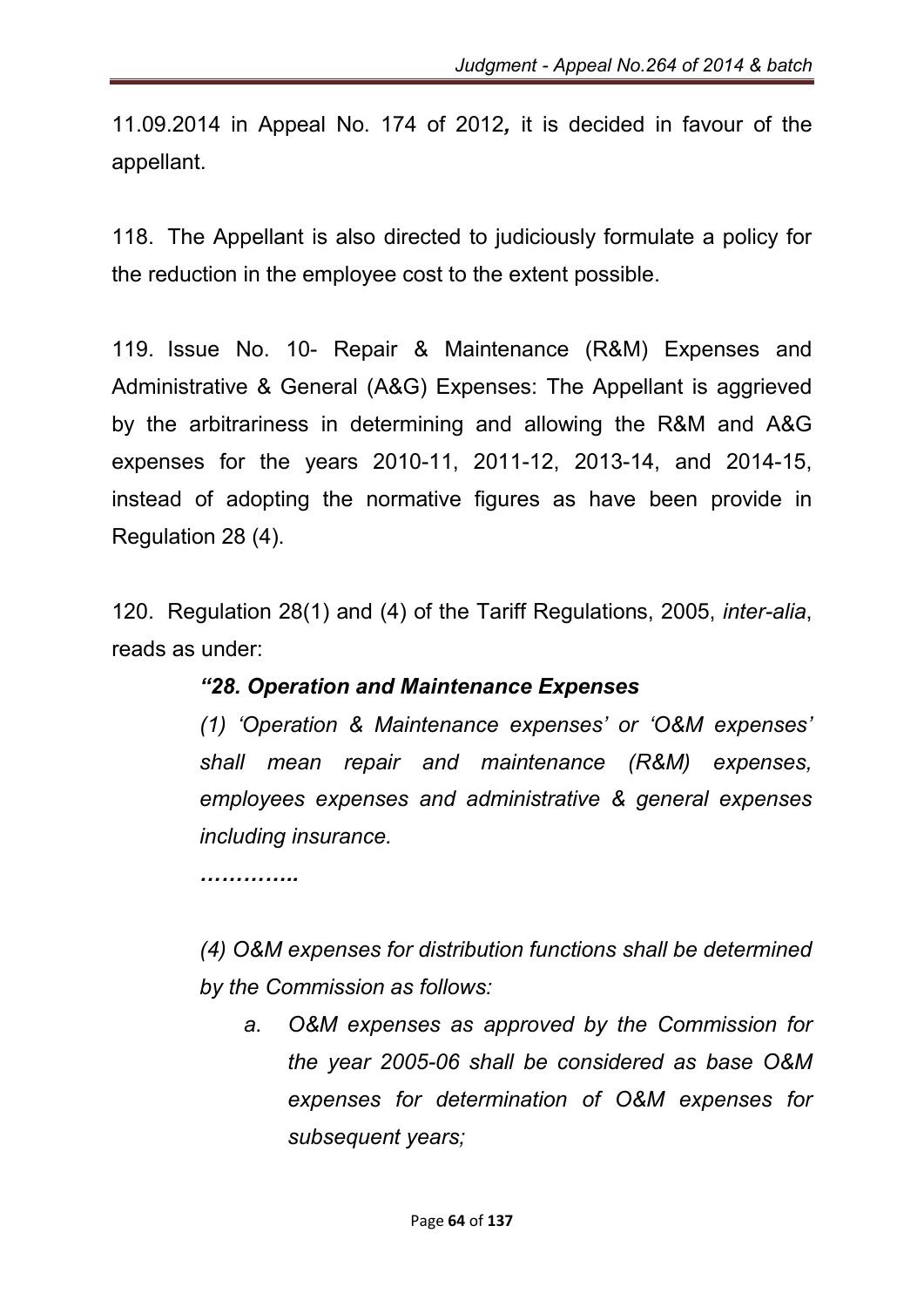11.09.2014 in Appeal No. 174 of 2012*,* it is decided in favour of the appellant.

118. The Appellant is also directed to judiciously formulate a policy for the reduction in the employee cost to the extent possible.

119. Issue No. 10- Repair & Maintenance (R&M) Expenses and Administrative & General (A&G) Expenses: The Appellant is aggrieved by the arbitrariness in determining and allowing the R&M and A&G expenses for the years 2010-11, 2011-12, 2013-14, and 2014-15, instead of adopting the normative figures as have been provide in Regulation 28 (4).

120. Regulation 28(1) and (4) of the Tariff Regulations, 2005, *inter-alia*, reads as under:

> ***"28. Operation and Maintenance Expenses***
>
> *(1) 'Operation & Maintenance expenses' or 'O&M expenses' shall mean repair and maintenance (R&M) expenses, employees expenses and administrative & general expenses including insurance.*
>
> ***…………..***
>
> *(4) O&M expenses for distribution functions shall be determined by the Commission as follows:*
>
> *a. O&M expenses as approved by the Commission for the year 2005-06 shall be considered as base O&M expenses for determination of O&M expenses for subsequent years;*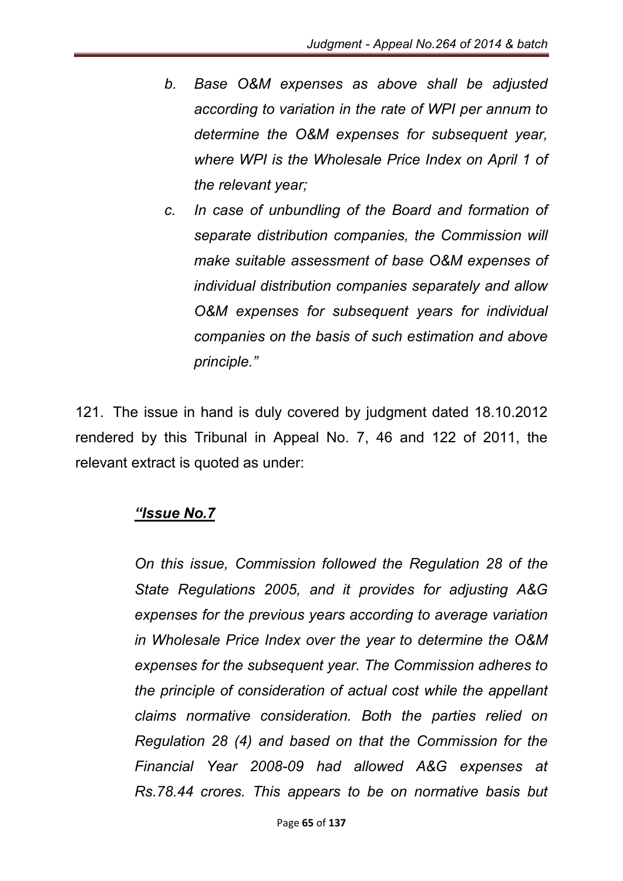*b. Base O&M expenses as above shall be adjusted according to variation in the rate of WPI per annum to determine the O&M expenses for subsequent year, where WPI is the Wholesale Price Index on April 1 of the relevant year;*

*c. In case of unbundling of the Board and formation of separate distribution companies, the Commission will make suitable assessment of base O&M expenses of individual distribution companies separately and allow O&M expenses for subsequent years for individual companies on the basis of such estimation and above principle."*

121. The issue in hand is duly covered by judgment dated 18.10.2012 rendered by this Tribunal in Appeal No. 7, 46 and 122 of 2011, the relevant extract is quoted as under:

***"Issue No.7***

*On this issue, Commission followed the Regulation 28 of the State Regulations 2005, and it provides for adjusting A&G expenses for the previous years according to average variation in Wholesale Price Index over the year to determine the O&M expenses for the subsequent year. The Commission adheres to the principle of consideration of actual cost while the appellant claims normative consideration. Both the parties relied on Regulation 28 (4) and based on that the Commission for the Financial Year 2008-09 had allowed A&G expenses at Rs.78.44 crores. This appears to be on normative basis but*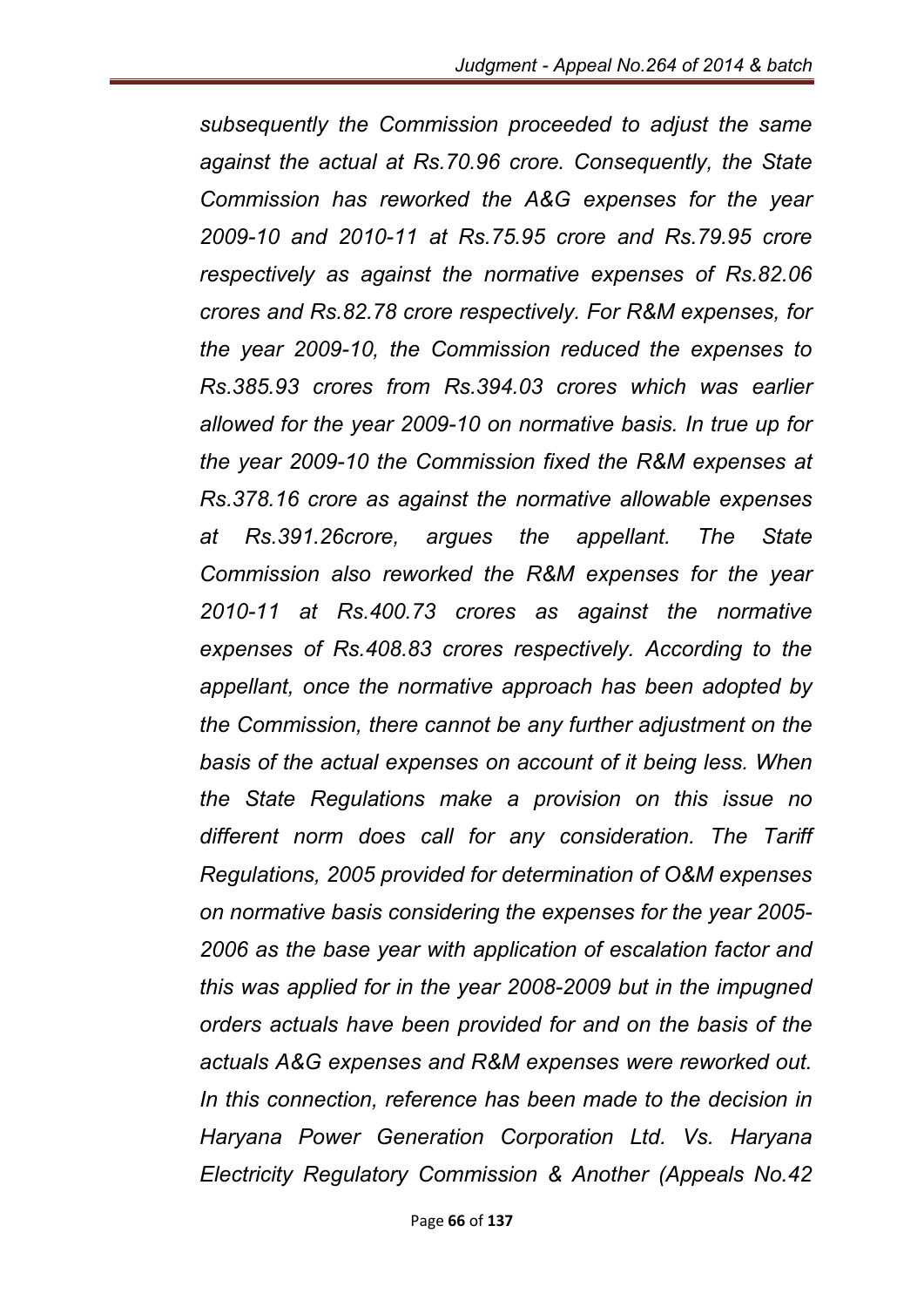*subsequently the Commission proceeded to adjust the same against the actual at Rs.70.96 crore. Consequently, the State Commission has reworked the A&G expenses for the year 2009-10 and 2010-11 at Rs.75.95 crore and Rs.79.95 crore respectively as against the normative expenses of Rs.82.06 crores and Rs.82.78 crore respectively. For R&M expenses, for the year 2009-10, the Commission reduced the expenses to Rs.385.93 crores from Rs.394.03 crores which was earlier allowed for the year 2009-10 on normative basis. In true up for the year 2009-10 the Commission fixed the R&M expenses at Rs.378.16 crore as against the normative allowable expenses at Rs.391.26crore, argues the appellant. The State Commission also reworked the R&M expenses for the year 2010-11 at Rs.400.73 crores as against the normative expenses of Rs.408.83 crores respectively. According to the appellant, once the normative approach has been adopted by the Commission, there cannot be any further adjustment on the basis of the actual expenses on account of it being less. When the State Regulations make a provision on this issue no different norm does call for any consideration. The Tariff Regulations, 2005 provided for determination of O&M expenses on normative basis considering the expenses for the year 2005-2006 as the base year with application of escalation factor and this was applied for in the year 2008-2009 but in the impugned orders actuals have been provided for and on the basis of the actuals A&G expenses and R&M expenses were reworked out. In this connection, reference has been made to the decision in Haryana Power Generation Corporation Ltd. Vs. Haryana Electricity Regulatory Commission & Another (Appeals No.42*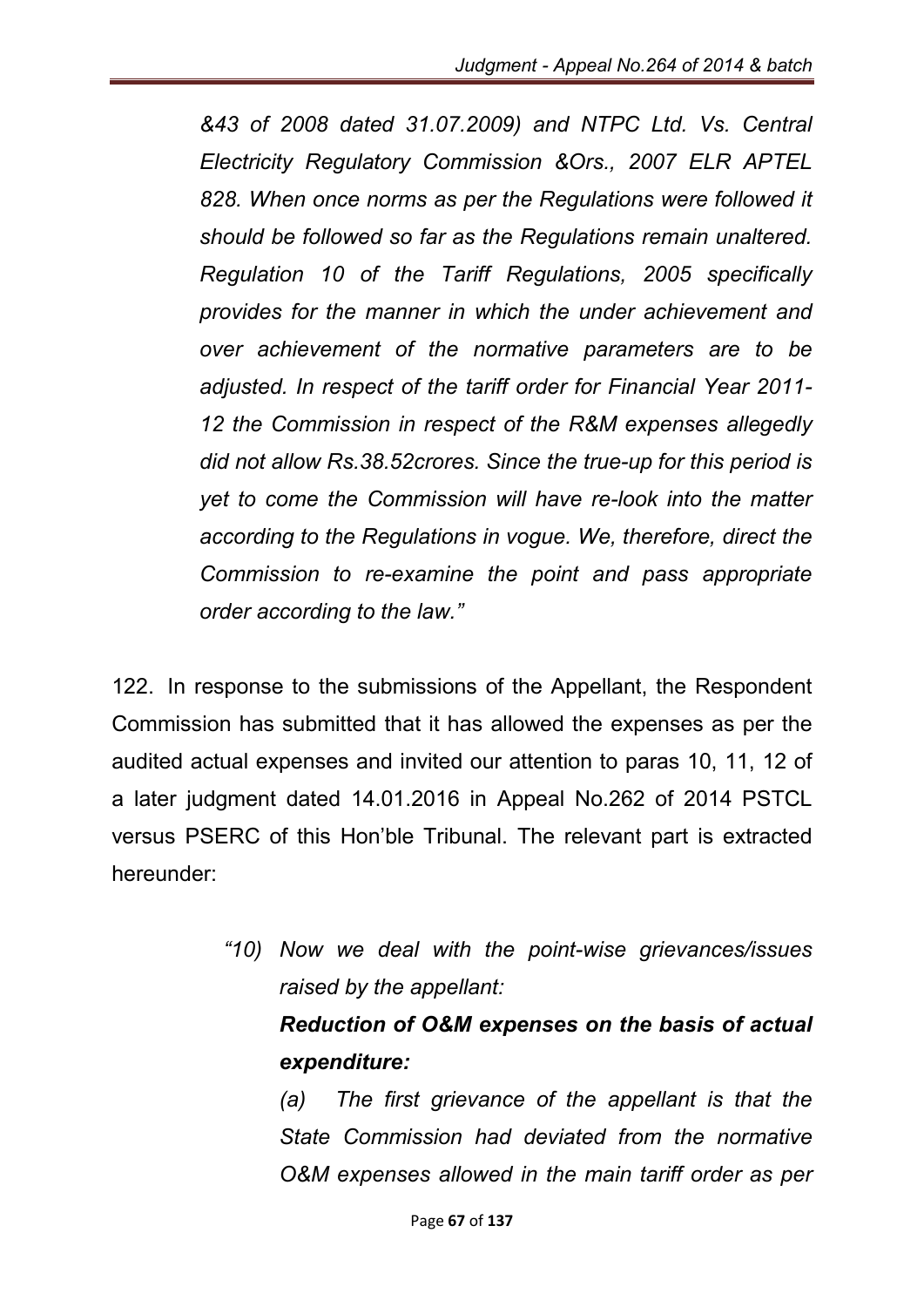*&43 of 2008 dated 31.07.2009) and NTPC Ltd. Vs. Central Electricity Regulatory Commission &Ors., 2007 ELR APTEL 828. When once norms as per the Regulations were followed it should be followed so far as the Regulations remain unaltered. Regulation 10 of the Tariff Regulations, 2005 specifically provides for the manner in which the under achievement and over achievement of the normative parameters are to be adjusted. In respect of the tariff order for Financial Year 2011-12 the Commission in respect of the R&M expenses allegedly did not allow Rs.38.52crores. Since the true-up for this period is yet to come the Commission will have re-look into the matter according to the Regulations in vogue. We, therefore, direct the Commission to re-examine the point and pass appropriate order according to the law."*

122. In response to the submissions of the Appellant, the Respondent Commission has submitted that it has allowed the expenses as per the audited actual expenses and invited our attention to paras 10, 11, 12 of a later judgment dated 14.01.2016 in Appeal No.262 of 2014 PSTCL versus PSERC of this Hon'ble Tribunal. The relevant part is extracted hereunder:

> *"10) Now we deal with the point-wise grievances/issues raised by the appellant:*
>
> ***Reduction of O&M expenses on the basis of actual expenditure:***
>
> *(a) The first grievance of the appellant is that the State Commission had deviated from the normative O&M expenses allowed in the main tariff order as per*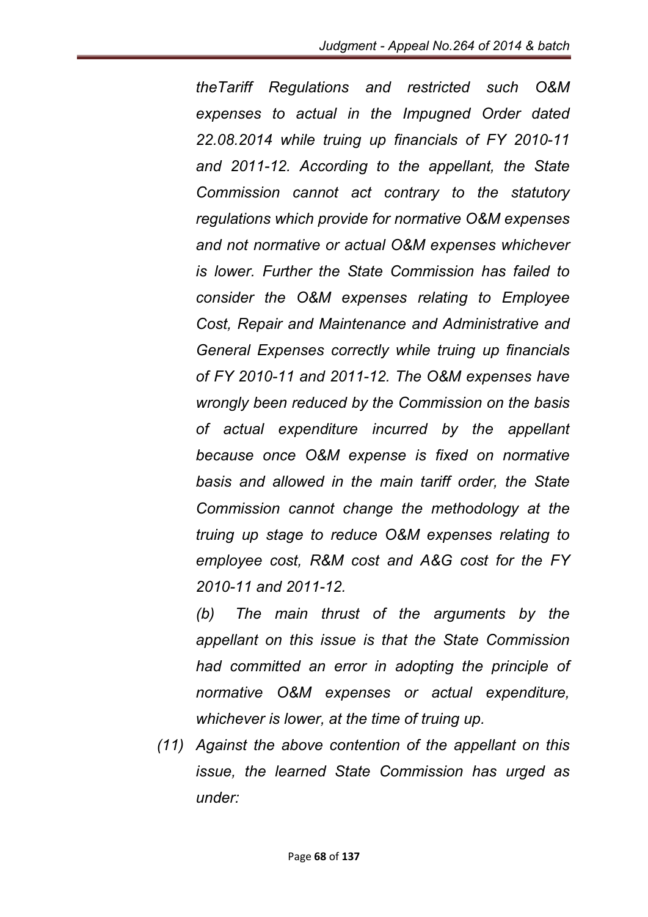*theTariff Regulations and restricted such O&M expenses to actual in the Impugned Order dated 22.08.2014 while truing up financials of FY 2010-11 and 2011-12. According to the appellant, the State Commission cannot act contrary to the statutory regulations which provide for normative O&M expenses and not normative or actual O&M expenses whichever is lower. Further the State Commission has failed to consider the O&M expenses relating to Employee Cost, Repair and Maintenance and Administrative and General Expenses correctly while truing up financials of FY 2010-11 and 2011-12. The O&M expenses have wrongly been reduced by the Commission on the basis of actual expenditure incurred by the appellant because once O&M expense is fixed on normative basis and allowed in the main tariff order, the State Commission cannot change the methodology at the truing up stage to reduce O&M expenses relating to employee cost, R&M cost and A&G cost for the FY 2010-11 and 2011-12.*

*(b) The main thrust of the arguments by the appellant on this issue is that the State Commission had committed an error in adopting the principle of normative O&M expenses or actual expenditure, whichever is lower, at the time of truing up.*

*(11) Against the above contention of the appellant on this issue, the learned State Commission has urged as under:*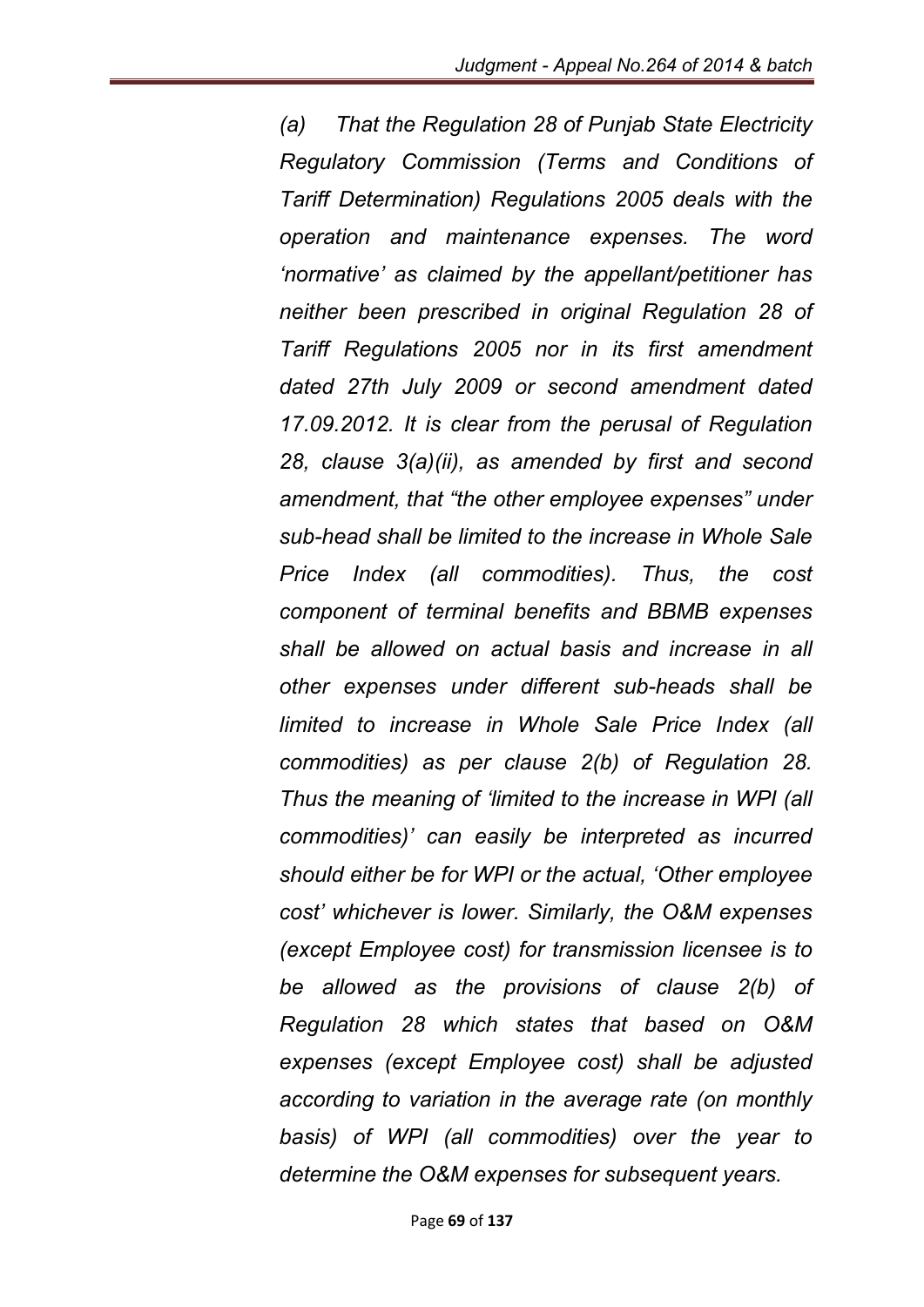*(a) That the Regulation 28 of Punjab State Electricity Regulatory Commission (Terms and Conditions of Tariff Determination) Regulations 2005 deals with the operation and maintenance expenses. The word 'normative' as claimed by the appellant/petitioner has neither been prescribed in original Regulation 28 of Tariff Regulations 2005 nor in its first amendment dated 27th July 2009 or second amendment dated 17.09.2012. It is clear from the perusal of Regulation 28, clause 3(a)(ii), as amended by first and second amendment, that "the other employee expenses" under sub-head shall be limited to the increase in Whole Sale Price Index (all commodities). Thus, the cost component of terminal benefits and BBMB expenses shall be allowed on actual basis and increase in all other expenses under different sub-heads shall be limited to increase in Whole Sale Price Index (all commodities) as per clause 2(b) of Regulation 28. Thus the meaning of 'limited to the increase in WPI (all commodities)' can easily be interpreted as incurred should either be for WPI or the actual, 'Other employee cost' whichever is lower. Similarly, the O&M expenses (except Employee cost) for transmission licensee is to be allowed as the provisions of clause 2(b) of Regulation 28 which states that based on O&M expenses (except Employee cost) shall be adjusted according to variation in the average rate (on monthly basis) of WPI (all commodities) over the year to determine the O&M expenses for subsequent years.*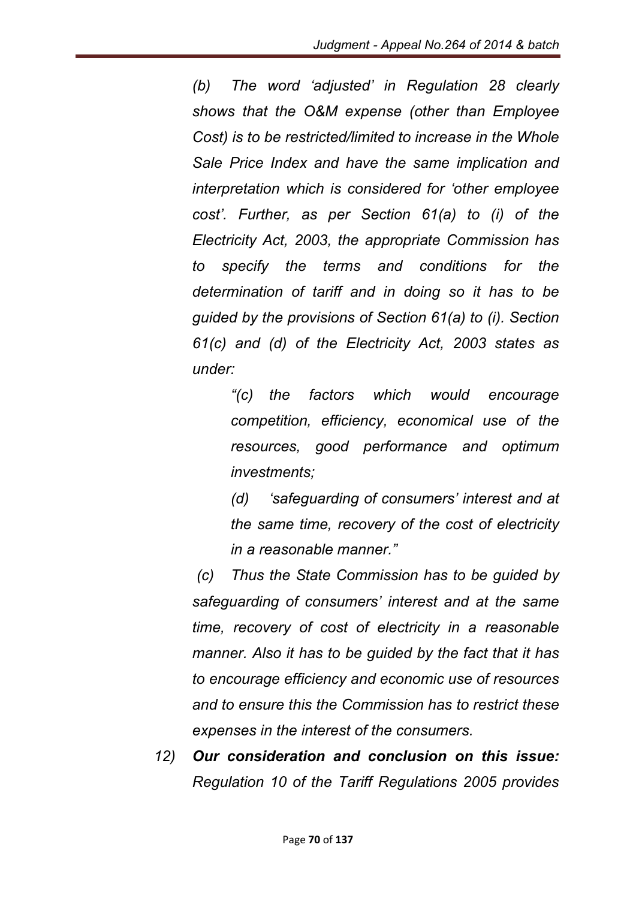*(b) The word 'adjusted' in Regulation 28 clearly shows that the O&M expense (other than Employee Cost) is to be restricted/limited to increase in the Whole Sale Price Index and have the same implication and interpretation which is considered for 'other employee cost'. Further, as per Section 61(a) to (i) of the Electricity Act, 2003, the appropriate Commission has to specify the terms and conditions for the determination of tariff and in doing so it has to be guided by the provisions of Section 61(a) to (i). Section 61(c) and (d) of the Electricity Act, 2003 states as under:*

> *"(c) the factors which would encourage competition, efficiency, economical use of the resources, good performance and optimum investments;*
>
> *(d) 'safeguarding of consumers' interest and at the same time, recovery of the cost of electricity in a reasonable manner."*

*(c) Thus the State Commission has to be guided by safeguarding of consumers' interest and at the same time, recovery of cost of electricity in a reasonable manner. Also it has to be guided by the fact that it has to encourage efficiency and economic use of resources and to ensure this the Commission has to restrict these expenses in the interest of the consumers.*

*12)* ***Our consideration and conclusion on this issue:*** *Regulation 10 of the Tariff Regulations 2005 provides*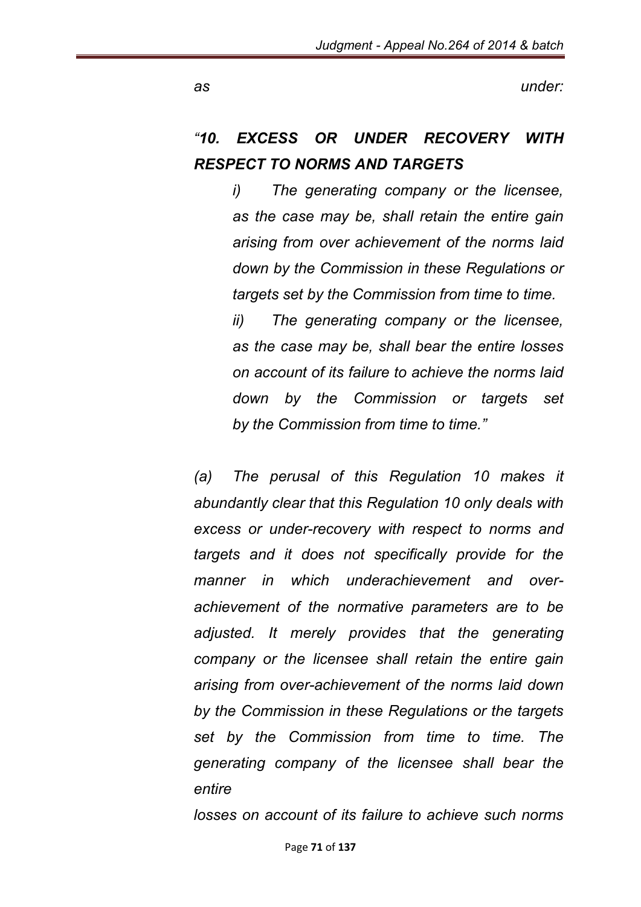*as under:*

*"**10. EXCESS OR UNDER RECOVERY WITH RESPECT TO NORMS AND TARGETS***

> *i) The generating company or the licensee, as the case may be, shall retain the entire gain arising from over achievement of the norms laid down by the Commission in these Regulations or targets set by the Commission from time to time.*
>
> *ii) The generating company or the licensee, as the case may be, shall bear the entire losses on account of its failure to achieve the norms laid down by the Commission or targets set by the Commission from time to time."*

*(a) The perusal of this Regulation 10 makes it abundantly clear that this Regulation 10 only deals with excess or under-recovery with respect to norms and targets and it does not specifically provide for the manner in which underachievement and over-achievement of the normative parameters are to be adjusted. It merely provides that the generating company or the licensee shall retain the entire gain arising from over-achievement of the norms laid down by the Commission in these Regulations or the targets set by the Commission from time to time. The generating company of the licensee shall bear the entire losses on account of its failure to achieve such norms*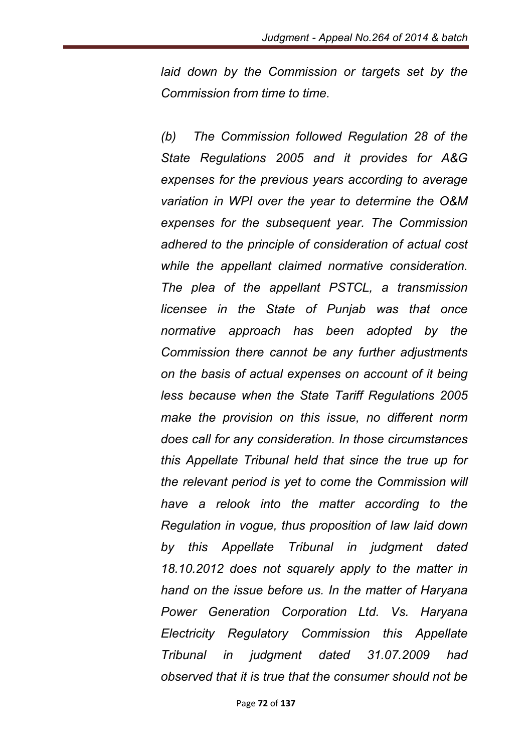*laid down by the Commission or targets set by the Commission from time to time.*

*(b) The Commission followed Regulation 28 of the State Regulations 2005 and it provides for A&G expenses for the previous years according to average variation in WPI over the year to determine the O&M expenses for the subsequent year. The Commission adhered to the principle of consideration of actual cost while the appellant claimed normative consideration. The plea of the appellant PSTCL, a transmission licensee in the State of Punjab was that once normative approach has been adopted by the Commission there cannot be any further adjustments on the basis of actual expenses on account of it being less because when the State Tariff Regulations 2005 make the provision on this issue, no different norm does call for any consideration. In those circumstances this Appellate Tribunal held that since the true up for the relevant period is yet to come the Commission will have a relook into the matter according to the Regulation in vogue, thus proposition of law laid down by this Appellate Tribunal in judgment dated 18.10.2012 does not squarely apply to the matter in hand on the issue before us. In the matter of Haryana Power Generation Corporation Ltd. Vs. Haryana Electricity Regulatory Commission this Appellate Tribunal in judgment dated 31.07.2009 had observed that it is true that the consumer should not be*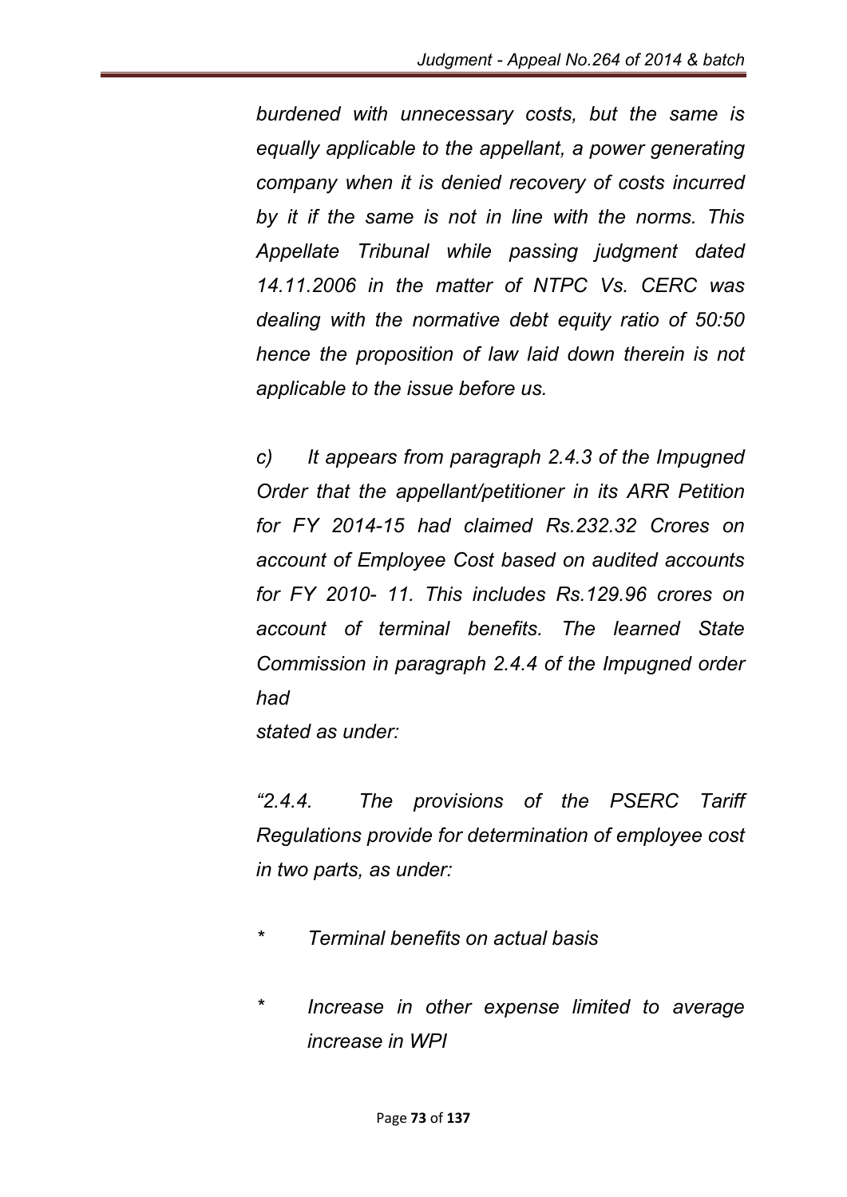*burdened with unnecessary costs, but the same is equally applicable to the appellant, a power generating company when it is denied recovery of costs incurred by it if the same is not in line with the norms. This Appellate Tribunal while passing judgment dated 14.11.2006 in the matter of NTPC Vs. CERC was dealing with the normative debt equity ratio of 50:50 hence the proposition of law laid down therein is not applicable to the issue before us.*

*c) It appears from paragraph 2.4.3 of the Impugned Order that the appellant/petitioner in its ARR Petition for FY 2014-15 had claimed Rs.232.32 Crores on account of Employee Cost based on audited accounts for FY 2010- 11. This includes Rs.129.96 crores on account of terminal benefits. The learned State Commission in paragraph 2.4.4 of the Impugned order had stated as under:*

*"2.4.4. The provisions of the PSERC Tariff Regulations provide for determination of employee cost in two parts, as under:*

- *Terminal benefits on actual basis*
- *Increase in other expense limited to average increase in WPI*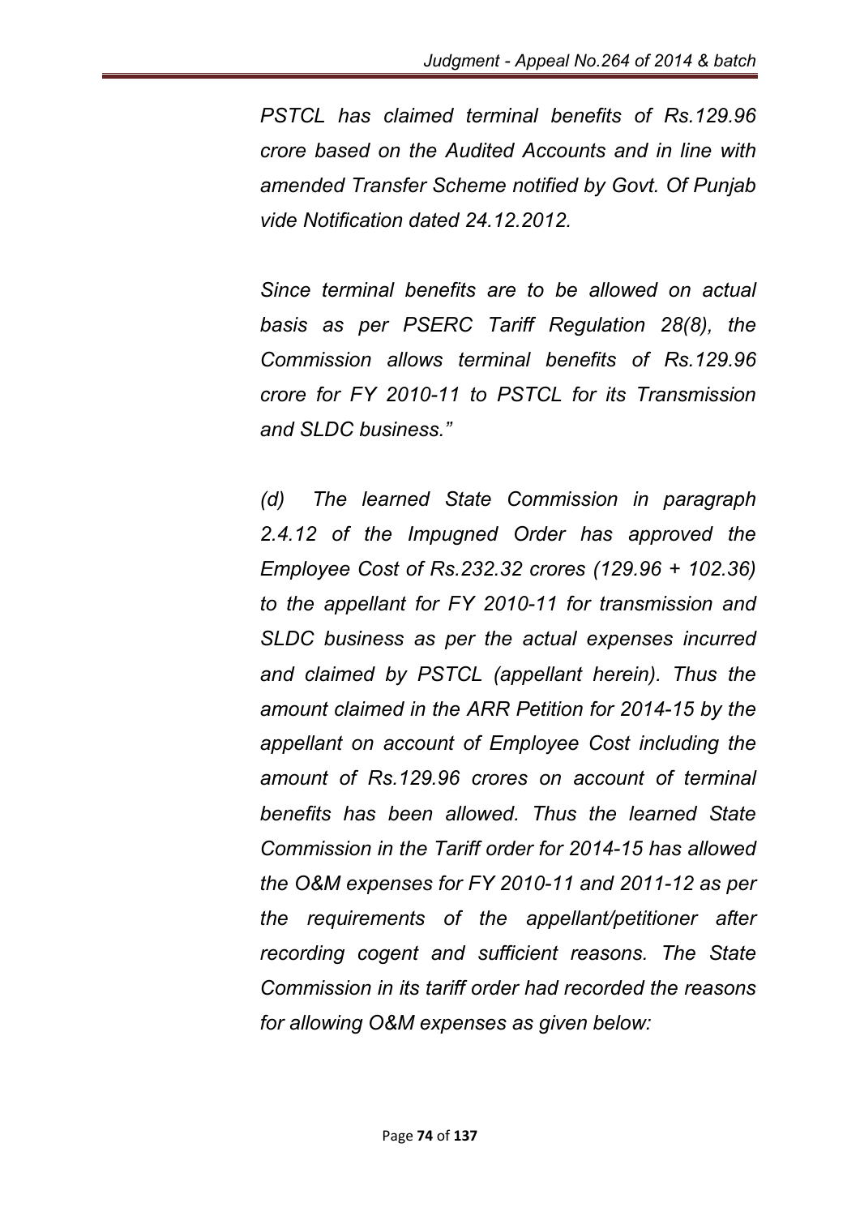*PSTCL has claimed terminal benefits of Rs.129.96 crore based on the Audited Accounts and in line with amended Transfer Scheme notified by Govt. Of Punjab vide Notification dated 24.12.2012.*

*Since terminal benefits are to be allowed on actual basis as per PSERC Tariff Regulation 28(8), the Commission allows terminal benefits of Rs.129.96 crore for FY 2010-11 to PSTCL for its Transmission and SLDC business."*

*(d) The learned State Commission in paragraph 2.4.12 of the Impugned Order has approved the Employee Cost of Rs.232.32 crores (129.96 + 102.36) to the appellant for FY 2010-11 for transmission and SLDC business as per the actual expenses incurred and claimed by PSTCL (appellant herein). Thus the amount claimed in the ARR Petition for 2014-15 by the appellant on account of Employee Cost including the amount of Rs.129.96 crores on account of terminal benefits has been allowed. Thus the learned State Commission in the Tariff order for 2014-15 has allowed the O&M expenses for FY 2010-11 and 2011-12 as per the requirements of the appellant/petitioner after recording cogent and sufficient reasons. The State Commission in its tariff order had recorded the reasons for allowing O&M expenses as given below:*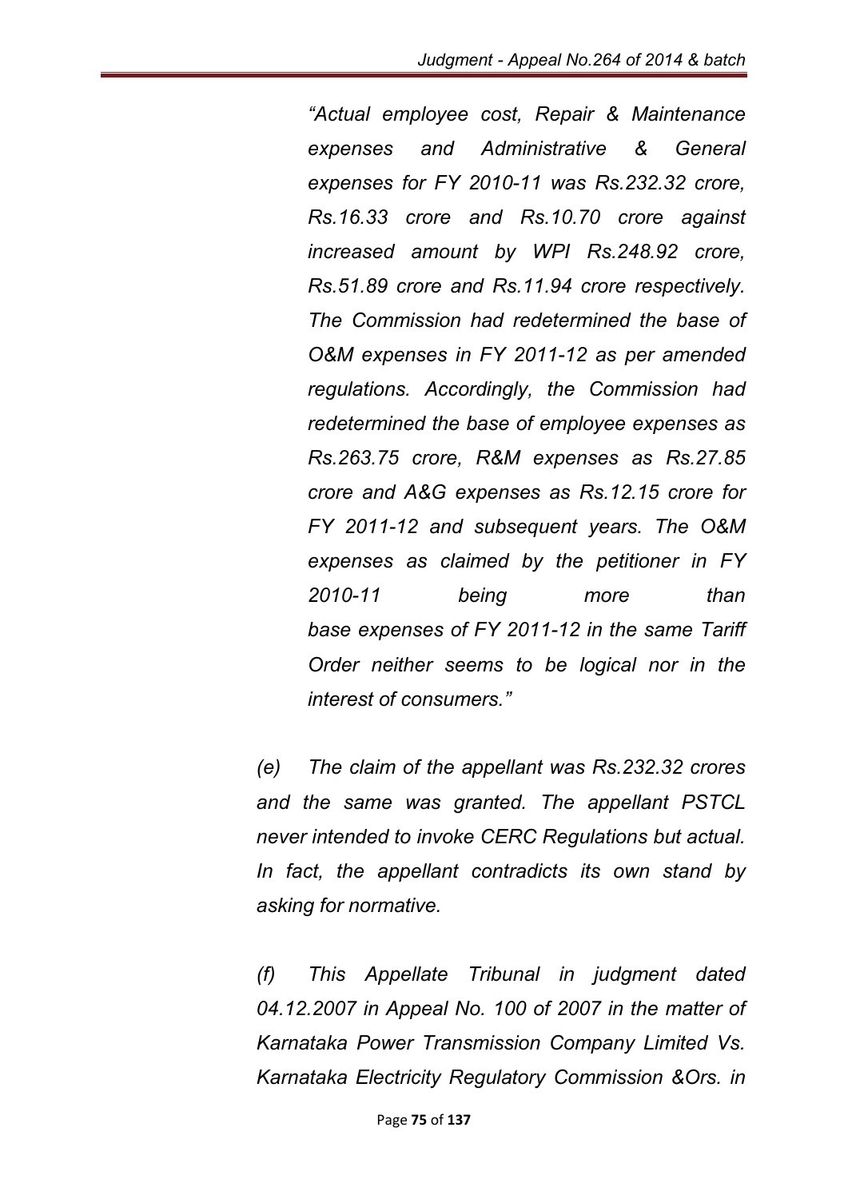*"Actual employee cost, Repair & Maintenance expenses and Administrative & General expenses for FY 2010-11 was Rs.232.32 crore, Rs.16.33 crore and Rs.10.70 crore against increased amount by WPI Rs.248.92 crore, Rs.51.89 crore and Rs.11.94 crore respectively. The Commission had redetermined the base of O&M expenses in FY 2011-12 as per amended regulations. Accordingly, the Commission had redetermined the base of employee expenses as Rs.263.75 crore, R&M expenses as Rs.27.85 crore and A&G expenses as Rs.12.15 crore for FY 2011-12 and subsequent years. The O&M expenses as claimed by the petitioner in FY 2010-11 being more than base expenses of FY 2011-12 in the same Tariff Order neither seems to be logical nor in the interest of consumers."*

*(e) The claim of the appellant was Rs.232.32 crores and the same was granted. The appellant PSTCL never intended to invoke CERC Regulations but actual. In fact, the appellant contradicts its own stand by asking for normative.*

*(f) This Appellate Tribunal in judgment dated 04.12.2007 in Appeal No. 100 of 2007 in the matter of Karnataka Power Transmission Company Limited Vs. Karnataka Electricity Regulatory Commission &Ors. in*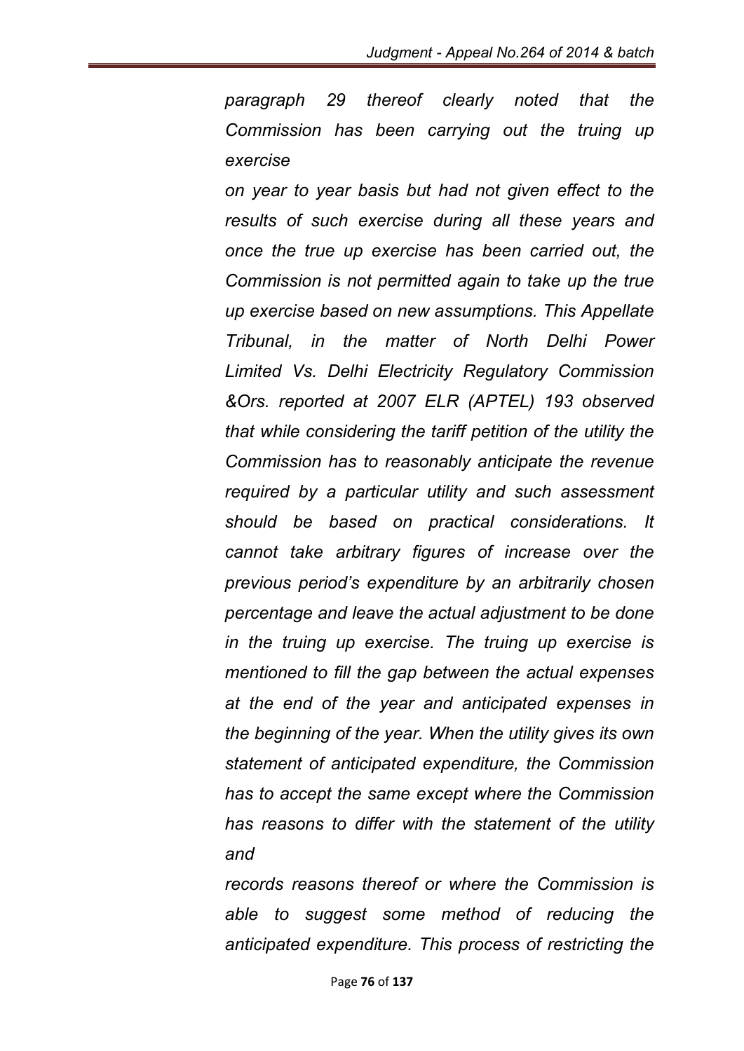*paragraph 29 thereof clearly noted that the Commission has been carrying out the truing up exercise on year to year basis but had not given effect to the results of such exercise during all these years and once the true up exercise has been carried out, the Commission is not permitted again to take up the true up exercise based on new assumptions. This Appellate Tribunal, in the matter of North Delhi Power Limited Vs. Delhi Electricity Regulatory Commission &Ors. reported at 2007 ELR (APTEL) 193 observed that while considering the tariff petition of the utility the Commission has to reasonably anticipate the revenue required by a particular utility and such assessment should be based on practical considerations. It cannot take arbitrary figures of increase over the previous period's expenditure by an arbitrarily chosen percentage and leave the actual adjustment to be done in the truing up exercise. The truing up exercise is mentioned to fill the gap between the actual expenses at the end of the year and anticipated expenses in the beginning of the year. When the utility gives its own statement of anticipated expenditure, the Commission has to accept the same except where the Commission has reasons to differ with the statement of the utility and records reasons thereof or where the Commission is able to suggest some method of reducing the anticipated expenditure. This process of restricting the*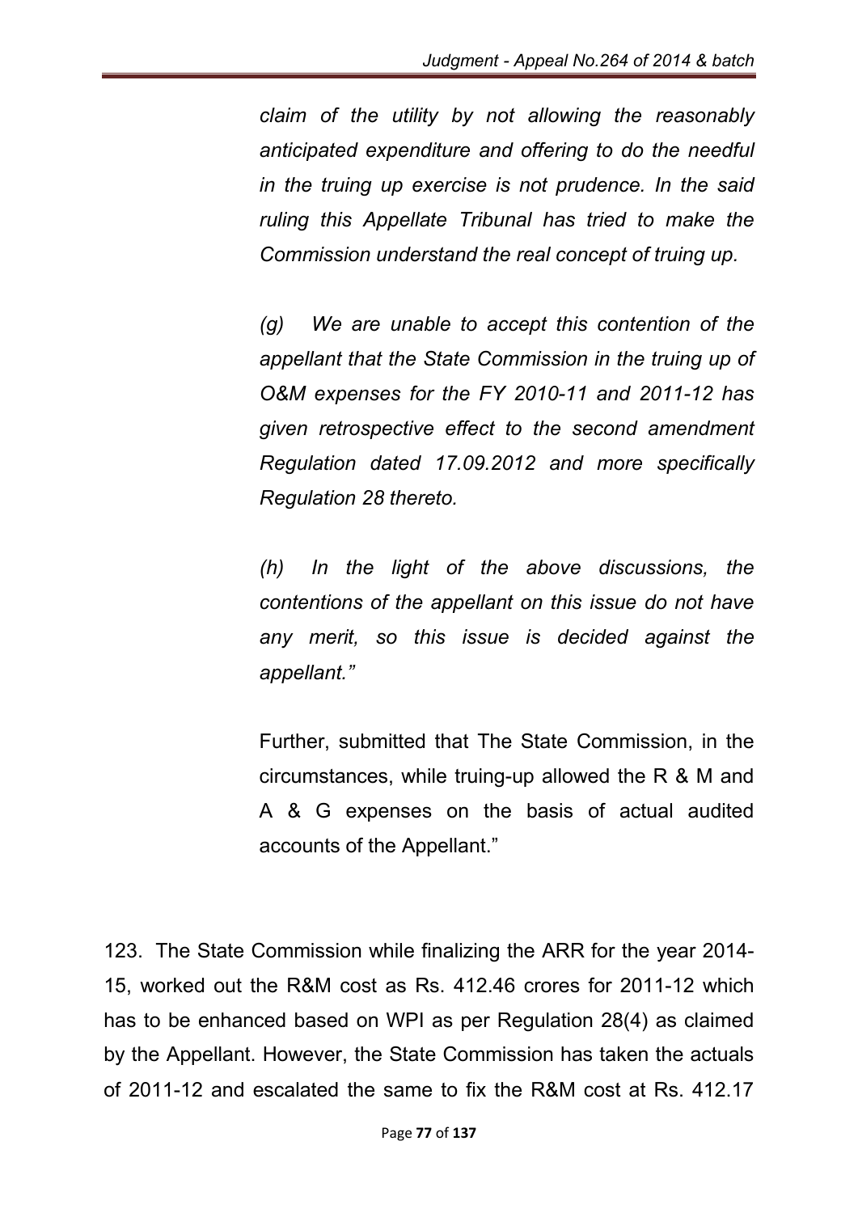*claim of the utility by not allowing the reasonably anticipated expenditure and offering to do the needful in the truing up exercise is not prudence. In the said ruling this Appellate Tribunal has tried to make the Commission understand the real concept of truing up.*

*(g) We are unable to accept this contention of the appellant that the State Commission in the truing up of O&M expenses for the FY 2010-11 and 2011-12 has given retrospective effect to the second amendment Regulation dated 17.09.2012 and more specifically Regulation 28 thereto.*

*(h) In the light of the above discussions, the contentions of the appellant on this issue do not have any merit, so this issue is decided against the appellant."*

Further, submitted that The State Commission, in the circumstances, while truing-up allowed the R & M and A & G expenses on the basis of actual audited accounts of the Appellant."

123. The State Commission while finalizing the ARR for the year 2014-15, worked out the R&M cost as Rs. 412.46 crores for 2011-12 which has to be enhanced based on WPI as per Regulation 28(4) as claimed by the Appellant. However, the State Commission has taken the actuals of 2011-12 and escalated the same to fix the R&M cost at Rs. 412.17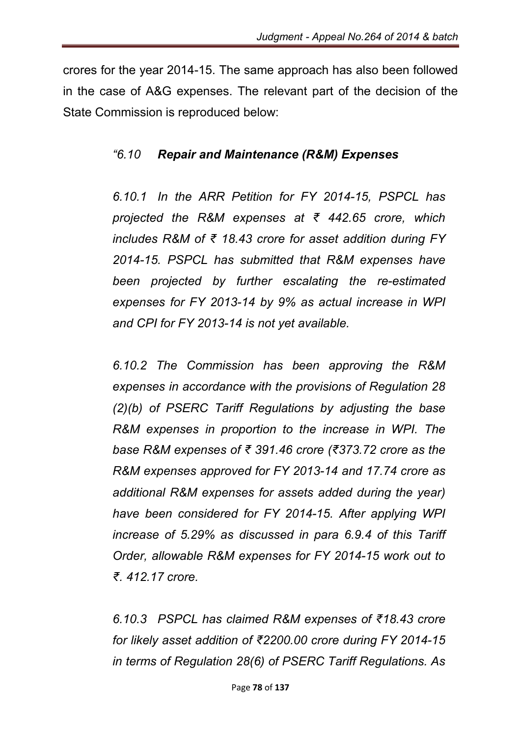crores for the year 2014-15. The same approach has also been followed in the case of A&G expenses. The relevant part of the decision of the State Commission is reproduced below:

> *"6.10 **Repair and Maintenance (R&M) Expenses***
>
> *6.10.1 In the ARR Petition for FY 2014-15, PSPCL has projected the R&M expenses at ₹ 442.65 crore, which includes R&M of ₹ 18.43 crore for asset addition during FY 2014-15. PSPCL has submitted that R&M expenses have been projected by further escalating the re-estimated expenses for FY 2013-14 by 9% as actual increase in WPI and CPI for FY 2013-14 is not yet available.*
>
> *6.10.2 The Commission has been approving the R&M expenses in accordance with the provisions of Regulation 28 (2)(b) of PSERC Tariff Regulations by adjusting the base R&M expenses in proportion to the increase in WPI. The base R&M expenses of ₹ 391.46 crore (₹373.72 crore as the R&M expenses approved for FY 2013-14 and 17.74 crore as additional R&M expenses for assets added during the year) have been considered for FY 2014-15. After applying WPI increase of 5.29% as discussed in para 6.9.4 of this Tariff Order, allowable R&M expenses for FY 2014-15 work out to ₹. 412.17 crore.*
>
> *6.10.3 PSPCL has claimed R&M expenses of ₹18.43 crore for likely asset addition of ₹2200.00 crore during FY 2014-15 in terms of Regulation 28(6) of PSERC Tariff Regulations. As*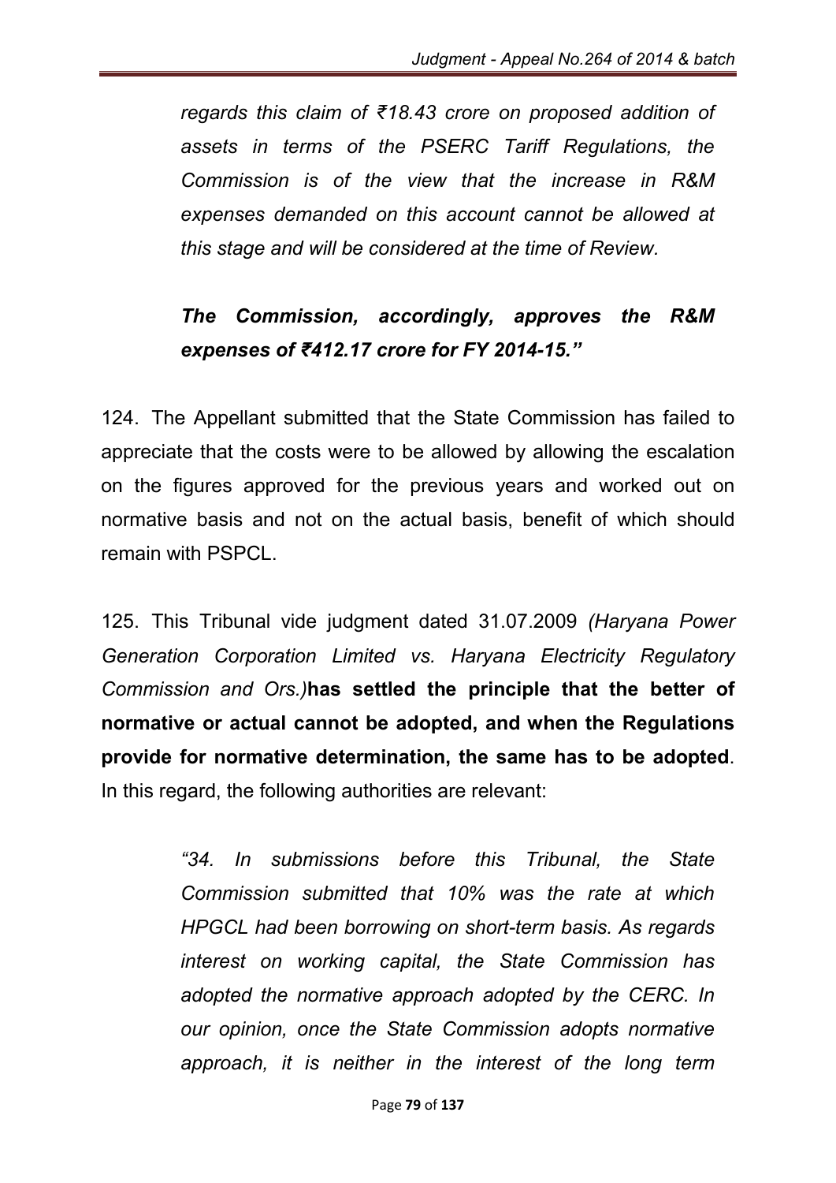*regards this claim of ₹18.43 crore on proposed addition of assets in terms of the PSERC Tariff Regulations, the Commission is of the view that the increase in R&M expenses demanded on this account cannot be allowed at this stage and will be considered at the time of Review.*

***The Commission, accordingly, approves the R&M expenses of ₹412.17 crore for FY 2014-15."***

124. The Appellant submitted that the State Commission has failed to appreciate that the costs were to be allowed by allowing the escalation on the figures approved for the previous years and worked out on normative basis and not on the actual basis, benefit of which should remain with PSPCL.

125. This Tribunal vide judgment dated 31.07.2009 *(Haryana Power Generation Corporation Limited vs. Haryana Electricity Regulatory Commission and Ors.)* **has settled the principle that the better of normative or actual cannot be adopted, and when the Regulations provide for normative determination, the same has to be adopted**. In this regard, the following authorities are relevant:

> *"34. In submissions before this Tribunal, the State Commission submitted that 10% was the rate at which HPGCL had been borrowing on short-term basis. As regards interest on working capital, the State Commission has adopted the normative approach adopted by the CERC. In our opinion, once the State Commission adopts normative approach, it is neither in the interest of the long term*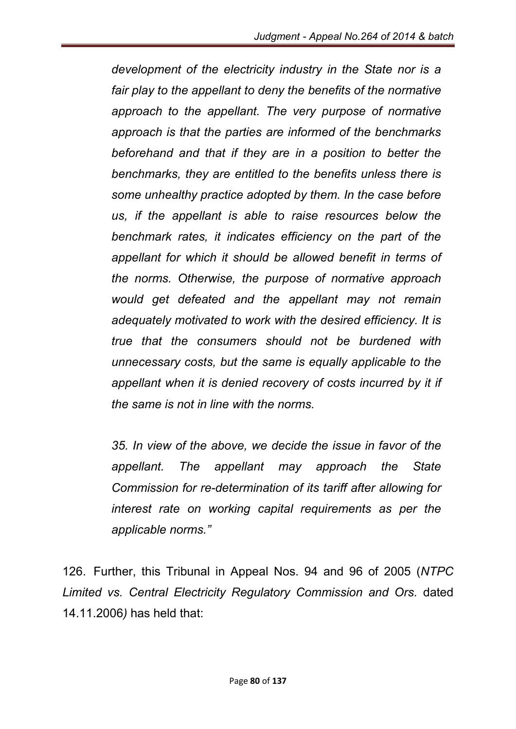*development of the electricity industry in the State nor is a fair play to the appellant to deny the benefits of the normative approach to the appellant. The very purpose of normative approach is that the parties are informed of the benchmarks beforehand and that if they are in a position to better the benchmarks, they are entitled to the benefits unless there is some unhealthy practice adopted by them. In the case before us, if the appellant is able to raise resources below the benchmark rates, it indicates efficiency on the part of the appellant for which it should be allowed benefit in terms of the norms. Otherwise, the purpose of normative approach would get defeated and the appellant may not remain adequately motivated to work with the desired efficiency. It is true that the consumers should not be burdened with unnecessary costs, but the same is equally applicable to the appellant when it is denied recovery of costs incurred by it if the same is not in line with the norms.*

*35. In view of the above, we decide the issue in favor of the appellant. The appellant may approach the State Commission for re-determination of its tariff after allowing for interest rate on working capital requirements as per the applicable norms."*

126. Further, this Tribunal in Appeal Nos. 94 and 96 of 2005 (*NTPC Limited vs. Central Electricity Regulatory Commission and Ors.* dated 14.11.2006*)* has held that: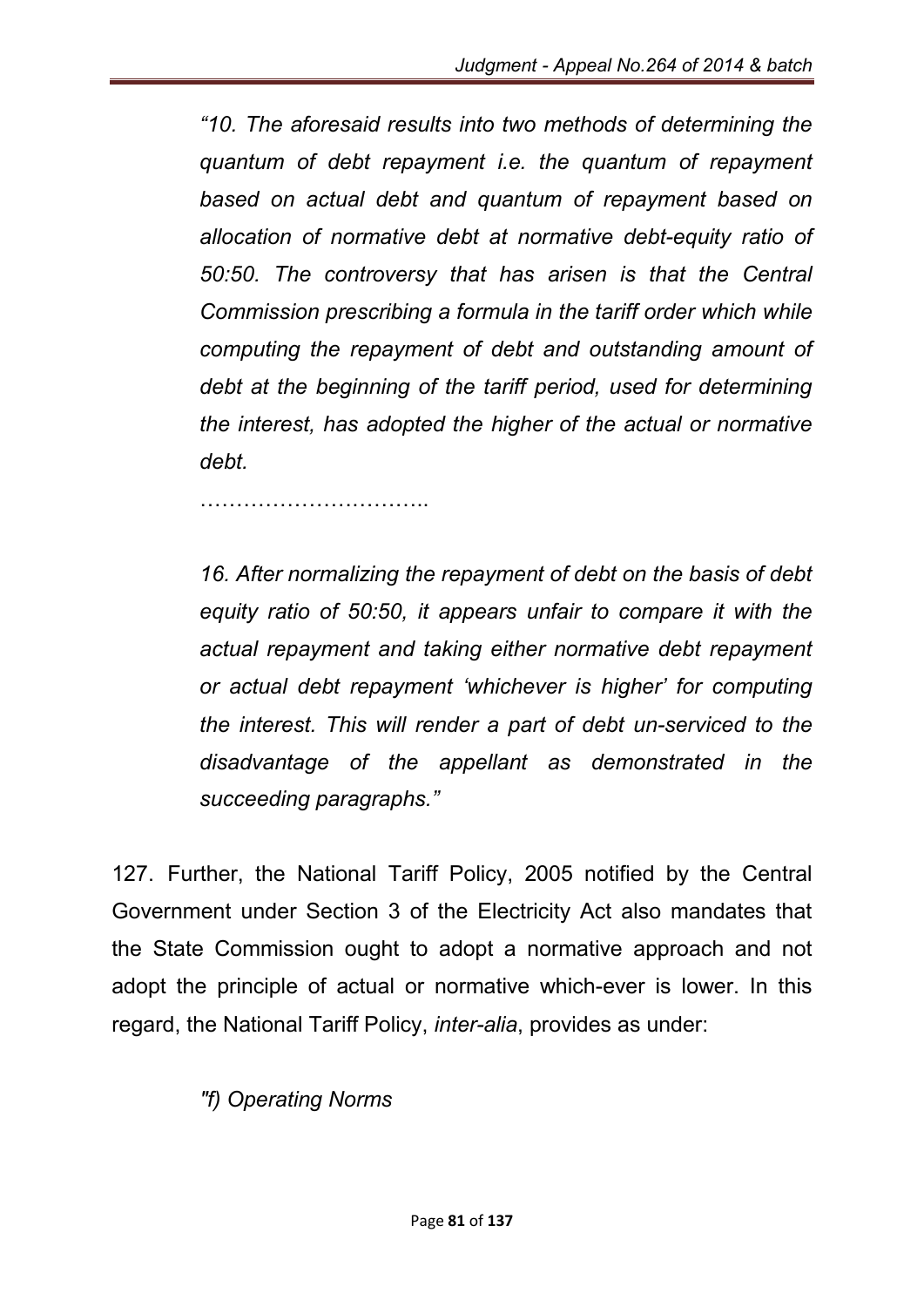*"10. The aforesaid results into two methods of determining the quantum of debt repayment i.e. the quantum of repayment based on actual debt and quantum of repayment based on allocation of normative debt at normative debt-equity ratio of 50:50. The controversy that has arisen is that the Central Commission prescribing a formula in the tariff order which while computing the repayment of debt and outstanding amount of debt at the beginning of the tariff period, used for determining the interest, has adopted the higher of the actual or normative debt.*

…………………………..

*16. After normalizing the repayment of debt on the basis of debt equity ratio of 50:50, it appears unfair to compare it with the actual repayment and taking either normative debt repayment or actual debt repayment 'whichever is higher' for computing the interest. This will render a part of debt un-serviced to the disadvantage of the appellant as demonstrated in the succeeding paragraphs."*

127. Further, the National Tariff Policy, 2005 notified by the Central Government under Section 3 of the Electricity Act also mandates that the State Commission ought to adopt a normative approach and not adopt the principle of actual or normative which-ever is lower. In this regard, the National Tariff Policy, *inter-alia*, provides as under:

*"f) Operating Norms*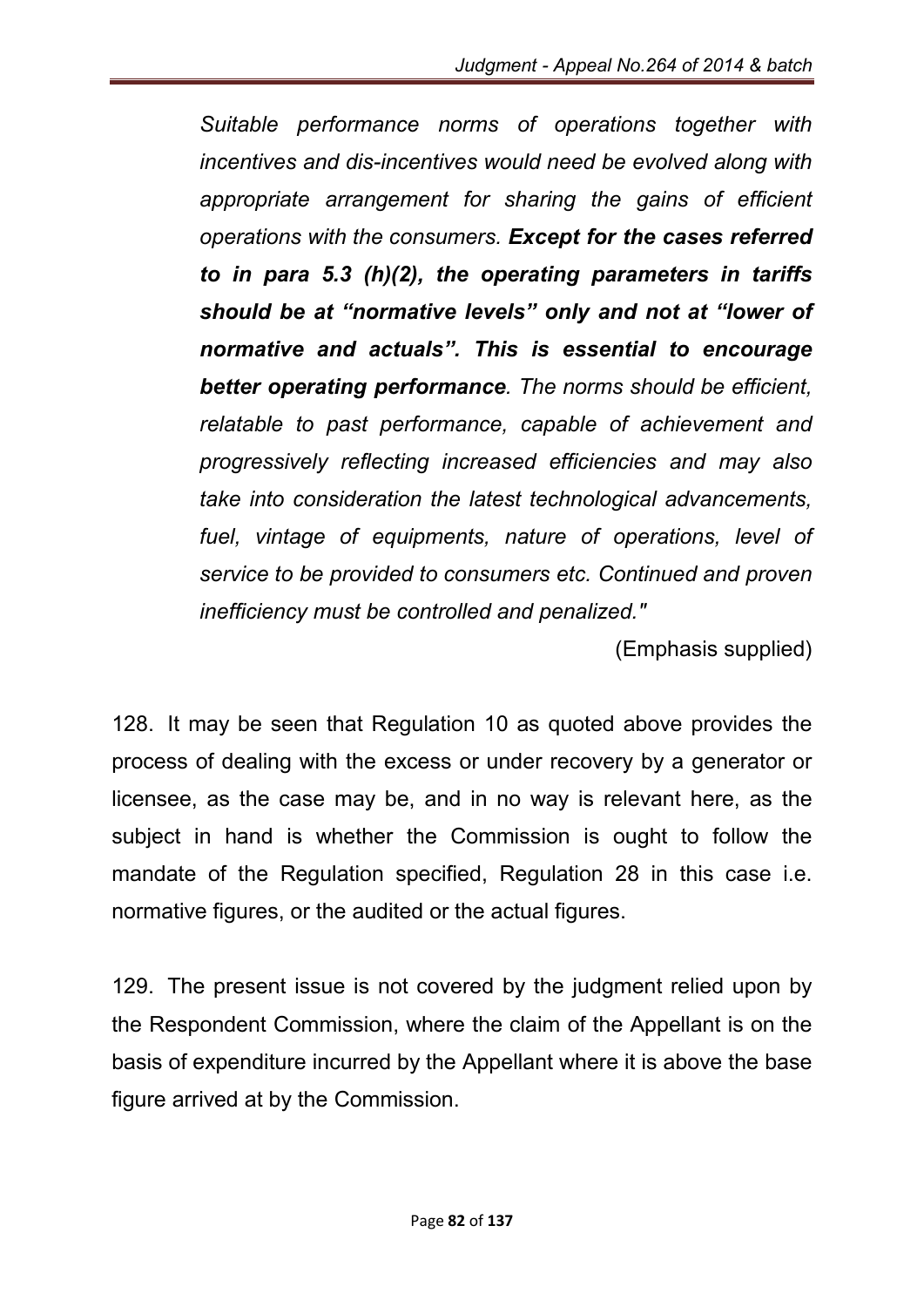*Suitable performance norms of operations together with incentives and dis-incentives would need be evolved along with appropriate arrangement for sharing the gains of efficient operations with the consumers.* ***Except for the cases referred to in para 5.3 (h)(2), the operating parameters in tariffs should be at "normative levels" only and not at "lower of normative and actuals". This is essential to encourage better operating performance****. The norms should be efficient, relatable to past performance, capable of achievement and progressively reflecting increased efficiencies and may also take into consideration the latest technological advancements, fuel, vintage of equipments, nature of operations, level of service to be provided to consumers etc. Continued and proven inefficiency must be controlled and penalized."*

(Emphasis supplied)

128. It may be seen that Regulation 10 as quoted above provides the process of dealing with the excess or under recovery by a generator or licensee, as the case may be, and in no way is relevant here, as the subject in hand is whether the Commission is ought to follow the mandate of the Regulation specified, Regulation 28 in this case i.e. normative figures, or the audited or the actual figures.

129. The present issue is not covered by the judgment relied upon by the Respondent Commission, where the claim of the Appellant is on the basis of expenditure incurred by the Appellant where it is above the base figure arrived at by the Commission.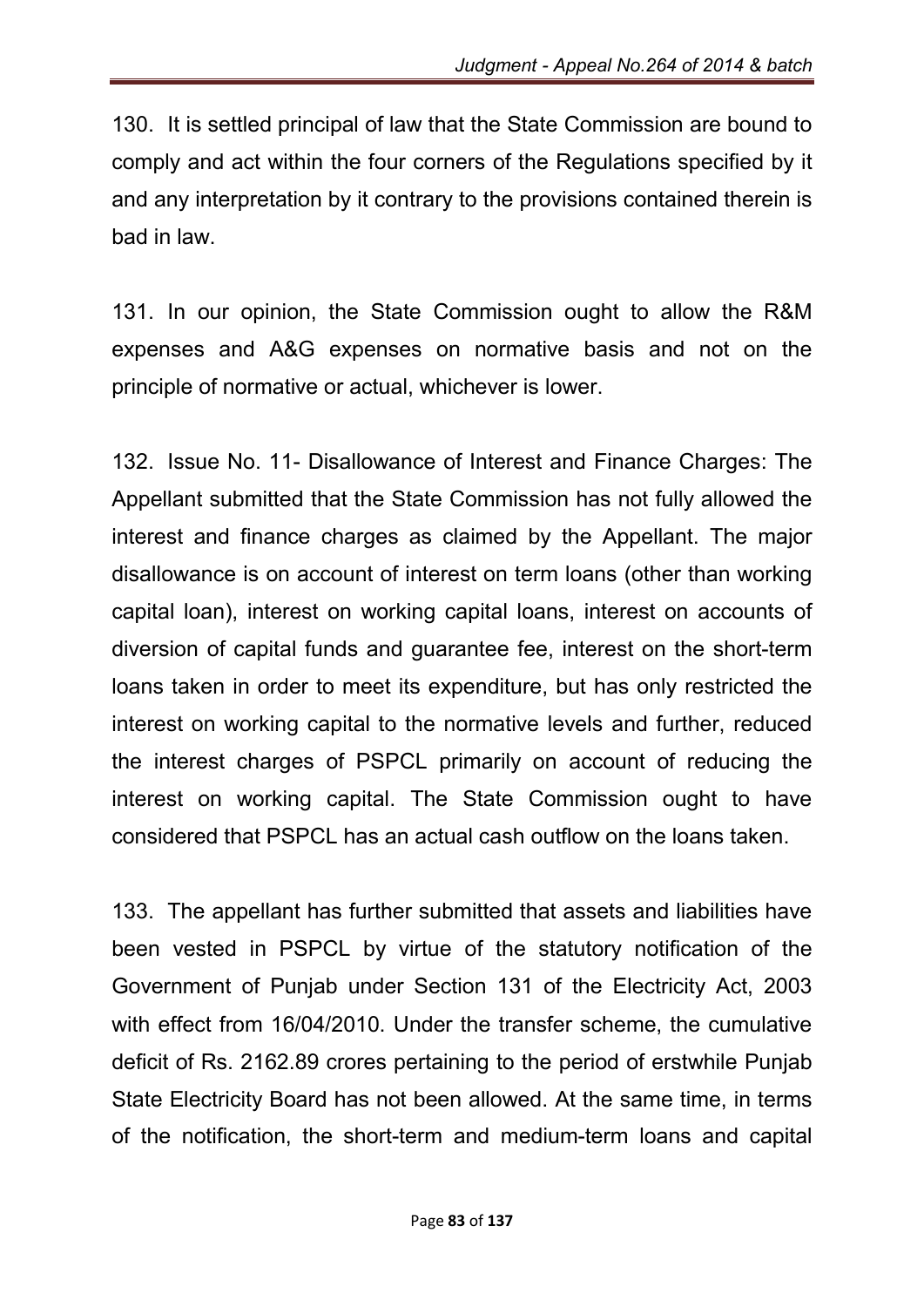130. It is settled principal of law that the State Commission are bound to comply and act within the four corners of the Regulations specified by it and any interpretation by it contrary to the provisions contained therein is bad in law.

131. In our opinion, the State Commission ought to allow the R&M expenses and A&G expenses on normative basis and not on the principle of normative or actual, whichever is lower.

132. Issue No. 11- Disallowance of Interest and Finance Charges: The Appellant submitted that the State Commission has not fully allowed the interest and finance charges as claimed by the Appellant. The major disallowance is on account of interest on term loans (other than working capital loan), interest on working capital loans, interest on accounts of diversion of capital funds and guarantee fee, interest on the short-term loans taken in order to meet its expenditure, but has only restricted the interest on working capital to the normative levels and further, reduced the interest charges of PSPCL primarily on account of reducing the interest on working capital. The State Commission ought to have considered that PSPCL has an actual cash outflow on the loans taken.

133. The appellant has further submitted that assets and liabilities have been vested in PSPCL by virtue of the statutory notification of the Government of Punjab under Section 131 of the Electricity Act, 2003 with effect from 16/04/2010. Under the transfer scheme, the cumulative deficit of Rs. 2162.89 crores pertaining to the period of erstwhile Punjab State Electricity Board has not been allowed. At the same time, in terms of the notification, the short-term and medium-term loans and capital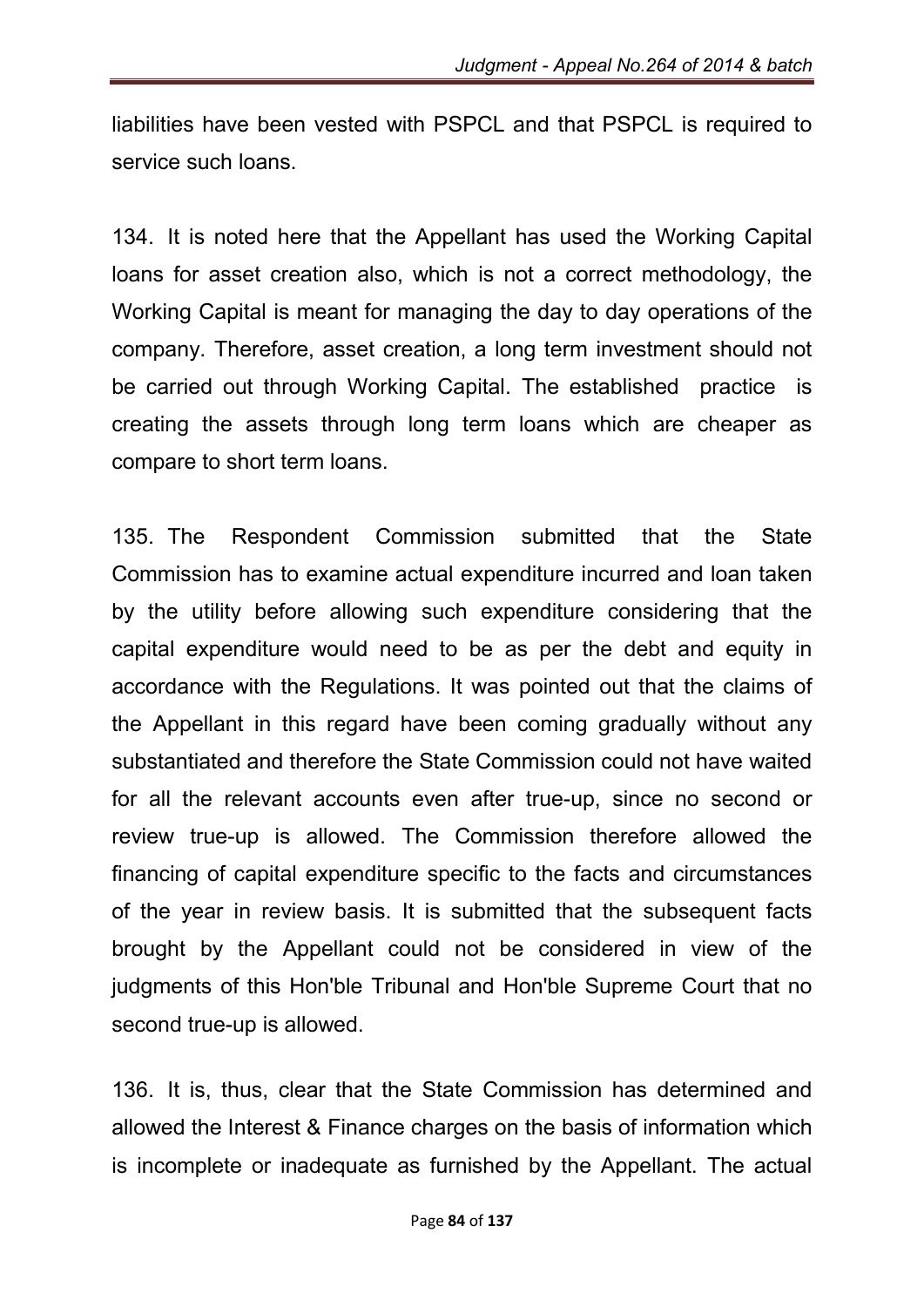liabilities have been vested with PSPCL and that PSPCL is required to service such loans.

134. It is noted here that the Appellant has used the Working Capital loans for asset creation also, which is not a correct methodology, the Working Capital is meant for managing the day to day operations of the company. Therefore, asset creation, a long term investment should not be carried out through Working Capital. The established practice is creating the assets through long term loans which are cheaper as compare to short term loans.

135. The Respondent Commission submitted that the State Commission has to examine actual expenditure incurred and loan taken by the utility before allowing such expenditure considering that the capital expenditure would need to be as per the debt and equity in accordance with the Regulations. It was pointed out that the claims of the Appellant in this regard have been coming gradually without any substantiated and therefore the State Commission could not have waited for all the relevant accounts even after true-up, since no second or review true-up is allowed. The Commission therefore allowed the financing of capital expenditure specific to the facts and circumstances of the year in review basis. It is submitted that the subsequent facts brought by the Appellant could not be considered in view of the judgments of this Hon'ble Tribunal and Hon'ble Supreme Court that no second true-up is allowed.

136. It is, thus, clear that the State Commission has determined and allowed the Interest & Finance charges on the basis of information which is incomplete or inadequate as furnished by the Appellant. The actual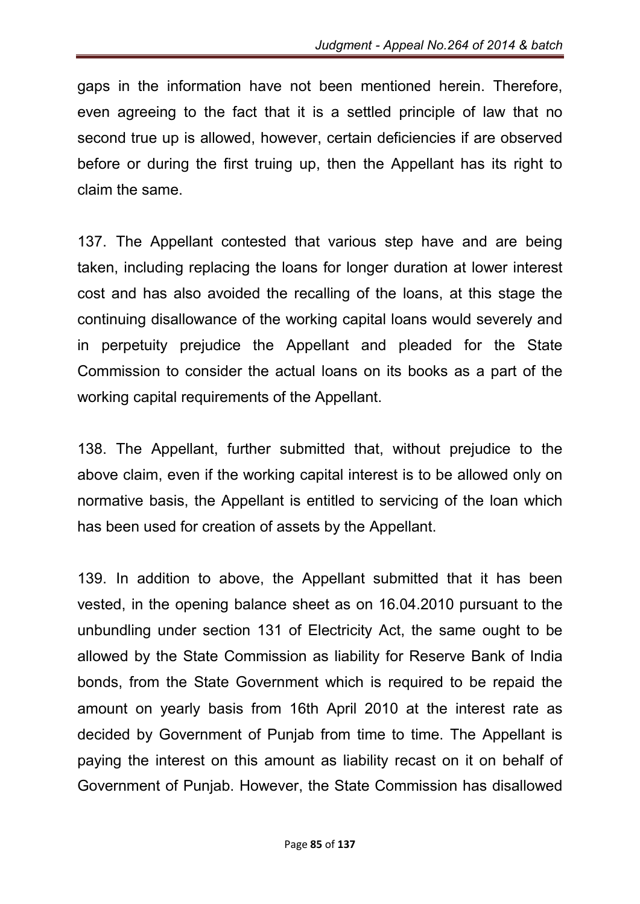gaps in the information have not been mentioned herein. Therefore, even agreeing to the fact that it is a settled principle of law that no second true up is allowed, however, certain deficiencies if are observed before or during the first truing up, then the Appellant has its right to claim the same.

137. The Appellant contested that various step have and are being taken, including replacing the loans for longer duration at lower interest cost and has also avoided the recalling of the loans, at this stage the continuing disallowance of the working capital loans would severely and in perpetuity prejudice the Appellant and pleaded for the State Commission to consider the actual loans on its books as a part of the working capital requirements of the Appellant.

138. The Appellant, further submitted that, without prejudice to the above claim, even if the working capital interest is to be allowed only on normative basis, the Appellant is entitled to servicing of the loan which has been used for creation of assets by the Appellant.

139. In addition to above, the Appellant submitted that it has been vested, in the opening balance sheet as on 16.04.2010 pursuant to the unbundling under section 131 of Electricity Act, the same ought to be allowed by the State Commission as liability for Reserve Bank of India bonds, from the State Government which is required to be repaid the amount on yearly basis from 16th April 2010 at the interest rate as decided by Government of Punjab from time to time. The Appellant is paying the interest on this amount as liability recast on it on behalf of Government of Punjab. However, the State Commission has disallowed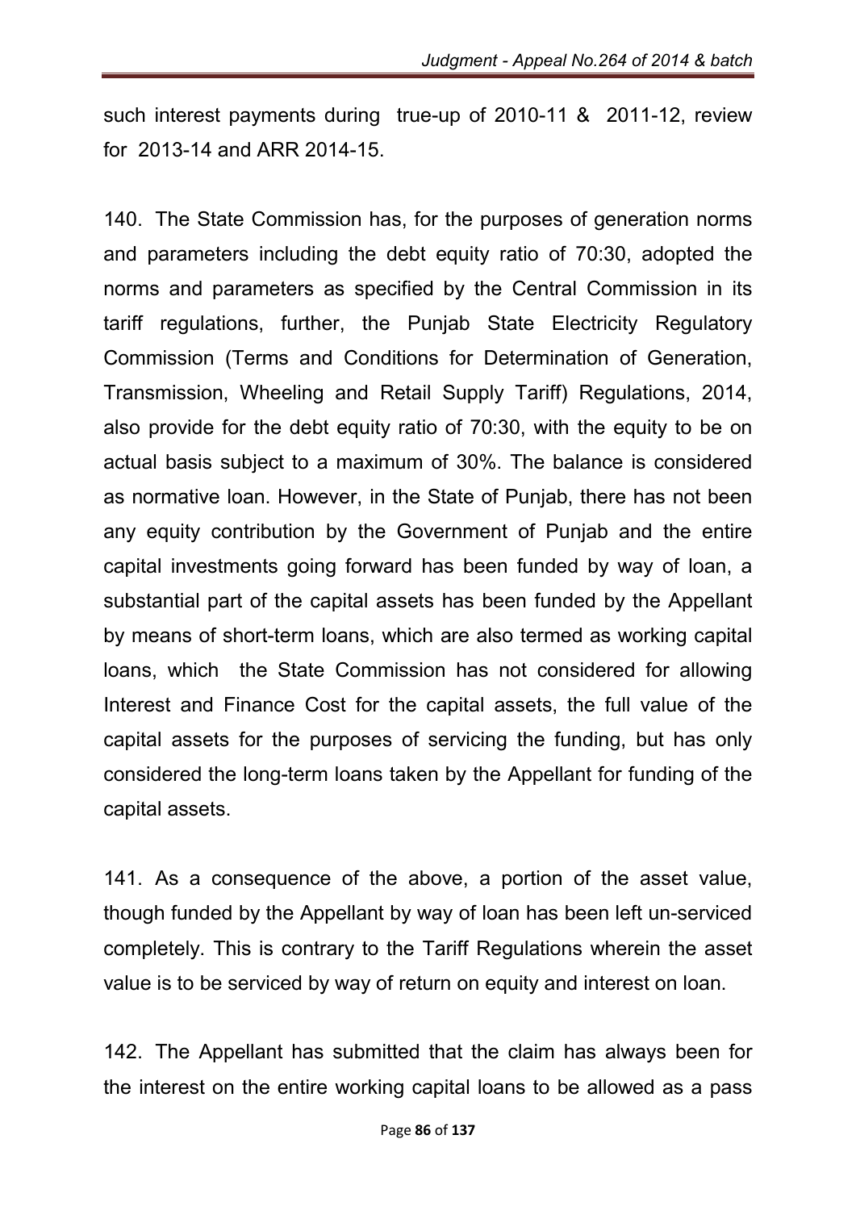such interest payments during true-up of 2010-11 & 2011-12, review for 2013-14 and ARR 2014-15.

140. The State Commission has, for the purposes of generation norms and parameters including the debt equity ratio of 70:30, adopted the norms and parameters as specified by the Central Commission in its tariff regulations, further, the Punjab State Electricity Regulatory Commission (Terms and Conditions for Determination of Generation, Transmission, Wheeling and Retail Supply Tariff) Regulations, 2014, also provide for the debt equity ratio of 70:30, with the equity to be on actual basis subject to a maximum of 30%. The balance is considered as normative loan. However, in the State of Punjab, there has not been any equity contribution by the Government of Punjab and the entire capital investments going forward has been funded by way of loan, a substantial part of the capital assets has been funded by the Appellant by means of short-term loans, which are also termed as working capital loans, which the State Commission has not considered for allowing Interest and Finance Cost for the capital assets, the full value of the capital assets for the purposes of servicing the funding, but has only considered the long-term loans taken by the Appellant for funding of the capital assets.

141. As a consequence of the above, a portion of the asset value, though funded by the Appellant by way of loan has been left un-serviced completely. This is contrary to the Tariff Regulations wherein the asset value is to be serviced by way of return on equity and interest on loan.

142. The Appellant has submitted that the claim has always been for the interest on the entire working capital loans to be allowed as a pass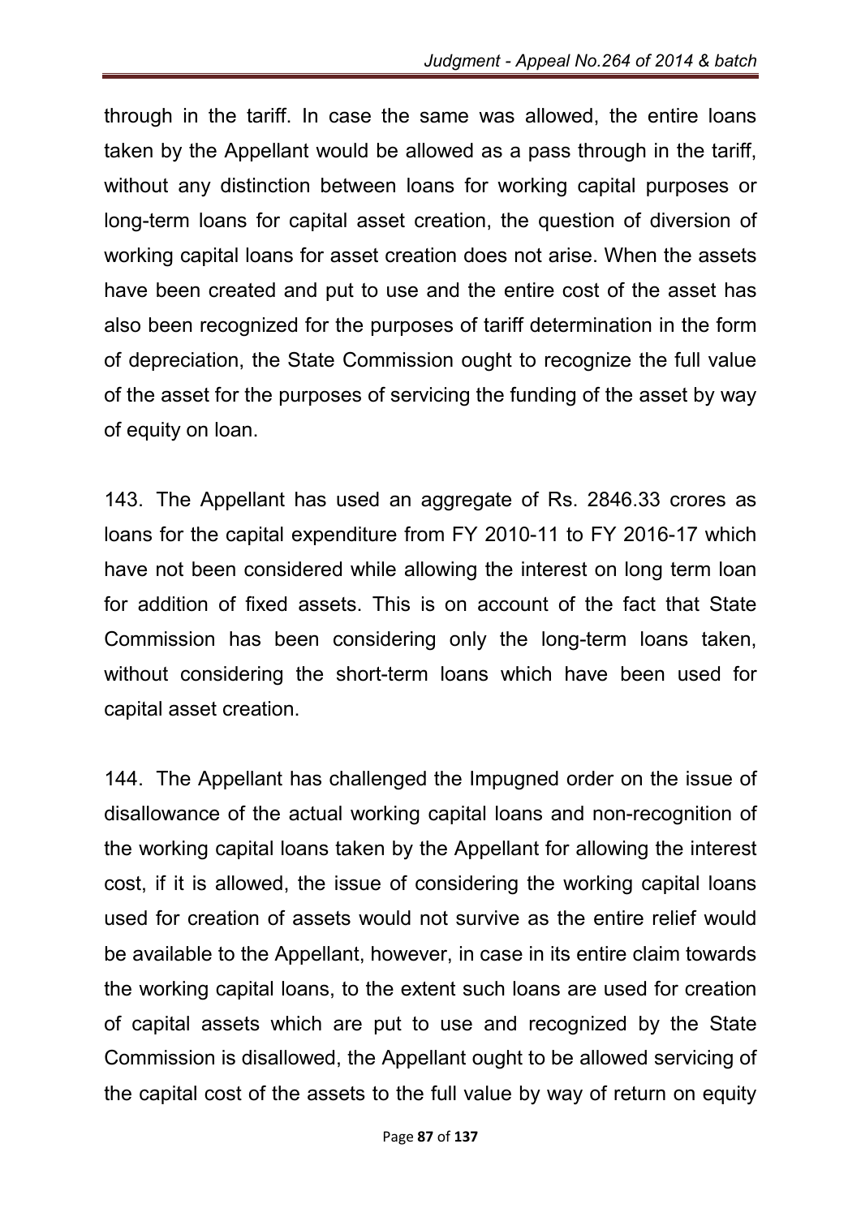through in the tariff. In case the same was allowed, the entire loans taken by the Appellant would be allowed as a pass through in the tariff, without any distinction between loans for working capital purposes or long-term loans for capital asset creation, the question of diversion of working capital loans for asset creation does not arise. When the assets have been created and put to use and the entire cost of the asset has also been recognized for the purposes of tariff determination in the form of depreciation, the State Commission ought to recognize the full value of the asset for the purposes of servicing the funding of the asset by way of equity on loan.

143. The Appellant has used an aggregate of Rs. 2846.33 crores as loans for the capital expenditure from FY 2010-11 to FY 2016-17 which have not been considered while allowing the interest on long term loan for addition of fixed assets. This is on account of the fact that State Commission has been considering only the long-term loans taken, without considering the short-term loans which have been used for capital asset creation.

144. The Appellant has challenged the Impugned order on the issue of disallowance of the actual working capital loans and non-recognition of the working capital loans taken by the Appellant for allowing the interest cost, if it is allowed, the issue of considering the working capital loans used for creation of assets would not survive as the entire relief would be available to the Appellant, however, in case in its entire claim towards the working capital loans, to the extent such loans are used for creation of capital assets which are put to use and recognized by the State Commission is disallowed, the Appellant ought to be allowed servicing of the capital cost of the assets to the full value by way of return on equity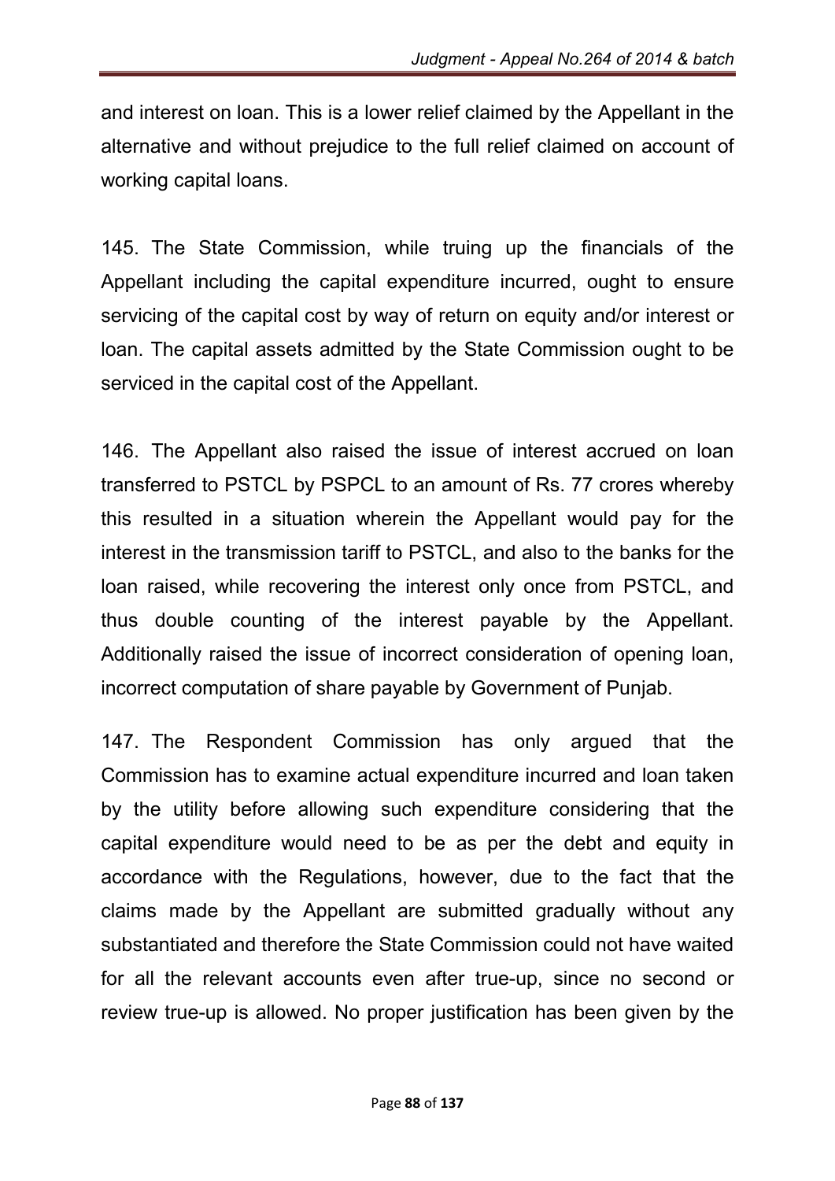and interest on loan. This is a lower relief claimed by the Appellant in the alternative and without prejudice to the full relief claimed on account of working capital loans.

145. The State Commission, while truing up the financials of the Appellant including the capital expenditure incurred, ought to ensure servicing of the capital cost by way of return on equity and/or interest or loan. The capital assets admitted by the State Commission ought to be serviced in the capital cost of the Appellant.

146. The Appellant also raised the issue of interest accrued on loan transferred to PSTCL by PSPCL to an amount of Rs. 77 crores whereby this resulted in a situation wherein the Appellant would pay for the interest in the transmission tariff to PSTCL, and also to the banks for the loan raised, while recovering the interest only once from PSTCL, and thus double counting of the interest payable by the Appellant. Additionally raised the issue of incorrect consideration of opening loan, incorrect computation of share payable by Government of Punjab.

147. The Respondent Commission has only argued that the Commission has to examine actual expenditure incurred and loan taken by the utility before allowing such expenditure considering that the capital expenditure would need to be as per the debt and equity in accordance with the Regulations, however, due to the fact that the claims made by the Appellant are submitted gradually without any substantiated and therefore the State Commission could not have waited for all the relevant accounts even after true-up, since no second or review true-up is allowed. No proper justification has been given by the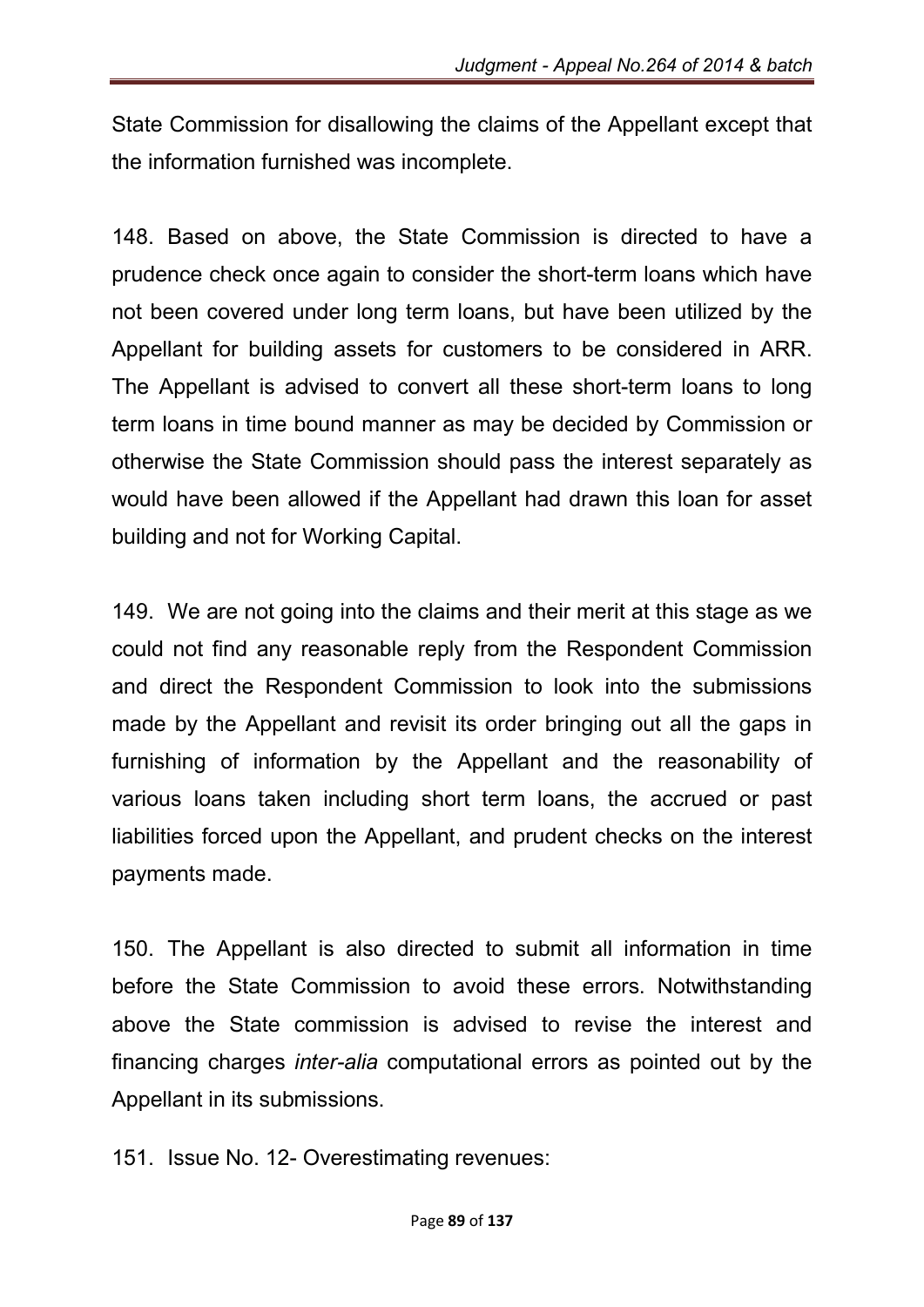State Commission for disallowing the claims of the Appellant except that the information furnished was incomplete.

148. Based on above, the State Commission is directed to have a prudence check once again to consider the short-term loans which have not been covered under long term loans, but have been utilized by the Appellant for building assets for customers to be considered in ARR. The Appellant is advised to convert all these short-term loans to long term loans in time bound manner as may be decided by Commission or otherwise the State Commission should pass the interest separately as would have been allowed if the Appellant had drawn this loan for asset building and not for Working Capital.

149. We are not going into the claims and their merit at this stage as we could not find any reasonable reply from the Respondent Commission and direct the Respondent Commission to look into the submissions made by the Appellant and revisit its order bringing out all the gaps in furnishing of information by the Appellant and the reasonability of various loans taken including short term loans, the accrued or past liabilities forced upon the Appellant, and prudent checks on the interest payments made.

150. The Appellant is also directed to submit all information in time before the State Commission to avoid these errors. Notwithstanding above the State commission is advised to revise the interest and financing charges *inter-alia* computational errors as pointed out by the Appellant in its submissions.

151. Issue No. 12- Overestimating revenues: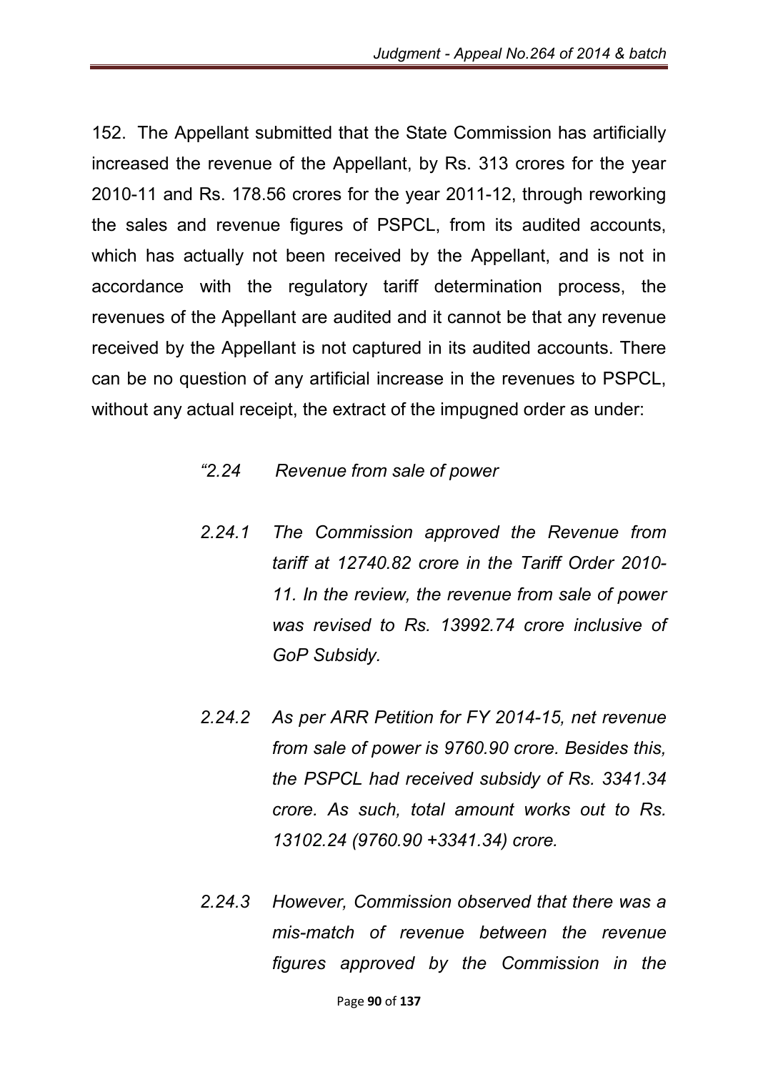152. The Appellant submitted that the State Commission has artificially increased the revenue of the Appellant, by Rs. 313 crores for the year 2010-11 and Rs. 178.56 crores for the year 2011-12, through reworking the sales and revenue figures of PSPCL, from its audited accounts, which has actually not been received by the Appellant, and is not in accordance with the regulatory tariff determination process, the revenues of the Appellant are audited and it cannot be that any revenue received by the Appellant is not captured in its audited accounts. There can be no question of any artificial increase in the revenues to PSPCL, without any actual receipt, the extract of the impugned order as under:

> *"2.24 Revenue from sale of power*
>
> *2.24.1 The Commission approved the Revenue from tariff at 12740.82 crore in the Tariff Order 2010-11. In the review, the revenue from sale of power was revised to Rs. 13992.74 crore inclusive of GoP Subsidy.*
>
> *2.24.2 As per ARR Petition for FY 2014-15, net revenue from sale of power is 9760.90 crore. Besides this, the PSPCL had received subsidy of Rs. 3341.34 crore. As such, total amount works out to Rs. 13102.24 (9760.90 +3341.34) crore.*
>
> *2.24.3 However, Commission observed that there was a mis-match of revenue between the revenue figures approved by the Commission in the*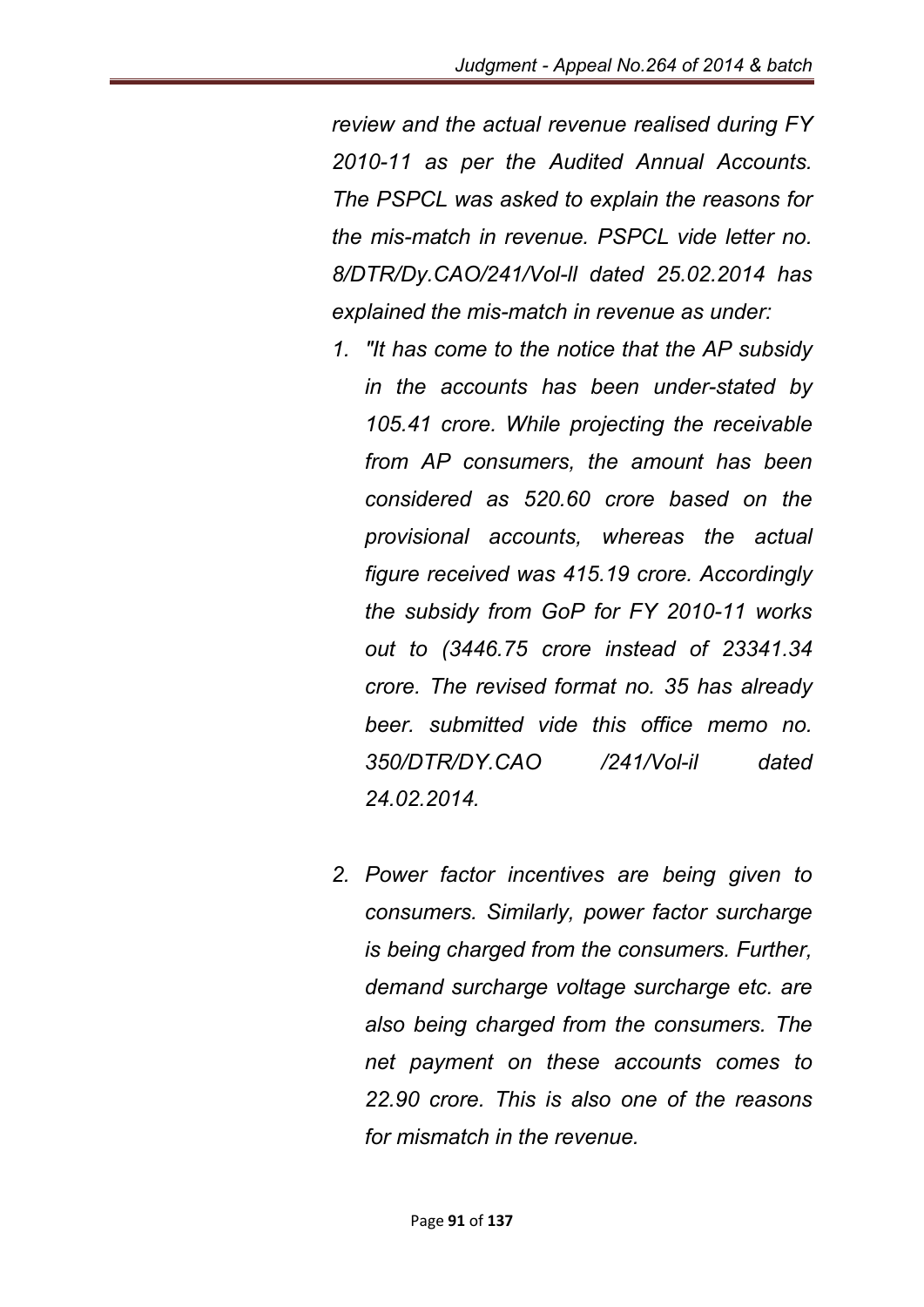*review and the actual revenue realised during FY 2010-11 as per the Audited Annual Accounts. The PSPCL was asked to explain the reasons for the mis-match in revenue. PSPCL vide letter no. 8/DTR/Dy.CAO/241/Vol-Il dated 25.02.2014 has explained the mis-match in revenue as under:*

1. *"It has come to the notice that the AP subsidy in the accounts has been under-stated by 105.41 crore. While projecting the receivable from AP consumers, the amount has been considered as 520.60 crore based on the provisional accounts, whereas the actual figure received was 415.19 crore. Accordingly the subsidy from GoP for FY 2010-11 works out to (3446.75 crore instead of 23341.34 crore. The revised format no. 35 has already beer. submitted vide this office memo no. 350/DTR/DY.CAO /241/Vol-il dated 24.02.2014.*

2. *Power factor incentives are being given to consumers. Similarly, power factor surcharge is being charged from the consumers. Further, demand surcharge voltage surcharge etc. are also being charged from the consumers. The net payment on these accounts comes to 22.90 crore. This is also one of the reasons for mismatch in the revenue.*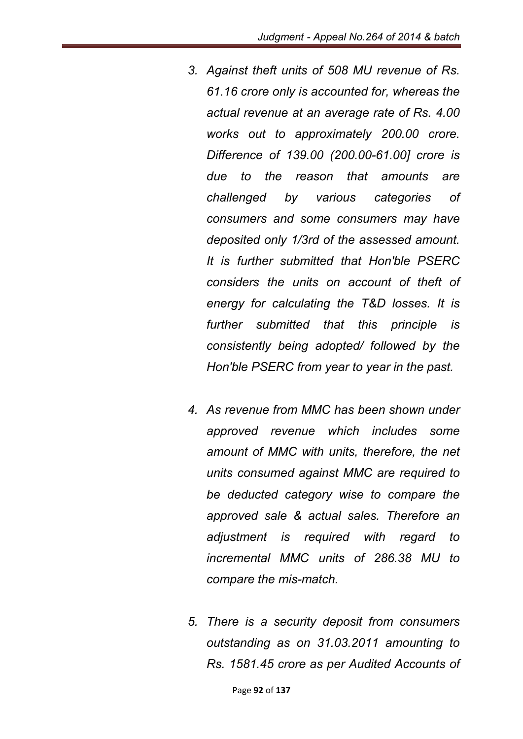3. *Against theft units of 508 MU revenue of Rs. 61.16 crore only is accounted for, whereas the actual revenue at an average rate of Rs. 4.00 works out to approximately 200.00 crore. Difference of 139.00 (200.00-61.00] crore is due to the reason that amounts are challenged by various categories of consumers and some consumers may have deposited only 1/3rd of the assessed amount. It is further submitted that Hon'ble PSERC considers the units on account of theft of energy for calculating the T&D losses. It is further submitted that this principle is consistently being adopted/ followed by the Hon'ble PSERC from year to year in the past.*

4. *As revenue from MMC has been shown under approved revenue which includes some amount of MMC with units, therefore, the net units consumed against MMC are required to be deducted category wise to compare the approved sale & actual sales. Therefore an adjustment is required with regard to incremental MMC units of 286.38 MU to compare the mis-match.*

5. *There is a security deposit from consumers outstanding as on 31.03.2011 amounting to Rs. 1581.45 crore as per Audited Accounts of*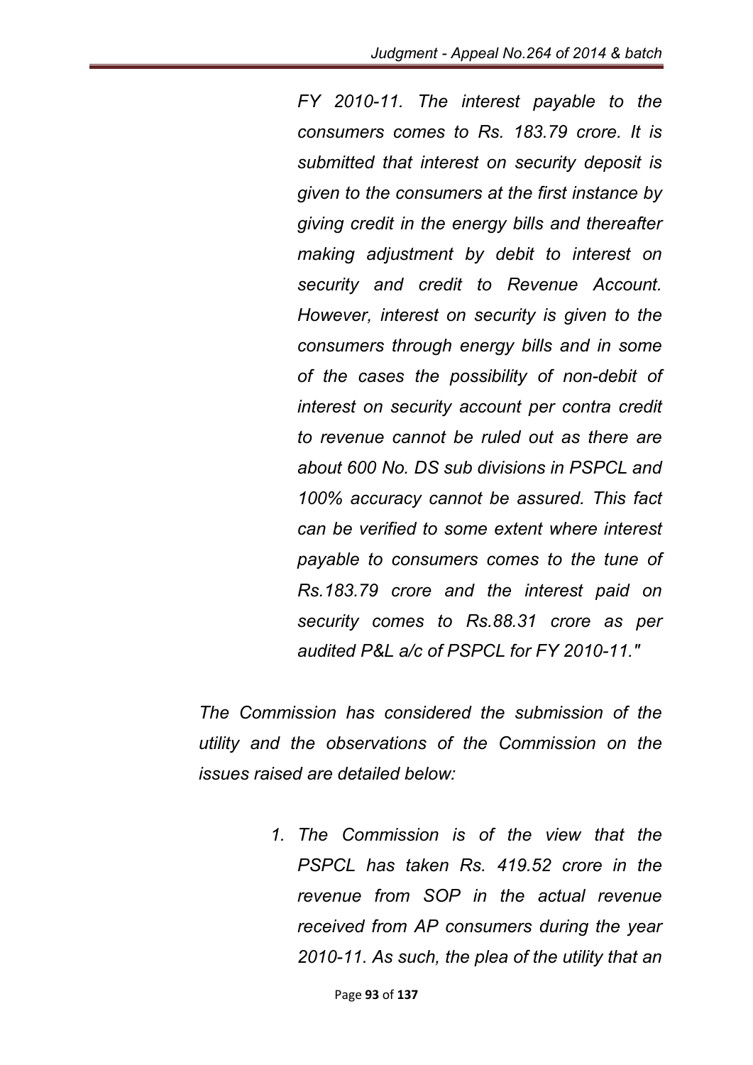*FY 2010-11. The interest payable to the consumers comes to Rs. 183.79 crore. It is submitted that interest on security deposit is given to the consumers at the first instance by giving credit in the energy bills and thereafter making adjustment by debit to interest on security and credit to Revenue Account. However, interest on security is given to the consumers through energy bills and in some of the cases the possibility of non-debit of interest on security account per contra credit to revenue cannot be ruled out as there are about 600 No. DS sub divisions in PSPCL and 100% accuracy cannot be assured. This fact can be verified to some extent where interest payable to consumers comes to the tune of Rs.183.79 crore and the interest paid on security comes to Rs.88.31 crore as per audited P&L a/c of PSPCL for FY 2010-11."*

*The Commission has considered the submission of the utility and the observations of the Commission on the issues raised are detailed below:*

1. *The Commission is of the view that the PSPCL has taken Rs. 419.52 crore in the revenue from SOP in the actual revenue received from AP consumers during the year 2010-11. As such, the plea of the utility that an*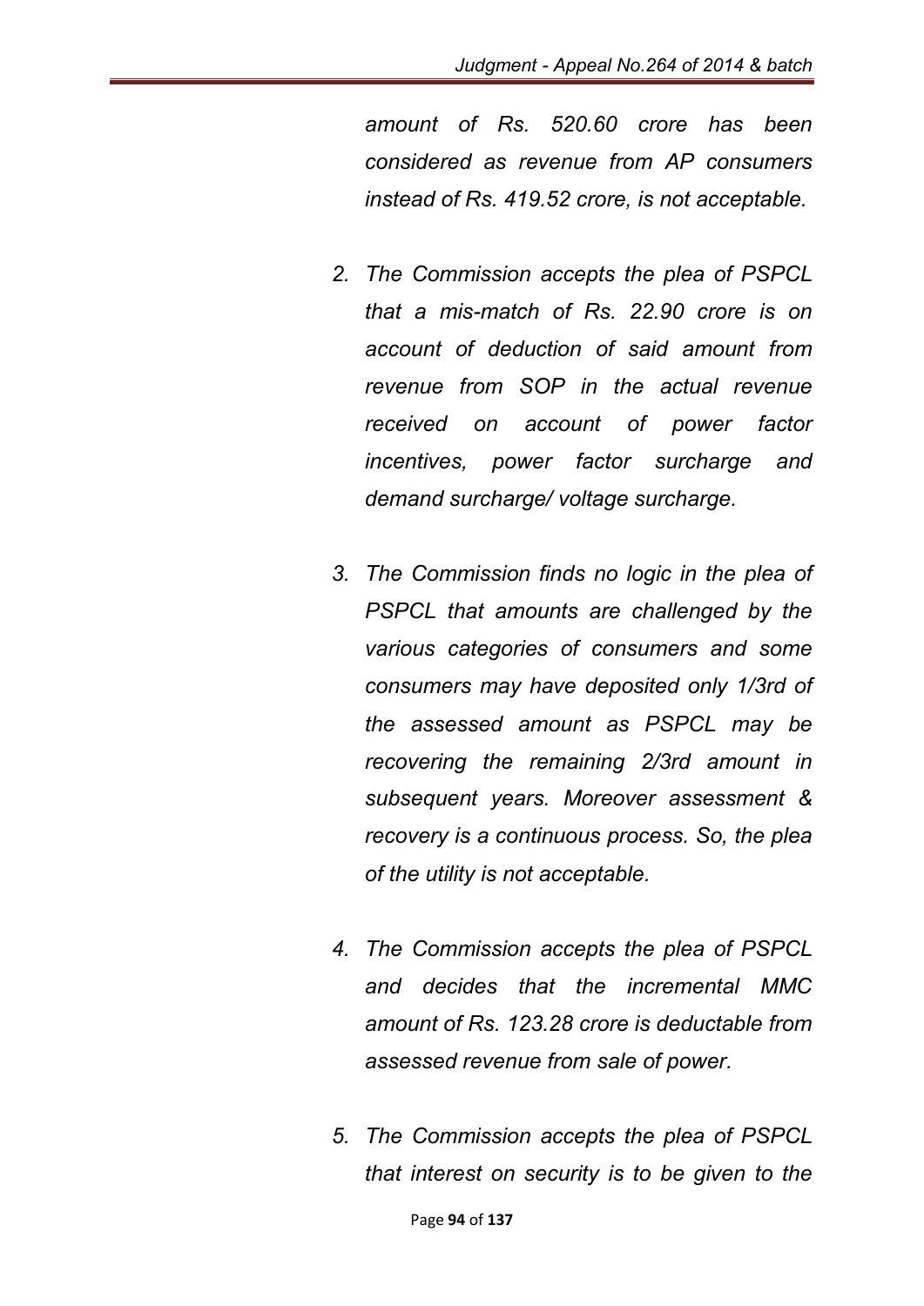*amount of Rs. 520.60 crore has been considered as revenue from AP consumers instead of Rs. 419.52 crore, is not acceptable.*

2. *The Commission accepts the plea of PSPCL that a mis-match of Rs. 22.90 crore is on account of deduction of said amount from revenue from SOP in the actual revenue received on account of power factor incentives, power factor surcharge and demand surcharge/ voltage surcharge.*

3. *The Commission finds no logic in the plea of PSPCL that amounts are challenged by the various categories of consumers and some consumers may have deposited only 1/3rd of the assessed amount as PSPCL may be recovering the remaining 2/3rd amount in subsequent years. Moreover assessment & recovery is a continuous process. So, the plea of the utility is not acceptable.*

4. *The Commission accepts the plea of PSPCL and decides that the incremental MMC amount of Rs. 123.28 crore is deductable from assessed revenue from sale of power.*

5. *The Commission accepts the plea of PSPCL that interest on security is to be given to the*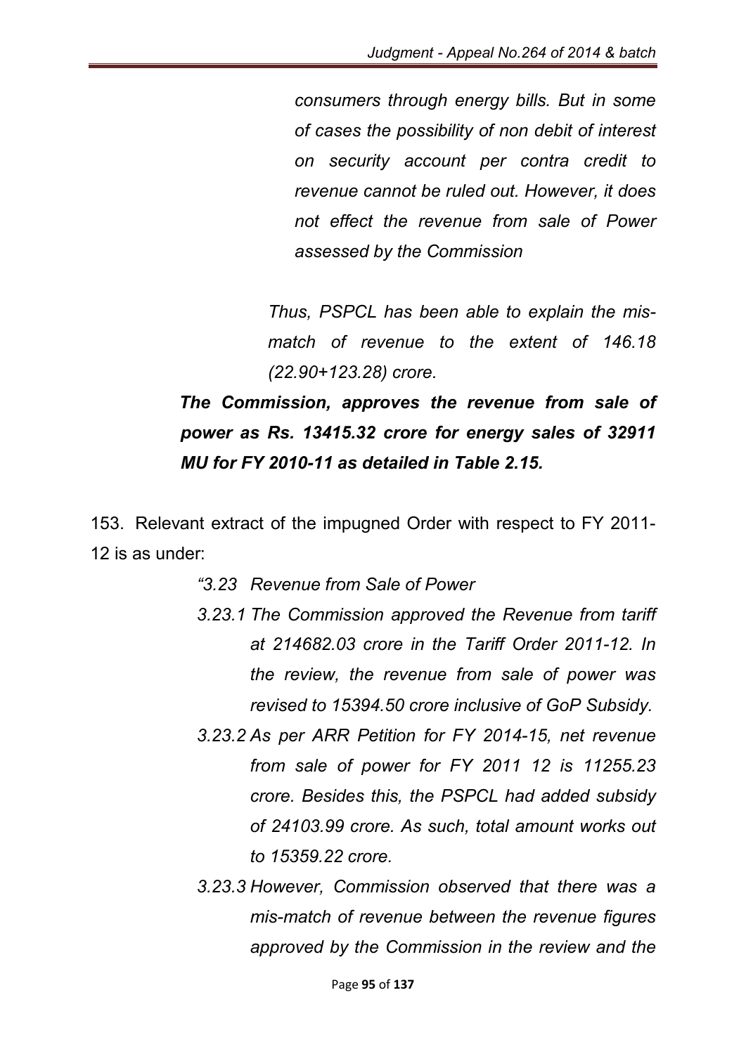*consumers through energy bills. But in some of cases the possibility of non debit of interest on security account per contra credit to revenue cannot be ruled out. However, it does not effect the revenue from sale of Power assessed by the Commission*

*Thus, PSPCL has been able to explain the mis-match of revenue to the extent of 146.18 (22.90+123.28) crore.*

***The Commission, approves the revenue from sale of power as Rs. 13415.32 crore for energy sales of 32911 MU for FY 2010-11 as detailed in Table 2.15.***

153. Relevant extract of the impugned Order with respect to FY 2011-12 is as under:

*"3.23 Revenue from Sale of Power*

*3.23.1 The Commission approved the Revenue from tariff at 214682.03 crore in the Tariff Order 2011-12. In the review, the revenue from sale of power was revised to 15394.50 crore inclusive of GoP Subsidy.*

*3.23.2 As per ARR Petition for FY 2014-15, net revenue from sale of power for FY 2011 12 is 11255.23 crore. Besides this, the PSPCL had added subsidy of 24103.99 crore. As such, total amount works out to 15359.22 crore.*

*3.23.3 However, Commission observed that there was a mis-match of revenue between the revenue figures approved by the Commission in the review and the*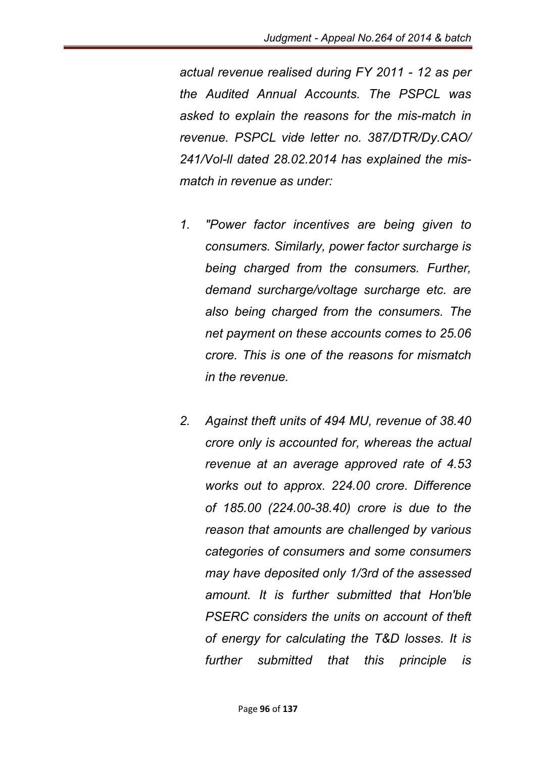*actual revenue realised during FY 2011 - 12 as per the Audited Annual Accounts. The PSPCL was asked to explain the reasons for the mis-match in revenue. PSPCL vide letter no. 387/DTR/Dy.CAO/ 241/Vol-ll dated 28.02.2014 has explained the mis-match in revenue as under:*

1. *"Power factor incentives are being given to consumers. Similarly, power factor surcharge is being charged from the consumers. Further, demand surcharge/voltage surcharge etc. are also being charged from the consumers. The net payment on these accounts comes to 25.06 crore. This is one of the reasons for mismatch in the revenue.*

2. *Against theft units of 494 MU, revenue of 38.40 crore only is accounted for, whereas the actual revenue at an average approved rate of 4.53 works out to approx. 224.00 crore. Difference of 185.00 (224.00-38.40) crore is due to the reason that amounts are challenged by various categories of consumers and some consumers may have deposited only 1/3rd of the assessed amount. It is further submitted that Hon'ble PSERC considers the units on account of theft of energy for calculating the T&D losses. It is further submitted that this principle is*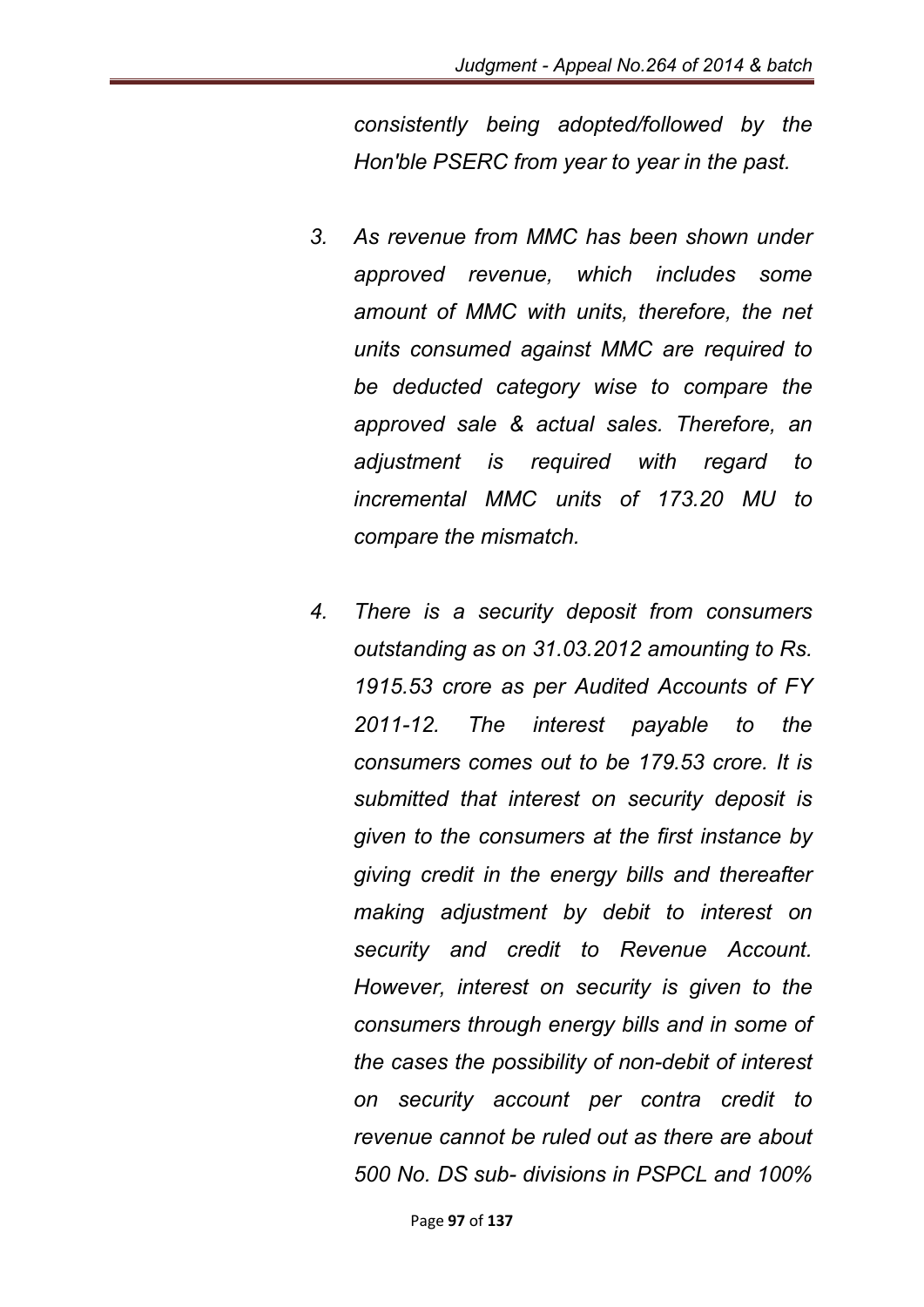*consistently being adopted/followed by the Hon'ble PSERC from year to year in the past.*

3. *As revenue from MMC has been shown under approved revenue, which includes some amount of MMC with units, therefore, the net units consumed against MMC are required to be deducted category wise to compare the approved sale & actual sales. Therefore, an adjustment is required with regard to incremental MMC units of 173.20 MU to compare the mismatch.*

4. *There is a security deposit from consumers outstanding as on 31.03.2012 amounting to Rs. 1915.53 crore as per Audited Accounts of FY 2011-12. The interest payable to the consumers comes out to be 179.53 crore. It is submitted that interest on security deposit is given to the consumers at the first instance by giving credit in the energy bills and thereafter making adjustment by debit to interest on security and credit to Revenue Account. However, interest on security is given to the consumers through energy bills and in some of the cases the possibility of non-debit of interest on security account per contra credit to revenue cannot be ruled out as there are about 500 No. DS sub- divisions in PSPCL and 100%*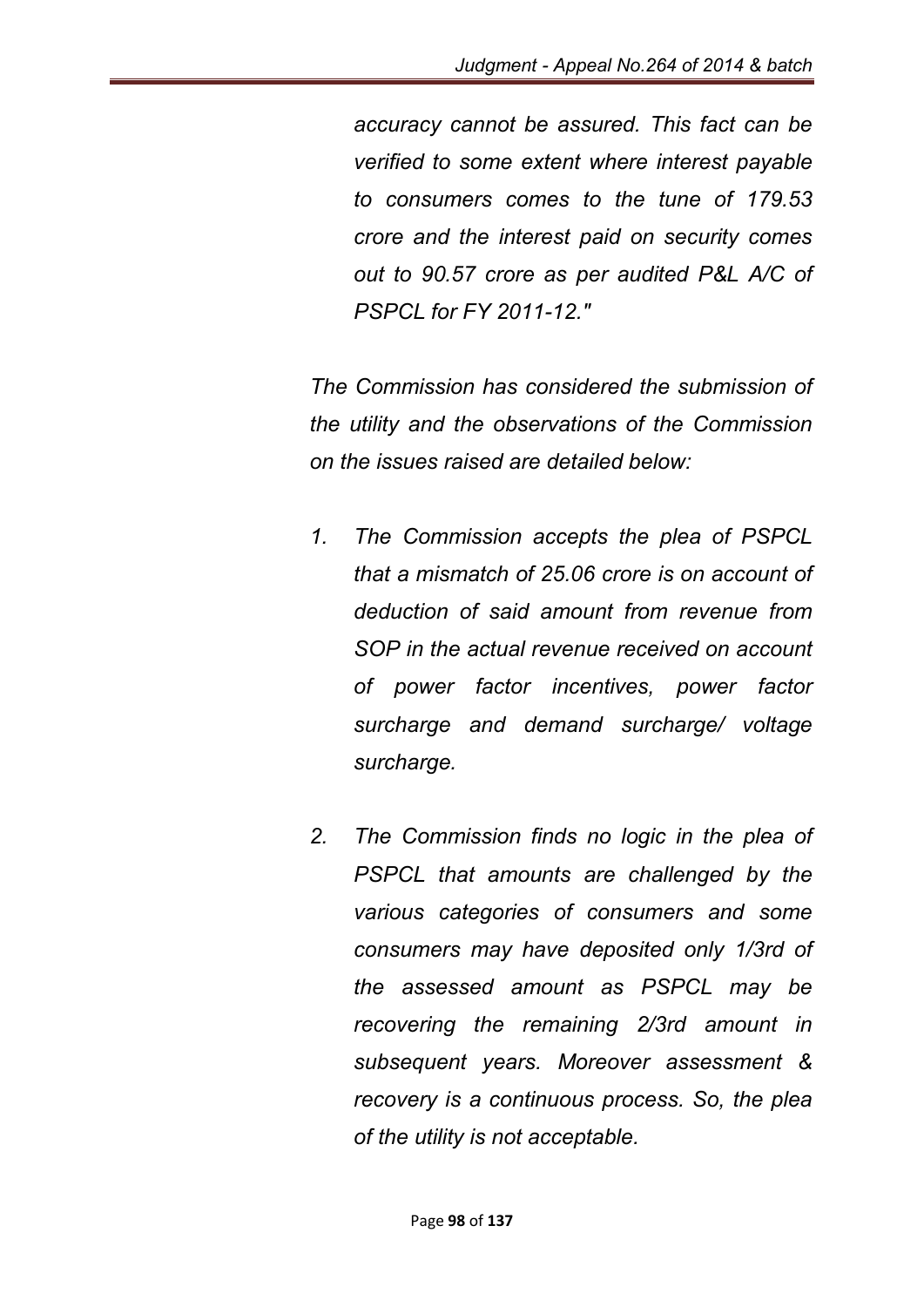*accuracy cannot be assured. This fact can be verified to some extent where interest payable to consumers comes to the tune of 179.53 crore and the interest paid on security comes out to 90.57 crore as per audited P&L A/C of PSPCL for FY 2011-12."*

*The Commission has considered the submission of the utility and the observations of the Commission on the issues raised are detailed below:*

1. *The Commission accepts the plea of PSPCL that a mismatch of 25.06 crore is on account of deduction of said amount from revenue from SOP in the actual revenue received on account of power factor incentives, power factor surcharge and demand surcharge/ voltage surcharge.*

2. *The Commission finds no logic in the plea of PSPCL that amounts are challenged by the various categories of consumers and some consumers may have deposited only 1/3rd of the assessed amount as PSPCL may be recovering the remaining 2/3rd amount in subsequent years. Moreover assessment & recovery is a continuous process. So, the plea of the utility is not acceptable.*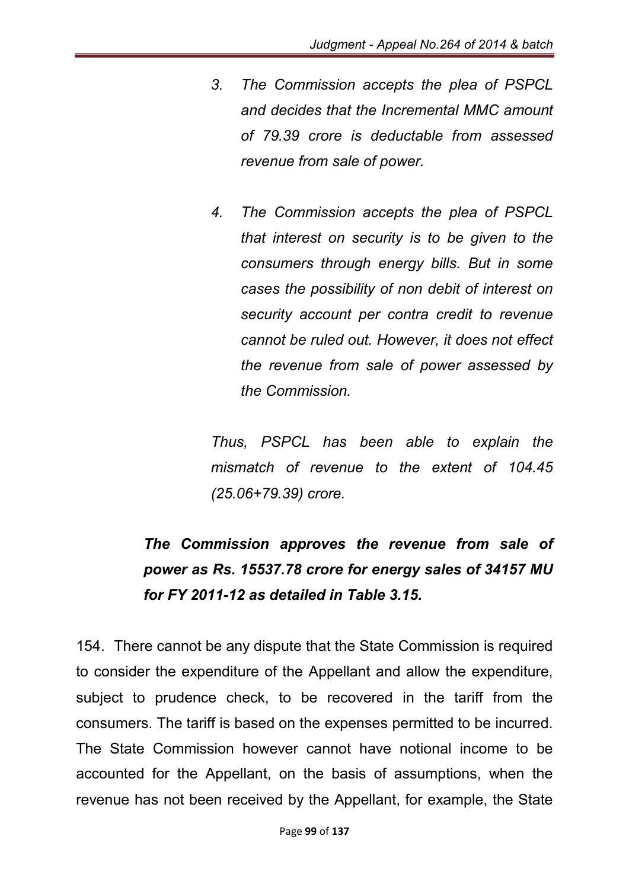*3. The Commission accepts the plea of PSPCL and decides that the Incremental MMC amount of 79.39 crore is deductable from assessed revenue from sale of power.*

*4. The Commission accepts the plea of PSPCL that interest on security is to be given to the consumers through energy bills. But in some cases the possibility of non debit of interest on security account per contra credit to revenue cannot be ruled out. However, it does not effect the revenue from sale of power assessed by the Commission.*

*Thus, PSPCL has been able to explain the mismatch of revenue to the extent of 104.45 (25.06+79.39) crore.*

***The Commission approves the revenue from sale of power as Rs. 15537.78 crore for energy sales of 34157 MU for FY 2011-12 as detailed in Table 3.15.***

154. There cannot be any dispute that the State Commission is required to consider the expenditure of the Appellant and allow the expenditure, subject to prudence check, to be recovered in the tariff from the consumers. The tariff is based on the expenses permitted to be incurred. The State Commission however cannot have notional income to be accounted for the Appellant, on the basis of assumptions, when the revenue has not been received by the Appellant, for example, the State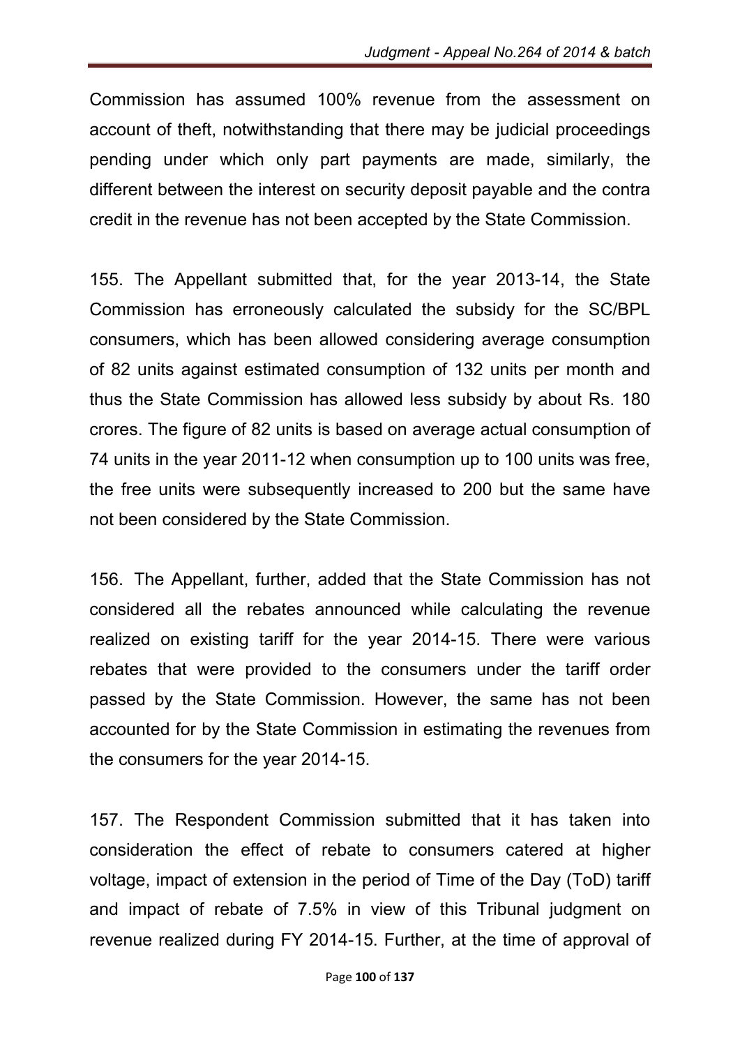Commission has assumed 100% revenue from the assessment on account of theft, notwithstanding that there may be judicial proceedings pending under which only part payments are made, similarly, the different between the interest on security deposit payable and the contra credit in the revenue has not been accepted by the State Commission.

155. The Appellant submitted that, for the year 2013-14, the State Commission has erroneously calculated the subsidy for the SC/BPL consumers, which has been allowed considering average consumption of 82 units against estimated consumption of 132 units per month and thus the State Commission has allowed less subsidy by about Rs. 180 crores. The figure of 82 units is based on average actual consumption of 74 units in the year 2011-12 when consumption up to 100 units was free, the free units were subsequently increased to 200 but the same have not been considered by the State Commission.

156. The Appellant, further, added that the State Commission has not considered all the rebates announced while calculating the revenue realized on existing tariff for the year 2014-15. There were various rebates that were provided to the consumers under the tariff order passed by the State Commission. However, the same has not been accounted for by the State Commission in estimating the revenues from the consumers for the year 2014-15.

157. The Respondent Commission submitted that it has taken into consideration the effect of rebate to consumers catered at higher voltage, impact of extension in the period of Time of the Day (ToD) tariff and impact of rebate of 7.5% in view of this Tribunal judgment on revenue realized during FY 2014-15. Further, at the time of approval of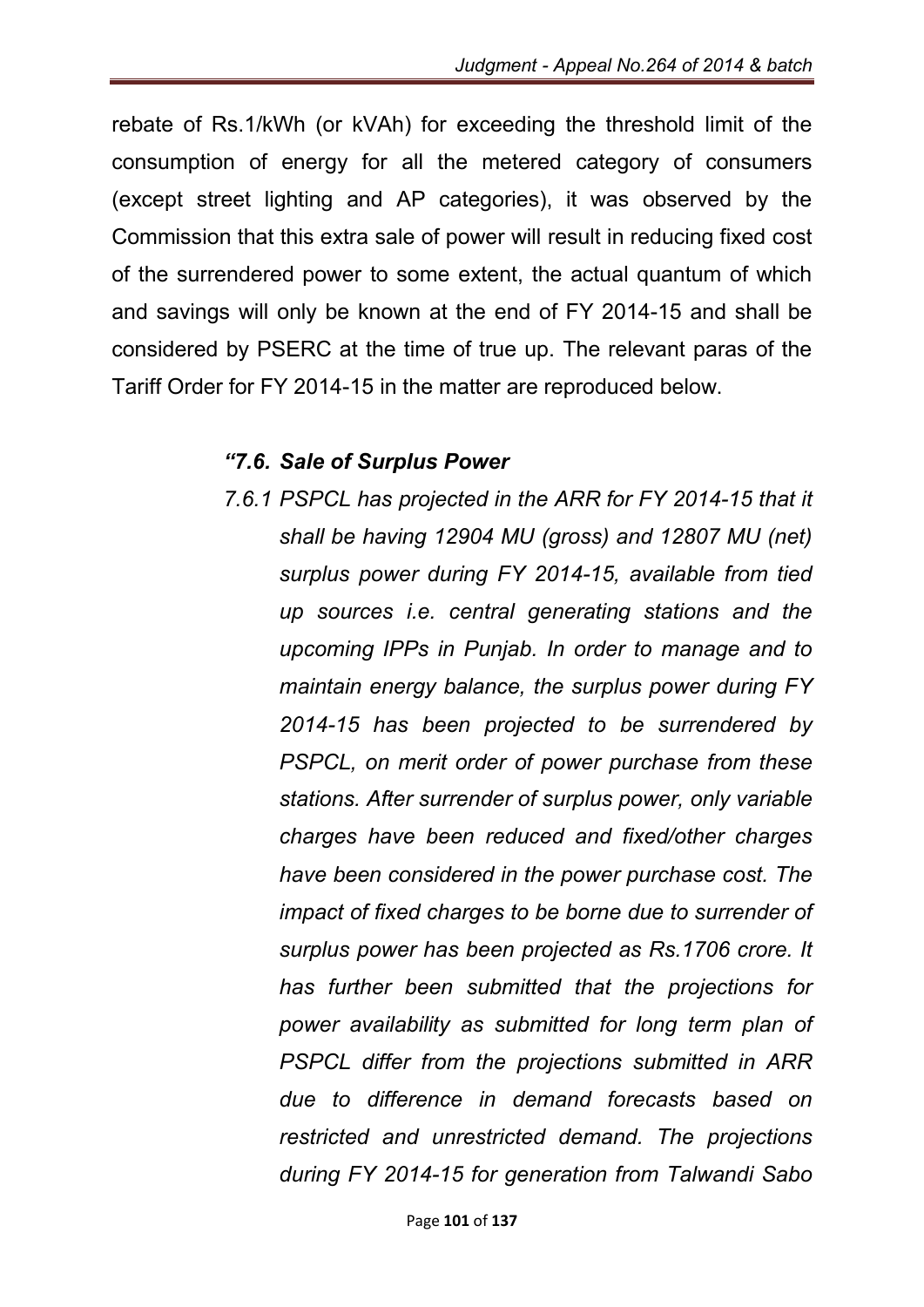rebate of Rs.1/kWh (or kVAh) for exceeding the threshold limit of the consumption of energy for all the metered category of consumers (except street lighting and AP categories), it was observed by the Commission that this extra sale of power will result in reducing fixed cost of the surrendered power to some extent, the actual quantum of which and savings will only be known at the end of FY 2014-15 and shall be considered by PSERC at the time of true up. The relevant paras of the Tariff Order for FY 2014-15 in the matter are reproduced below.

> ***"7.6. Sale of Surplus Power***
>
> *7.6.1 PSPCL has projected in the ARR for FY 2014-15 that it shall be having 12904 MU (gross) and 12807 MU (net) surplus power during FY 2014-15, available from tied up sources i.e. central generating stations and the upcoming IPPs in Punjab. In order to manage and to maintain energy balance, the surplus power during FY 2014-15 has been projected to be surrendered by PSPCL, on merit order of power purchase from these stations. After surrender of surplus power, only variable charges have been reduced and fixed/other charges have been considered in the power purchase cost. The impact of fixed charges to be borne due to surrender of surplus power has been projected as Rs.1706 crore. It has further been submitted that the projections for power availability as submitted for long term plan of PSPCL differ from the projections submitted in ARR due to difference in demand forecasts based on restricted and unrestricted demand. The projections during FY 2014-15 for generation from Talwandi Sabo*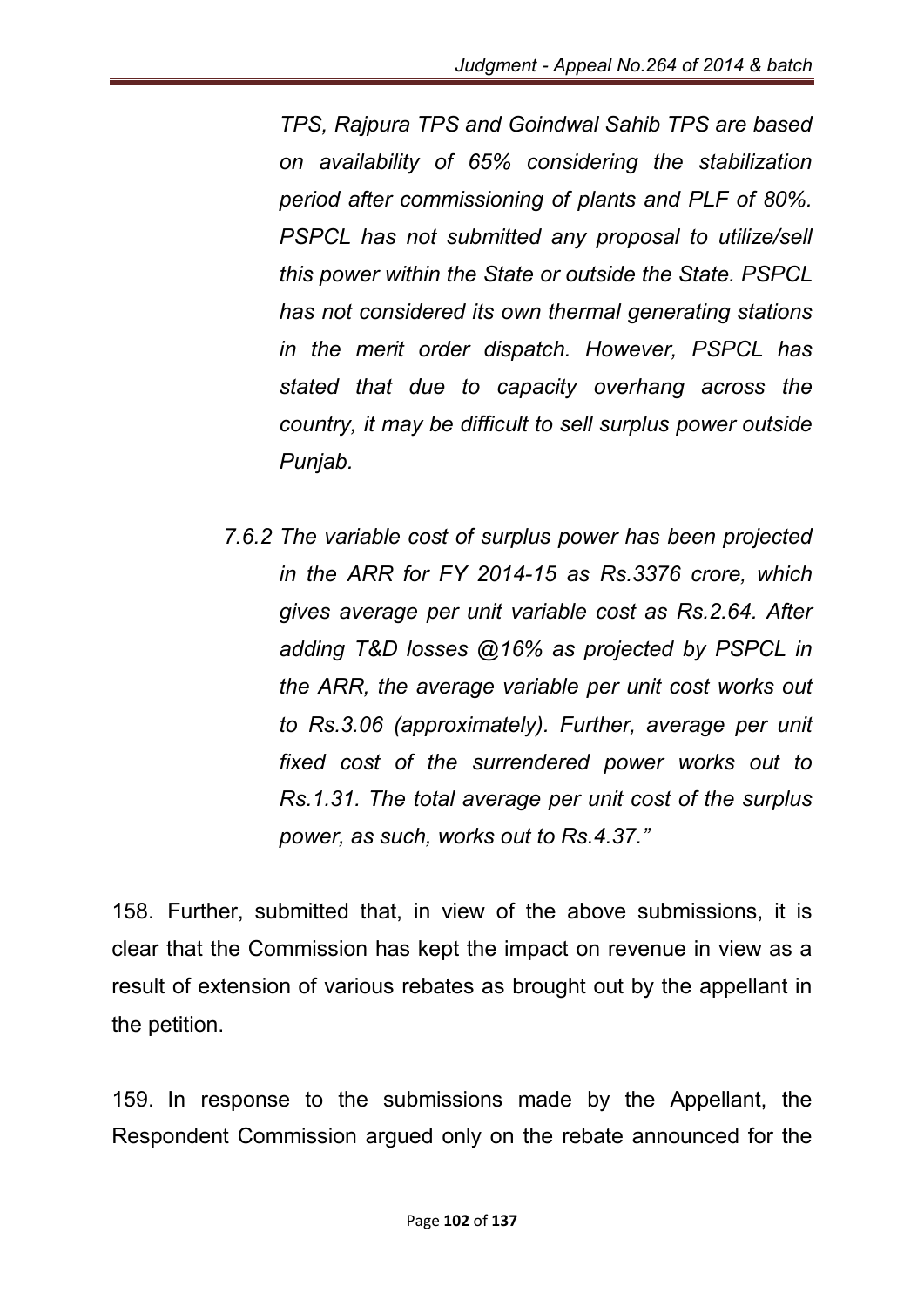*TPS, Rajpura TPS and Goindwal Sahib TPS are based on availability of 65% considering the stabilization period after commissioning of plants and PLF of 80%. PSPCL has not submitted any proposal to utilize/sell this power within the State or outside the State. PSPCL has not considered its own thermal generating stations in the merit order dispatch. However, PSPCL has stated that due to capacity overhang across the country, it may be difficult to sell surplus power outside Punjab.*

*7.6.2 The variable cost of surplus power has been projected in the ARR for FY 2014-15 as Rs.3376 crore, which gives average per unit variable cost as Rs.2.64. After adding T&D losses @16% as projected by PSPCL in the ARR, the average variable per unit cost works out to Rs.3.06 (approximately). Further, average per unit fixed cost of the surrendered power works out to Rs.1.31. The total average per unit cost of the surplus power, as such, works out to Rs.4.37."*

158. Further, submitted that, in view of the above submissions, it is clear that the Commission has kept the impact on revenue in view as a result of extension of various rebates as brought out by the appellant in the petition.

159. In response to the submissions made by the Appellant, the Respondent Commission argued only on the rebate announced for the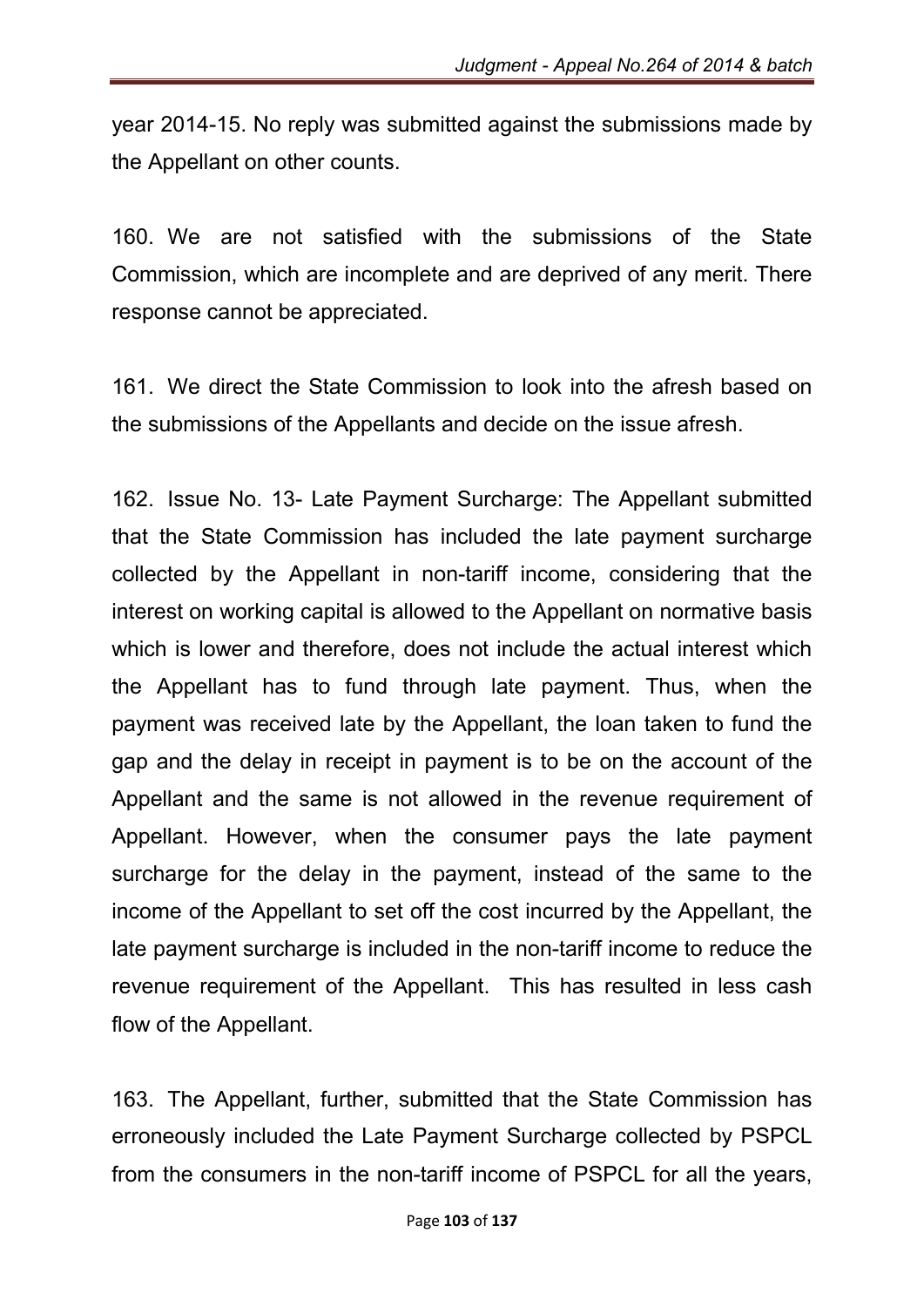year 2014-15. No reply was submitted against the submissions made by the Appellant on other counts.

160. We are not satisfied with the submissions of the State Commission, which are incomplete and are deprived of any merit. There response cannot be appreciated.

161. We direct the State Commission to look into the afresh based on the submissions of the Appellants and decide on the issue afresh.

162. Issue No. 13- Late Payment Surcharge: The Appellant submitted that the State Commission has included the late payment surcharge collected by the Appellant in non-tariff income, considering that the interest on working capital is allowed to the Appellant on normative basis which is lower and therefore, does not include the actual interest which the Appellant has to fund through late payment. Thus, when the payment was received late by the Appellant, the loan taken to fund the gap and the delay in receipt in payment is to be on the account of the Appellant and the same is not allowed in the revenue requirement of Appellant. However, when the consumer pays the late payment surcharge for the delay in the payment, instead of the same to the income of the Appellant to set off the cost incurred by the Appellant, the late payment surcharge is included in the non-tariff income to reduce the revenue requirement of the Appellant. This has resulted in less cash flow of the Appellant.

163. The Appellant, further, submitted that the State Commission has erroneously included the Late Payment Surcharge collected by PSPCL from the consumers in the non-tariff income of PSPCL for all the years,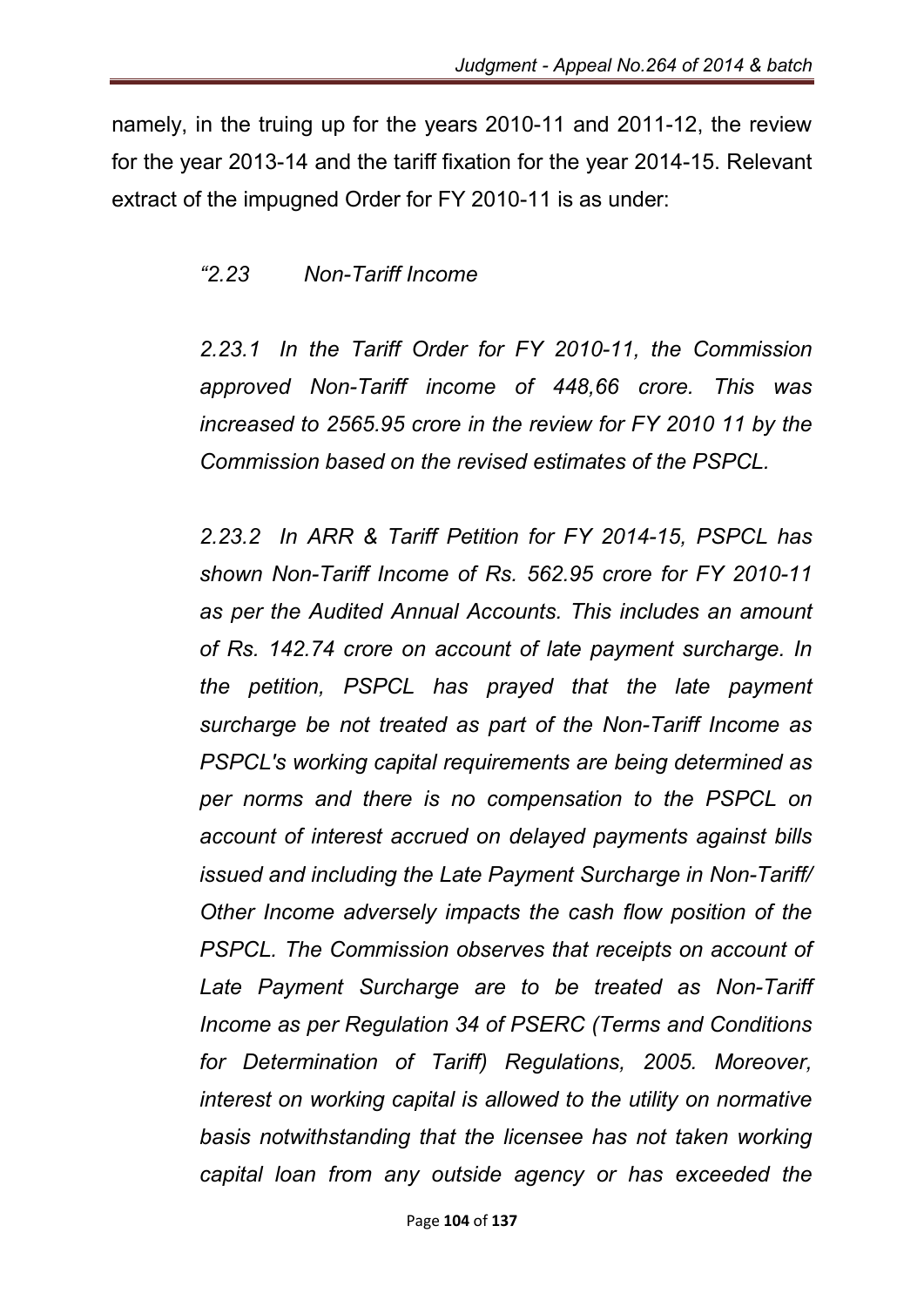namely, in the truing up for the years 2010-11 and 2011-12, the review for the year 2013-14 and the tariff fixation for the year 2014-15. Relevant extract of the impugned Order for FY 2010-11 is as under:

*"2.23 Non-Tariff Income*

*2.23.1 In the Tariff Order for FY 2010-11, the Commission approved Non-Tariff income of 448,66 crore. This was increased to 2565.95 crore in the review for FY 2010 11 by the Commission based on the revised estimates of the PSPCL.*

*2.23.2 In ARR & Tariff Petition for FY 2014-15, PSPCL has shown Non-Tariff Income of Rs. 562.95 crore for FY 2010-11 as per the Audited Annual Accounts. This includes an amount of Rs. 142.74 crore on account of late payment surcharge. In the petition, PSPCL has prayed that the late payment surcharge be not treated as part of the Non-Tariff Income as PSPCL's working capital requirements are being determined as per norms and there is no compensation to the PSPCL on account of interest accrued on delayed payments against bills issued and including the Late Payment Surcharge in Non-Tariff/ Other Income adversely impacts the cash flow position of the PSPCL. The Commission observes that receipts on account of Late Payment Surcharge are to be treated as Non-Tariff Income as per Regulation 34 of PSERC (Terms and Conditions for Determination of Tariff) Regulations, 2005. Moreover, interest on working capital is allowed to the utility on normative basis notwithstanding that the licensee has not taken working capital loan from any outside agency or has exceeded the*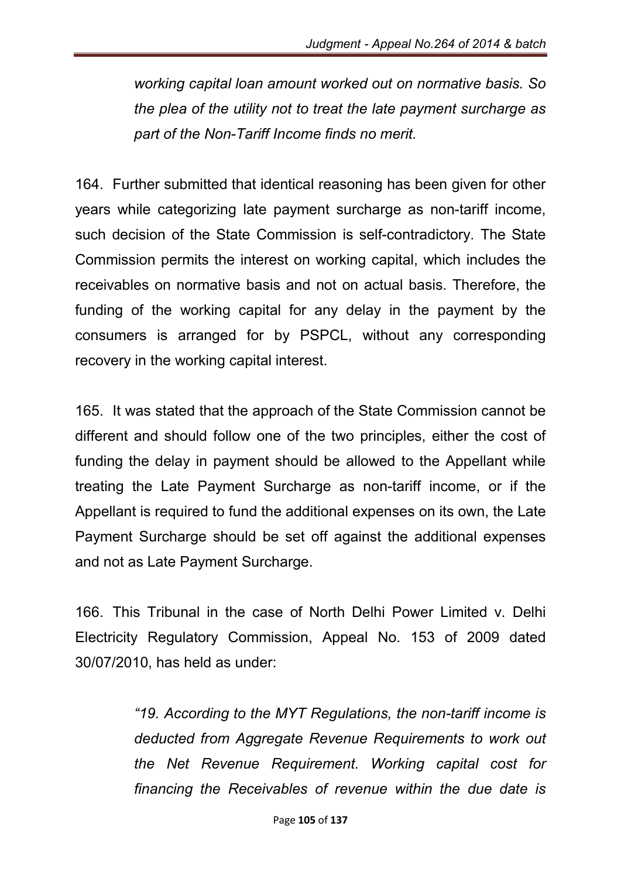*working capital loan amount worked out on normative basis. So the plea of the utility not to treat the late payment surcharge as part of the Non-Tariff Income finds no merit.*

164. Further submitted that identical reasoning has been given for other years while categorizing late payment surcharge as non-tariff income, such decision of the State Commission is self-contradictory. The State Commission permits the interest on working capital, which includes the receivables on normative basis and not on actual basis. Therefore, the funding of the working capital for any delay in the payment by the consumers is arranged for by PSPCL, without any corresponding recovery in the working capital interest.

165. It was stated that the approach of the State Commission cannot be different and should follow one of the two principles, either the cost of funding the delay in payment should be allowed to the Appellant while treating the Late Payment Surcharge as non-tariff income, or if the Appellant is required to fund the additional expenses on its own, the Late Payment Surcharge should be set off against the additional expenses and not as Late Payment Surcharge.

166. This Tribunal in the case of North Delhi Power Limited v. Delhi Electricity Regulatory Commission, Appeal No. 153 of 2009 dated 30/07/2010, has held as under:

> *"19. According to the MYT Regulations, the non-tariff income is deducted from Aggregate Revenue Requirements to work out the Net Revenue Requirement. Working capital cost for financing the Receivables of revenue within the due date is*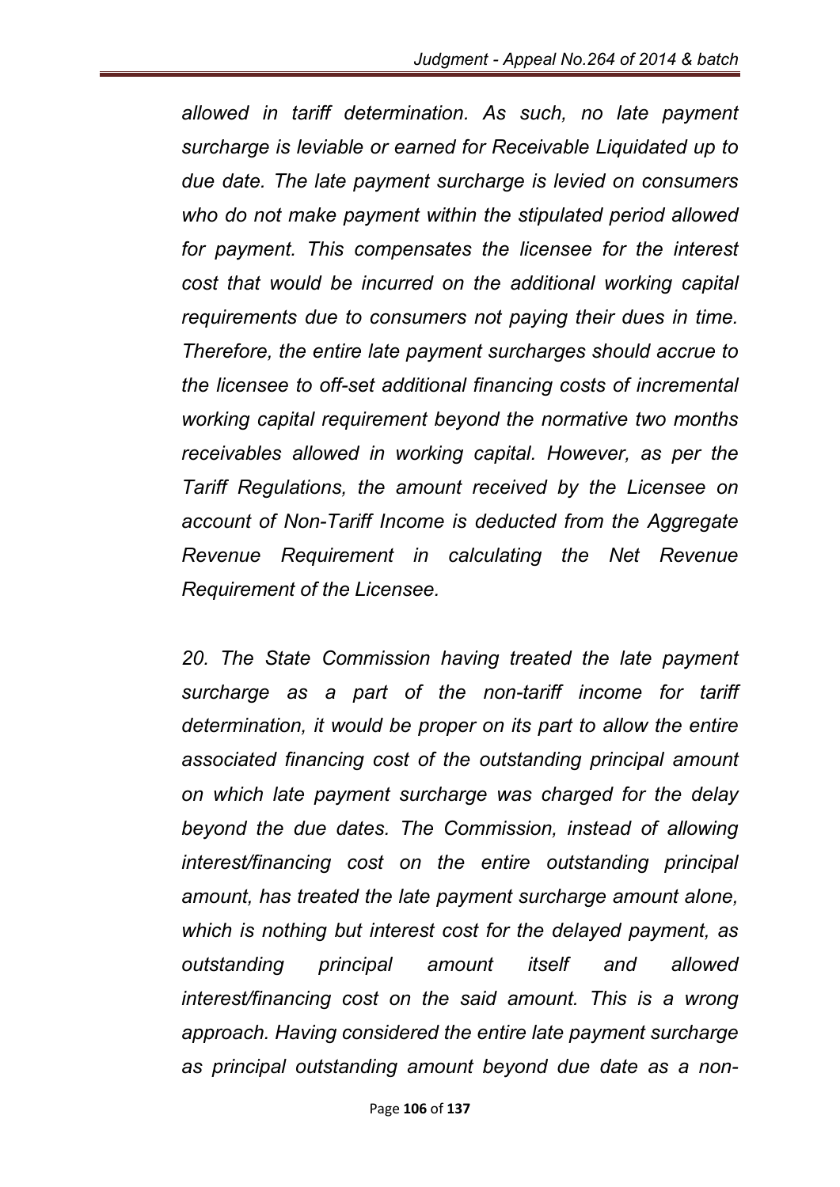*allowed in tariff determination. As such, no late payment surcharge is leviable or earned for Receivable Liquidated up to due date. The late payment surcharge is levied on consumers who do not make payment within the stipulated period allowed for payment. This compensates the licensee for the interest cost that would be incurred on the additional working capital requirements due to consumers not paying their dues in time. Therefore, the entire late payment surcharges should accrue to the licensee to off-set additional financing costs of incremental working capital requirement beyond the normative two months receivables allowed in working capital. However, as per the Tariff Regulations, the amount received by the Licensee on account of Non-Tariff Income is deducted from the Aggregate Revenue Requirement in calculating the Net Revenue Requirement of the Licensee.*

*20. The State Commission having treated the late payment surcharge as a part of the non-tariff income for tariff determination, it would be proper on its part to allow the entire associated financing cost of the outstanding principal amount on which late payment surcharge was charged for the delay beyond the due dates. The Commission, instead of allowing interest/financing cost on the entire outstanding principal amount, has treated the late payment surcharge amount alone, which is nothing but interest cost for the delayed payment, as outstanding principal amount itself and allowed interest/financing cost on the said amount. This is a wrong approach. Having considered the entire late payment surcharge as principal outstanding amount beyond due date as a non-*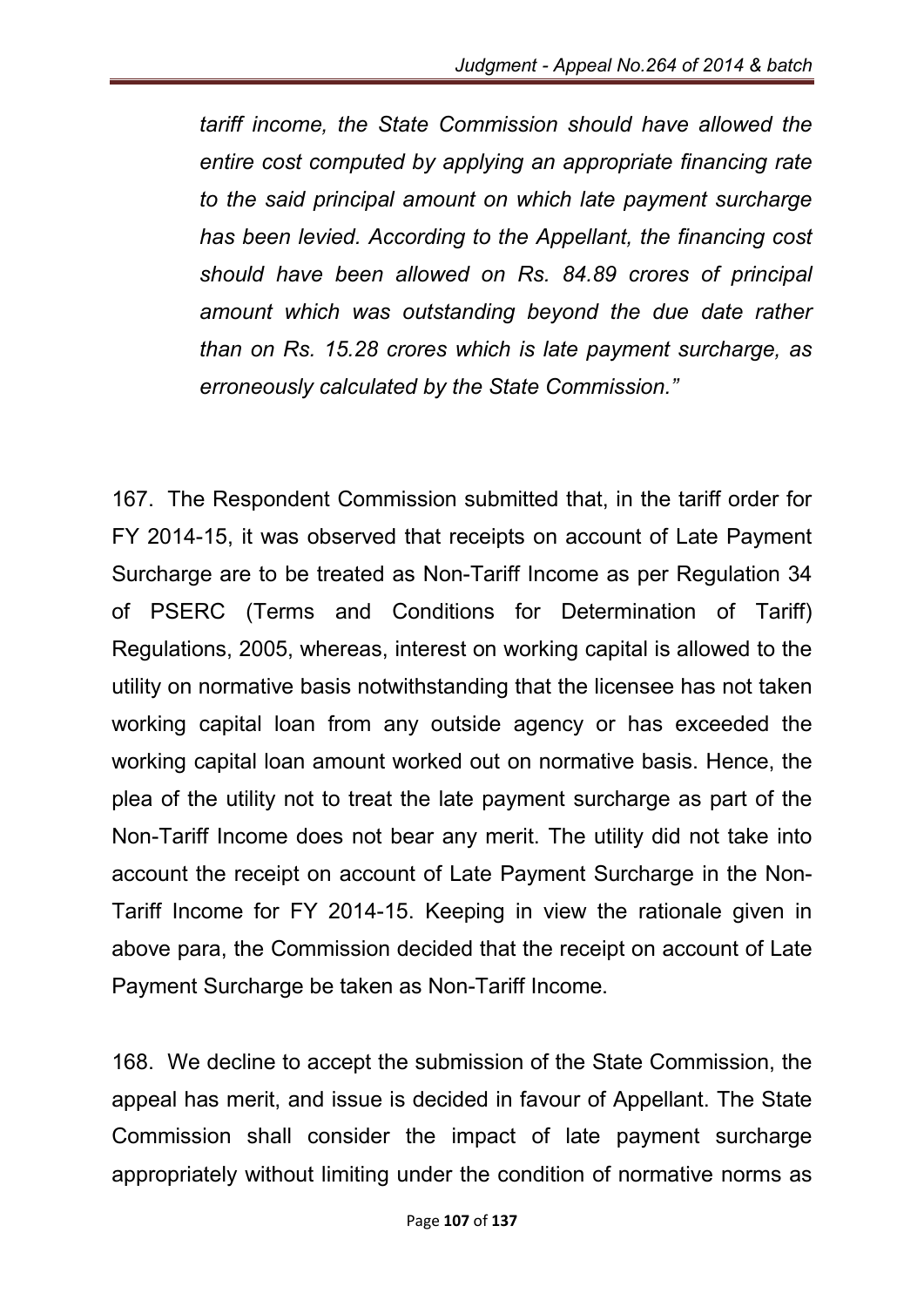*tariff income, the State Commission should have allowed the entire cost computed by applying an appropriate financing rate to the said principal amount on which late payment surcharge has been levied. According to the Appellant, the financing cost should have been allowed on Rs. 84.89 crores of principal amount which was outstanding beyond the due date rather than on Rs. 15.28 crores which is late payment surcharge, as erroneously calculated by the State Commission."*

167. The Respondent Commission submitted that, in the tariff order for FY 2014-15, it was observed that receipts on account of Late Payment Surcharge are to be treated as Non-Tariff Income as per Regulation 34 of PSERC (Terms and Conditions for Determination of Tariff) Regulations, 2005, whereas, interest on working capital is allowed to the utility on normative basis notwithstanding that the licensee has not taken working capital loan from any outside agency or has exceeded the working capital loan amount worked out on normative basis. Hence, the plea of the utility not to treat the late payment surcharge as part of the Non-Tariff Income does not bear any merit. The utility did not take into account the receipt on account of Late Payment Surcharge in the Non-Tariff Income for FY 2014-15. Keeping in view the rationale given in above para, the Commission decided that the receipt on account of Late Payment Surcharge be taken as Non-Tariff Income.

168. We decline to accept the submission of the State Commission, the appeal has merit, and issue is decided in favour of Appellant. The State Commission shall consider the impact of late payment surcharge appropriately without limiting under the condition of normative norms as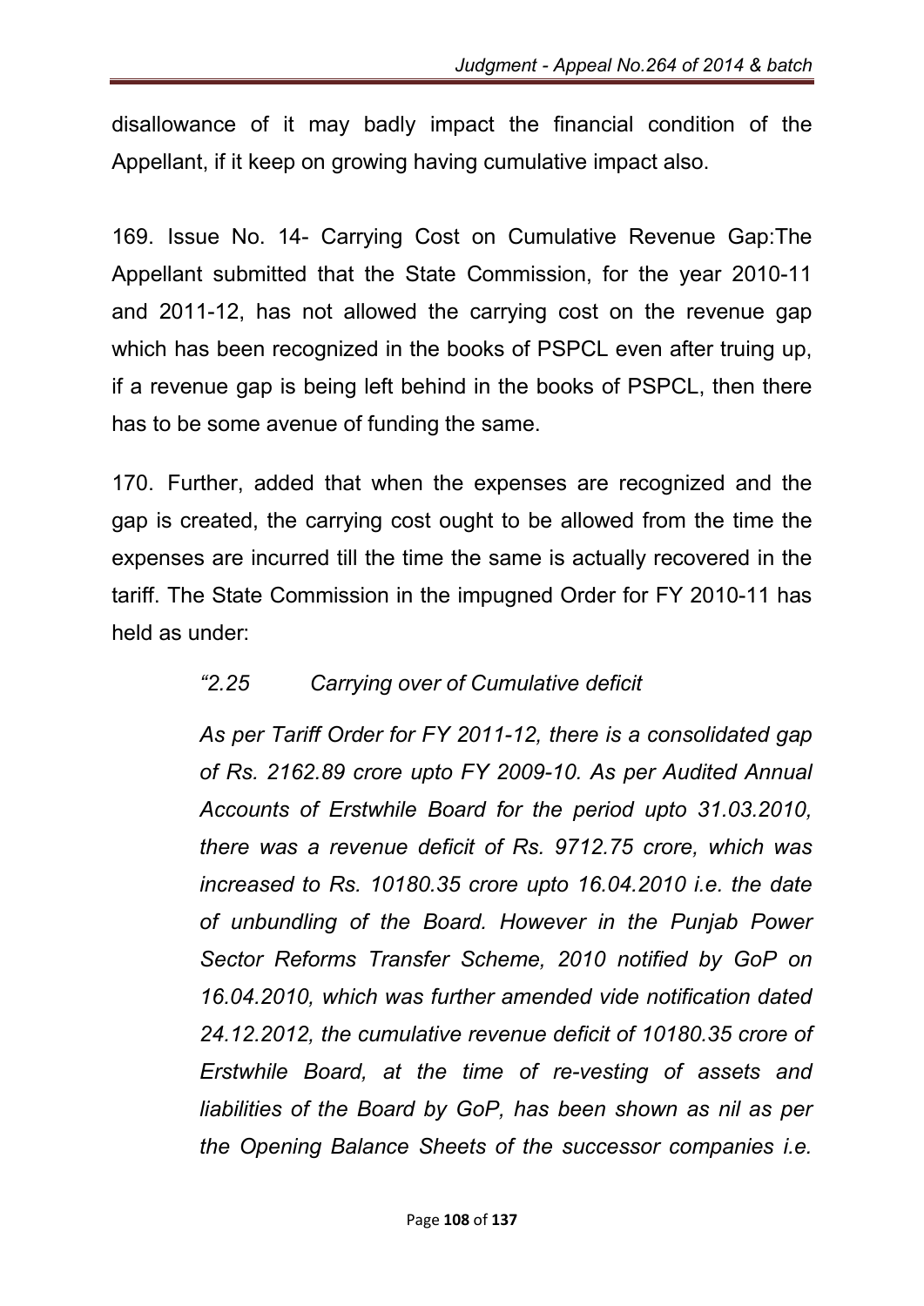disallowance of it may badly impact the financial condition of the Appellant, if it keep on growing having cumulative impact also.

169. Issue No. 14- Carrying Cost on Cumulative Revenue Gap:The Appellant submitted that the State Commission, for the year 2010-11 and 2011-12, has not allowed the carrying cost on the revenue gap which has been recognized in the books of PSPCL even after truing up, if a revenue gap is being left behind in the books of PSPCL, then there has to be some avenue of funding the same.

170. Further, added that when the expenses are recognized and the gap is created, the carrying cost ought to be allowed from the time the expenses are incurred till the time the same is actually recovered in the tariff. The State Commission in the impugned Order for FY 2010-11 has held as under:

> *"2.25 Carrying over of Cumulative deficit*
>
> *As per Tariff Order for FY 2011-12, there is a consolidated gap of Rs. 2162.89 crore upto FY 2009-10. As per Audited Annual Accounts of Erstwhile Board for the period upto 31.03.2010, there was a revenue deficit of Rs. 9712.75 crore, which was increased to Rs. 10180.35 crore upto 16.04.2010 i.e. the date of unbundling of the Board. However in the Punjab Power Sector Reforms Transfer Scheme, 2010 notified by GoP on 16.04.2010, which was further amended vide notification dated 24.12.2012, the cumulative revenue deficit of 10180.35 crore of Erstwhile Board, at the time of re-vesting of assets and liabilities of the Board by GoP, has been shown as nil as per the Opening Balance Sheets of the successor companies i.e.*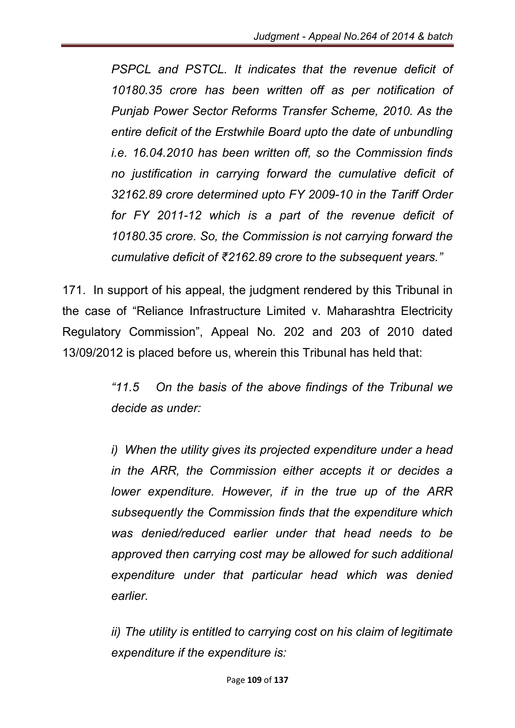*PSPCL and PSTCL. It indicates that the revenue deficit of 10180.35 crore has been written off as per notification of Punjab Power Sector Reforms Transfer Scheme, 2010. As the entire deficit of the Erstwhile Board upto the date of unbundling i.e. 16.04.2010 has been written off, so the Commission finds no justification in carrying forward the cumulative deficit of 32162.89 crore determined upto FY 2009-10 in the Tariff Order for FY 2011-12 which is a part of the revenue deficit of 10180.35 crore. So, the Commission is not carrying forward the cumulative deficit of ₹2162.89 crore to the subsequent years."*

171. In support of his appeal, the judgment rendered by this Tribunal in the case of "Reliance Infrastructure Limited v. Maharashtra Electricity Regulatory Commission", Appeal No. 202 and 203 of 2010 dated 13/09/2012 is placed before us, wherein this Tribunal has held that:

> *"11.5 On the basis of the above findings of the Tribunal we decide as under:*
>
> *i) When the utility gives its projected expenditure under a head in the ARR, the Commission either accepts it or decides a lower expenditure. However, if in the true up of the ARR subsequently the Commission finds that the expenditure which was denied/reduced earlier under that head needs to be approved then carrying cost may be allowed for such additional expenditure under that particular head which was denied earlier.*
>
> *ii) The utility is entitled to carrying cost on his claim of legitimate expenditure if the expenditure is:*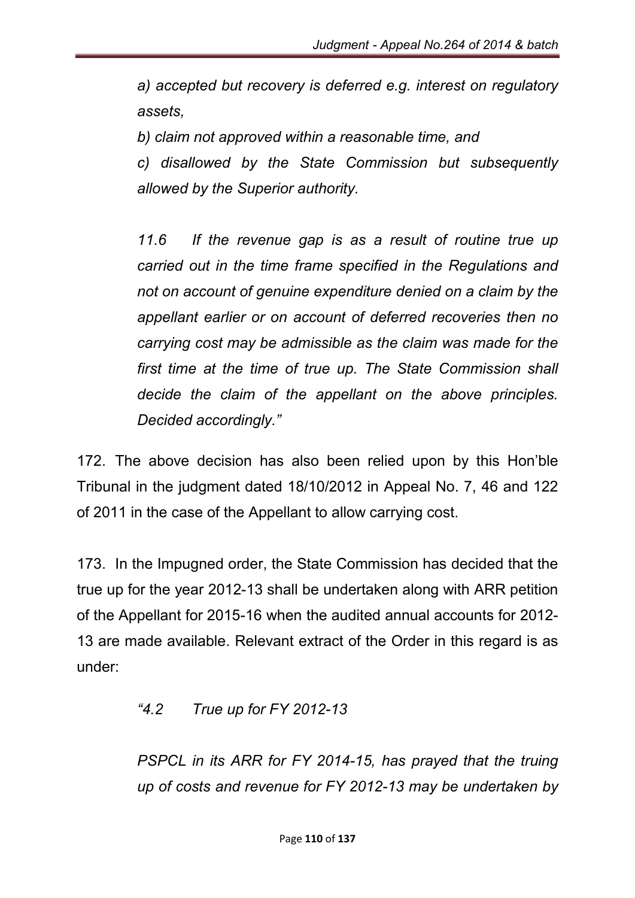*a) accepted but recovery is deferred e.g. interest on regulatory assets,*

*b) claim not approved within a reasonable time, and*

*c) disallowed by the State Commission but subsequently allowed by the Superior authority.*

*11.6 If the revenue gap is as a result of routine true up carried out in the time frame specified in the Regulations and not on account of genuine expenditure denied on a claim by the appellant earlier or on account of deferred recoveries then no carrying cost may be admissible as the claim was made for the first time at the time of true up. The State Commission shall decide the claim of the appellant on the above principles. Decided accordingly."*

172. The above decision has also been relied upon by this Hon'ble Tribunal in the judgment dated 18/10/2012 in Appeal No. 7, 46 and 122 of 2011 in the case of the Appellant to allow carrying cost.

173. In the Impugned order, the State Commission has decided that the true up for the year 2012-13 shall be undertaken along with ARR petition of the Appellant for 2015-16 when the audited annual accounts for 2012-13 are made available. Relevant extract of the Order in this regard is as under:

*"4.2 True up for FY 2012-13*

*PSPCL in its ARR for FY 2014-15, has prayed that the truing up of costs and revenue for FY 2012-13 may be undertaken by*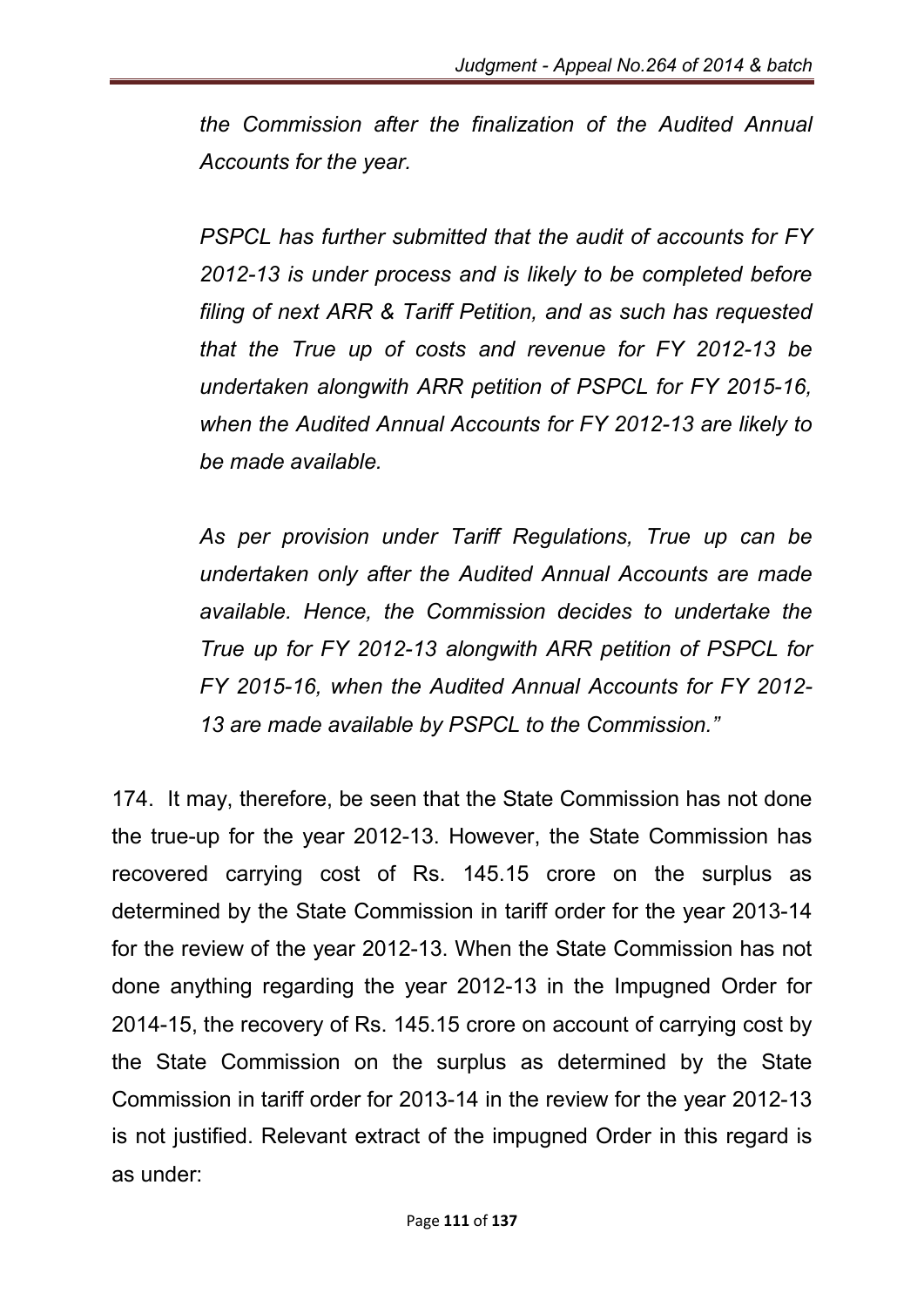*the Commission after the finalization of the Audited Annual Accounts for the year.*

*PSPCL has further submitted that the audit of accounts for FY 2012-13 is under process and is likely to be completed before filing of next ARR & Tariff Petition, and as such has requested that the True up of costs and revenue for FY 2012-13 be undertaken alongwith ARR petition of PSPCL for FY 2015-16, when the Audited Annual Accounts for FY 2012-13 are likely to be made available.*

*As per provision under Tariff Regulations, True up can be undertaken only after the Audited Annual Accounts are made available. Hence, the Commission decides to undertake the True up for FY 2012-13 alongwith ARR petition of PSPCL for FY 2015-16, when the Audited Annual Accounts for FY 2012-13 are made available by PSPCL to the Commission."*

174. It may, therefore, be seen that the State Commission has not done the true-up for the year 2012-13. However, the State Commission has recovered carrying cost of Rs. 145.15 crore on the surplus as determined by the State Commission in tariff order for the year 2013-14 for the review of the year 2012-13. When the State Commission has not done anything regarding the year 2012-13 in the Impugned Order for 2014-15, the recovery of Rs. 145.15 crore on account of carrying cost by the State Commission on the surplus as determined by the State Commission in tariff order for 2013-14 in the review for the year 2012-13 is not justified. Relevant extract of the impugned Order in this regard is as under: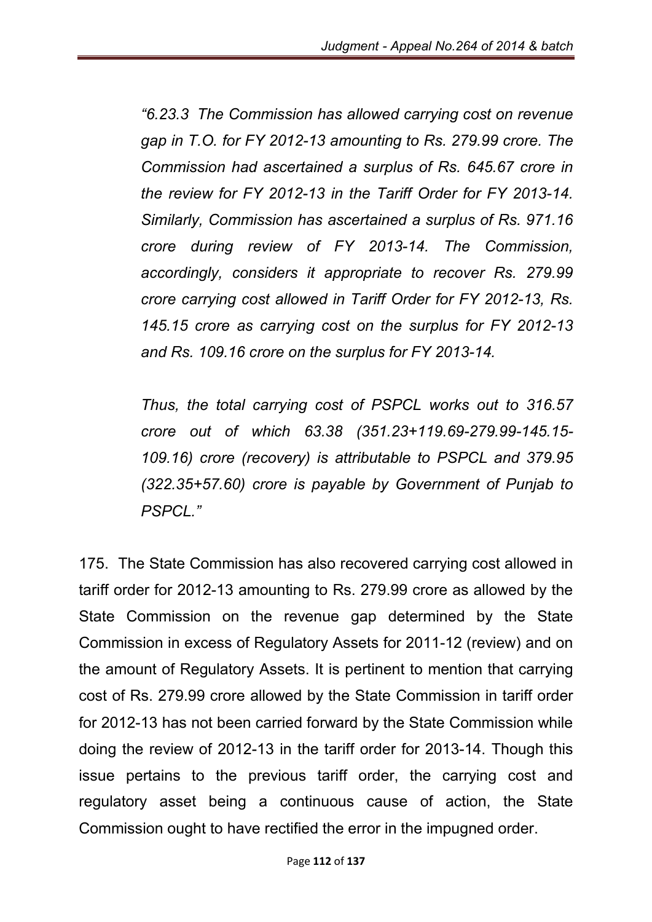*"6.23.3 The Commission has allowed carrying cost on revenue gap in T.O. for FY 2012-13 amounting to Rs. 279.99 crore. The Commission had ascertained a surplus of Rs. 645.67 crore in the review for FY 2012-13 in the Tariff Order for FY 2013-14. Similarly, Commission has ascertained a surplus of Rs. 971.16 crore during review of FY 2013-14. The Commission, accordingly, considers it appropriate to recover Rs. 279.99 crore carrying cost allowed in Tariff Order for FY 2012-13, Rs. 145.15 crore as carrying cost on the surplus for FY 2012-13 and Rs. 109.16 crore on the surplus for FY 2013-14.*

*Thus, the total carrying cost of PSPCL works out to 316.57 crore out of which 63.38 (351.23+119.69-279.99-145.15-109.16) crore (recovery) is attributable to PSPCL and 379.95 (322.35+57.60) crore is payable by Government of Punjab to PSPCL."*

175. The State Commission has also recovered carrying cost allowed in tariff order for 2012-13 amounting to Rs. 279.99 crore as allowed by the State Commission on the revenue gap determined by the State Commission in excess of Regulatory Assets for 2011-12 (review) and on the amount of Regulatory Assets. It is pertinent to mention that carrying cost of Rs. 279.99 crore allowed by the State Commission in tariff order for 2012-13 has not been carried forward by the State Commission while doing the review of 2012-13 in the tariff order for 2013-14. Though this issue pertains to the previous tariff order, the carrying cost and regulatory asset being a continuous cause of action, the State Commission ought to have rectified the error in the impugned order.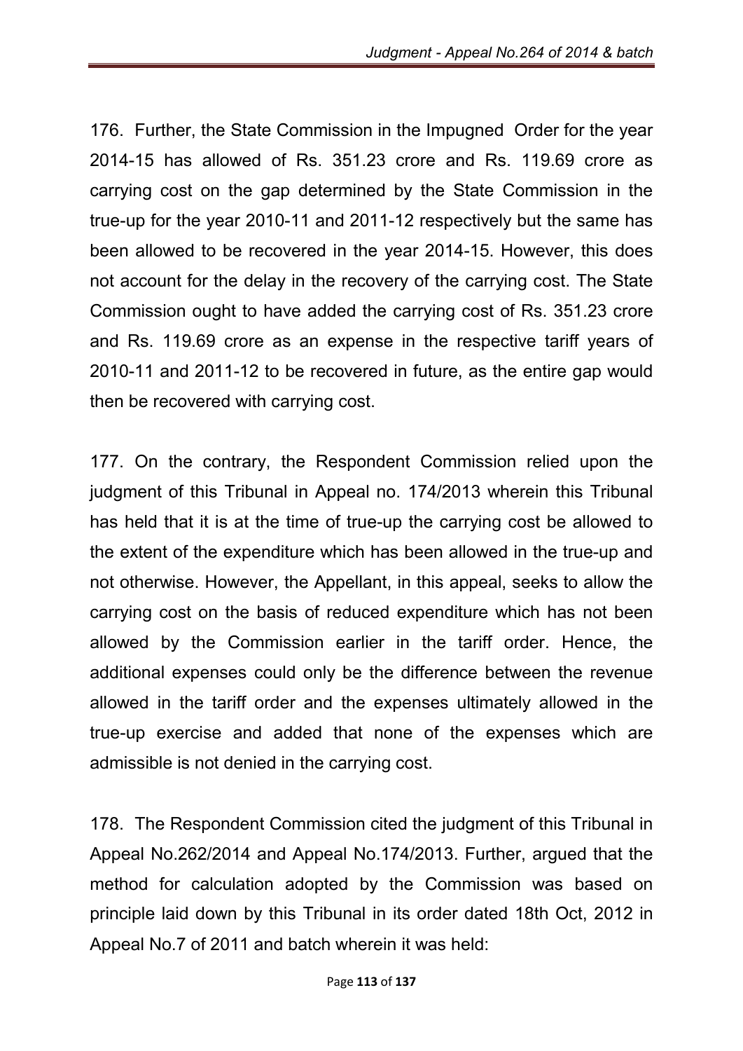176. Further, the State Commission in the Impugned Order for the year 2014-15 has allowed of Rs. 351.23 crore and Rs. 119.69 crore as carrying cost on the gap determined by the State Commission in the true-up for the year 2010-11 and 2011-12 respectively but the same has been allowed to be recovered in the year 2014-15. However, this does not account for the delay in the recovery of the carrying cost. The State Commission ought to have added the carrying cost of Rs. 351.23 crore and Rs. 119.69 crore as an expense in the respective tariff years of 2010-11 and 2011-12 to be recovered in future, as the entire gap would then be recovered with carrying cost.

177. On the contrary, the Respondent Commission relied upon the judgment of this Tribunal in Appeal no. 174/2013 wherein this Tribunal has held that it is at the time of true-up the carrying cost be allowed to the extent of the expenditure which has been allowed in the true-up and not otherwise. However, the Appellant, in this appeal, seeks to allow the carrying cost on the basis of reduced expenditure which has not been allowed by the Commission earlier in the tariff order. Hence, the additional expenses could only be the difference between the revenue allowed in the tariff order and the expenses ultimately allowed in the true-up exercise and added that none of the expenses which are admissible is not denied in the carrying cost.

178. The Respondent Commission cited the judgment of this Tribunal in Appeal No.262/2014 and Appeal No.174/2013. Further, argued that the method for calculation adopted by the Commission was based on principle laid down by this Tribunal in its order dated 18th Oct, 2012 in Appeal No.7 of 2011 and batch wherein it was held: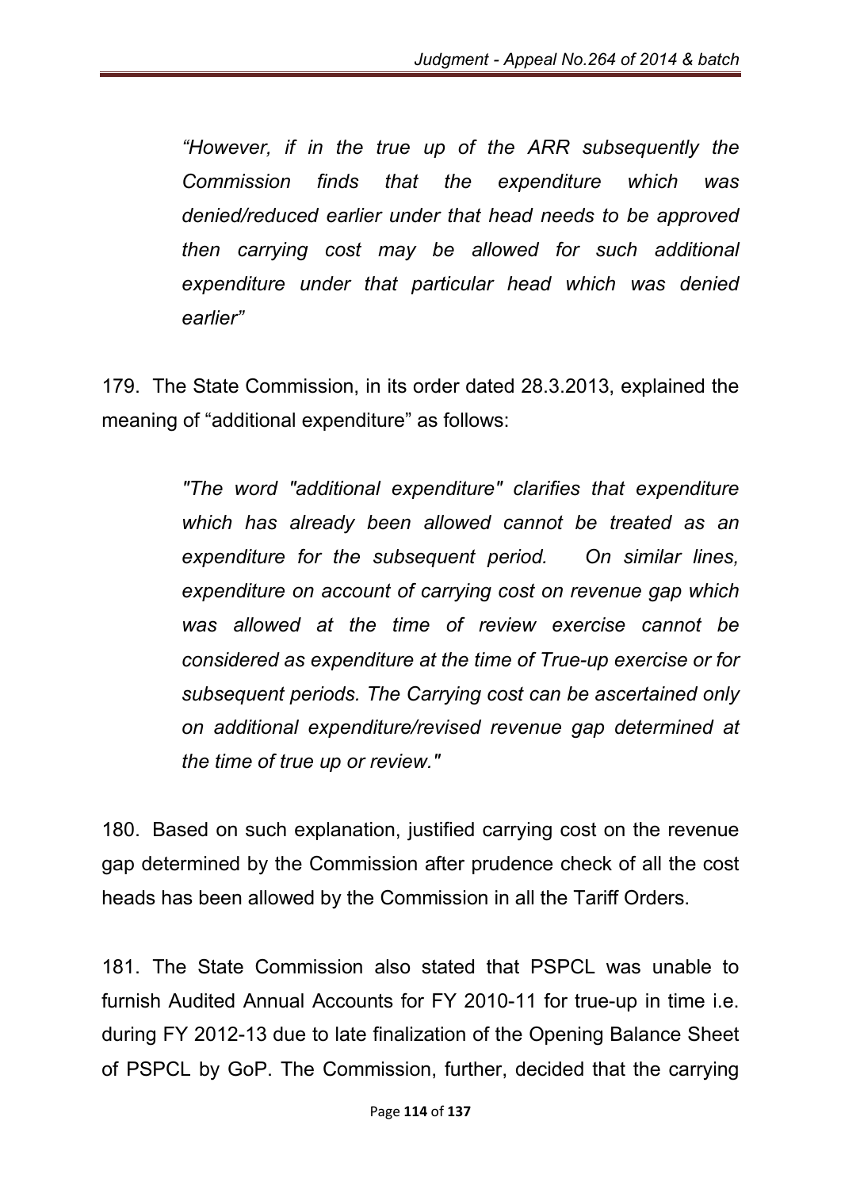> *"However, if in the true up of the ARR subsequently the Commission finds that the expenditure which was denied/reduced earlier under that head needs to be approved then carrying cost may be allowed for such additional expenditure under that particular head which was denied earlier"*

179. The State Commission, in its order dated 28.3.2013, explained the meaning of "additional expenditure" as follows:

> *"The word "additional expenditure" clarifies that expenditure which has already been allowed cannot be treated as an expenditure for the subsequent period. On similar lines, expenditure on account of carrying cost on revenue gap which was allowed at the time of review exercise cannot be considered as expenditure at the time of True-up exercise or for subsequent periods. The Carrying cost can be ascertained only on additional expenditure/revised revenue gap determined at the time of true up or review."*

180. Based on such explanation, justified carrying cost on the revenue gap determined by the Commission after prudence check of all the cost heads has been allowed by the Commission in all the Tariff Orders.

181. The State Commission also stated that PSPCL was unable to furnish Audited Annual Accounts for FY 2010-11 for true-up in time i.e. during FY 2012-13 due to late finalization of the Opening Balance Sheet of PSPCL by GoP. The Commission, further, decided that the carrying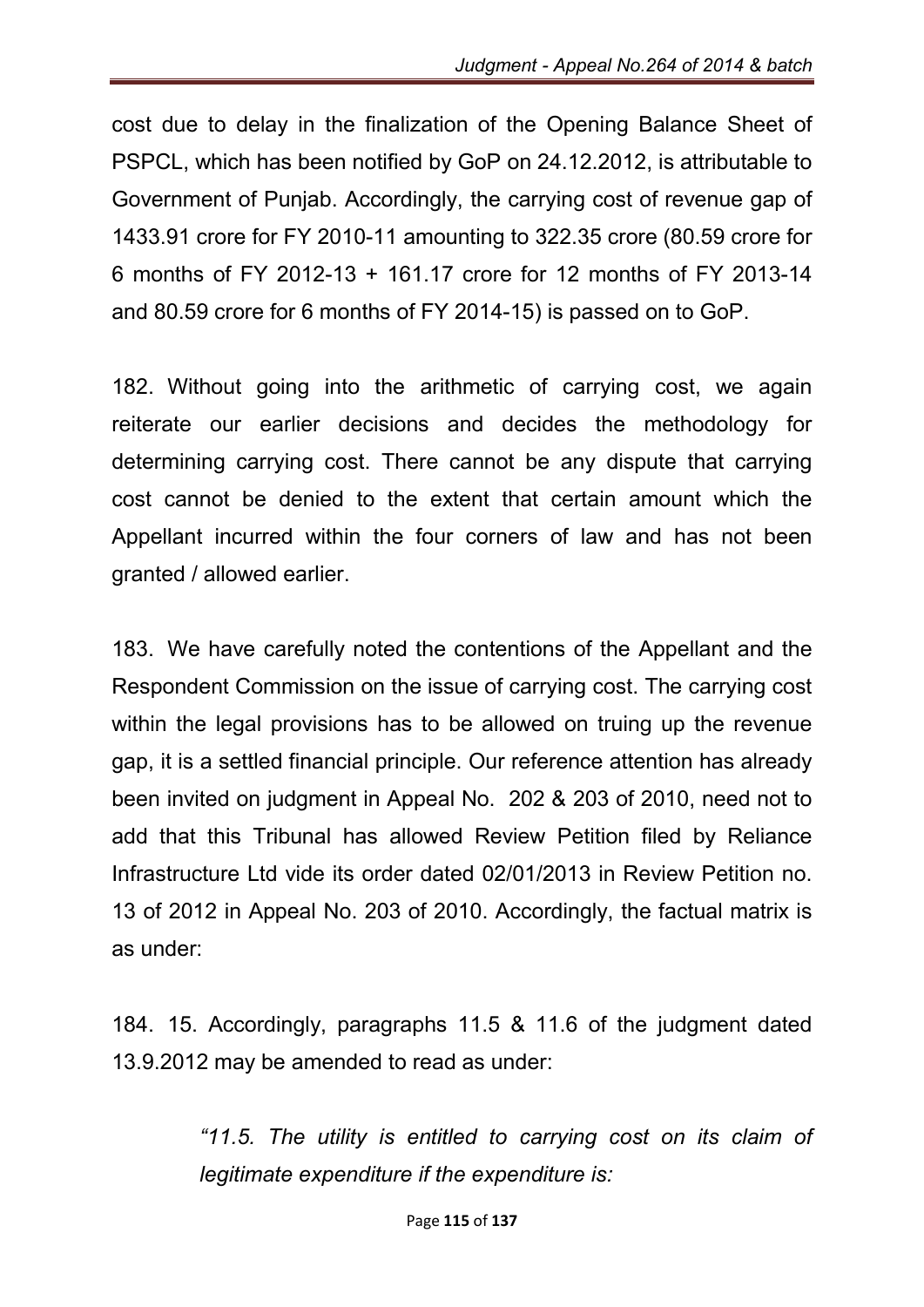cost due to delay in the finalization of the Opening Balance Sheet of PSPCL, which has been notified by GoP on 24.12.2012, is attributable to Government of Punjab. Accordingly, the carrying cost of revenue gap of 1433.91 crore for FY 2010-11 amounting to 322.35 crore (80.59 crore for 6 months of FY 2012-13 + 161.17 crore for 12 months of FY 2013-14 and 80.59 crore for 6 months of FY 2014-15) is passed on to GoP.

182. Without going into the arithmetic of carrying cost, we again reiterate our earlier decisions and decides the methodology for determining carrying cost. There cannot be any dispute that carrying cost cannot be denied to the extent that certain amount which the Appellant incurred within the four corners of law and has not been granted / allowed earlier.

183. We have carefully noted the contentions of the Appellant and the Respondent Commission on the issue of carrying cost. The carrying cost within the legal provisions has to be allowed on truing up the revenue gap, it is a settled financial principle. Our reference attention has already been invited on judgment in Appeal No. 202 & 203 of 2010, need not to add that this Tribunal has allowed Review Petition filed by Reliance Infrastructure Ltd vide its order dated 02/01/2013 in Review Petition no. 13 of 2012 in Appeal No. 203 of 2010. Accordingly, the factual matrix is as under:

184. 15. Accordingly, paragraphs 11.5 & 11.6 of the judgment dated 13.9.2012 may be amended to read as under:

> *"11.5. The utility is entitled to carrying cost on its claim of legitimate expenditure if the expenditure is:*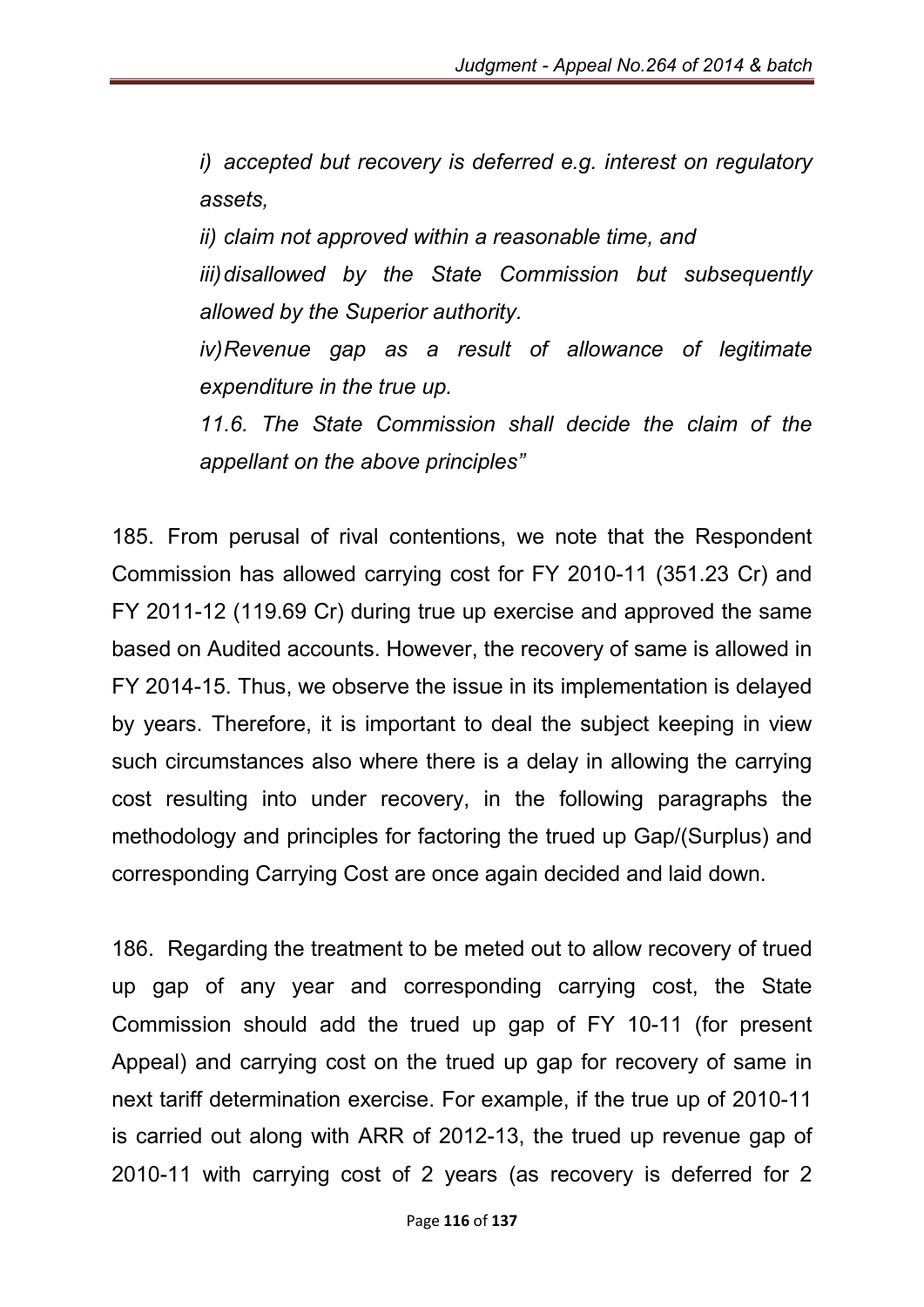*i) accepted but recovery is deferred e.g. interest on regulatory assets,*

*ii) claim not approved within a reasonable time, and*

*iii) disallowed by the State Commission but subsequently allowed by the Superior authority.*

*iv) Revenue gap as a result of allowance of legitimate expenditure in the true up.*

*11.6. The State Commission shall decide the claim of the appellant on the above principles"*

185. From perusal of rival contentions, we note that the Respondent Commission has allowed carrying cost for FY 2010-11 (351.23 Cr) and FY 2011-12 (119.69 Cr) during true up exercise and approved the same based on Audited accounts. However, the recovery of same is allowed in FY 2014-15. Thus, we observe the issue in its implementation is delayed by years. Therefore, it is important to deal the subject keeping in view such circumstances also where there is a delay in allowing the carrying cost resulting into under recovery, in the following paragraphs the methodology and principles for factoring the trued up Gap/(Surplus) and corresponding Carrying Cost are once again decided and laid down.

186. Regarding the treatment to be meted out to allow recovery of trued up gap of any year and corresponding carrying cost, the State Commission should add the trued up gap of FY 10-11 (for present Appeal) and carrying cost on the trued up gap for recovery of same in next tariff determination exercise. For example, if the true up of 2010-11 is carried out along with ARR of 2012-13, the trued up revenue gap of 2010-11 with carrying cost of 2 years (as recovery is deferred for 2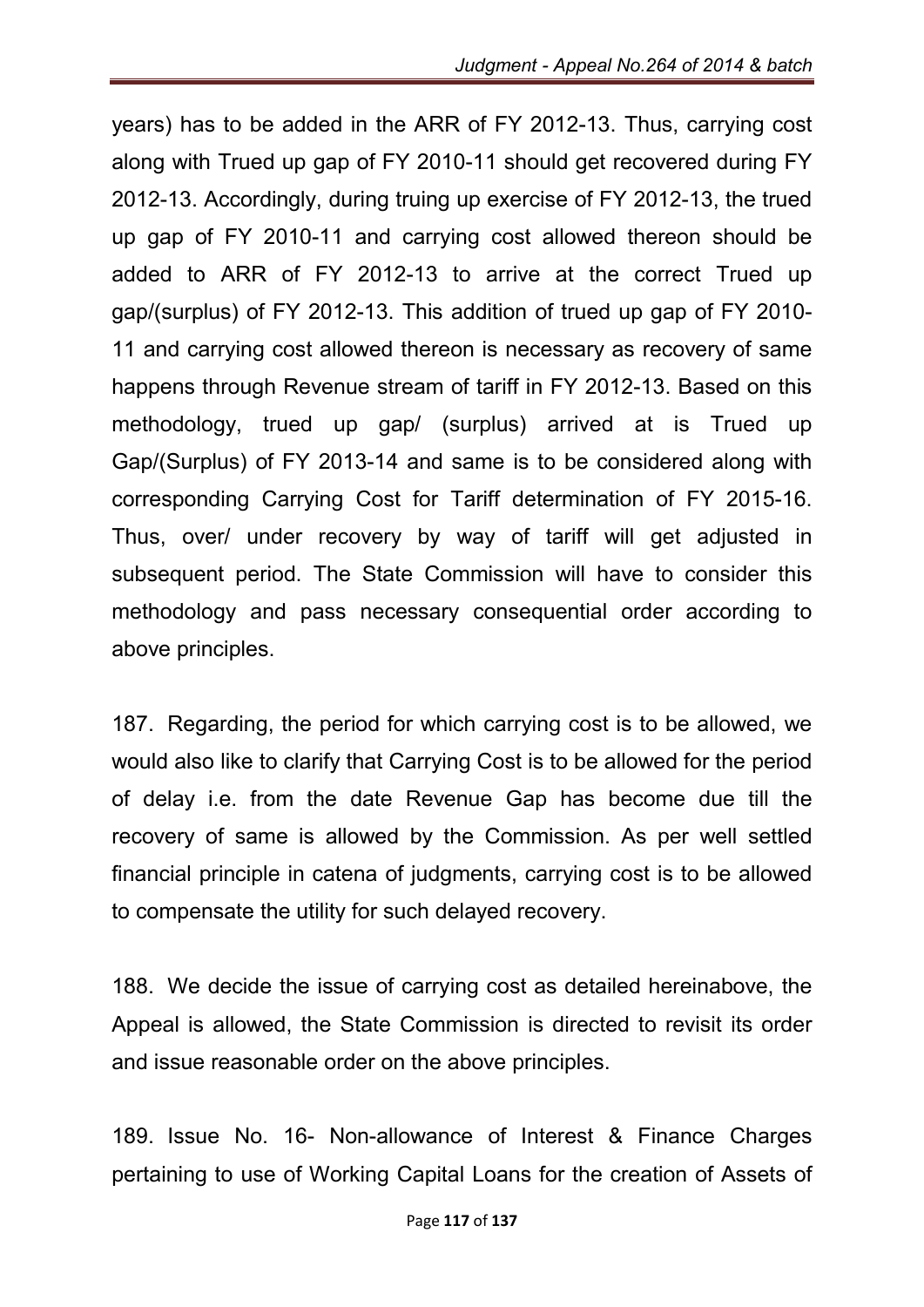years) has to be added in the ARR of FY 2012-13. Thus, carrying cost along with Trued up gap of FY 2010-11 should get recovered during FY 2012-13. Accordingly, during truing up exercise of FY 2012-13, the trued up gap of FY 2010-11 and carrying cost allowed thereon should be added to ARR of FY 2012-13 to arrive at the correct Trued up gap/(surplus) of FY 2012-13. This addition of trued up gap of FY 2010-11 and carrying cost allowed thereon is necessary as recovery of same happens through Revenue stream of tariff in FY 2012-13. Based on this methodology, trued up gap/ (surplus) arrived at is Trued up Gap/(Surplus) of FY 2013-14 and same is to be considered along with corresponding Carrying Cost for Tariff determination of FY 2015-16. Thus, over/ under recovery by way of tariff will get adjusted in subsequent period. The State Commission will have to consider this methodology and pass necessary consequential order according to above principles.

187. Regarding, the period for which carrying cost is to be allowed, we would also like to clarify that Carrying Cost is to be allowed for the period of delay i.e. from the date Revenue Gap has become due till the recovery of same is allowed by the Commission. As per well settled financial principle in catena of judgments, carrying cost is to be allowed to compensate the utility for such delayed recovery.

188. We decide the issue of carrying cost as detailed hereinabove, the Appeal is allowed, the State Commission is directed to revisit its order and issue reasonable order on the above principles.

189. Issue No. 16- Non-allowance of Interest & Finance Charges pertaining to use of Working Capital Loans for the creation of Assets of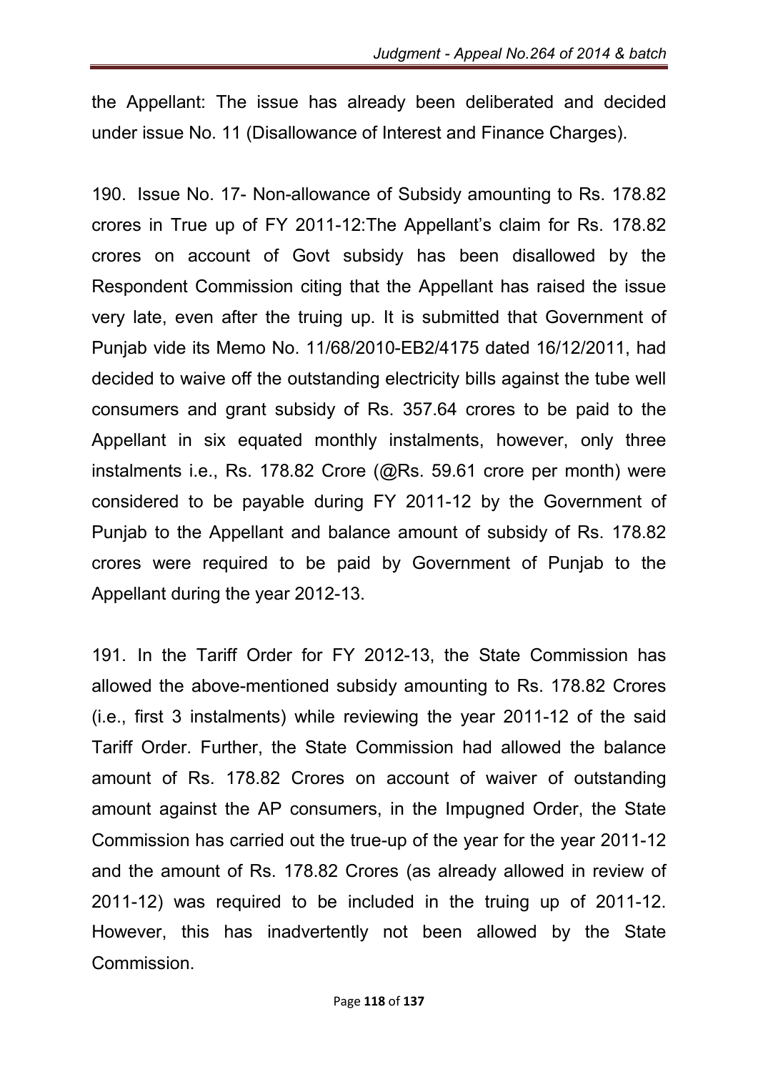the Appellant: The issue has already been deliberated and decided under issue No. 11 (Disallowance of Interest and Finance Charges).

190. Issue No. 17- Non-allowance of Subsidy amounting to Rs. 178.82 crores in True up of FY 2011-12:The Appellant's claim for Rs. 178.82 crores on account of Govt subsidy has been disallowed by the Respondent Commission citing that the Appellant has raised the issue very late, even after the truing up. It is submitted that Government of Punjab vide its Memo No. 11/68/2010-EB2/4175 dated 16/12/2011, had decided to waive off the outstanding electricity bills against the tube well consumers and grant subsidy of Rs. 357.64 crores to be paid to the Appellant in six equated monthly instalments, however, only three instalments i.e., Rs. 178.82 Crore (@Rs. 59.61 crore per month) were considered to be payable during FY 2011-12 by the Government of Punjab to the Appellant and balance amount of subsidy of Rs. 178.82 crores were required to be paid by Government of Punjab to the Appellant during the year 2012-13.

191. In the Tariff Order for FY 2012-13, the State Commission has allowed the above-mentioned subsidy amounting to Rs. 178.82 Crores (i.e., first 3 instalments) while reviewing the year 2011-12 of the said Tariff Order. Further, the State Commission had allowed the balance amount of Rs. 178.82 Crores on account of waiver of outstanding amount against the AP consumers, in the Impugned Order, the State Commission has carried out the true-up of the year for the year 2011-12 and the amount of Rs. 178.82 Crores (as already allowed in review of 2011-12) was required to be included in the truing up of 2011-12. However, this has inadvertently not been allowed by the State Commission.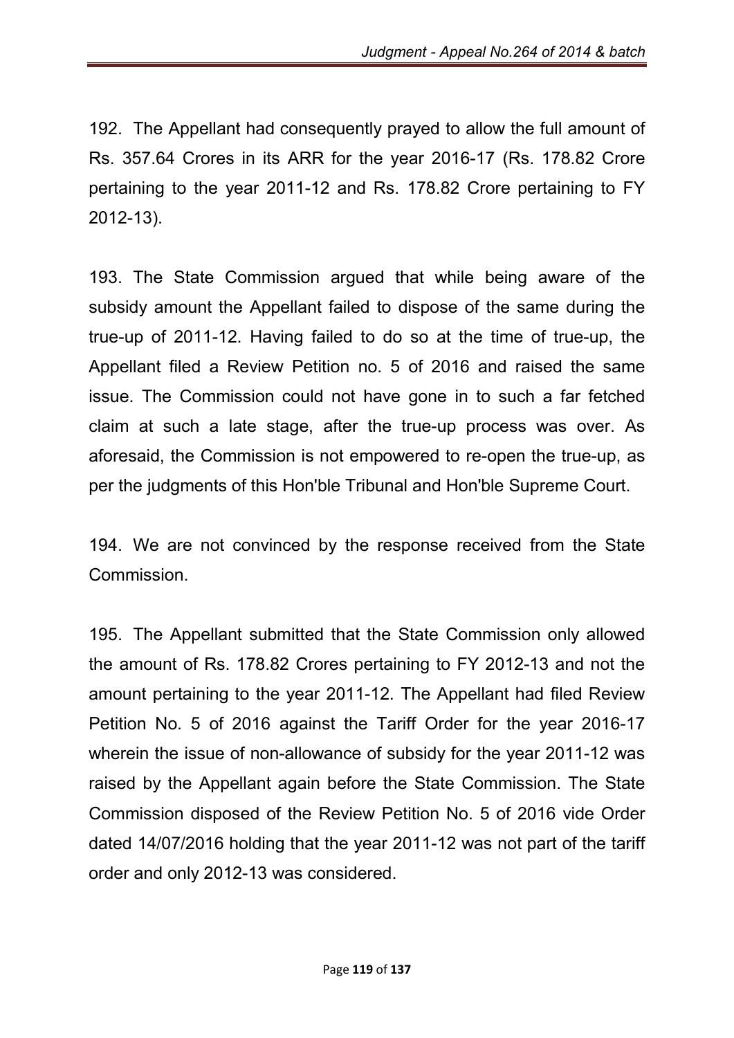192. The Appellant had consequently prayed to allow the full amount of Rs. 357.64 Crores in its ARR for the year 2016-17 (Rs. 178.82 Crore pertaining to the year 2011-12 and Rs. 178.82 Crore pertaining to FY 2012-13).

193. The State Commission argued that while being aware of the subsidy amount the Appellant failed to dispose of the same during the true-up of 2011-12. Having failed to do so at the time of true-up, the Appellant filed a Review Petition no. 5 of 2016 and raised the same issue. The Commission could not have gone in to such a far fetched claim at such a late stage, after the true-up process was over. As aforesaid, the Commission is not empowered to re-open the true-up, as per the judgments of this Hon'ble Tribunal and Hon'ble Supreme Court.

194. We are not convinced by the response received from the State Commission.

195. The Appellant submitted that the State Commission only allowed the amount of Rs. 178.82 Crores pertaining to FY 2012-13 and not the amount pertaining to the year 2011-12. The Appellant had filed Review Petition No. 5 of 2016 against the Tariff Order for the year 2016-17 wherein the issue of non-allowance of subsidy for the year 2011-12 was raised by the Appellant again before the State Commission. The State Commission disposed of the Review Petition No. 5 of 2016 vide Order dated 14/07/2016 holding that the year 2011-12 was not part of the tariff order and only 2012-13 was considered.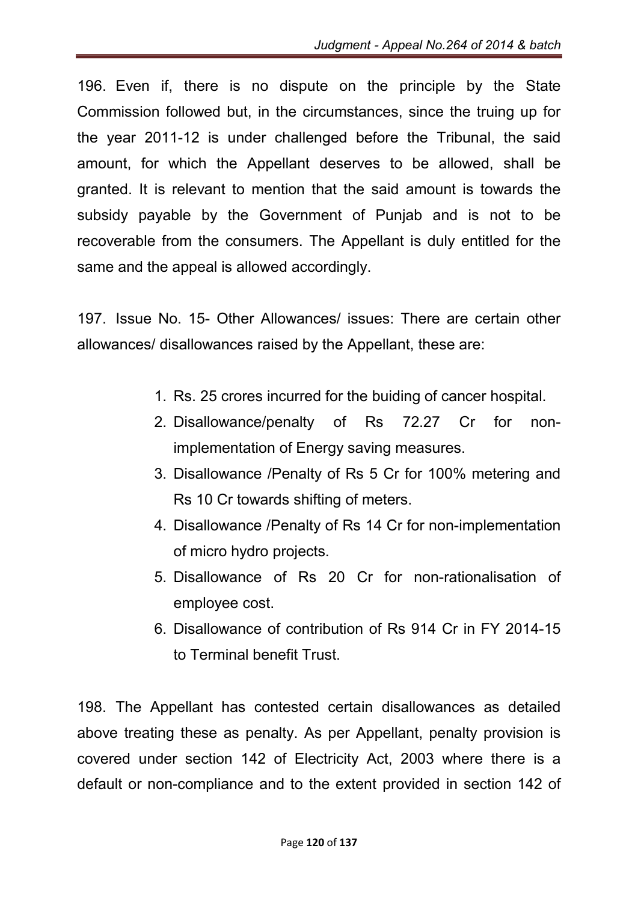196. Even if, there is no dispute on the principle by the State Commission followed but, in the circumstances, since the truing up for the year 2011-12 is under challenged before the Tribunal, the said amount, for which the Appellant deserves to be allowed, shall be granted. It is relevant to mention that the said amount is towards the subsidy payable by the Government of Punjab and is not to be recoverable from the consumers. The Appellant is duly entitled for the same and the appeal is allowed accordingly.

197. Issue No. 15- Other Allowances/ issues: There are certain other allowances/ disallowances raised by the Appellant, these are:

1. Rs. 25 crores incurred for the buiding of cancer hospital.
2. Disallowance/penalty of Rs 72.27 Cr for non-implementation of Energy saving measures.
3. Disallowance /Penalty of Rs 5 Cr for 100% metering and Rs 10 Cr towards shifting of meters.
4. Disallowance /Penalty of Rs 14 Cr for non-implementation of micro hydro projects.
5. Disallowance of Rs 20 Cr for non-rationalisation of employee cost.
6. Disallowance of contribution of Rs 914 Cr in FY 2014-15 to Terminal benefit Trust.

198. The Appellant has contested certain disallowances as detailed above treating these as penalty. As per Appellant, penalty provision is covered under section 142 of Electricity Act, 2003 where there is a default or non-compliance and to the extent provided in section 142 of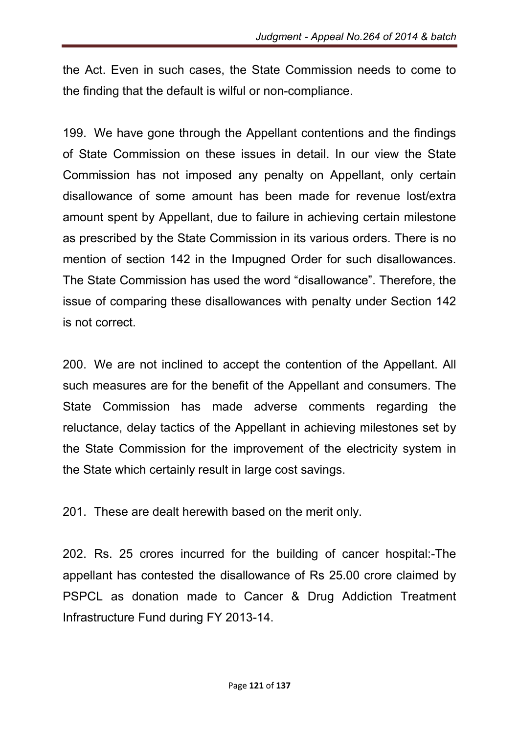the Act. Even in such cases, the State Commission needs to come to the finding that the default is wilful or non-compliance.

199. We have gone through the Appellant contentions and the findings of State Commission on these issues in detail. In our view the State Commission has not imposed any penalty on Appellant, only certain disallowance of some amount has been made for revenue lost/extra amount spent by Appellant, due to failure in achieving certain milestone as prescribed by the State Commission in its various orders. There is no mention of section 142 in the Impugned Order for such disallowances. The State Commission has used the word "disallowance". Therefore, the issue of comparing these disallowances with penalty under Section 142 is not correct.

200. We are not inclined to accept the contention of the Appellant. All such measures are for the benefit of the Appellant and consumers. The State Commission has made adverse comments regarding the reluctance, delay tactics of the Appellant in achieving milestones set by the State Commission for the improvement of the electricity system in the State which certainly result in large cost savings.

201. These are dealt herewith based on the merit only.

202. Rs. 25 crores incurred for the building of cancer hospital:-The appellant has contested the disallowance of Rs 25.00 crore claimed by PSPCL as donation made to Cancer & Drug Addiction Treatment Infrastructure Fund during FY 2013-14.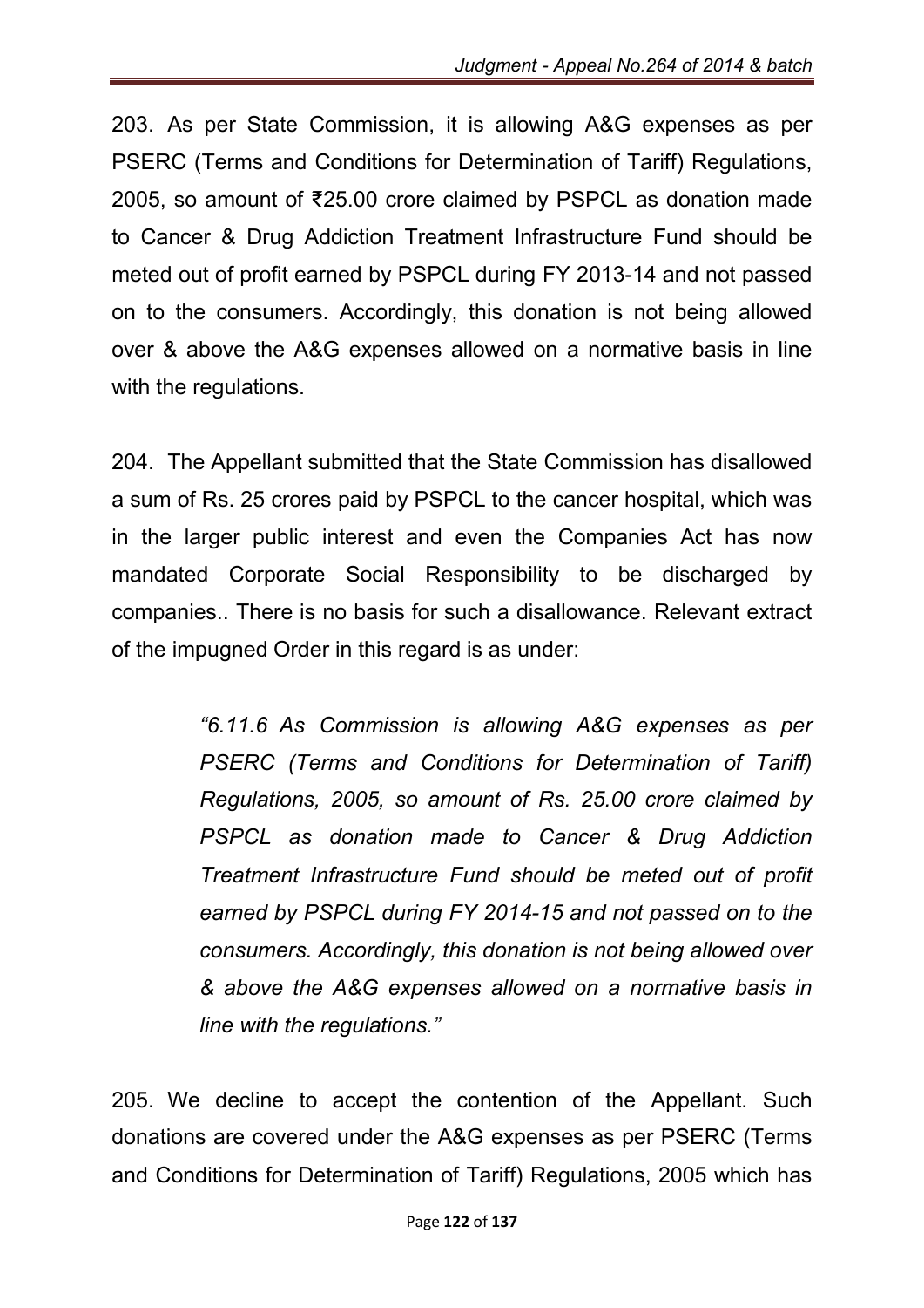203. As per State Commission, it is allowing A&G expenses as per PSERC (Terms and Conditions for Determination of Tariff) Regulations, 2005, so amount of ₹25.00 crore claimed by PSPCL as donation made to Cancer & Drug Addiction Treatment Infrastructure Fund should be meted out of profit earned by PSPCL during FY 2013-14 and not passed on to the consumers. Accordingly, this donation is not being allowed over & above the A&G expenses allowed on a normative basis in line with the regulations.

204. The Appellant submitted that the State Commission has disallowed a sum of Rs. 25 crores paid by PSPCL to the cancer hospital, which was in the larger public interest and even the Companies Act has now mandated Corporate Social Responsibility to be discharged by companies.. There is no basis for such a disallowance. Relevant extract of the impugned Order in this regard is as under:

> *"6.11.6 As Commission is allowing A&G expenses as per PSERC (Terms and Conditions for Determination of Tariff) Regulations, 2005, so amount of Rs. 25.00 crore claimed by PSPCL as donation made to Cancer & Drug Addiction Treatment Infrastructure Fund should be meted out of profit earned by PSPCL during FY 2014-15 and not passed on to the consumers. Accordingly, this donation is not being allowed over & above the A&G expenses allowed on a normative basis in line with the regulations."*

205. We decline to accept the contention of the Appellant. Such donations are covered under the A&G expenses as per PSERC (Terms and Conditions for Determination of Tariff) Regulations, 2005 which has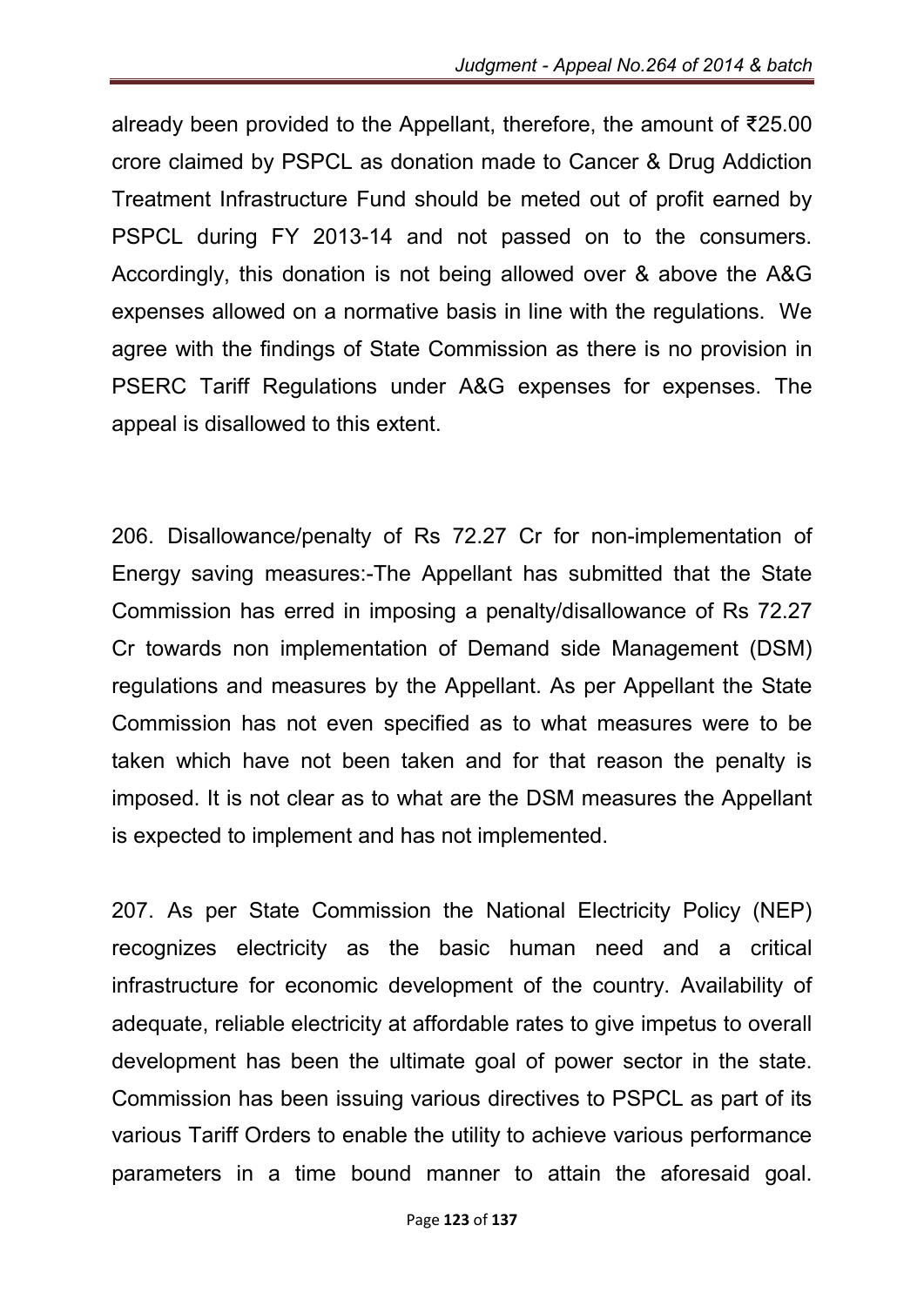already been provided to the Appellant, therefore, the amount of ₹25.00 crore claimed by PSPCL as donation made to Cancer & Drug Addiction Treatment Infrastructure Fund should be meted out of profit earned by PSPCL during FY 2013-14 and not passed on to the consumers. Accordingly, this donation is not being allowed over & above the A&G expenses allowed on a normative basis in line with the regulations. We agree with the findings of State Commission as there is no provision in PSERC Tariff Regulations under A&G expenses for expenses. The appeal is disallowed to this extent.

206. Disallowance/penalty of Rs 72.27 Cr for non-implementation of Energy saving measures:-The Appellant has submitted that the State Commission has erred in imposing a penalty/disallowance of Rs 72.27 Cr towards non implementation of Demand side Management (DSM) regulations and measures by the Appellant. As per Appellant the State Commission has not even specified as to what measures were to be taken which have not been taken and for that reason the penalty is imposed. It is not clear as to what are the DSM measures the Appellant is expected to implement and has not implemented.

207. As per State Commission the National Electricity Policy (NEP) recognizes electricity as the basic human need and a critical infrastructure for economic development of the country. Availability of adequate, reliable electricity at affordable rates to give impetus to overall development has been the ultimate goal of power sector in the state. Commission has been issuing various directives to PSPCL as part of its various Tariff Orders to enable the utility to achieve various performance parameters in a time bound manner to attain the aforesaid goal.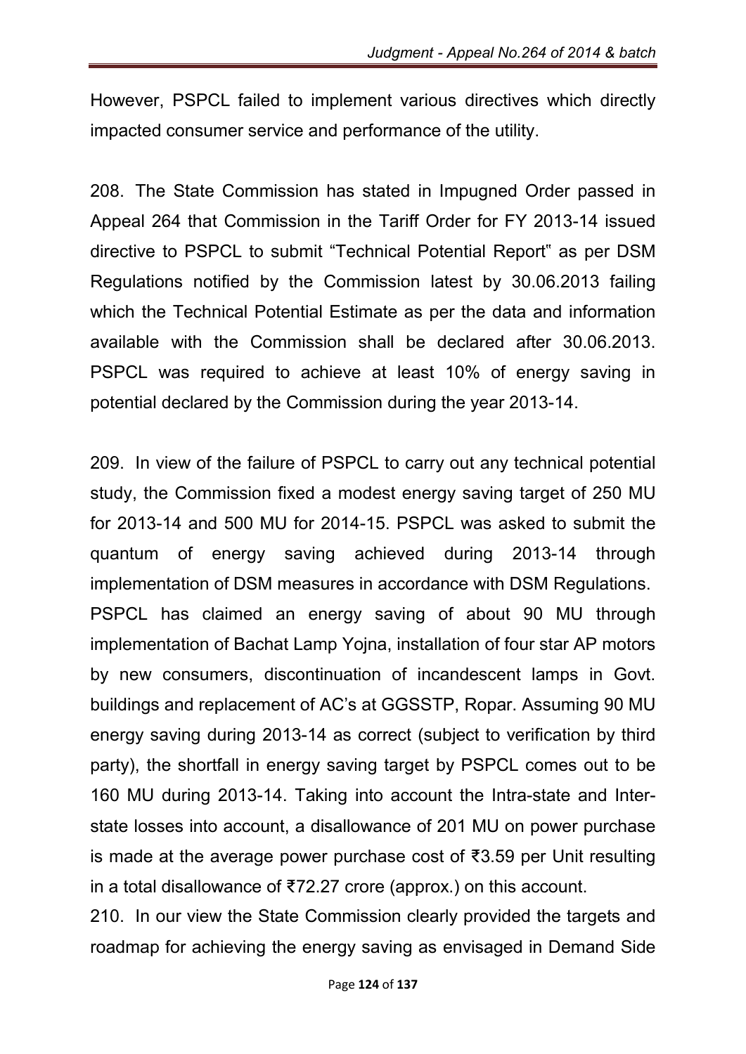However, PSPCL failed to implement various directives which directly impacted consumer service and performance of the utility.

208. The State Commission has stated in Impugned Order passed in Appeal 264 that Commission in the Tariff Order for FY 2013-14 issued directive to PSPCL to submit "Technical Potential Report" as per DSM Regulations notified by the Commission latest by 30.06.2013 failing which the Technical Potential Estimate as per the data and information available with the Commission shall be declared after 30.06.2013. PSPCL was required to achieve at least 10% of energy saving in potential declared by the Commission during the year 2013-14.

209. In view of the failure of PSPCL to carry out any technical potential study, the Commission fixed a modest energy saving target of 250 MU for 2013-14 and 500 MU for 2014-15. PSPCL was asked to submit the quantum of energy saving achieved during 2013-14 through implementation of DSM measures in accordance with DSM Regulations. PSPCL has claimed an energy saving of about 90 MU through implementation of Bachat Lamp Yojna, installation of four star AP motors by new consumers, discontinuation of incandescent lamps in Govt. buildings and replacement of AC's at GGSSTP, Ropar. Assuming 90 MU energy saving during 2013-14 as correct (subject to verification by third party), the shortfall in energy saving target by PSPCL comes out to be 160 MU during 2013-14. Taking into account the Intra-state and Inter-state losses into account, a disallowance of 201 MU on power purchase is made at the average power purchase cost of ₹3.59 per Unit resulting in a total disallowance of ₹72.27 crore (approx.) on this account.

210. In our view the State Commission clearly provided the targets and roadmap for achieving the energy saving as envisaged in Demand Side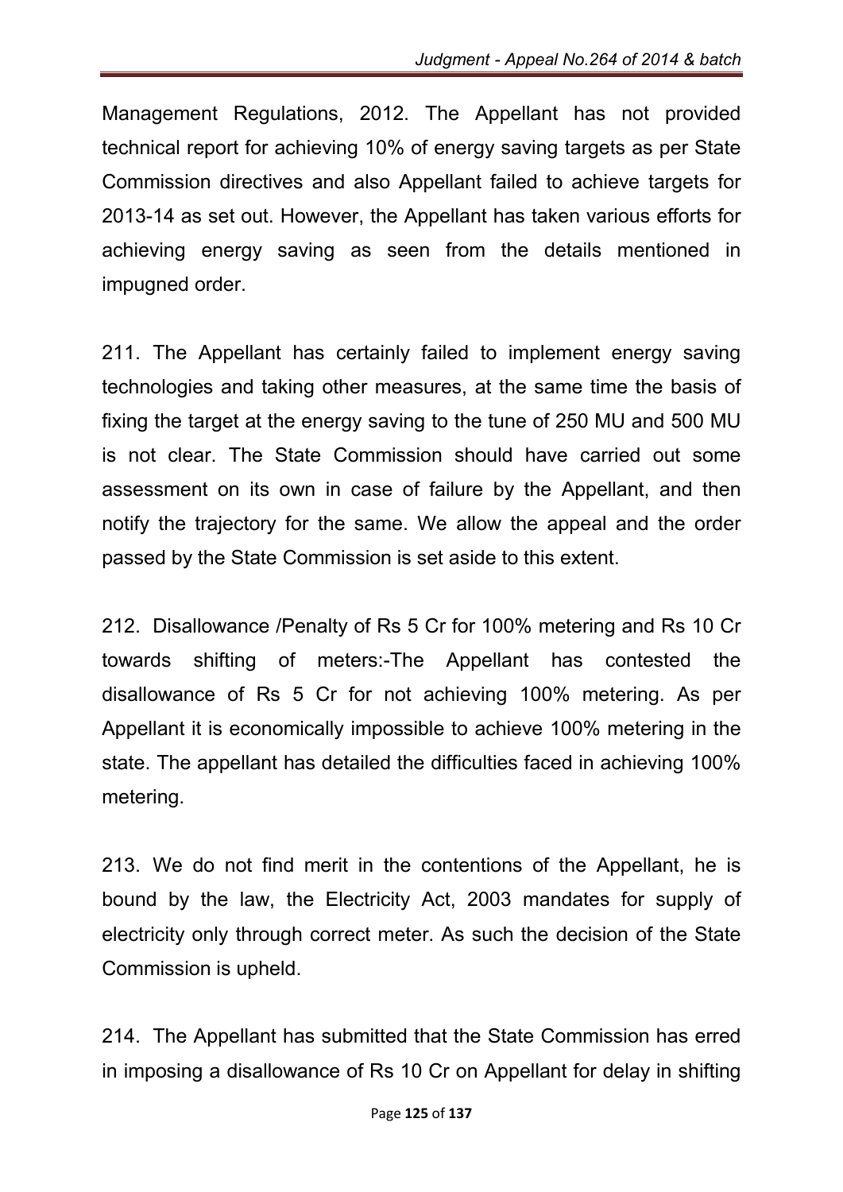Management Regulations, 2012. The Appellant has not provided technical report for achieving 10% of energy saving targets as per State Commission directives and also Appellant failed to achieve targets for 2013-14 as set out. However, the Appellant has taken various efforts for achieving energy saving as seen from the details mentioned in impugned order.

211. The Appellant has certainly failed to implement energy saving technologies and taking other measures, at the same time the basis of fixing the target at the energy saving to the tune of 250 MU and 500 MU is not clear. The State Commission should have carried out some assessment on its own in case of failure by the Appellant, and then notify the trajectory for the same. We allow the appeal and the order passed by the State Commission is set aside to this extent.

212. Disallowance /Penalty of Rs 5 Cr for 100% metering and Rs 10 Cr towards shifting of meters:-The Appellant has contested the disallowance of Rs 5 Cr for not achieving 100% metering. As per Appellant it is economically impossible to achieve 100% metering in the state. The appellant has detailed the difficulties faced in achieving 100% metering.

213. We do not find merit in the contentions of the Appellant, he is bound by the law, the Electricity Act, 2003 mandates for supply of electricity only through correct meter. As such the decision of the State Commission is upheld.

214. The Appellant has submitted that the State Commission has erred in imposing a disallowance of Rs 10 Cr on Appellant for delay in shifting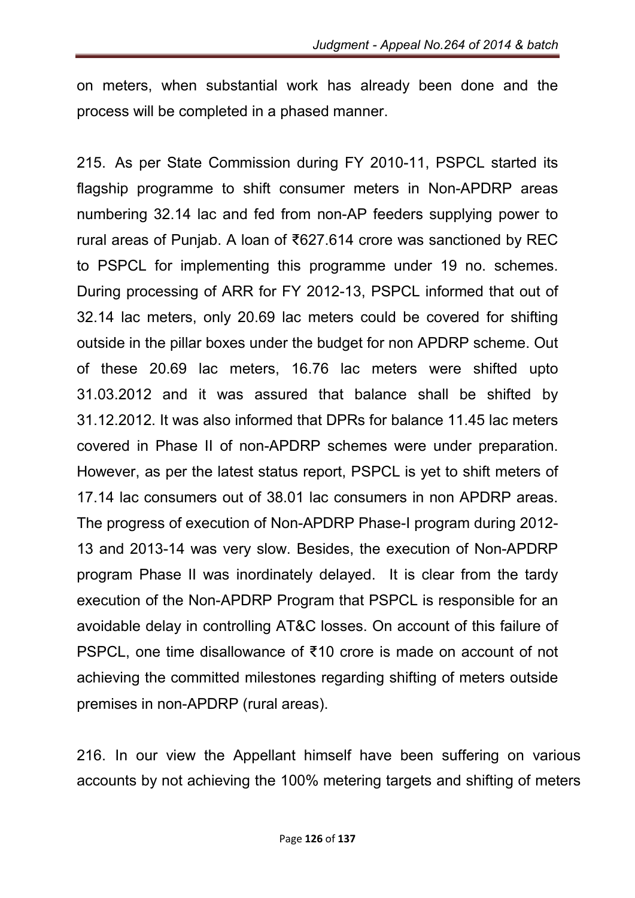on meters, when substantial work has already been done and the process will be completed in a phased manner.

215. As per State Commission during FY 2010-11, PSPCL started its flagship programme to shift consumer meters in Non-APDRP areas numbering 32.14 lac and fed from non-AP feeders supplying power to rural areas of Punjab. A loan of ₹627.614 crore was sanctioned by REC to PSPCL for implementing this programme under 19 no. schemes. During processing of ARR for FY 2012-13, PSPCL informed that out of 32.14 lac meters, only 20.69 lac meters could be covered for shifting outside in the pillar boxes under the budget for non APDRP scheme. Out of these 20.69 lac meters, 16.76 lac meters were shifted upto 31.03.2012 and it was assured that balance shall be shifted by 31.12.2012. It was also informed that DPRs for balance 11.45 lac meters covered in Phase II of non-APDRP schemes were under preparation. However, as per the latest status report, PSPCL is yet to shift meters of 17.14 lac consumers out of 38.01 lac consumers in non APDRP areas. The progress of execution of Non-APDRP Phase-I program during 2012-13 and 2013-14 was very slow. Besides, the execution of Non-APDRP program Phase II was inordinately delayed. It is clear from the tardy execution of the Non-APDRP Program that PSPCL is responsible for an avoidable delay in controlling AT&C losses. On account of this failure of PSPCL, one time disallowance of ₹10 crore is made on account of not achieving the committed milestones regarding shifting of meters outside premises in non-APDRP (rural areas).

216. In our view the Appellant himself have been suffering on various accounts by not achieving the 100% metering targets and shifting of meters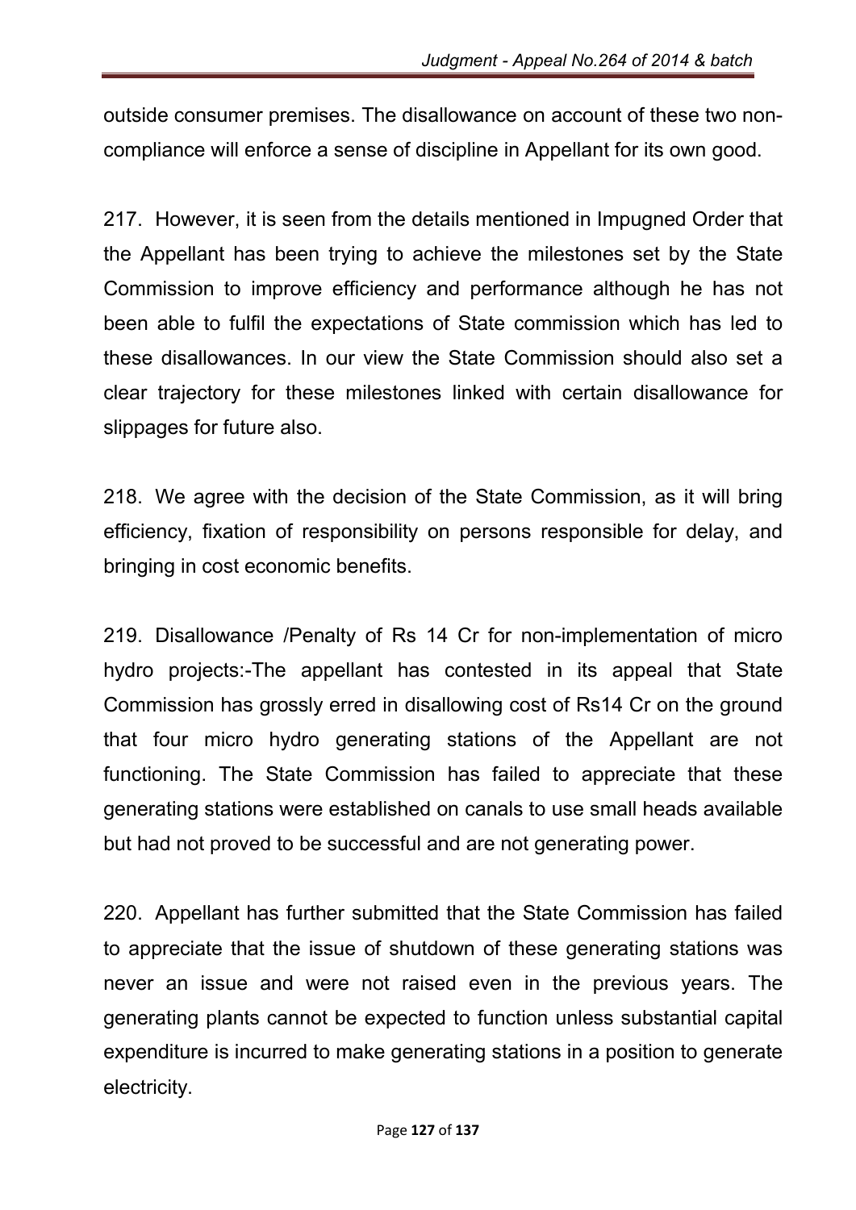outside consumer premises. The disallowance on account of these two non-compliance will enforce a sense of discipline in Appellant for its own good.

217. However, it is seen from the details mentioned in Impugned Order that the Appellant has been trying to achieve the milestones set by the State Commission to improve efficiency and performance although he has not been able to fulfil the expectations of State commission which has led to these disallowances. In our view the State Commission should also set a clear trajectory for these milestones linked with certain disallowance for slippages for future also.

218. We agree with the decision of the State Commission, as it will bring efficiency, fixation of responsibility on persons responsible for delay, and bringing in cost economic benefits.

219. Disallowance /Penalty of Rs 14 Cr for non-implementation of micro hydro projects:-The appellant has contested in its appeal that State Commission has grossly erred in disallowing cost of Rs14 Cr on the ground that four micro hydro generating stations of the Appellant are not functioning. The State Commission has failed to appreciate that these generating stations were established on canals to use small heads available but had not proved to be successful and are not generating power.

220. Appellant has further submitted that the State Commission has failed to appreciate that the issue of shutdown of these generating stations was never an issue and were not raised even in the previous years. The generating plants cannot be expected to function unless substantial capital expenditure is incurred to make generating stations in a position to generate electricity.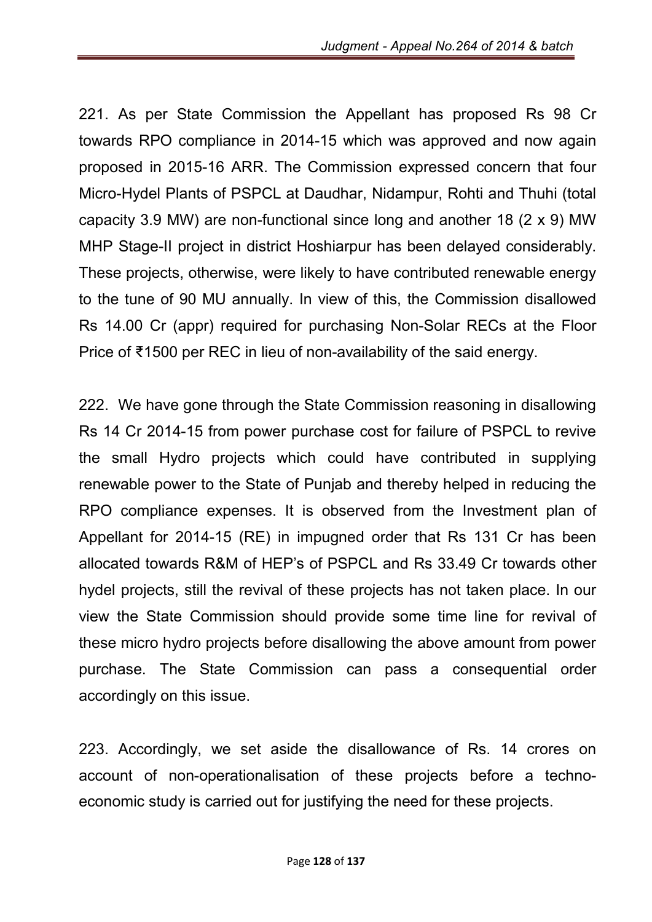221. As per State Commission the Appellant has proposed Rs 98 Cr towards RPO compliance in 2014-15 which was approved and now again proposed in 2015-16 ARR. The Commission expressed concern that four Micro-Hydel Plants of PSPCL at Daudhar, Nidampur, Rohti and Thuhi (total capacity 3.9 MW) are non-functional since long and another 18 (2 x 9) MW MHP Stage-II project in district Hoshiarpur has been delayed considerably. These projects, otherwise, were likely to have contributed renewable energy to the tune of 90 MU annually. In view of this, the Commission disallowed Rs 14.00 Cr (appr) required for purchasing Non-Solar RECs at the Floor Price of ₹1500 per REC in lieu of non-availability of the said energy.

222. We have gone through the State Commission reasoning in disallowing Rs 14 Cr 2014-15 from power purchase cost for failure of PSPCL to revive the small Hydro projects which could have contributed in supplying renewable power to the State of Punjab and thereby helped in reducing the RPO compliance expenses. It is observed from the Investment plan of Appellant for 2014-15 (RE) in impugned order that Rs 131 Cr has been allocated towards R&M of HEP's of PSPCL and Rs 33.49 Cr towards other hydel projects, still the revival of these projects has not taken place. In our view the State Commission should provide some time line for revival of these micro hydro projects before disallowing the above amount from power purchase. The State Commission can pass a consequential order accordingly on this issue.

223. Accordingly, we set aside the disallowance of Rs. 14 crores on account of non-operationalisation of these projects before a techno-economic study is carried out for justifying the need for these projects.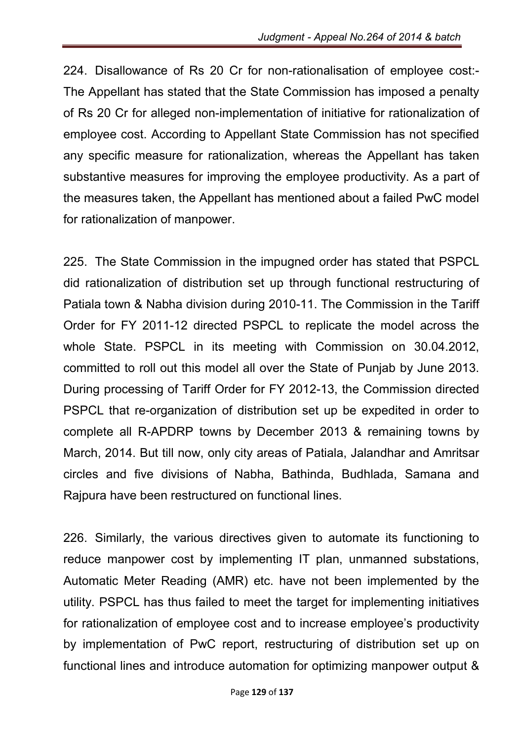224. Disallowance of Rs 20 Cr for non-rationalisation of employee cost:- The Appellant has stated that the State Commission has imposed a penalty of Rs 20 Cr for alleged non-implementation of initiative for rationalization of employee cost. According to Appellant State Commission has not specified any specific measure for rationalization, whereas the Appellant has taken substantive measures for improving the employee productivity. As a part of the measures taken, the Appellant has mentioned about a failed PwC model for rationalization of manpower.

225. The State Commission in the impugned order has stated that PSPCL did rationalization of distribution set up through functional restructuring of Patiala town & Nabha division during 2010-11. The Commission in the Tariff Order for FY 2011-12 directed PSPCL to replicate the model across the whole State. PSPCL in its meeting with Commission on 30.04.2012, committed to roll out this model all over the State of Punjab by June 2013. During processing of Tariff Order for FY 2012-13, the Commission directed PSPCL that re-organization of distribution set up be expedited in order to complete all R-APDRP towns by December 2013 & remaining towns by March, 2014. But till now, only city areas of Patiala, Jalandhar and Amritsar circles and five divisions of Nabha, Bathinda, Budhlada, Samana and Rajpura have been restructured on functional lines.

226. Similarly, the various directives given to automate its functioning to reduce manpower cost by implementing IT plan, unmanned substations, Automatic Meter Reading (AMR) etc. have not been implemented by the utility. PSPCL has thus failed to meet the target for implementing initiatives for rationalization of employee cost and to increase employee's productivity by implementation of PwC report, restructuring of distribution set up on functional lines and introduce automation for optimizing manpower output &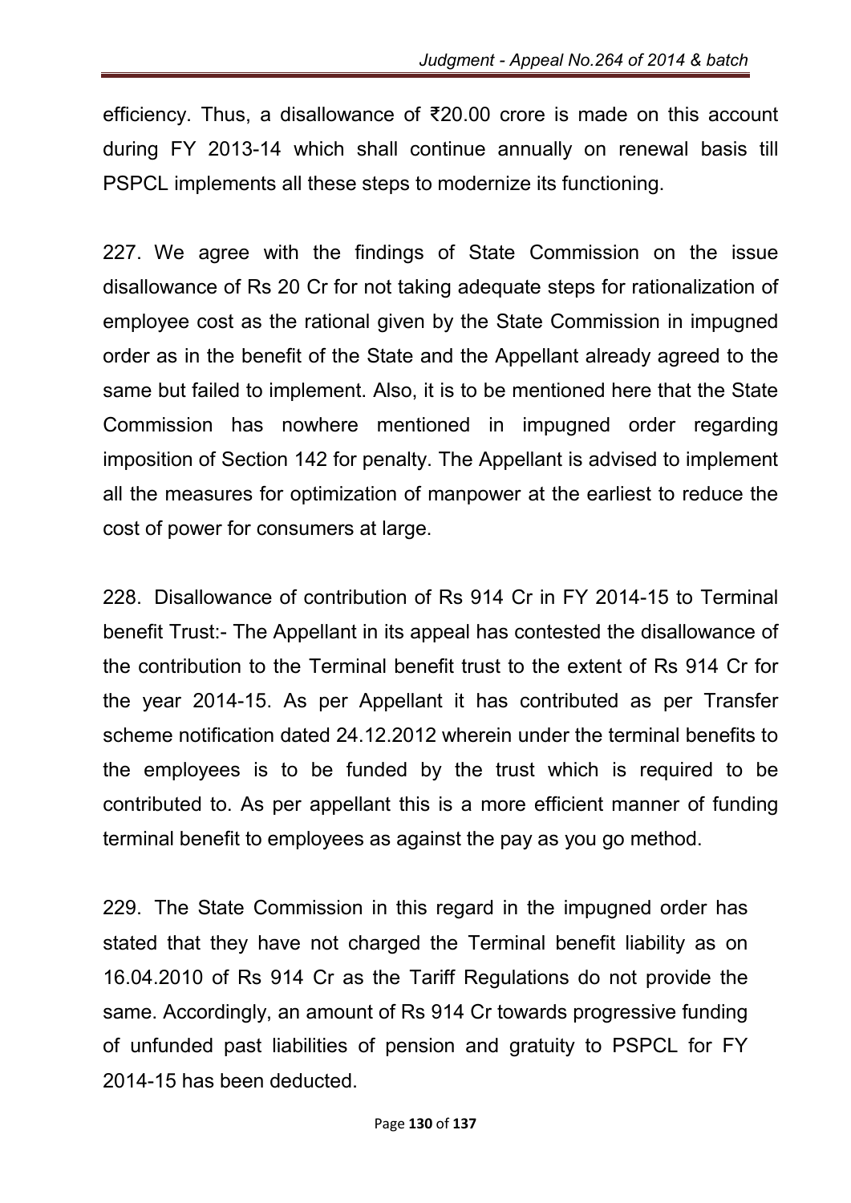efficiency. Thus, a disallowance of ₹20.00 crore is made on this account during FY 2013-14 which shall continue annually on renewal basis till PSPCL implements all these steps to modernize its functioning.

227. We agree with the findings of State Commission on the issue disallowance of Rs 20 Cr for not taking adequate steps for rationalization of employee cost as the rational given by the State Commission in impugned order as in the benefit of the State and the Appellant already agreed to the same but failed to implement. Also, it is to be mentioned here that the State Commission has nowhere mentioned in impugned order regarding imposition of Section 142 for penalty. The Appellant is advised to implement all the measures for optimization of manpower at the earliest to reduce the cost of power for consumers at large.

228. Disallowance of contribution of Rs 914 Cr in FY 2014-15 to Terminal benefit Trust:- The Appellant in its appeal has contested the disallowance of the contribution to the Terminal benefit trust to the extent of Rs 914 Cr for the year 2014-15. As per Appellant it has contributed as per Transfer scheme notification dated 24.12.2012 wherein under the terminal benefits to the employees is to be funded by the trust which is required to be contributed to. As per appellant this is a more efficient manner of funding terminal benefit to employees as against the pay as you go method.

229. The State Commission in this regard in the impugned order has stated that they have not charged the Terminal benefit liability as on 16.04.2010 of Rs 914 Cr as the Tariff Regulations do not provide the same. Accordingly, an amount of Rs 914 Cr towards progressive funding of unfunded past liabilities of pension and gratuity to PSPCL for FY 2014-15 has been deducted.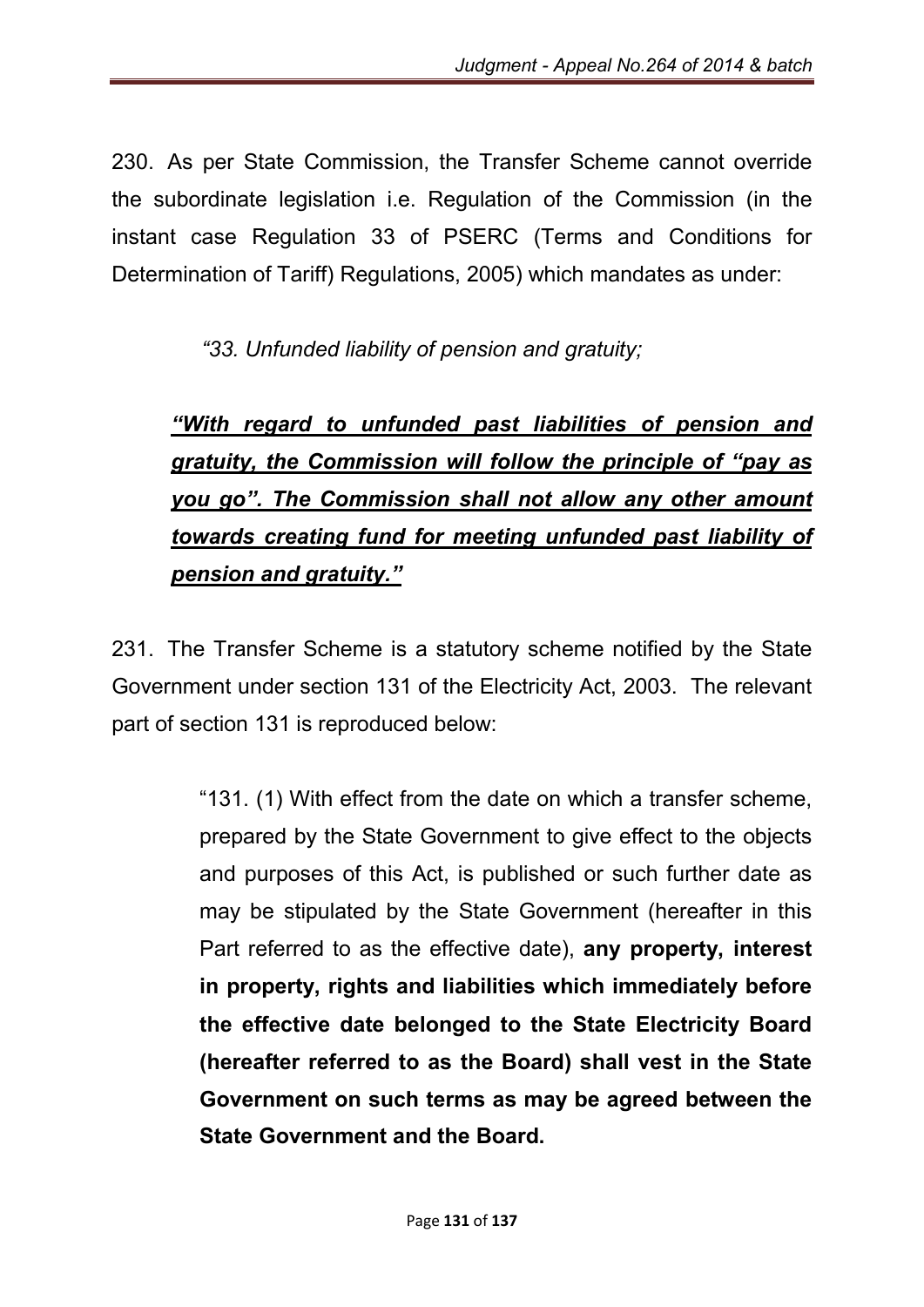230. As per State Commission, the Transfer Scheme cannot override the subordinate legislation i.e. Regulation of the Commission (in the instant case Regulation 33 of PSERC (Terms and Conditions for Determination of Tariff) Regulations, 2005) which mandates as under:

> *"33. Unfunded liability of pension and gratuity;*
>
> ***<u>"With regard to unfunded past liabilities of pension and gratuity, the Commission will follow the principle of "pay as you go". The Commission shall not allow any other amount towards creating fund for meeting unfunded past liability of pension and gratuity."</u>***

231. The Transfer Scheme is a statutory scheme notified by the State Government under section 131 of the Electricity Act, 2003. The relevant part of section 131 is reproduced below:

> "131. (1) With effect from the date on which a transfer scheme, prepared by the State Government to give effect to the objects and purposes of this Act, is published or such further date as may be stipulated by the State Government (hereafter in this Part referred to as the effective date), **any property, interest in property, rights and liabilities which immediately before the effective date belonged to the State Electricity Board (hereafter referred to as the Board) shall vest in the State Government on such terms as may be agreed between the State Government and the Board.**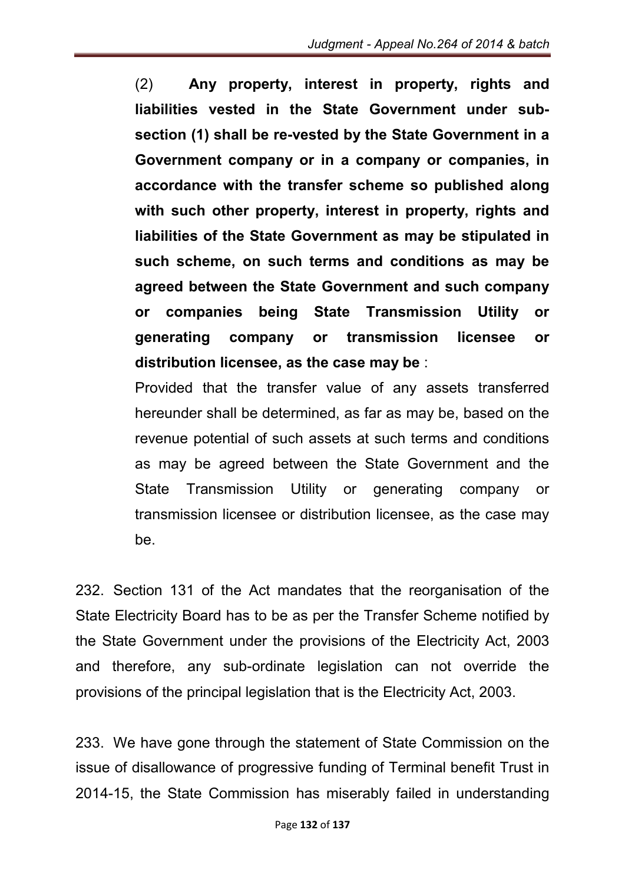(2) **Any property, interest in property, rights and liabilities vested in the State Government under sub-section (1) shall be re-vested by the State Government in a Government company or in a company or companies, in accordance with the transfer scheme so published along with such other property, interest in property, rights and liabilities of the State Government as may be stipulated in such scheme, on such terms and conditions as may be agreed between the State Government and such company or companies being State Transmission Utility or generating company or transmission licensee or distribution licensee, as the case may be** :

Provided that the transfer value of any assets transferred hereunder shall be determined, as far as may be, based on the revenue potential of such assets at such terms and conditions as may be agreed between the State Government and the State Transmission Utility or generating company or transmission licensee or distribution licensee, as the case may be.

232. Section 131 of the Act mandates that the reorganisation of the State Electricity Board has to be as per the Transfer Scheme notified by the State Government under the provisions of the Electricity Act, 2003 and therefore, any sub-ordinate legislation can not override the provisions of the principal legislation that is the Electricity Act, 2003.

233. We have gone through the statement of State Commission on the issue of disallowance of progressive funding of Terminal benefit Trust in 2014-15, the State Commission has miserably failed in understanding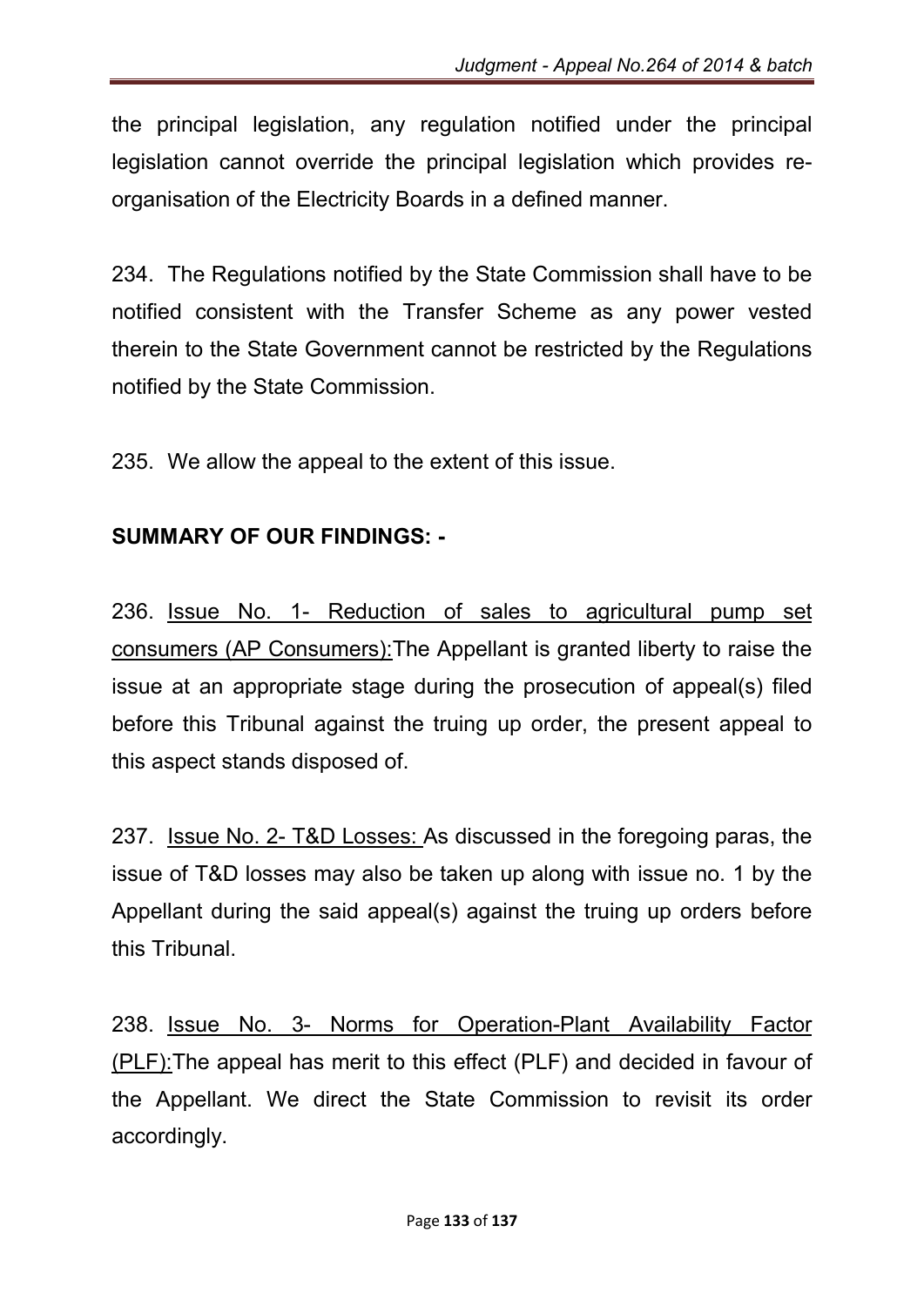the principal legislation, any regulation notified under the principal legislation cannot override the principal legislation which provides re-organisation of the Electricity Boards in a defined manner.

234. The Regulations notified by the State Commission shall have to be notified consistent with the Transfer Scheme as any power vested therein to the State Government cannot be restricted by the Regulations notified by the State Commission.

235. We allow the appeal to the extent of this issue.

**SUMMARY OF OUR FINDINGS: -**

236. Issue No. 1- Reduction of sales to agricultural pump set consumers (AP Consumers):The Appellant is granted liberty to raise the issue at an appropriate stage during the prosecution of appeal(s) filed before this Tribunal against the truing up order, the present appeal to this aspect stands disposed of.

237. Issue No. 2- T&D Losses: As discussed in the foregoing paras, the issue of T&D losses may also be taken up along with issue no. 1 by the Appellant during the said appeal(s) against the truing up orders before this Tribunal.

238. Issue No. 3- Norms for Operation-Plant Availability Factor (PLF):The appeal has merit to this effect (PLF) and decided in favour of the Appellant. We direct the State Commission to revisit its order accordingly.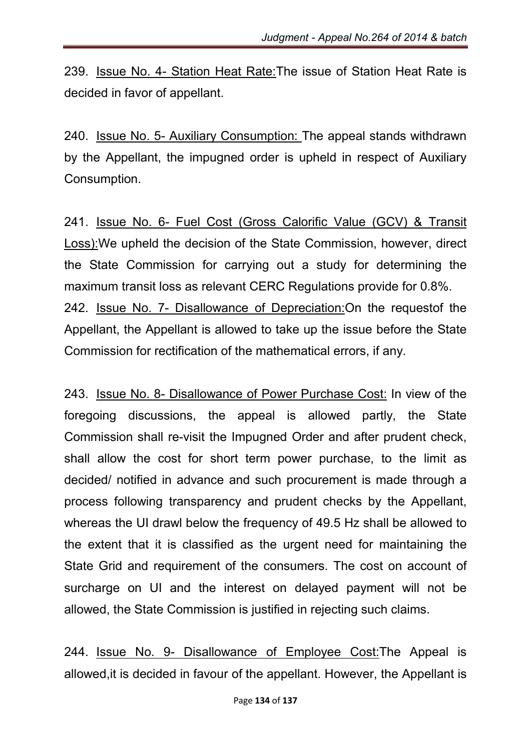239. <u>Issue No. 4- Station Heat Rate:</u>The issue of Station Heat Rate is decided in favor of appellant.

240. <u>Issue No. 5- Auxiliary Consumption:</u> The appeal stands withdrawn by the Appellant, the impugned order is upheld in respect of Auxiliary Consumption.

241. <u>Issue No. 6- Fuel Cost (Gross Calorific Value (GCV) & Transit Loss):</u>We upheld the decision of the State Commission, however, direct the State Commission for carrying out a study for determining the maximum transit loss as relevant CERC Regulations provide for 0.8%.

242. <u>Issue No. 7- Disallowance of Depreciation:</u>On the requestof the Appellant, the Appellant is allowed to take up the issue before the State Commission for rectification of the mathematical errors, if any.

243. <u>Issue No. 8- Disallowance of Power Purchase Cost:</u> In view of the foregoing discussions, the appeal is allowed partly, the State Commission shall re-visit the Impugned Order and after prudent check, shall allow the cost for short term power purchase, to the limit as decided/ notified in advance and such procurement is made through a process following transparency and prudent checks by the Appellant, whereas the UI drawl below the frequency of 49.5 Hz shall be allowed to the extent that it is classified as the urgent need for maintaining the State Grid and requirement of the consumers. The cost on account of surcharge on UI and the interest on delayed payment will not be allowed, the State Commission is justified in rejecting such claims.

244. <u>Issue No. 9- Disallowance of Employee Cost:</u>The Appeal is allowed,it is decided in favour of the appellant. However, the Appellant is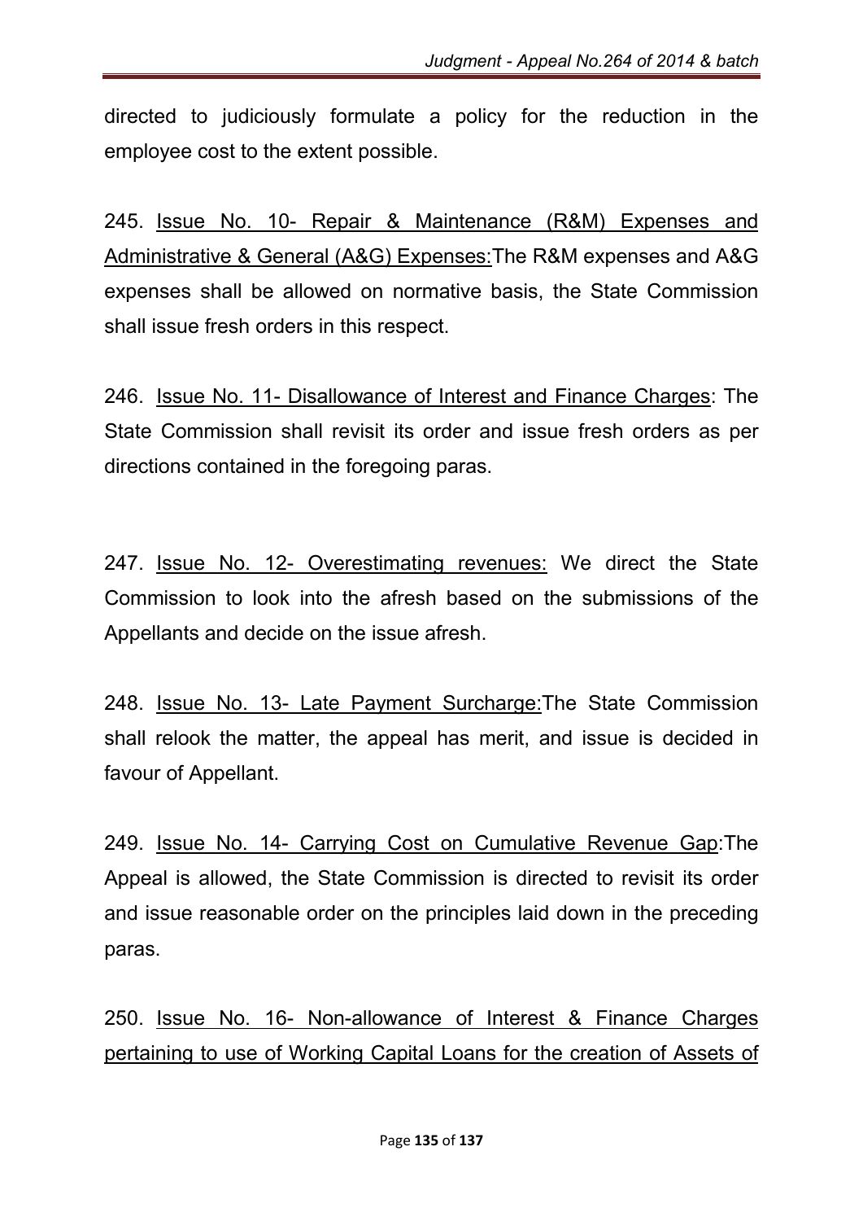directed to judiciously formulate a policy for the reduction in the employee cost to the extent possible.

245. <u>Issue No. 10- Repair & Maintenance (R&M) Expenses and Administrative & General (A&G) Expenses:</u>The R&M expenses and A&G expenses shall be allowed on normative basis, the State Commission shall issue fresh orders in this respect.

246. <u>Issue No. 11- Disallowance of Interest and Finance Charges</u>: The State Commission shall revisit its order and issue fresh orders as per directions contained in the foregoing paras.

247. <u>Issue No. 12- Overestimating revenues:</u> We direct the State Commission to look into the afresh based on the submissions of the Appellants and decide on the issue afresh.

248. <u>Issue No. 13- Late Payment Surcharge:</u>The State Commission shall relook the matter, the appeal has merit, and issue is decided in favour of Appellant.

249. <u>Issue No. 14- Carrying Cost on Cumulative Revenue Gap</u>:The Appeal is allowed, the State Commission is directed to revisit its order and issue reasonable order on the principles laid down in the preceding paras.

250. <u>Issue No. 16- Non-allowance of Interest & Finance Charges pertaining to use of Working Capital Loans for the creation of Assets of</u>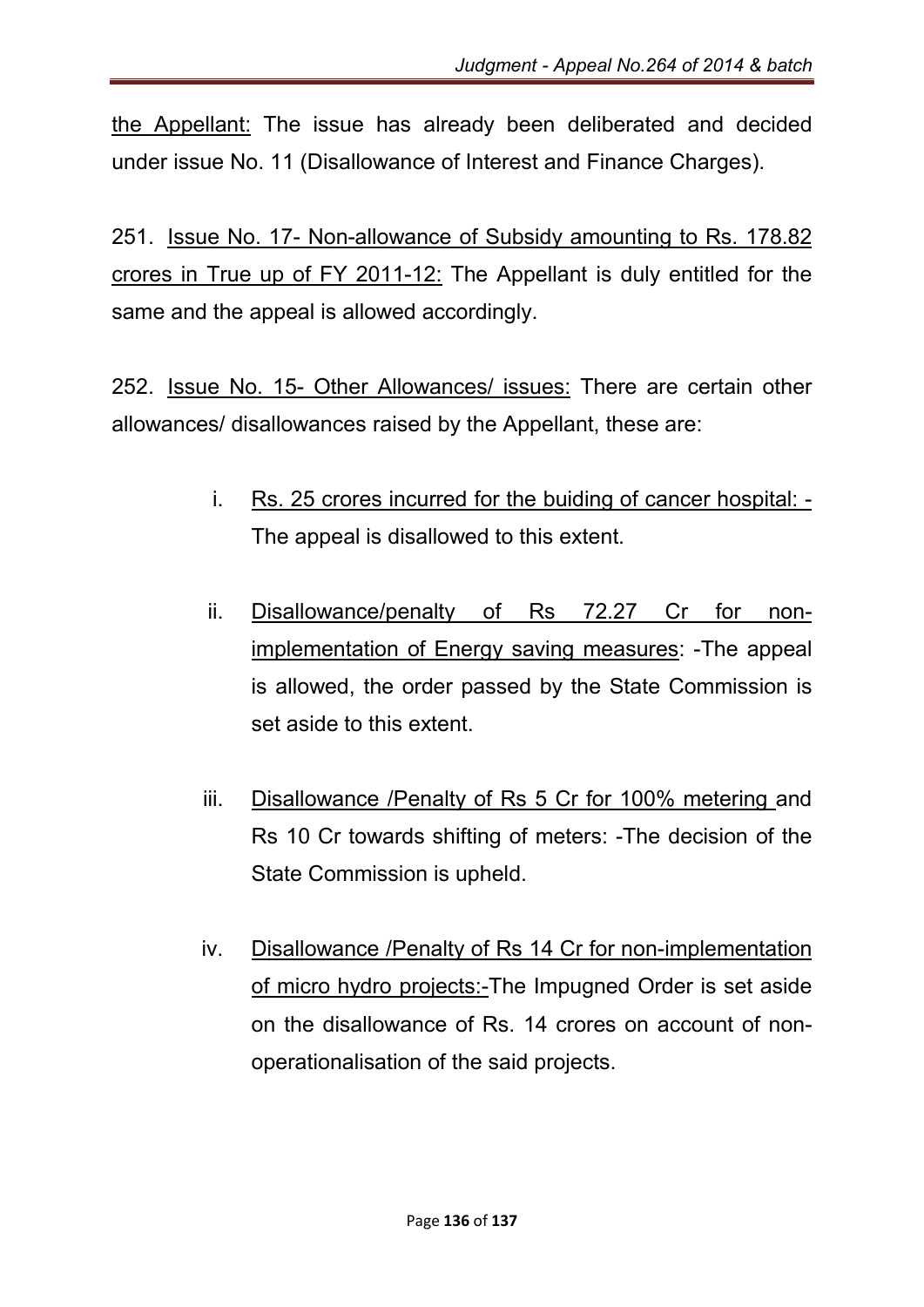the Appellant: The issue has already been deliberated and decided under issue No. 11 (Disallowance of Interest and Finance Charges).

251. Issue No. 17- Non-allowance of Subsidy amounting to Rs. 178.82 crores in True up of FY 2011-12: The Appellant is duly entitled for the same and the appeal is allowed accordingly.

252. Issue No. 15- Other Allowances/ issues: There are certain other allowances/ disallowances raised by the Appellant, these are:

i. Rs. 25 crores incurred for the buiding of cancer hospital: - The appeal is disallowed to this extent.

ii. Disallowance/penalty of Rs 72.27 Cr for non-implementation of Energy saving measures: -The appeal is allowed, the order passed by the State Commission is set aside to this extent.

iii. Disallowance /Penalty of Rs 5 Cr for 100% metering and Rs 10 Cr towards shifting of meters: -The decision of the State Commission is upheld.

iv. Disallowance /Penalty of Rs 14 Cr for non-implementation of micro hydro projects:-The Impugned Order is set aside on the disallowance of Rs. 14 crores on account of non-operationalisation of the said projects.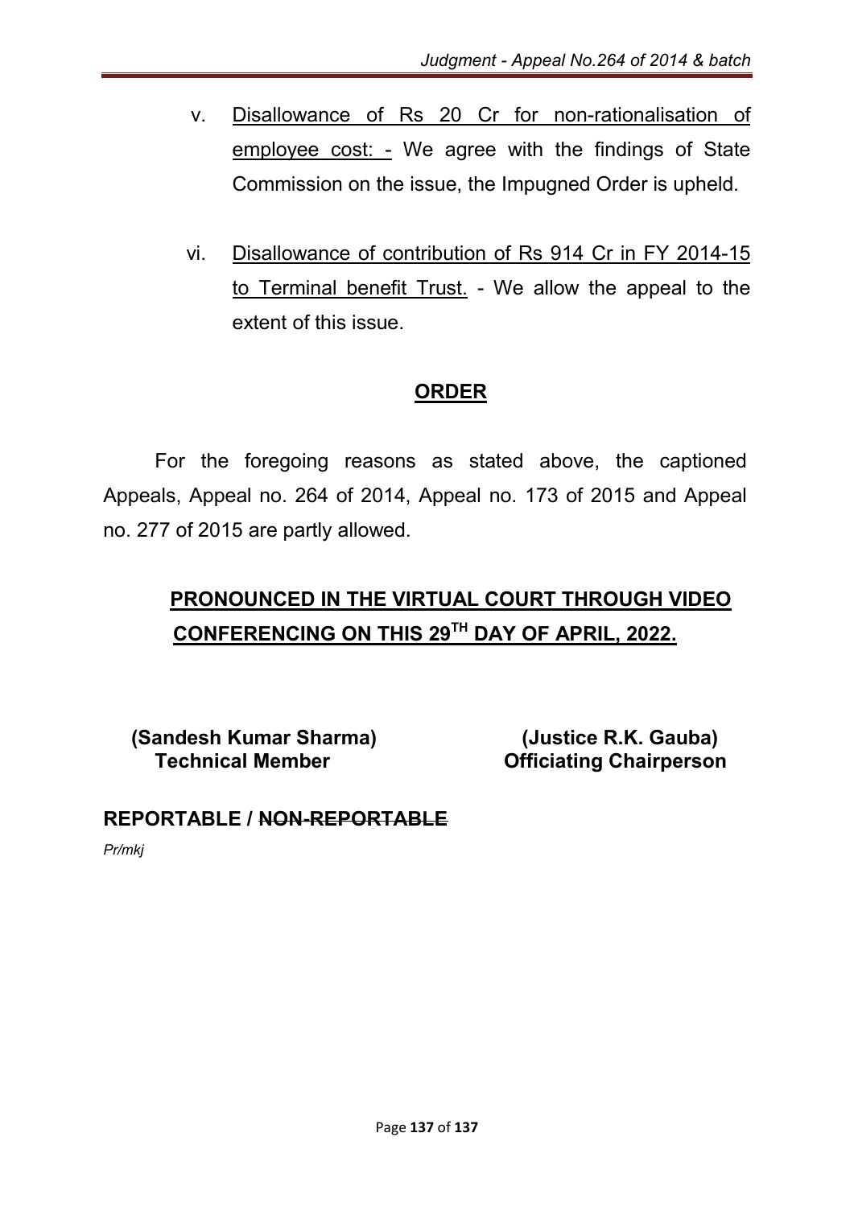v. <u>Disallowance of Rs 20 Cr for non-rationalisation of employee cost: -</u> We agree with the findings of State Commission on the issue, the Impugned Order is upheld.

vi. <u>Disallowance of contribution of Rs 914 Cr in FY 2014-15 to Terminal benefit Trust.</u> - We allow the appeal to the extent of this issue.

## ORDER

For the foregoing reasons as stated above, the captioned Appeals, Appeal no. 264 of 2014, Appeal no. 173 of 2015 and Appeal no. 277 of 2015 are partly allowed.

**PRONOUNCED IN THE VIRTUAL COURT THROUGH VIDEO CONFERENCING ON THIS 29TH DAY OF APRIL, 2022.**

**(Sandesh Kumar Sharma)**
**Technical Member**

**(Justice R.K. Gauba)**
**Officiating Chairperson**

**REPORTABLE / ~~NON-REPORTABLE~~**

*Pr/mkj*